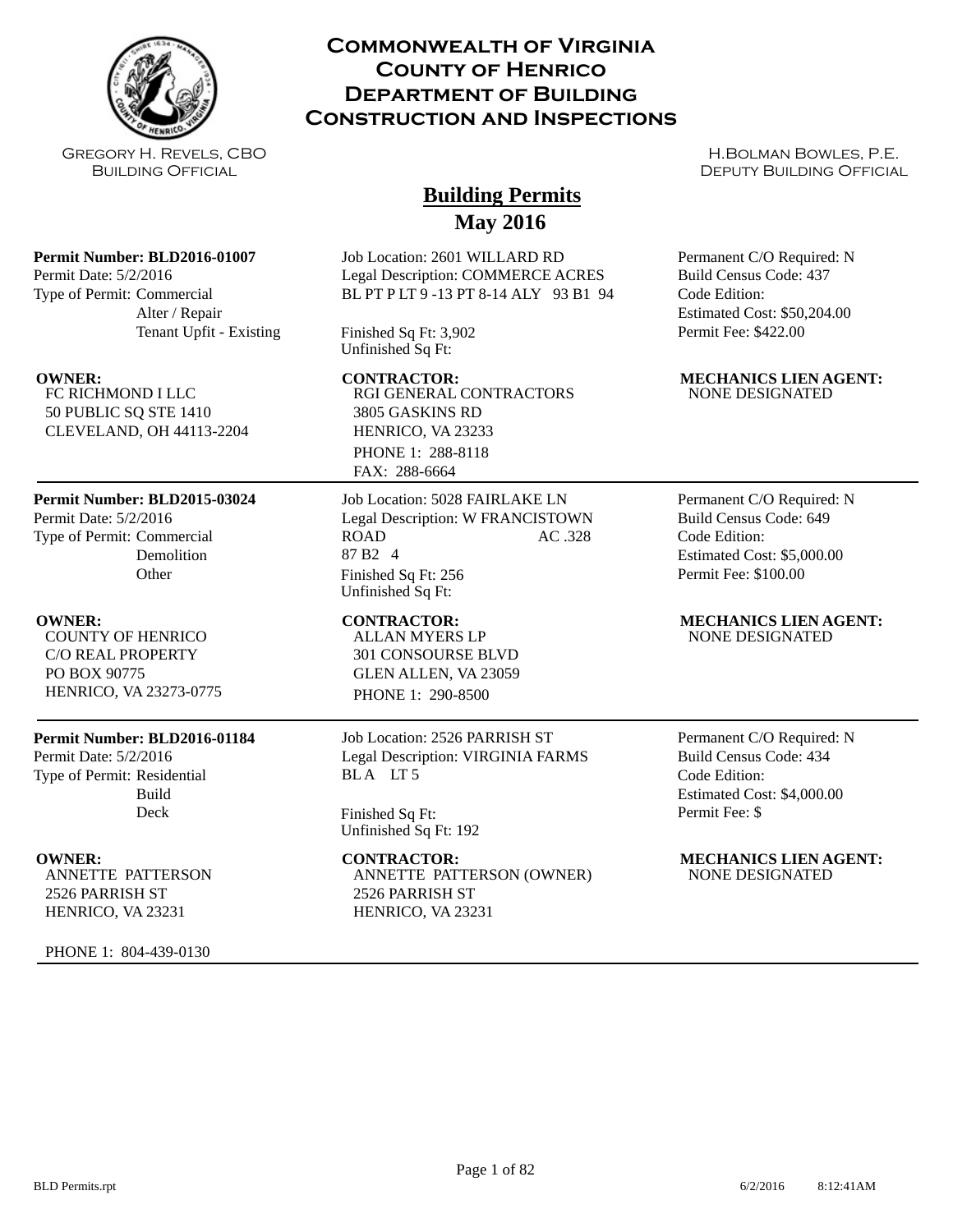# Commonwealth of Virginia
# County of Henrico
# Department of Building Construction and Inspections

Gregory H. Revels, CBO
Building Official

H.Bolman Bowles, P.E.
Deputy Building Official

## Building Permits
## May 2016

---

**Permit Number: BLD2016-01007**
Permit Date: 5/2/2016
Type of Permit: Commercial
Alter / Repair
Tenant Upfit - Existing

Job Location: 2601 WILLARD RD
Legal Description: COMMERCE ACRES BL PT P LT 9 -13 PT 8-14 ALY 93 B1 94
Finished Sq Ft: 3,902
Unfinished Sq Ft:

Permanent C/O Required: N
Build Census Code: 437
Code Edition:
Estimated Cost: $50,204.00
Permit Fee: $422.00

**OWNER:**
FC RICHMOND I LLC
50 PUBLIC SQ STE 1410
CLEVELAND, OH 44113-2204

**CONTRACTOR:**
RGI GENERAL CONTRACTORS
3805 GASKINS RD
HENRICO, VA 23233
PHONE 1: 288-8118
FAX: 288-6664

**MECHANICS LIEN AGENT:**
NONE DESIGNATED

---

**Permit Number: BLD2015-03024**
Permit Date: 5/2/2016
Type of Permit: Commercial
Demolition
Other

Job Location: 5028 FAIRLAKE LN
Legal Description: W FRANCISTOWN ROAD AC .328 87 B2 4
Finished Sq Ft: 256
Unfinished Sq Ft:

Permanent C/O Required: N
Build Census Code: 649
Code Edition:
Estimated Cost: $5,000.00
Permit Fee: $100.00

**OWNER:**
COUNTY OF HENRICO
C/O REAL PROPERTY
PO BOX 90775
HENRICO, VA 23273-0775

**CONTRACTOR:**
ALLAN MYERS LP
301 CONSOURSE BLVD
GLEN ALLEN, VA 23059
PHONE 1: 290-8500

**MECHANICS LIEN AGENT:**
NONE DESIGNATED

---

**Permit Number: BLD2016-01184**
Permit Date: 5/2/2016
Type of Permit: Residential
Build
Deck

Job Location: 2526 PARRISH ST
Legal Description: VIRGINIA FARMS BL A LT 5
Finished Sq Ft:
Unfinished Sq Ft: 192

Permanent C/O Required: N
Build Census Code: 434
Code Edition:
Estimated Cost: $4,000.00
Permit Fee: $

**OWNER:**
ANNETTE PATTERSON
2526 PARRISH ST
HENRICO, VA 23231
PHONE 1: 804-439-0130

**CONTRACTOR:**
ANNETTE PATTERSON (OWNER)
2526 PARRISH ST
HENRICO, VA 23231

**MECHANICS LIEN AGENT:**
NONE DESIGNATED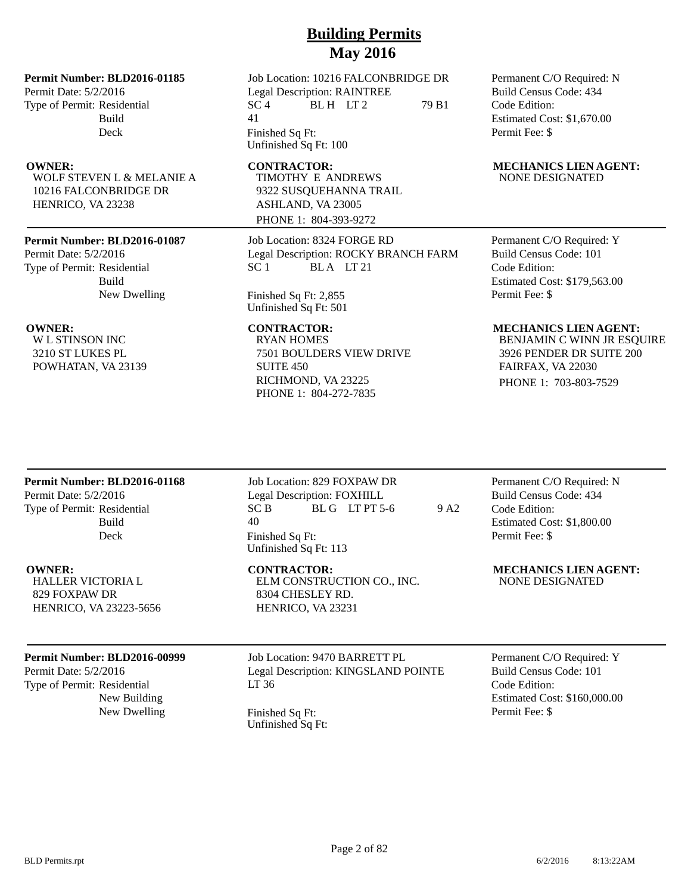# Building Permits
## May 2016

**Permit Number: BLD2016-01185**
Permit Date: 5/2/2016
Type of Permit: Residential
Build
Deck

Job Location: 10216 FALCONBRIDGE DR
Legal Description: RAINTREE
SC 4 BL H LT 2 79 B1
41
Finished Sq Ft:
Unfinished Sq Ft: 100

Permanent C/O Required: N
Build Census Code: 434
Code Edition:
Estimated Cost: $1,670.00
Permit Fee: $

**OWNER:**
WOLF STEVEN L & MELANIE A
10216 FALCONBRIDGE DR
HENRICO, VA 23238

**CONTRACTOR:**
TIMOTHY E ANDREWS
9322 SUSQUEHANNA TRAIL
ASHLAND, VA 23005
PHONE 1: 804-393-9272

**MECHANICS LIEN AGENT:**
NONE DESIGNATED

---

**Permit Number: BLD2016-01087**
Permit Date: 5/2/2016
Type of Permit: Residential
Build
New Dwelling

Job Location: 8324 FORGE RD
Legal Description: ROCKY BRANCH FARM
SC 1 BL A LT 21

Finished Sq Ft: 2,855
Unfinished Sq Ft: 501

Permanent C/O Required: Y
Build Census Code: 101
Code Edition:
Estimated Cost: $179,563.00
Permit Fee: $

**OWNER:**
W L STINSON INC
3210 ST LUKES PL
POWHATAN, VA 23139

**CONTRACTOR:**
RYAN HOMES
7501 BOULDERS VIEW DRIVE
SUITE 450
RICHMOND, VA 23225
PHONE 1: 804-272-7835

**MECHANICS LIEN AGENT:**
BENJAMIN C WINN JR ESQUIRE
3926 PENDER DR SUITE 200
FAIRFAX, VA 22030
PHONE 1: 703-803-7529

---

**Permit Number: BLD2016-01168**
Permit Date: 5/2/2016
Type of Permit: Residential
Build
Deck

Job Location: 829 FOXPAW DR
Legal Description: FOXHILL
SC B BL G LT PT 5-6 9 A2
40
Finished Sq Ft:
Unfinished Sq Ft: 113

Permanent C/O Required: N
Build Census Code: 434
Code Edition:
Estimated Cost: $1,800.00
Permit Fee: $

**OWNER:**
HALLER VICTORIA L
829 FOXPAW DR
HENRICO, VA 23223-5656

**CONTRACTOR:**
ELM CONSTRUCTION CO., INC.
8304 CHESLEY RD.
HENRICO, VA 23231

**MECHANICS LIEN AGENT:**
NONE DESIGNATED

---

**Permit Number: BLD2016-00999**
Permit Date: 5/2/2016
Type of Permit: Residential
New Building
New Dwelling

Job Location: 9470 BARRETT PL
Legal Description: KINGSLAND POINTE
LT 36

Finished Sq Ft:
Unfinished Sq Ft:

Permanent C/O Required: Y
Build Census Code: 101
Code Edition:
Estimated Cost: $160,000.00
Permit Fee: $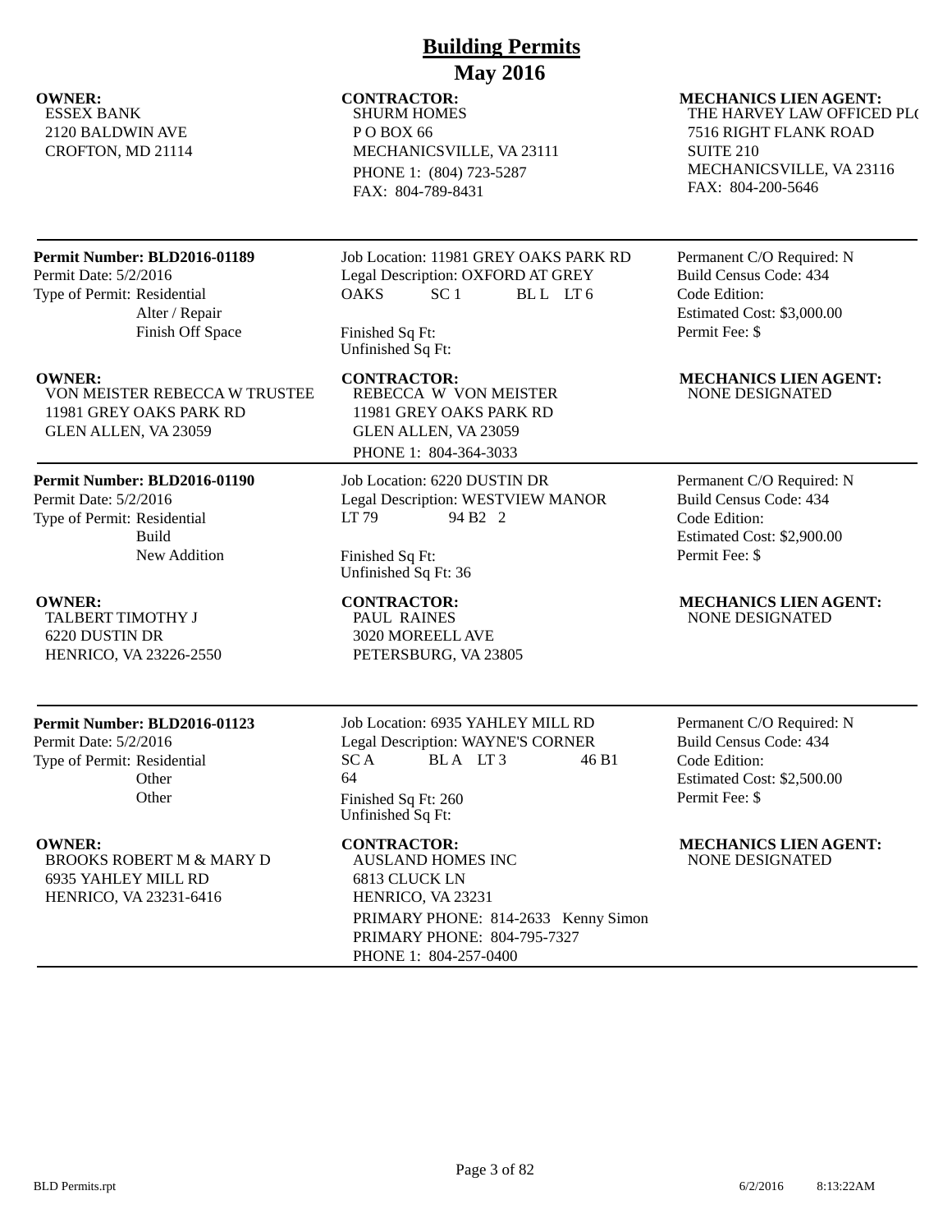# Building Permits
## May 2016

**OWNER:**
ESSEX BANK
2120 BALDWIN AVE
CROFTON, MD 21114

**CONTRACTOR:**
SHURM HOMES
P O BOX 66
MECHANICSVILLE, VA 23111
PHONE 1: (804) 723-5287
FAX: 804-789-8431

**MECHANICS LIEN AGENT:**
THE HARVEY LAW OFFICED PL(
7516 RIGHT FLANK ROAD
SUITE 210
MECHANICSVILLE, VA 23116
FAX: 804-200-5646

---

**Permit Number: BLD2016-01189**
Permit Date: 5/2/2016
Type of Permit: Residential
Alter / Repair
Finish Off Space

Job Location: 11981 GREY OAKS PARK RD
Legal Description: OXFORD AT GREY OAKS SC 1 BL L LT 6
Finished Sq Ft:
Unfinished Sq Ft:

Permanent C/O Required: N
Build Census Code: 434
Code Edition:
Estimated Cost: $3,000.00
Permit Fee: $

**OWNER:**
VON MEISTER REBECCA W TRUSTEE
11981 GREY OAKS PARK RD
GLEN ALLEN, VA 23059

**CONTRACTOR:**
REBECCA W VON MEISTER
11981 GREY OAKS PARK RD
GLEN ALLEN, VA 23059
PHONE 1: 804-364-3033

**MECHANICS LIEN AGENT:**
NONE DESIGNATED

---

**Permit Number: BLD2016-01190**
Permit Date: 5/2/2016
Type of Permit: Residential
Build
New Addition

Job Location: 6220 DUSTIN DR
Legal Description: WESTVIEW MANOR LT 79 94 B2 2
Finished Sq Ft:
Unfinished Sq Ft: 36

Permanent C/O Required: N
Build Census Code: 434
Code Edition:
Estimated Cost: $2,900.00
Permit Fee: $

**OWNER:**
TALBERT TIMOTHY J
6220 DUSTIN DR
HENRICO, VA 23226-2550

**CONTRACTOR:**
PAUL RAINES
3020 MOREELL AVE
PETERSBURG, VA 23805

**MECHANICS LIEN AGENT:**
NONE DESIGNATED

---

**Permit Number: BLD2016-01123**
Permit Date: 5/2/2016
Type of Permit: Residential
Other
Other

Job Location: 6935 YAHLEY MILL RD
Legal Description: WAYNE'S CORNER SC A BL A LT 3 46 B1 64
Finished Sq Ft: 260
Unfinished Sq Ft:

Permanent C/O Required: N
Build Census Code: 434
Code Edition:
Estimated Cost: $2,500.00
Permit Fee: $

**OWNER:**
BROOKS ROBERT M & MARY D
6935 YAHLEY MILL RD
HENRICO, VA 23231-6416

**CONTRACTOR:**
AUSLAND HOMES INC
6813 CLUCK LN
HENRICO, VA 23231
PRIMARY PHONE: 814-2633 Kenny Simon
PRIMARY PHONE: 804-795-7327
PHONE 1: 804-257-0400

**MECHANICS LIEN AGENT:**
NONE DESIGNATED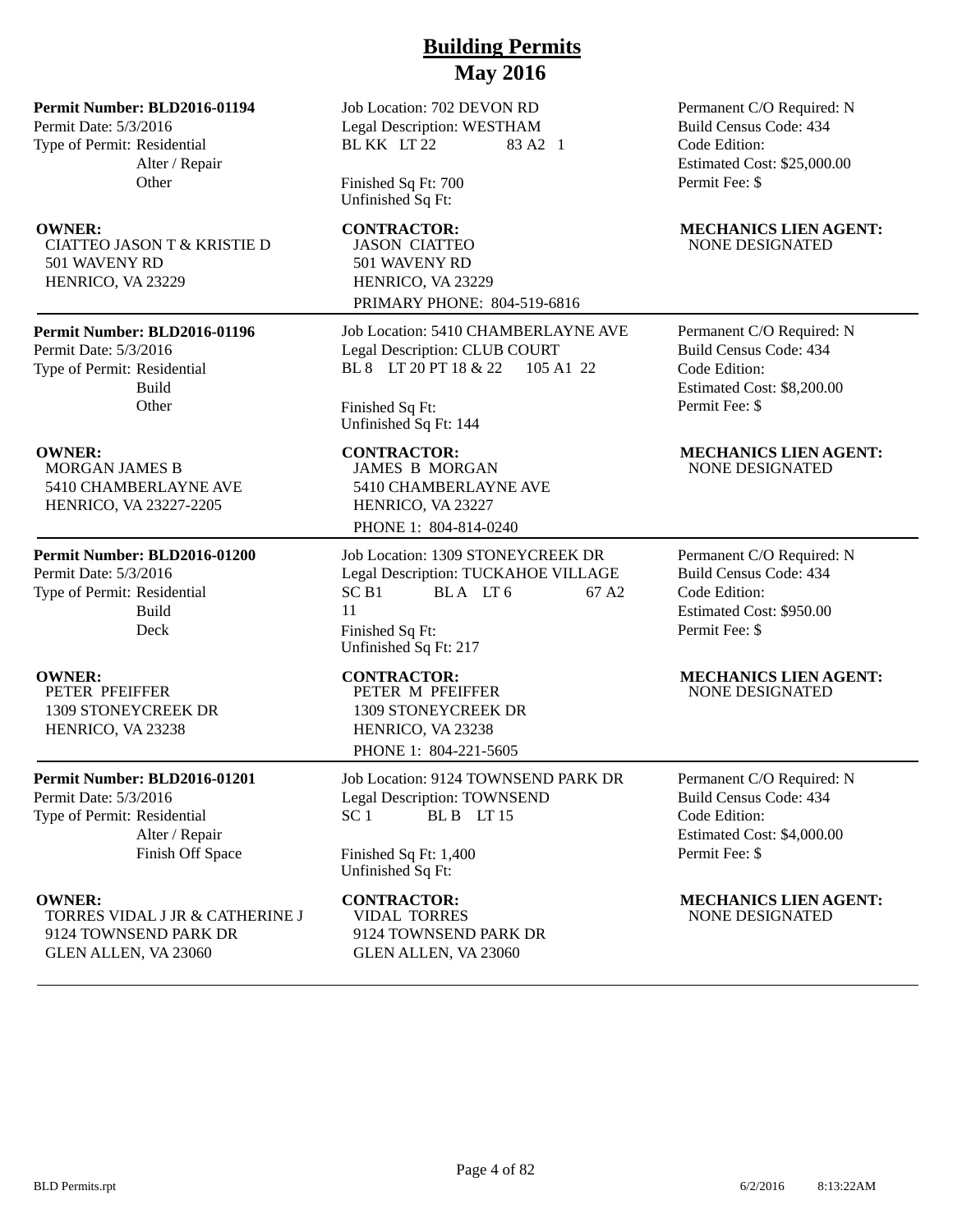# Building Permits
## May 2016

**Permit Number: BLD2016-01194**
Permit Date: 5/3/2016
Type of Permit: Residential
Alter / Repair
Other

Job Location: 702 DEVON RD
Legal Description: WESTHAM
BL KK LT 22 83 A2 1

Finished Sq Ft: 700
Unfinished Sq Ft:

Permanent C/O Required: N
Build Census Code: 434
Code Edition:
Estimated Cost: $25,000.00
Permit Fee: $

**OWNER:**
CIATTEO JASON T & KRISTIE D
501 WAVENY RD
HENRICO, VA 23229

**CONTRACTOR:**
JASON CIATTEO
501 WAVENY RD
HENRICO, VA 23229
PRIMARY PHONE: 804-519-6816

**MECHANICS LIEN AGENT:**
NONE DESIGNATED

---

**Permit Number: BLD2016-01196**
Permit Date: 5/3/2016
Type of Permit: Residential
Build
Other

Job Location: 5410 CHAMBERLAYNE AVE
Legal Description: CLUB COURT
BL 8 LT 20 PT 18 & 22 105 A1 22

Finished Sq Ft:
Unfinished Sq Ft: 144

Permanent C/O Required: N
Build Census Code: 434
Code Edition:
Estimated Cost: $8,200.00
Permit Fee: $

**OWNER:**
MORGAN JAMES B
5410 CHAMBERLAYNE AVE
HENRICO, VA 23227-2205

**CONTRACTOR:**
JAMES B MORGAN
5410 CHAMBERLAYNE AVE
HENRICO, VA 23227
PHONE 1: 804-814-0240

**MECHANICS LIEN AGENT:**
NONE DESIGNATED

---

**Permit Number: BLD2016-01200**
Permit Date: 5/3/2016
Type of Permit: Residential
Build
Deck

Job Location: 1309 STONEYCREEK DR
Legal Description: TUCKAHOE VILLAGE
SC B1 BL A LT 6 67 A2 11

Finished Sq Ft:
Unfinished Sq Ft: 217

Permanent C/O Required: N
Build Census Code: 434
Code Edition:
Estimated Cost: $950.00
Permit Fee: $

**OWNER:**
PETER PFEIFFER
1309 STONEYCREEK DR
HENRICO, VA 23238

**CONTRACTOR:**
PETER M PFEIFFER
1309 STONEYCREEK DR
HENRICO, VA 23238
PHONE 1: 804-221-5605

**MECHANICS LIEN AGENT:**
NONE DESIGNATED

---

**Permit Number: BLD2016-01201**
Permit Date: 5/3/2016
Type of Permit: Residential
Alter / Repair
Finish Off Space

Job Location: 9124 TOWNSEND PARK DR
Legal Description: TOWNSEND
SC 1 BL B LT 15

Finished Sq Ft: 1,400
Unfinished Sq Ft:

Permanent C/O Required: N
Build Census Code: 434
Code Edition:
Estimated Cost: $4,000.00
Permit Fee: $

**OWNER:**
TORRES VIDAL J JR & CATHERINE J
9124 TOWNSEND PARK DR
GLEN ALLEN, VA 23060

**CONTRACTOR:**
VIDAL TORRES
9124 TOWNSEND PARK DR
GLEN ALLEN, VA 23060

**MECHANICS LIEN AGENT:**
NONE DESIGNATED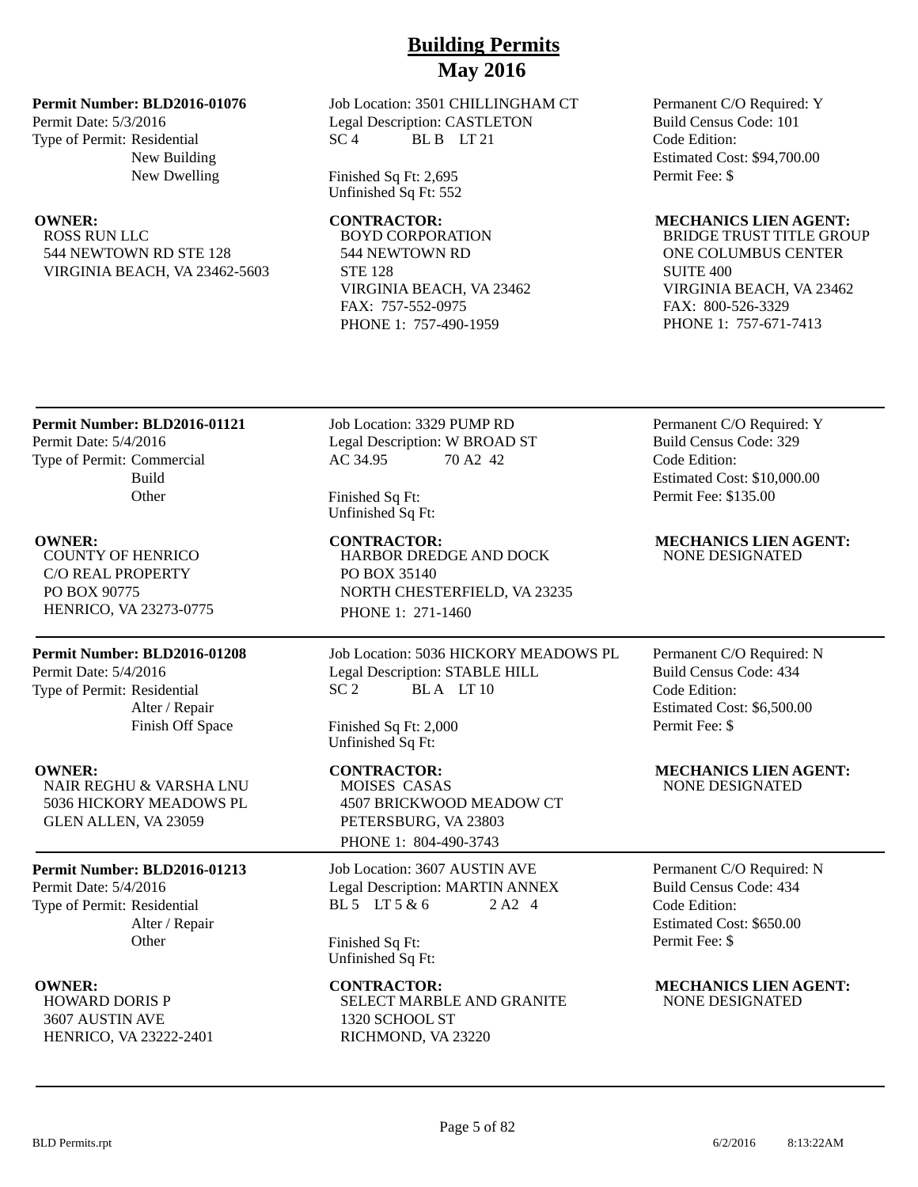# Building Permits
## May 2016

**Permit Number: BLD2016-01076**
Permit Date: 5/3/2016
Type of Permit: Residential
New Building
New Dwelling

Job Location: 3501 CHILLINGHAM CT
Legal Description: CASTLETON
SC 4 BL B LT 21

Finished Sq Ft: 2,695
Unfinished Sq Ft: 552

Permanent C/O Required: Y
Build Census Code: 101
Code Edition:
Estimated Cost: $94,700.00
Permit Fee: $

**OWNER:**
ROSS RUN LLC
544 NEWTOWN RD STE 128
VIRGINIA BEACH, VA 23462-5603

**CONTRACTOR:**
BOYD CORPORATION
544 NEWTOWN RD
STE 128
VIRGINIA BEACH, VA 23462
FAX: 757-552-0975
PHONE 1: 757-490-1959

**MECHANICS LIEN AGENT:**
BRIDGE TRUST TITLE GROUP
ONE COLUMBUS CENTER
SUITE 400
VIRGINIA BEACH, VA 23462
FAX: 800-526-3329
PHONE 1: 757-671-7413

---

**Permit Number: BLD2016-01121**
Permit Date: 5/4/2016
Type of Permit: Commercial
Build
Other

Job Location: 3329 PUMP RD
Legal Description: W BROAD ST
AC 34.95 70 A2 42

Finished Sq Ft:
Unfinished Sq Ft:

Permanent C/O Required: Y
Build Census Code: 329
Code Edition:
Estimated Cost: $10,000.00
Permit Fee: $135.00

**OWNER:**
COUNTY OF HENRICO
C/O REAL PROPERTY
PO BOX 90775
HENRICO, VA 23273-0775

**CONTRACTOR:**
HARBOR DREDGE AND DOCK
PO BOX 35140
NORTH CHESTERFIELD, VA 23235
PHONE 1: 271-1460

**MECHANICS LIEN AGENT:**
NONE DESIGNATED

---

**Permit Number: BLD2016-01208**
Permit Date: 5/4/2016
Type of Permit: Residential
Alter / Repair
Finish Off Space

Job Location: 5036 HICKORY MEADOWS PL
Legal Description: STABLE HILL
SC 2 BL A LT 10

Finished Sq Ft: 2,000
Unfinished Sq Ft:

Permanent C/O Required: N
Build Census Code: 434
Code Edition:
Estimated Cost: $6,500.00
Permit Fee: $

**OWNER:**
NAIR REGHU & VARSHA LNU
5036 HICKORY MEADOWS PL
GLEN ALLEN, VA 23059

**CONTRACTOR:**
MOISES CASAS
4507 BRICKWOOD MEADOW CT
PETERSBURG, VA 23803
PHONE 1: 804-490-3743

**MECHANICS LIEN AGENT:**
NONE DESIGNATED

---

**Permit Number: BLD2016-01213**
Permit Date: 5/4/2016
Type of Permit: Residential
Alter / Repair
Other

Job Location: 3607 AUSTIN AVE
Legal Description: MARTIN ANNEX
BL 5 LT 5 & 6 2 A2 4

Finished Sq Ft:
Unfinished Sq Ft:

Permanent C/O Required: N
Build Census Code: 434
Code Edition:
Estimated Cost: $650.00
Permit Fee: $

**OWNER:**
HOWARD DORIS P
3607 AUSTIN AVE
HENRICO, VA 23222-2401

**CONTRACTOR:**
SELECT MARBLE AND GRANITE
1320 SCHOOL ST
RICHMOND, VA 23220

**MECHANICS LIEN AGENT:**
NONE DESIGNATED

---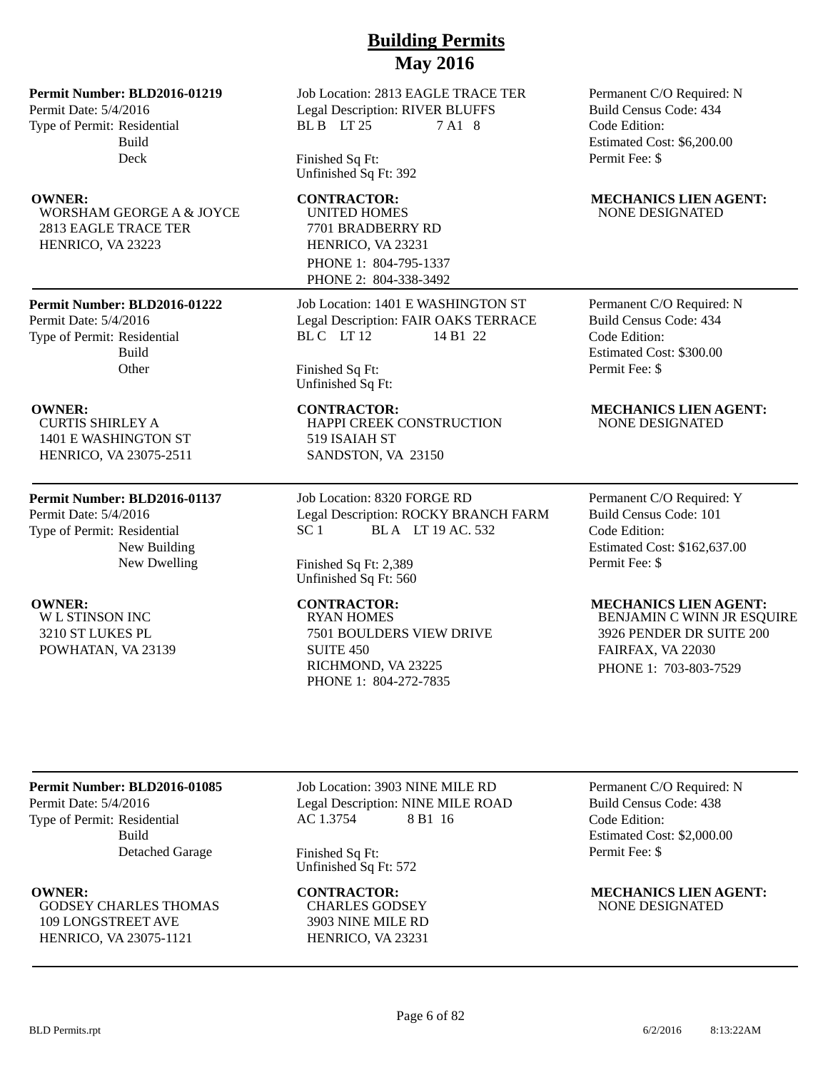# Building Permits
# May 2016

**Permit Number: BLD2016-01219**
Permit Date: 5/4/2016
Type of Permit: Residential
Build
Deck

Job Location: 2813 EAGLE TRACE TER
Legal Description: RIVER BLUFFS
BL B LT 25 7 A1 8

Finished Sq Ft:
Unfinished Sq Ft: 392

Permanent C/O Required: N
Build Census Code: 434
Code Edition:
Estimated Cost: $6,200.00
Permit Fee: $

**OWNER:**
WORSHAM GEORGE A & JOYCE
2813 EAGLE TRACE TER
HENRICO, VA 23223

**CONTRACTOR:**
UNITED HOMES
7701 BRADBERRY RD
HENRICO, VA 23231
PHONE 1: 804-795-1337
PHONE 2: 804-338-3492

**MECHANICS LIEN AGENT:**
NONE DESIGNATED

---

**Permit Number: BLD2016-01222**
Permit Date: 5/4/2016
Type of Permit: Residential
Build
Other

Job Location: 1401 E WASHINGTON ST
Legal Description: FAIR OAKS TERRACE
BL C LT 12 14 B1 22

Finished Sq Ft:
Unfinished Sq Ft:

Permanent C/O Required: N
Build Census Code: 434
Code Edition:
Estimated Cost: $300.00
Permit Fee: $

**OWNER:**
CURTIS SHIRLEY A
1401 E WASHINGTON ST
HENRICO, VA 23075-2511

**CONTRACTOR:**
HAPPI CREEK CONSTRUCTION
519 ISAIAH ST
SANDSTON, VA 23150

**MECHANICS LIEN AGENT:**
NONE DESIGNATED

---

**Permit Number: BLD2016-01137**
Permit Date: 5/4/2016
Type of Permit: Residential
New Building
New Dwelling

Job Location: 8320 FORGE RD
Legal Description: ROCKY BRANCH FARM
SC 1 BL A LT 19 AC. 532

Finished Sq Ft: 2,389
Unfinished Sq Ft: 560

Permanent C/O Required: Y
Build Census Code: 101
Code Edition:
Estimated Cost: $162,637.00
Permit Fee: $

**OWNER:**
W L STINSON INC
3210 ST LUKES PL
POWHATAN, VA 23139

**CONTRACTOR:**
RYAN HOMES
7501 BOULDERS VIEW DRIVE
SUITE 450
RICHMOND, VA 23225
PHONE 1: 804-272-7835

**MECHANICS LIEN AGENT:**
BENJAMIN C WINN JR ESQUIRE
3926 PENDER DR SUITE 200
FAIRFAX, VA 22030
PHONE 1: 703-803-7529

---

**Permit Number: BLD2016-01085**
Permit Date: 5/4/2016
Type of Permit: Residential
Build
Detached Garage

Job Location: 3903 NINE MILE RD
Legal Description: NINE MILE ROAD
AC 1.3754 8 B1 16

Finished Sq Ft:
Unfinished Sq Ft: 572

Permanent C/O Required: N
Build Census Code: 438
Code Edition:
Estimated Cost: $2,000.00
Permit Fee: $

**OWNER:**
GODSEY CHARLES THOMAS
109 LONGSTREET AVE
HENRICO, VA 23075-1121

**CONTRACTOR:**
CHARLES GODSEY
3903 NINE MILE RD
HENRICO, VA 23231

**MECHANICS LIEN AGENT:**
NONE DESIGNATED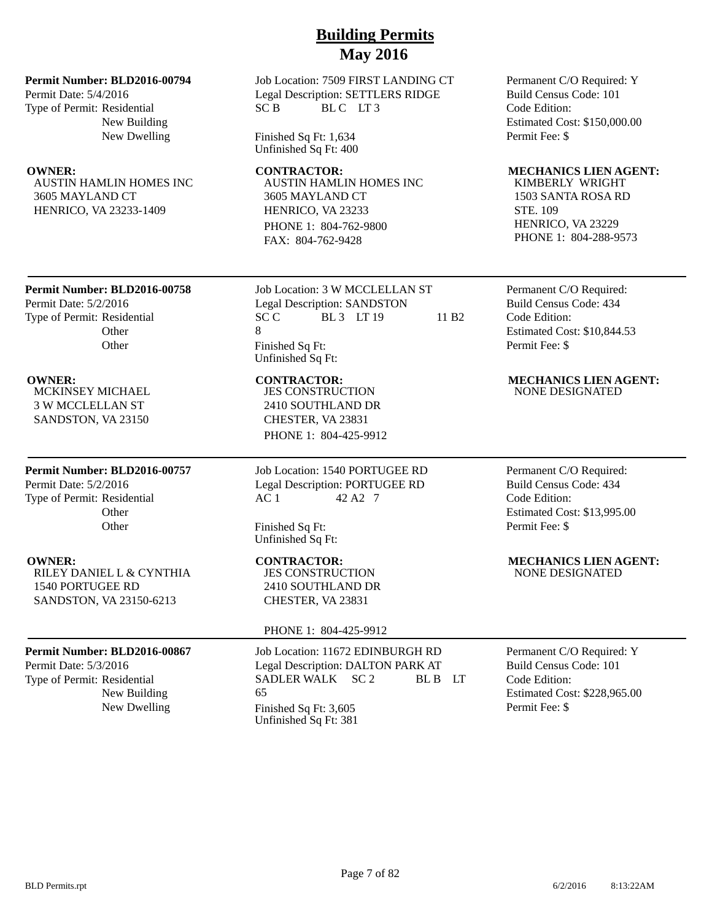# Building Permits
## May 2016

---

**Permit Number: BLD2016-00794**
Permit Date: 5/4/2016
Type of Permit: Residential
New Building
New Dwelling

Job Location: 7509 FIRST LANDING CT
Legal Description: SETTLERS RIDGE
SC B BL C LT 3

Finished Sq Ft: 1,634
Unfinished Sq Ft: 400

Permanent C/O Required: Y
Build Census Code: 101
Code Edition:
Estimated Cost: $150,000.00
Permit Fee: $

**OWNER:**
AUSTIN HAMLIN HOMES INC
3605 MAYLAND CT
HENRICO, VA 23233-1409

**CONTRACTOR:**
AUSTIN HAMLIN HOMES INC
3605 MAYLAND CT
HENRICO, VA 23233
PHONE 1: 804-762-9800
FAX: 804-762-9428

**MECHANICS LIEN AGENT:**
KIMBERLY WRIGHT
1503 SANTA ROSA RD
STE. 109
HENRICO, VA 23229
PHONE 1: 804-288-9573

---

**Permit Number: BLD2016-00758**
Permit Date: 5/2/2016
Type of Permit: Residential
Other
Other

Job Location: 3 W MCCLELLAN ST
Legal Description: SANDSTON
SC C BL 3 LT 19 11 B2
8
Finished Sq Ft:
Unfinished Sq Ft:

Permanent C/O Required:
Build Census Code: 434
Code Edition:
Estimated Cost: $10,844.53
Permit Fee: $

**OWNER:**
MCKINSEY MICHAEL
3 W MCCLELLAN ST
SANDSTON, VA 23150

**CONTRACTOR:**
JES CONSTRUCTION
2410 SOUTHLAND DR
CHESTER, VA 23831
PHONE 1: 804-425-9912

**MECHANICS LIEN AGENT:**
NONE DESIGNATED

---

**Permit Number: BLD2016-00757**
Permit Date: 5/2/2016
Type of Permit: Residential
Other
Other

Job Location: 1540 PORTUGEE RD
Legal Description: PORTUGEE RD
AC 1 42 A2 7

Finished Sq Ft:
Unfinished Sq Ft:

Permanent C/O Required:
Build Census Code: 434
Code Edition:
Estimated Cost: $13,995.00
Permit Fee: $

**OWNER:**
RILEY DANIEL L & CYNTHIA
1540 PORTUGEE RD
SANDSTON, VA 23150-6213

**CONTRACTOR:**
JES CONSTRUCTION
2410 SOUTHLAND DR
CHESTER, VA 23831

PHONE 1: 804-425-9912

**MECHANICS LIEN AGENT:**
NONE DESIGNATED

---

**Permit Number: BLD2016-00867**
Permit Date: 5/3/2016
Type of Permit: Residential
New Building
New Dwelling

Job Location: 11672 EDINBURGH RD
Legal Description: DALTON PARK AT
SADLER WALK SC 2 BL B LT
65
Finished Sq Ft: 3,605
Unfinished Sq Ft: 381

Permanent C/O Required: Y
Build Census Code: 101
Code Edition:
Estimated Cost: $228,965.00
Permit Fee: $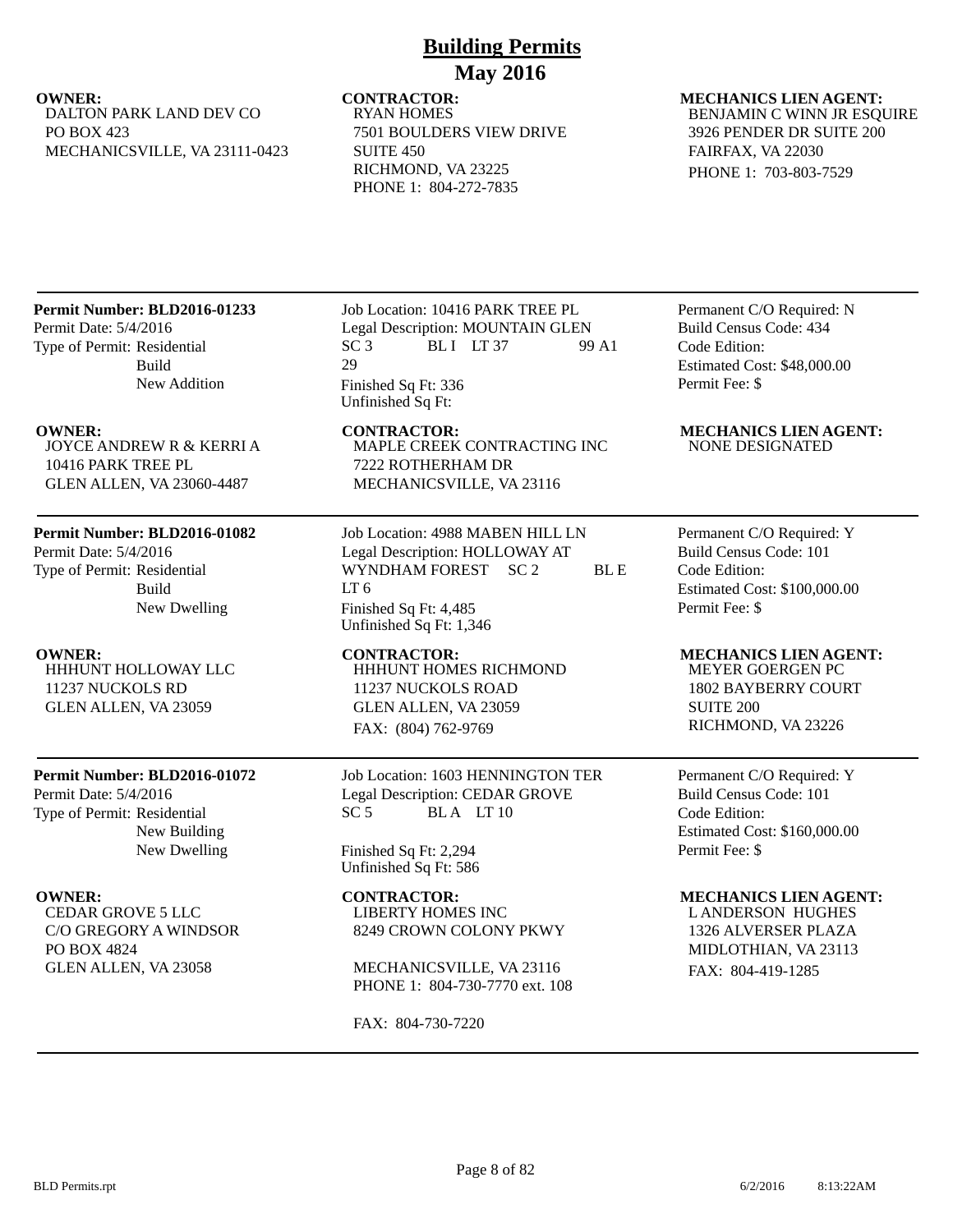# Building Permits
## May 2016

**OWNER:**
DALTON PARK LAND DEV CO
PO BOX 423
MECHANICSVILLE, VA 23111-0423

**CONTRACTOR:**
RYAN HOMES
7501 BOULDERS VIEW DRIVE
SUITE 450
RICHMOND, VA 23225
PHONE 1: 804-272-7835

**MECHANICS LIEN AGENT:**
BENJAMIN C WINN JR ESQUIRE
3926 PENDER DR SUITE 200
FAIRFAX, VA 22030
PHONE 1: 703-803-7529

---

**Permit Number: BLD2016-01233**
Permit Date: 5/4/2016
Type of Permit: Residential
Build
New Addition

Job Location: 10416 PARK TREE PL
Legal Description: MOUNTAIN GLEN SC 3 BL I LT 37 99 A1 29
Finished Sq Ft: 336
Unfinished Sq Ft:

Permanent C/O Required: N
Build Census Code: 434
Code Edition:
Estimated Cost: $48,000.00
Permit Fee: $

**OWNER:**
JOYCE ANDREW R & KERRI A
10416 PARK TREE PL
GLEN ALLEN, VA 23060-4487

**CONTRACTOR:**
MAPLE CREEK CONTRACTING INC
7222 ROTHERHAM DR
MECHANICSVILLE, VA 23116

**MECHANICS LIEN AGENT:**
NONE DESIGNATED

---

**Permit Number: BLD2016-01082**
Permit Date: 5/4/2016
Type of Permit: Residential
Build
New Dwelling

Job Location: 4988 MABEN HILL LN
Legal Description: HOLLOWAY AT WYNDHAM FOREST SC 2 BL E LT 6
Finished Sq Ft: 4,485
Unfinished Sq Ft: 1,346

Permanent C/O Required: Y
Build Census Code: 101
Code Edition:
Estimated Cost: $100,000.00
Permit Fee: $

**OWNER:**
HHHUNT HOLLOWAY LLC
11237 NUCKOLS RD
GLEN ALLEN, VA 23059

**CONTRACTOR:**
HHHUNT HOMES RICHMOND
11237 NUCKOLS ROAD
GLEN ALLEN, VA 23059
FAX: (804) 762-9769

**MECHANICS LIEN AGENT:**
MEYER GOERGEN PC
1802 BAYBERRY COURT
SUITE 200
RICHMOND, VA 23226

---

**Permit Number: BLD2016-01072**
Permit Date: 5/4/2016
Type of Permit: Residential
New Building
New Dwelling

Job Location: 1603 HENNINGTON TER
Legal Description: CEDAR GROVE SC 5 BL A LT 10
Finished Sq Ft: 2,294
Unfinished Sq Ft: 586

Permanent C/O Required: Y
Build Census Code: 101
Code Edition:
Estimated Cost: $160,000.00
Permit Fee: $

**OWNER:**
CEDAR GROVE 5 LLC
C/O GREGORY A WINDSOR
PO BOX 4824
GLEN ALLEN, VA 23058

**CONTRACTOR:**
LIBERTY HOMES INC
8249 CROWN COLONY PKWY
MECHANICSVILLE, VA 23116
PHONE 1: 804-730-7770 ext. 108
FAX: 804-730-7220

**MECHANICS LIEN AGENT:**
L ANDERSON HUGHES
1326 ALVERSER PLAZA
MIDLOTHIAN, VA 23113
FAX: 804-419-1285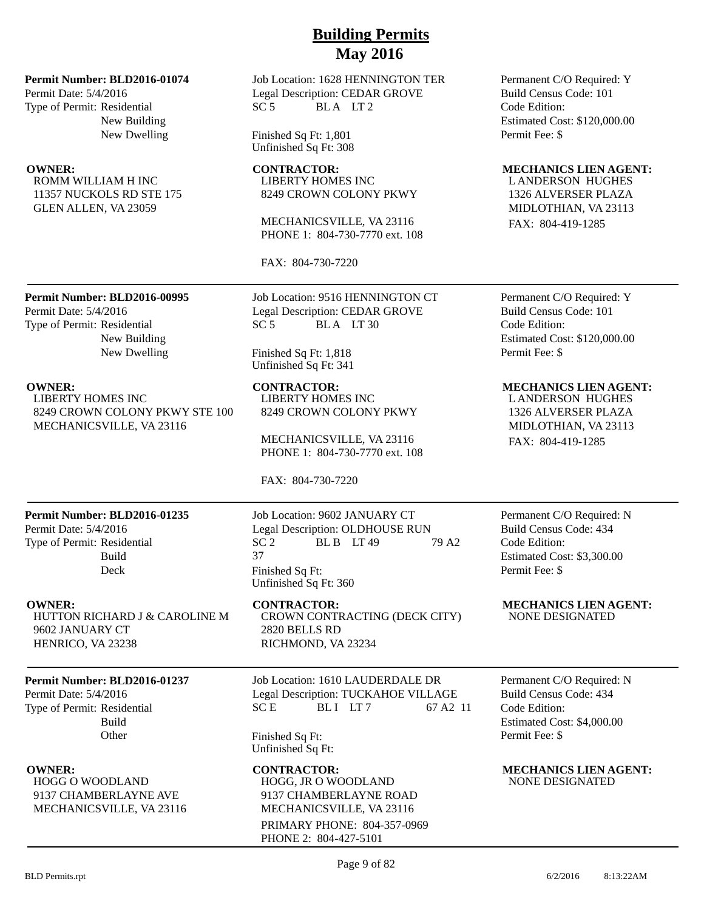# Building Permits
## May 2016

**Permit Number: BLD2016-01074**
Permit Date: 5/4/2016
Type of Permit: Residential
New Building
New Dwelling

Job Location: 1628 HENNINGTON TER
Legal Description: CEDAR GROVE
SC 5 BL A LT 2

Finished Sq Ft: 1,801
Unfinished Sq Ft: 308

Permanent C/O Required: Y
Build Census Code: 101
Code Edition:
Estimated Cost: $120,000.00
Permit Fee: $

**OWNER:**
ROMM WILLIAM H INC
11357 NUCKOLS RD STE 175
GLEN ALLEN, VA 23059

**CONTRACTOR:**
LIBERTY HOMES INC
8249 CROWN COLONY PKWY

MECHANICSVILLE, VA 23116
PHONE 1: 804-730-7770 ext. 108

FAX: 804-730-7220

**MECHANICS LIEN AGENT:**
L ANDERSON HUGHES
1326 ALVERSER PLAZA
MIDLOTHIAN, VA 23113
FAX: 804-419-1285

---

**Permit Number: BLD2016-00995**
Permit Date: 5/4/2016
Type of Permit: Residential
New Building
New Dwelling

Job Location: 9516 HENNINGTON CT
Legal Description: CEDAR GROVE
SC 5 BL A LT 30

Finished Sq Ft: 1,818
Unfinished Sq Ft: 341

Permanent C/O Required: Y
Build Census Code: 101
Code Edition:
Estimated Cost: $120,000.00
Permit Fee: $

**OWNER:**
LIBERTY HOMES INC
8249 CROWN COLONY PKWY STE 100
MECHANICSVILLE, VA 23116

**CONTRACTOR:**
LIBERTY HOMES INC
8249 CROWN COLONY PKWY

MECHANICSVILLE, VA 23116
PHONE 1: 804-730-7770 ext. 108

FAX: 804-730-7220

**MECHANICS LIEN AGENT:**
L ANDERSON HUGHES
1326 ALVERSER PLAZA
MIDLOTHIAN, VA 23113
FAX: 804-419-1285

---

**Permit Number: BLD2016-01235**
Permit Date: 5/4/2016
Type of Permit: Residential
Build
Deck

Job Location: 9602 JANUARY CT
Legal Description: OLDHOUSE RUN
SC 2 BL B LT 49 79 A2 37
Finished Sq Ft:
Unfinished Sq Ft: 360

Permanent C/O Required: N
Build Census Code: 434
Code Edition:
Estimated Cost: $3,300.00
Permit Fee: $

**OWNER:**
HUTTON RICHARD J & CAROLINE M
9602 JANUARY CT
HENRICO, VA 23238

**CONTRACTOR:**
CROWN CONTRACTING (DECK CITY)
2820 BELLS RD
RICHMOND, VA 23234

**MECHANICS LIEN AGENT:**
NONE DESIGNATED

---

**Permit Number: BLD2016-01237**
Permit Date: 5/4/2016
Type of Permit: Residential
Build
Other

Job Location: 1610 LAUDERDALE DR
Legal Description: TUCKAHOE VILLAGE
SC E BL I LT 7 67 A2 11

Finished Sq Ft:
Unfinished Sq Ft:

Permanent C/O Required: N
Build Census Code: 434
Code Edition:
Estimated Cost: $4,000.00
Permit Fee: $

**OWNER:**
HOGG O WOODLAND
9137 CHAMBERLAYNE AVE
MECHANICSVILLE, VA 23116

**CONTRACTOR:**
HOGG, JR O WOODLAND
9137 CHAMBERLAYNE ROAD
MECHANICSVILLE, VA 23116
PRIMARY PHONE: 804-357-0969
PHONE 2: 804-427-5101

**MECHANICS LIEN AGENT:**
NONE DESIGNATED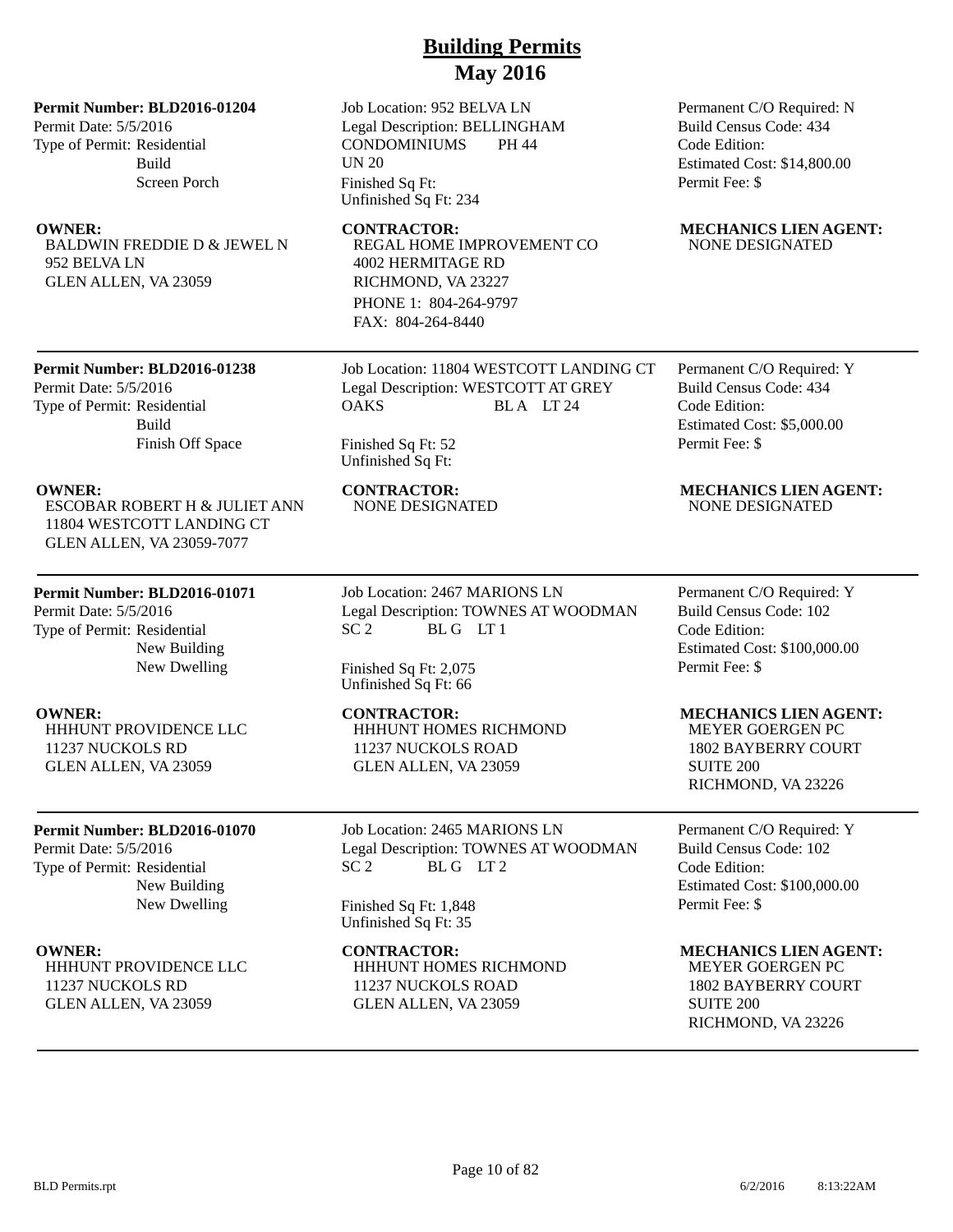# Building Permits
## May 2016

**Permit Number: BLD2016-01204**
Permit Date: 5/5/2016
Type of Permit: Residential
Build
Screen Porch

Job Location: 952 BELVA LN
Legal Description: BELLINGHAM CONDOMINIUMS PH 44 UN 20
Finished Sq Ft:
Unfinished Sq Ft: 234

Permanent C/O Required: N
Build Census Code: 434
Code Edition:
Estimated Cost: $14,800.00
Permit Fee: $

**OWNER:**
BALDWIN FREDDIE D & JEWEL N
952 BELVA LN
GLEN ALLEN, VA 23059

**CONTRACTOR:**
REGAL HOME IMPROVEMENT CO
4002 HERMITAGE RD
RICHMOND, VA 23227
PHONE 1: 804-264-9797
FAX: 804-264-8440

**MECHANICS LIEN AGENT:**
NONE DESIGNATED

---

**Permit Number: BLD2016-01238**
Permit Date: 5/5/2016
Type of Permit: Residential
Build
Finish Off Space

Job Location: 11804 WESTCOTT LANDING CT
Legal Description: WESTCOTT AT GREY OAKS BL A LT 24
Finished Sq Ft: 52
Unfinished Sq Ft:

Permanent C/O Required: Y
Build Census Code: 434
Code Edition:
Estimated Cost: $5,000.00
Permit Fee: $

**OWNER:**
ESCOBAR ROBERT H & JULIET ANN
11804 WESTCOTT LANDING CT
GLEN ALLEN, VA 23059-7077

**CONTRACTOR:**
NONE DESIGNATED

**MECHANICS LIEN AGENT:**
NONE DESIGNATED

---

**Permit Number: BLD2016-01071**
Permit Date: 5/5/2016
Type of Permit: Residential
New Building
New Dwelling

Job Location: 2467 MARIONS LN
Legal Description: TOWNES AT WOODMAN SC 2 BL G LT 1
Finished Sq Ft: 2,075
Unfinished Sq Ft: 66

Permanent C/O Required: Y
Build Census Code: 102
Code Edition:
Estimated Cost: $100,000.00
Permit Fee: $

**OWNER:**
HHHUNT PROVIDENCE LLC
11237 NUCKOLS RD
GLEN ALLEN, VA 23059

**CONTRACTOR:**
HHHUNT HOMES RICHMOND
11237 NUCKOLS ROAD
GLEN ALLEN, VA 23059

**MECHANICS LIEN AGENT:**
MEYER GOERGEN PC
1802 BAYBERRY COURT
SUITE 200
RICHMOND, VA 23226

---

**Permit Number: BLD2016-01070**
Permit Date: 5/5/2016
Type of Permit: Residential
New Building
New Dwelling

Job Location: 2465 MARIONS LN
Legal Description: TOWNES AT WOODMAN SC 2 BL G LT 2
Finished Sq Ft: 1,848
Unfinished Sq Ft: 35

Permanent C/O Required: Y
Build Census Code: 102
Code Edition:
Estimated Cost: $100,000.00
Permit Fee: $

**OWNER:**
HHHUNT PROVIDENCE LLC
11237 NUCKOLS RD
GLEN ALLEN, VA 23059

**CONTRACTOR:**
HHHUNT HOMES RICHMOND
11237 NUCKOLS ROAD
GLEN ALLEN, VA 23059

**MECHANICS LIEN AGENT:**
MEYER GOERGEN PC
1802 BAYBERRY COURT
SUITE 200
RICHMOND, VA 23226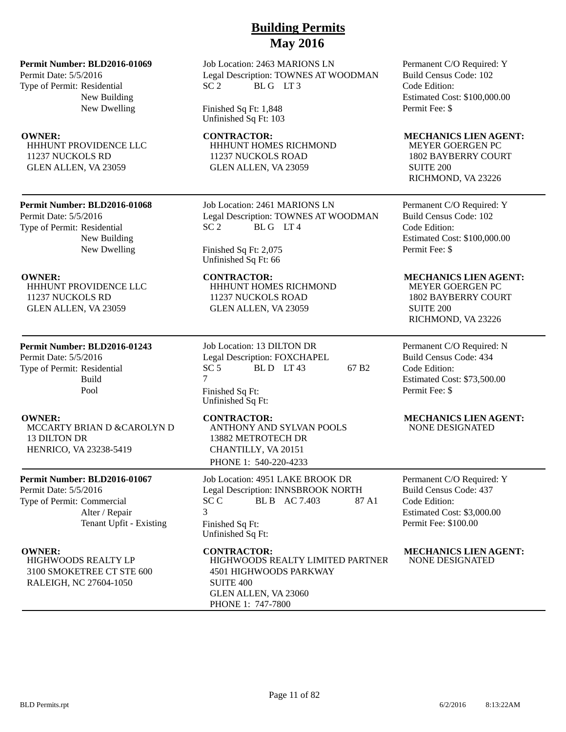# Building Permits
## May 2016

**Permit Number: BLD2016-01069**
Permit Date: 5/5/2016
Type of Permit: Residential
New Building
New Dwelling

Job Location: 2463 MARIONS LN
Legal Description: TOWNES AT WOODMAN SC 2 BL G LT 3

Finished Sq Ft: 1,848
Unfinished Sq Ft: 103

Permanent C/O Required: Y
Build Census Code: 102
Code Edition:
Estimated Cost: $100,000.00
Permit Fee: $

**OWNER:**
HHHUNT PROVIDENCE LLC
11237 NUCKOLS RD
GLEN ALLEN, VA 23059

**CONTRACTOR:**
HHHUNT HOMES RICHMOND
11237 NUCKOLS ROAD
GLEN ALLEN, VA 23059

**MECHANICS LIEN AGENT:**
MEYER GOERGEN PC
1802 BAYBERRY COURT
SUITE 200
RICHMOND, VA 23226

---

**Permit Number: BLD2016-01068**
Permit Date: 5/5/2016
Type of Permit: Residential
New Building
New Dwelling

Job Location: 2461 MARIONS LN
Legal Description: TOWNES AT WOODMAN SC 2 BL G LT 4

Finished Sq Ft: 2,075
Unfinished Sq Ft: 66

Permanent C/O Required: Y
Build Census Code: 102
Code Edition:
Estimated Cost: $100,000.00
Permit Fee: $

**OWNER:**
HHHUNT PROVIDENCE LLC
11237 NUCKOLS RD
GLEN ALLEN, VA 23059

**CONTRACTOR:**
HHHUNT HOMES RICHMOND
11237 NUCKOLS ROAD
GLEN ALLEN, VA 23059

**MECHANICS LIEN AGENT:**
MEYER GOERGEN PC
1802 BAYBERRY COURT
SUITE 200
RICHMOND, VA 23226

---

**Permit Number: BLD2016-01243**
Permit Date: 5/5/2016
Type of Permit: Residential
Build
Pool

Job Location: 13 DILTON DR
Legal Description: FOXCHAPEL SC 5 BL D LT 43 67 B2 7

Finished Sq Ft:
Unfinished Sq Ft:

Permanent C/O Required: N
Build Census Code: 434
Code Edition:
Estimated Cost: $73,500.00
Permit Fee: $

**OWNER:**
MCCARTY BRIAN D &CAROLYN D
13 DILTON DR
HENRICO, VA 23238-5419

**CONTRACTOR:**
ANTHONY AND SYLVAN POOLS
13882 METROTECH DR
CHANTILLY, VA 20151
PHONE 1: 540-220-4233

**MECHANICS LIEN AGENT:**
NONE DESIGNATED

---

**Permit Number: BLD2016-01067**
Permit Date: 5/5/2016
Type of Permit: Commercial
Alter / Repair
Tenant Upfit - Existing

Job Location: 4951 LAKE BROOK DR
Legal Description: INNSBROOK NORTH SC C BL B AC 7.403 87 A1 3

Finished Sq Ft:
Unfinished Sq Ft:

Permanent C/O Required: Y
Build Census Code: 437
Code Edition:
Estimated Cost: $3,000.00
Permit Fee: $100.00

**OWNER:**
HIGHWOODS REALTY LP
3100 SMOKETREE CT STE 600
RALEIGH, NC 27604-1050

**CONTRACTOR:**
HIGHWOODS REALTY LIMITED PARTNER
4501 HIGHWOODS PARKWAY
SUITE 400
GLEN ALLEN, VA 23060
PHONE 1: 747-7800

**MECHANICS LIEN AGENT:**
NONE DESIGNATED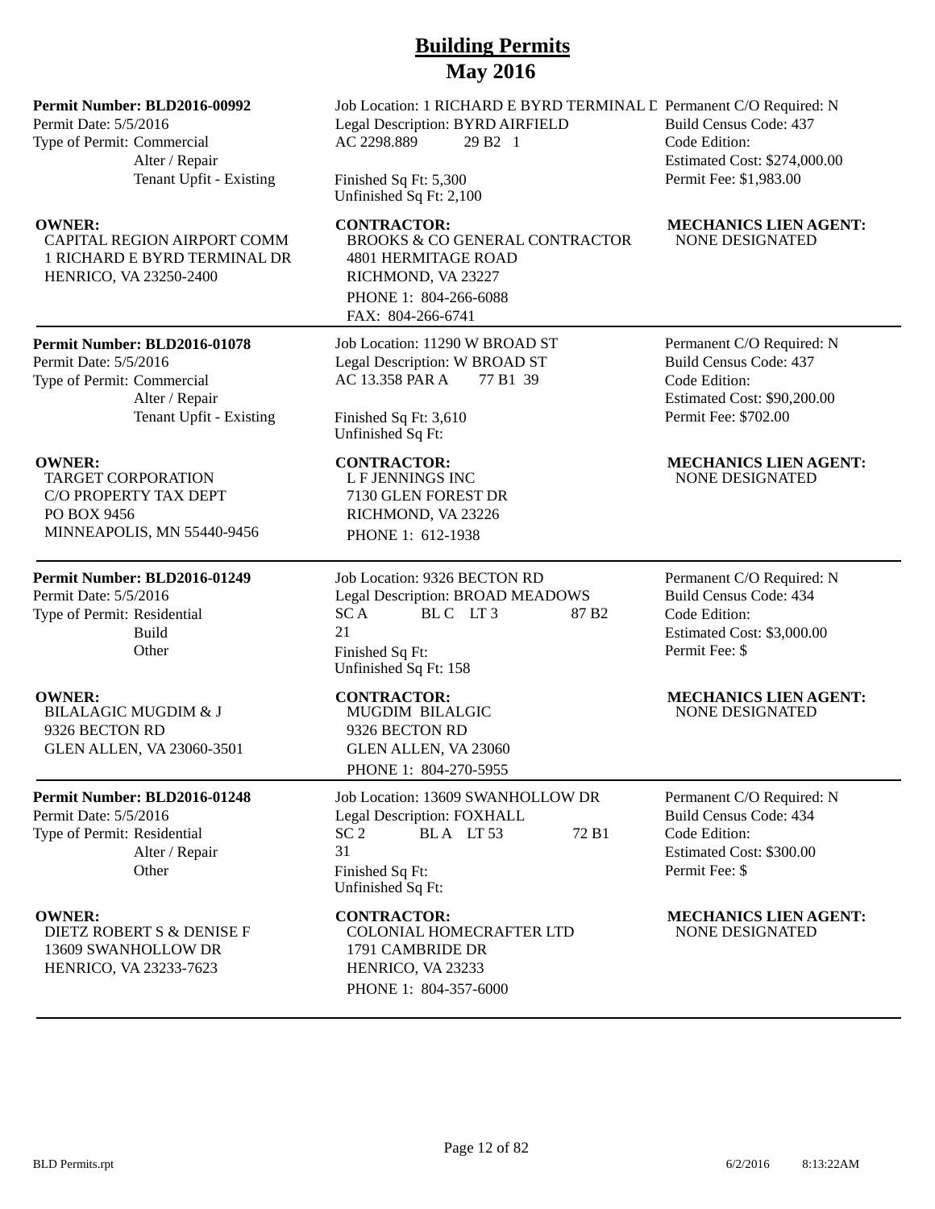# Building Permits
## May 2016

**Permit Number: BLD2016-00992**
Permit Date: 5/5/2016
Type of Permit: Commercial
Alter / Repair
Tenant Upfit - Existing

Job Location: 1 RICHARD E BYRD TERMINAL D
Legal Description: BYRD AIRFIELD
AC 2298.889 29 B2 1
Finished Sq Ft: 5,300
Unfinished Sq Ft: 2,100

Permanent C/O Required: N
Build Census Code: 437
Code Edition:
Estimated Cost: $274,000.00
Permit Fee: $1,983.00

**OWNER:**
CAPITAL REGION AIRPORT COMM
1 RICHARD E BYRD TERMINAL DR
HENRICO, VA 23250-2400

**CONTRACTOR:**
BROOKS & CO GENERAL CONTRACTOR
4801 HERMITAGE ROAD
RICHMOND, VA 23227
PHONE 1: 804-266-6088
FAX: 804-266-6741

**MECHANICS LIEN AGENT:**
NONE DESIGNATED

---

**Permit Number: BLD2016-01078**
Permit Date: 5/5/2016
Type of Permit: Commercial
Alter / Repair
Tenant Upfit - Existing

Job Location: 11290 W BROAD ST
Legal Description: W BROAD ST
AC 13.358 PAR A 77 B1 39
Finished Sq Ft: 3,610
Unfinished Sq Ft:

Permanent C/O Required: N
Build Census Code: 437
Code Edition:
Estimated Cost: $90,200.00
Permit Fee: $702.00

**OWNER:**
TARGET CORPORATION
C/O PROPERTY TAX DEPT
PO BOX 9456
MINNEAPOLIS, MN 55440-9456

**CONTRACTOR:**
L F JENNINGS INC
7130 GLEN FOREST DR
RICHMOND, VA 23226
PHONE 1: 612-1938

**MECHANICS LIEN AGENT:**
NONE DESIGNATED

---

**Permit Number: BLD2016-01249**
Permit Date: 5/5/2016
Type of Permit: Residential
Build
Other

Job Location: 9326 BECTON RD
Legal Description: BROAD MEADOWS
SC A BL C LT 3 87 B2
21
Finished Sq Ft:
Unfinished Sq Ft: 158

Permanent C/O Required: N
Build Census Code: 434
Code Edition:
Estimated Cost: $3,000.00
Permit Fee: $

**OWNER:**
BILALAGIC MUGDIM & J
9326 BECTON RD
GLEN ALLEN, VA 23060-3501

**CONTRACTOR:**
MUGDIM BILALGIC
9326 BECTON RD
GLEN ALLEN, VA 23060
PHONE 1: 804-270-5955

**MECHANICS LIEN AGENT:**
NONE DESIGNATED

---

**Permit Number: BLD2016-01248**
Permit Date: 5/5/2016
Type of Permit: Residential
Alter / Repair
Other

Job Location: 13609 SWANHOLLOW DR
Legal Description: FOXHALL
SC 2 BL A LT 53 72 B1
31
Finished Sq Ft:
Unfinished Sq Ft:

Permanent C/O Required: N
Build Census Code: 434
Code Edition:
Estimated Cost: $300.00
Permit Fee: $

**OWNER:**
DIETZ ROBERT S & DENISE F
13609 SWANHOLLOW DR
HENRICO, VA 23233-7623

**CONTRACTOR:**
COLONIAL HOMECRAFTER LTD
1791 CAMBRIDE DR
HENRICO, VA 23233
PHONE 1: 804-357-6000

**MECHANICS LIEN AGENT:**
NONE DESIGNATED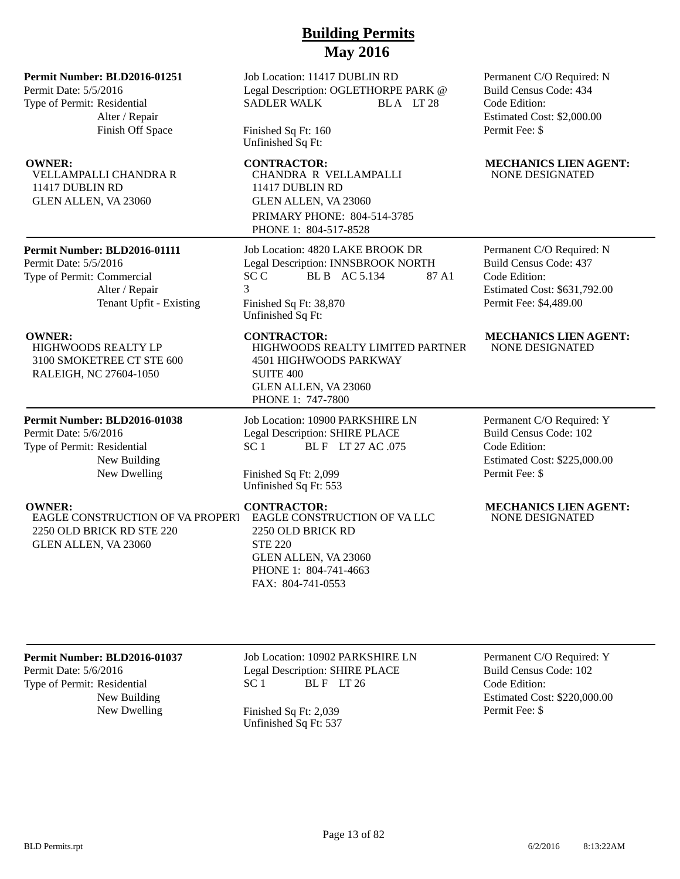# Building Permits
## May 2016

**Permit Number: BLD2016-01251**
Permit Date: 5/5/2016
Type of Permit: Residential
Alter / Repair
Finish Off Space

Job Location: 11417 DUBLIN RD
Legal Description: OGLETHORPE PARK @ SADLER WALK BL A LT 28
Finished Sq Ft: 160
Unfinished Sq Ft:

Permanent C/O Required: N
Build Census Code: 434
Code Edition:
Estimated Cost: $2,000.00
Permit Fee: $

**OWNER:**
VELLAMPALLI CHANDRA R
11417 DUBLIN RD
GLEN ALLEN, VA 23060

**CONTRACTOR:**
CHANDRA R VELLAMPALLI
11417 DUBLIN RD
GLEN ALLEN, VA 23060
PRIMARY PHONE: 804-514-3785
PHONE 1: 804-517-8528

**MECHANICS LIEN AGENT:**
NONE DESIGNATED

---

**Permit Number: BLD2016-01111**
Permit Date: 5/5/2016
Type of Permit: Commercial
Alter / Repair
Tenant Upfit - Existing

Job Location: 4820 LAKE BROOK DR
Legal Description: INNSBROOK NORTH SC C BL B AC 5.134 87 A1 3
Finished Sq Ft: 38,870
Unfinished Sq Ft:

Permanent C/O Required: N
Build Census Code: 437
Code Edition:
Estimated Cost: $631,792.00
Permit Fee: $4,489.00

**OWNER:**
HIGHWOODS REALTY LP
3100 SMOKETREE CT STE 600
RALEIGH, NC 27604-1050

**CONTRACTOR:**
HIGHWOODS REALTY LIMITED PARTNER
4501 HIGHWOODS PARKWAY
SUITE 400
GLEN ALLEN, VA 23060
PHONE 1: 747-7800

**MECHANICS LIEN AGENT:**
NONE DESIGNATED

---

**Permit Number: BLD2016-01038**
Permit Date: 5/6/2016
Type of Permit: Residential
New Building
New Dwelling

Job Location: 10900 PARKSHIRE LN
Legal Description: SHIRE PLACE SC 1 BL F LT 27 AC .075
Finished Sq Ft: 2,099
Unfinished Sq Ft: 553

Permanent C/O Required: Y
Build Census Code: 102
Code Edition:
Estimated Cost: $225,000.00
Permit Fee: $

**OWNER:**
EAGLE CONSTRUCTION OF VA PROPERT
2250 OLD BRICK RD STE 220
GLEN ALLEN, VA 23060

**CONTRACTOR:**
EAGLE CONSTRUCTION OF VA LLC
2250 OLD BRICK RD
STE 220
GLEN ALLEN, VA 23060
PHONE 1: 804-741-4663
FAX: 804-741-0553

**MECHANICS LIEN AGENT:**
NONE DESIGNATED

---

**Permit Number: BLD2016-01037**
Permit Date: 5/6/2016
Type of Permit: Residential
New Building
New Dwelling

Job Location: 10902 PARKSHIRE LN
Legal Description: SHIRE PLACE SC 1 BL F LT 26
Finished Sq Ft: 2,039
Unfinished Sq Ft: 537

Permanent C/O Required: Y
Build Census Code: 102
Code Edition:
Estimated Cost: $220,000.00
Permit Fee: $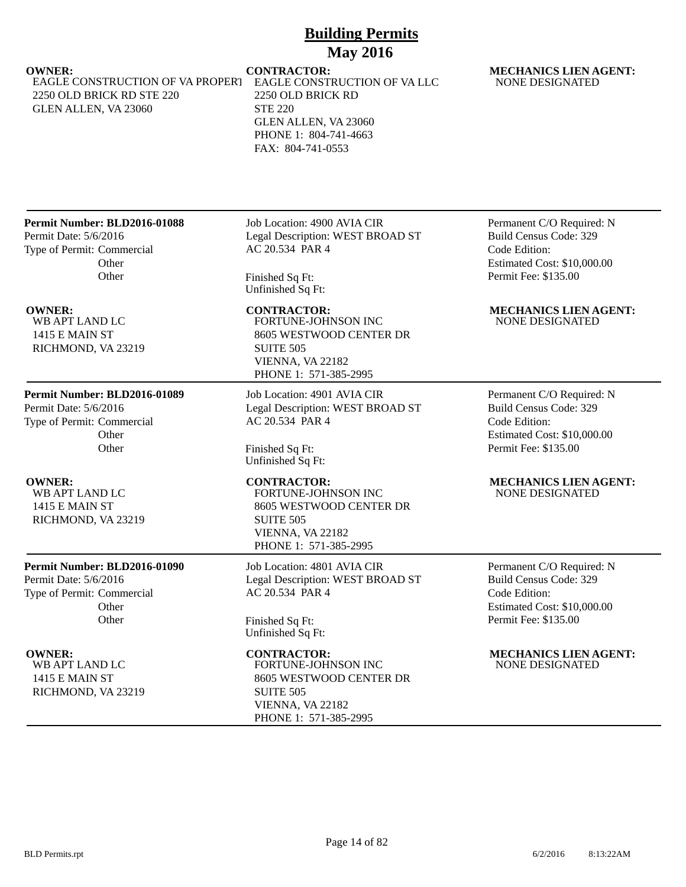# Building Permits
## May 2016

**OWNER:**
EAGLE CONSTRUCTION OF VA PROPERT
2250 OLD BRICK RD STE 220
GLEN ALLEN, VA 23060

**CONTRACTOR:**
EAGLE CONSTRUCTION OF VA LLC
2250 OLD BRICK RD
STE 220
GLEN ALLEN, VA 23060
PHONE 1: 804-741-4663
FAX: 804-741-0553

**MECHANICS LIEN AGENT:**
NONE DESIGNATED

---

**Permit Number: BLD2016-01088**
Permit Date: 5/6/2016
Type of Permit: Commercial
Other
Other

Job Location: 4900 AVIA CIR
Legal Description: WEST BROAD ST AC 20.534 PAR 4

Finished Sq Ft:
Unfinished Sq Ft:

Permanent C/O Required: N
Build Census Code: 329
Code Edition:
Estimated Cost: $10,000.00
Permit Fee: $135.00

**OWNER:**
WB APT LAND LC
1415 E MAIN ST
RICHMOND, VA 23219

**CONTRACTOR:**
FORTUNE-JOHNSON INC
8605 WESTWOOD CENTER DR
SUITE 505
VIENNA, VA 22182
PHONE 1: 571-385-2995

**MECHANICS LIEN AGENT:**
NONE DESIGNATED

---

**Permit Number: BLD2016-01089**
Permit Date: 5/6/2016
Type of Permit: Commercial
Other
Other

Job Location: 4901 AVIA CIR
Legal Description: WEST BROAD ST AC 20.534 PAR 4

Finished Sq Ft:
Unfinished Sq Ft:

Permanent C/O Required: N
Build Census Code: 329
Code Edition:
Estimated Cost: $10,000.00
Permit Fee: $135.00

**OWNER:**
WB APT LAND LC
1415 E MAIN ST
RICHMOND, VA 23219

**CONTRACTOR:**
FORTUNE-JOHNSON INC
8605 WESTWOOD CENTER DR
SUITE 505
VIENNA, VA 22182
PHONE 1: 571-385-2995

**MECHANICS LIEN AGENT:**
NONE DESIGNATED

---

**Permit Number: BLD2016-01090**
Permit Date: 5/6/2016
Type of Permit: Commercial
Other
Other

Job Location: 4801 AVIA CIR
Legal Description: WEST BROAD ST AC 20.534 PAR 4

Finished Sq Ft:
Unfinished Sq Ft:

Permanent C/O Required: N
Build Census Code: 329
Code Edition:
Estimated Cost: $10,000.00
Permit Fee: $135.00

**OWNER:**
WB APT LAND LC
1415 E MAIN ST
RICHMOND, VA 23219

**CONTRACTOR:**
FORTUNE-JOHNSON INC
8605 WESTWOOD CENTER DR
SUITE 505
VIENNA, VA 22182
PHONE 1: 571-385-2995

**MECHANICS LIEN AGENT:**
NONE DESIGNATED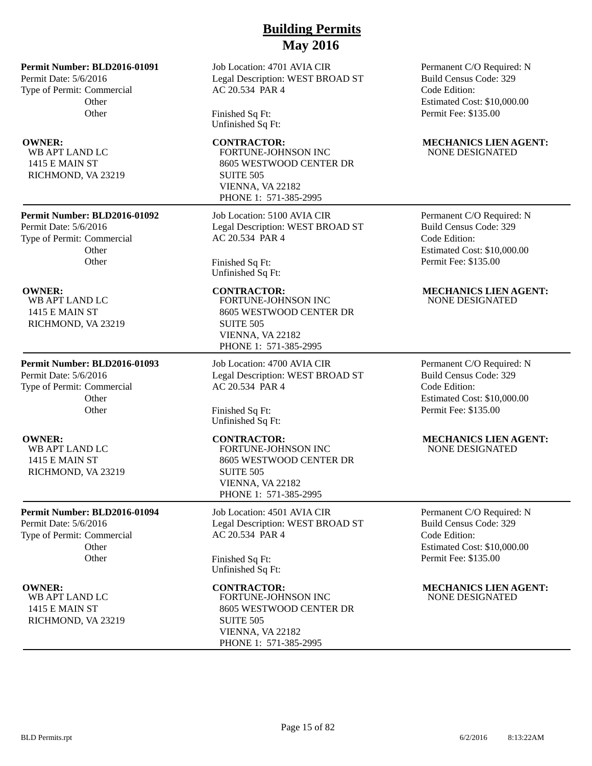# Building Permits
## May 2016

**Permit Number: BLD2016-01091**
Permit Date: 5/6/2016
Type of Permit: Commercial
Other
Other

Job Location: 4701 AVIA CIR
Legal Description: WEST BROAD ST AC 20.534 PAR 4

Finished Sq Ft:
Unfinished Sq Ft:

Permanent C/O Required: N
Build Census Code: 329
Code Edition:
Estimated Cost: $10,000.00
Permit Fee: $135.00

**OWNER:**
WB APT LAND LC
1415 E MAIN ST
RICHMOND, VA 23219

**CONTRACTOR:**
FORTUNE-JOHNSON INC
8605 WESTWOOD CENTER DR
SUITE 505
VIENNA, VA 22182
PHONE 1: 571-385-2995

**MECHANICS LIEN AGENT:**
NONE DESIGNATED

---

**Permit Number: BLD2016-01092**
Permit Date: 5/6/2016
Type of Permit: Commercial
Other
Other

Job Location: 5100 AVIA CIR
Legal Description: WEST BROAD ST AC 20.534 PAR 4

Finished Sq Ft:
Unfinished Sq Ft:

Permanent C/O Required: N
Build Census Code: 329
Code Edition:
Estimated Cost: $10,000.00
Permit Fee: $135.00

**OWNER:**
WB APT LAND LC
1415 E MAIN ST
RICHMOND, VA 23219

**CONTRACTOR:**
FORTUNE-JOHNSON INC
8605 WESTWOOD CENTER DR
SUITE 505
VIENNA, VA 22182
PHONE 1: 571-385-2995

**MECHANICS LIEN AGENT:**
NONE DESIGNATED

---

**Permit Number: BLD2016-01093**
Permit Date: 5/6/2016
Type of Permit: Commercial
Other
Other

Job Location: 4700 AVIA CIR
Legal Description: WEST BROAD ST AC 20.534 PAR 4

Finished Sq Ft:
Unfinished Sq Ft:

Permanent C/O Required: N
Build Census Code: 329
Code Edition:
Estimated Cost: $10,000.00
Permit Fee: $135.00

**OWNER:**
WB APT LAND LC
1415 E MAIN ST
RICHMOND, VA 23219

**CONTRACTOR:**
FORTUNE-JOHNSON INC
8605 WESTWOOD CENTER DR
SUITE 505
VIENNA, VA 22182
PHONE 1: 571-385-2995

**MECHANICS LIEN AGENT:**
NONE DESIGNATED

---

**Permit Number: BLD2016-01094**
Permit Date: 5/6/2016
Type of Permit: Commercial
Other
Other

Job Location: 4501 AVIA CIR
Legal Description: WEST BROAD ST AC 20.534 PAR 4

Finished Sq Ft:
Unfinished Sq Ft:

Permanent C/O Required: N
Build Census Code: 329
Code Edition:
Estimated Cost: $10,000.00
Permit Fee: $135.00

**OWNER:**
WB APT LAND LC
1415 E MAIN ST
RICHMOND, VA 23219

**CONTRACTOR:**
FORTUNE-JOHNSON INC
8605 WESTWOOD CENTER DR
SUITE 505
VIENNA, VA 22182
PHONE 1: 571-385-2995

**MECHANICS LIEN AGENT:**
NONE DESIGNATED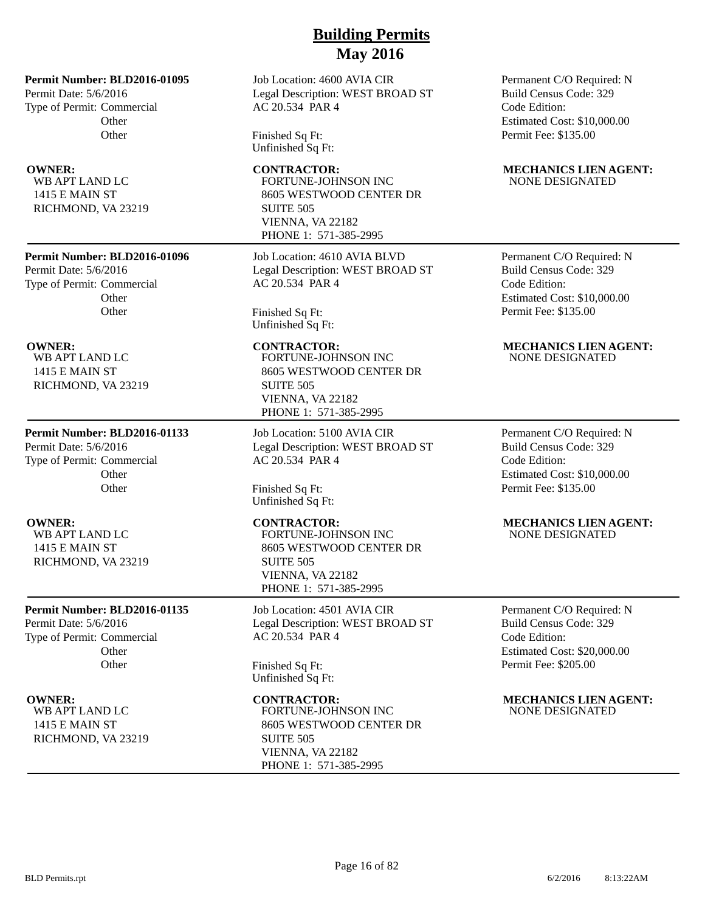# Building Permits
## May 2016

**Permit Number: BLD2016-01095**
Permit Date: 5/6/2016
Type of Permit: Commercial
Other
Other

Job Location: 4600 AVIA CIR
Legal Description: WEST BROAD ST AC 20.534 PAR 4

Finished Sq Ft:
Unfinished Sq Ft:

Permanent C/O Required: N
Build Census Code: 329
Code Edition:
Estimated Cost: $10,000.00
Permit Fee: $135.00

**OWNER:**
WB APT LAND LC
1415 E MAIN ST
RICHMOND, VA 23219

**CONTRACTOR:**
FORTUNE-JOHNSON INC
8605 WESTWOOD CENTER DR
SUITE 505
VIENNA, VA 22182
PHONE 1: 571-385-2995

**MECHANICS LIEN AGENT:**
NONE DESIGNATED

---

**Permit Number: BLD2016-01096**
Permit Date: 5/6/2016
Type of Permit: Commercial
Other
Other

Job Location: 4610 AVIA BLVD
Legal Description: WEST BROAD ST AC 20.534 PAR 4

Finished Sq Ft:
Unfinished Sq Ft:

Permanent C/O Required: N
Build Census Code: 329
Code Edition:
Estimated Cost: $10,000.00
Permit Fee: $135.00

**OWNER:**
WB APT LAND LC
1415 E MAIN ST
RICHMOND, VA 23219

**CONTRACTOR:**
FORTUNE-JOHNSON INC
8605 WESTWOOD CENTER DR
SUITE 505
VIENNA, VA 22182
PHONE 1: 571-385-2995

**MECHANICS LIEN AGENT:**
NONE DESIGNATED

---

**Permit Number: BLD2016-01133**
Permit Date: 5/6/2016
Type of Permit: Commercial
Other
Other

Job Location: 5100 AVIA CIR
Legal Description: WEST BROAD ST AC 20.534 PAR 4

Finished Sq Ft:
Unfinished Sq Ft:

Permanent C/O Required: N
Build Census Code: 329
Code Edition:
Estimated Cost: $10,000.00
Permit Fee: $135.00

**OWNER:**
WB APT LAND LC
1415 E MAIN ST
RICHMOND, VA 23219

**CONTRACTOR:**
FORTUNE-JOHNSON INC
8605 WESTWOOD CENTER DR
SUITE 505
VIENNA, VA 22182
PHONE 1: 571-385-2995

**MECHANICS LIEN AGENT:**
NONE DESIGNATED

---

**Permit Number: BLD2016-01135**
Permit Date: 5/6/2016
Type of Permit: Commercial
Other
Other

Job Location: 4501 AVIA CIR
Legal Description: WEST BROAD ST AC 20.534 PAR 4

Finished Sq Ft:
Unfinished Sq Ft:

Permanent C/O Required: N
Build Census Code: 329
Code Edition:
Estimated Cost: $20,000.00
Permit Fee: $205.00

**OWNER:**
WB APT LAND LC
1415 E MAIN ST
RICHMOND, VA 23219

**CONTRACTOR:**
FORTUNE-JOHNSON INC
8605 WESTWOOD CENTER DR
SUITE 505
VIENNA, VA 22182
PHONE 1: 571-385-2995

**MECHANICS LIEN AGENT:**
NONE DESIGNATED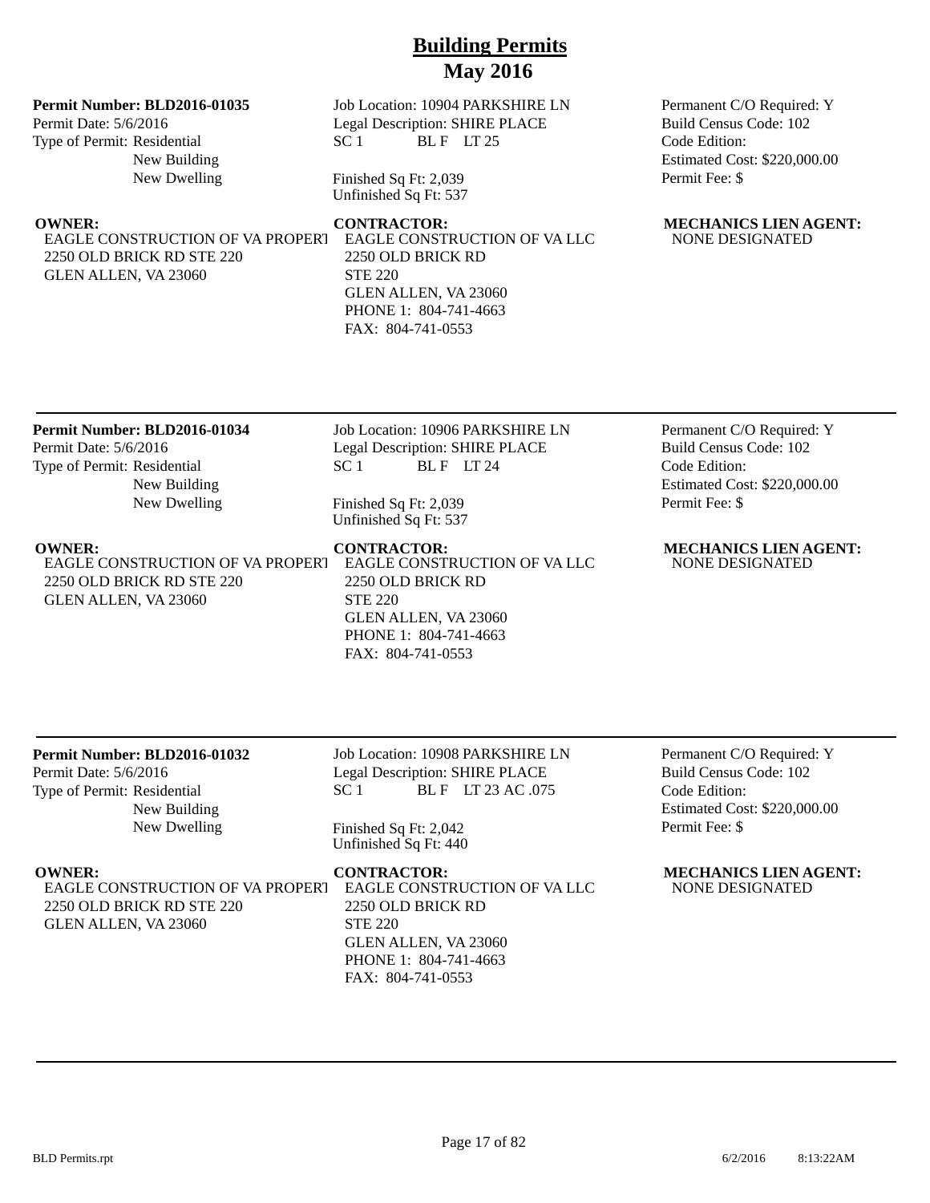# Building Permits
## May 2016

**Permit Number: BLD2016-01035**
Permit Date: 5/6/2016
Type of Permit: Residential
New Building
New Dwelling

Job Location: 10904 PARKSHIRE LN
Legal Description: SHIRE PLACE
SC 1 BL F LT 25

Finished Sq Ft: 2,039
Unfinished Sq Ft: 537

Permanent C/O Required: Y
Build Census Code: 102
Code Edition:
Estimated Cost: $220,000.00
Permit Fee: $

**OWNER:**
EAGLE CONSTRUCTION OF VA PROPERT
2250 OLD BRICK RD STE 220
GLEN ALLEN, VA 23060

**CONTRACTOR:**
EAGLE CONSTRUCTION OF VA LLC
2250 OLD BRICK RD
STE 220
GLEN ALLEN, VA 23060
PHONE 1: 804-741-4663
FAX: 804-741-0553

**MECHANICS LIEN AGENT:**
NONE DESIGNATED

---

**Permit Number: BLD2016-01034**
Permit Date: 5/6/2016
Type of Permit: Residential
New Building
New Dwelling

Job Location: 10906 PARKSHIRE LN
Legal Description: SHIRE PLACE
SC 1 BL F LT 24

Finished Sq Ft: 2,039
Unfinished Sq Ft: 537

Permanent C/O Required: Y
Build Census Code: 102
Code Edition:
Estimated Cost: $220,000.00
Permit Fee: $

**OWNER:**
EAGLE CONSTRUCTION OF VA PROPERT
2250 OLD BRICK RD STE 220
GLEN ALLEN, VA 23060

**CONTRACTOR:**
EAGLE CONSTRUCTION OF VA LLC
2250 OLD BRICK RD
STE 220
GLEN ALLEN, VA 23060
PHONE 1: 804-741-4663
FAX: 804-741-0553

**MECHANICS LIEN AGENT:**
NONE DESIGNATED

---

**Permit Number: BLD2016-01032**
Permit Date: 5/6/2016
Type of Permit: Residential
New Building
New Dwelling

Job Location: 10908 PARKSHIRE LN
Legal Description: SHIRE PLACE
SC 1 BL F LT 23 AC .075

Finished Sq Ft: 2,042
Unfinished Sq Ft: 440

Permanent C/O Required: Y
Build Census Code: 102
Code Edition:
Estimated Cost: $220,000.00
Permit Fee: $

**OWNER:**
EAGLE CONSTRUCTION OF VA PROPERT
2250 OLD BRICK RD STE 220
GLEN ALLEN, VA 23060

**CONTRACTOR:**
EAGLE CONSTRUCTION OF VA LLC
2250 OLD BRICK RD
STE 220
GLEN ALLEN, VA 23060
PHONE 1: 804-741-4663
FAX: 804-741-0553

**MECHANICS LIEN AGENT:**
NONE DESIGNATED

---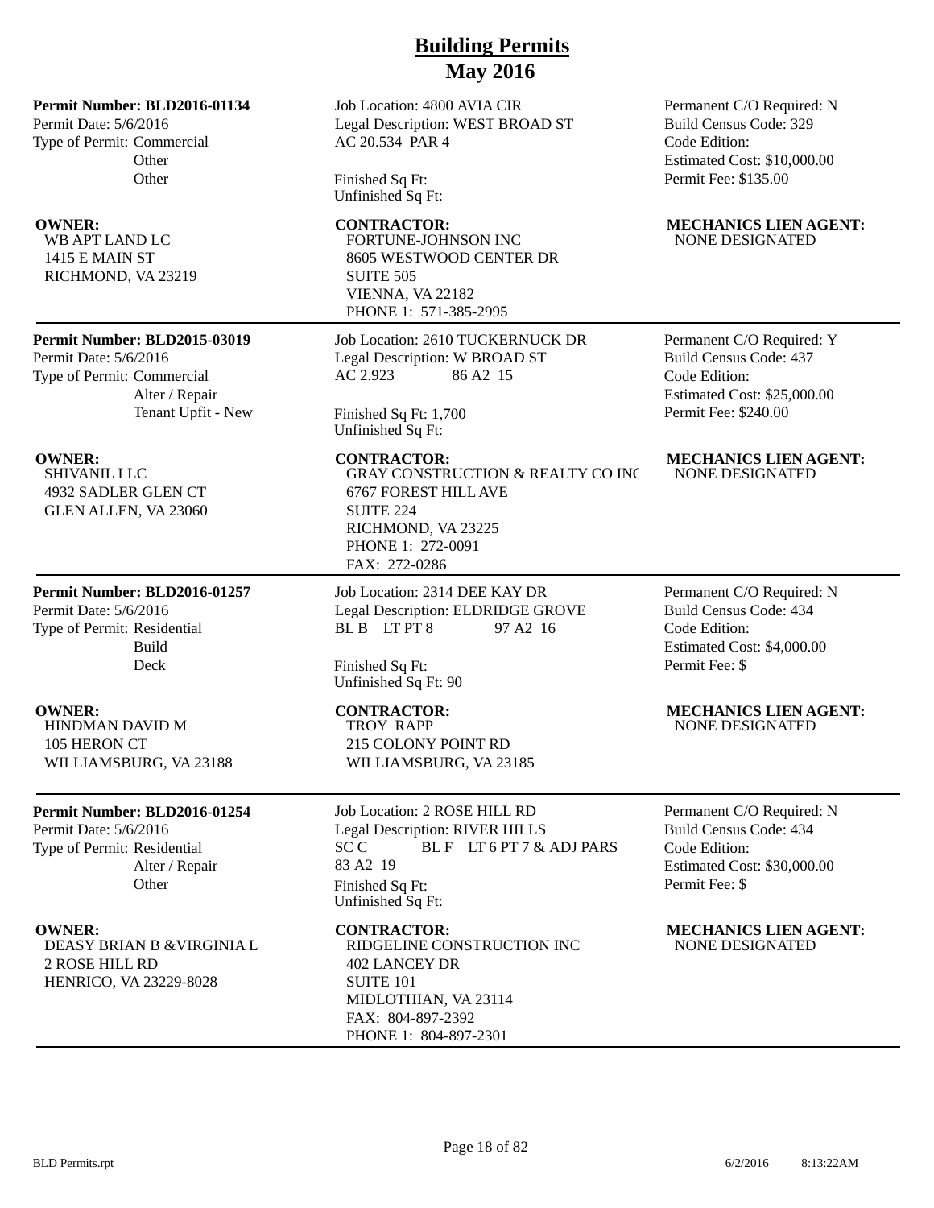# Building Permits
## May 2016

**Permit Number: BLD2016-01134**
Permit Date: 5/6/2016
Type of Permit: Commercial
Other
Other

Job Location: 4800 AVIA CIR
Legal Description: WEST BROAD ST
AC 20.534 PAR 4

Finished Sq Ft:
Unfinished Sq Ft:

Permanent C/O Required: N
Build Census Code: 329
Code Edition:
Estimated Cost: $10,000.00
Permit Fee: $135.00

**OWNER:**
WB APT LAND LC
1415 E MAIN ST
RICHMOND, VA 23219

**CONTRACTOR:**
FORTUNE-JOHNSON INC
8605 WESTWOOD CENTER DR
SUITE 505
VIENNA, VA 22182
PHONE 1: 571-385-2995

**MECHANICS LIEN AGENT:**
NONE DESIGNATED

---

**Permit Number: BLD2015-03019**
Permit Date: 5/6/2016
Type of Permit: Commercial
Alter / Repair
Tenant Upfit - New

Job Location: 2610 TUCKERNUCK DR
Legal Description: W BROAD ST
AC 2.923 86 A2 15

Finished Sq Ft: 1,700
Unfinished Sq Ft:

Permanent C/O Required: Y
Build Census Code: 437
Code Edition:
Estimated Cost: $25,000.00
Permit Fee: $240.00

**OWNER:**
SHIVANIL LLC
4932 SADLER GLEN CT
GLEN ALLEN, VA 23060

**CONTRACTOR:**
GRAY CONSTRUCTION & REALTY CO INC
6767 FOREST HILL AVE
SUITE 224
RICHMOND, VA 23225
PHONE 1: 272-0091
FAX: 272-0286

**MECHANICS LIEN AGENT:**
NONE DESIGNATED

---

**Permit Number: BLD2016-01257**
Permit Date: 5/6/2016
Type of Permit: Residential
Build
Deck

Job Location: 2314 DEE KAY DR
Legal Description: ELDRIDGE GROVE
BL B LT PT 8 97 A2 16

Finished Sq Ft:
Unfinished Sq Ft: 90

Permanent C/O Required: N
Build Census Code: 434
Code Edition:
Estimated Cost: $4,000.00
Permit Fee: $

**OWNER:**
HINDMAN DAVID M
105 HERON CT
WILLIAMSBURG, VA 23188

**CONTRACTOR:**
TROY RAPP
215 COLONY POINT RD
WILLIAMSBURG, VA 23185

**MECHANICS LIEN AGENT:**
NONE DESIGNATED

---

**Permit Number: BLD2016-01254**
Permit Date: 5/6/2016
Type of Permit: Residential
Alter / Repair
Other

Job Location: 2 ROSE HILL RD
Legal Description: RIVER HILLS
SC C BL F LT 6 PT 7 & ADJ PARS
83 A2 19

Finished Sq Ft:
Unfinished Sq Ft:

Permanent C/O Required: N
Build Census Code: 434
Code Edition:
Estimated Cost: $30,000.00
Permit Fee: $

**OWNER:**
DEASY BRIAN B &VIRGINIA L
2 ROSE HILL RD
HENRICO, VA 23229-8028

**CONTRACTOR:**
RIDGELINE CONSTRUCTION INC
402 LANCEY DR
SUITE 101
MIDLOTHIAN, VA 23114
FAX: 804-897-2392
PHONE 1: 804-897-2301

**MECHANICS LIEN AGENT:**
NONE DESIGNATED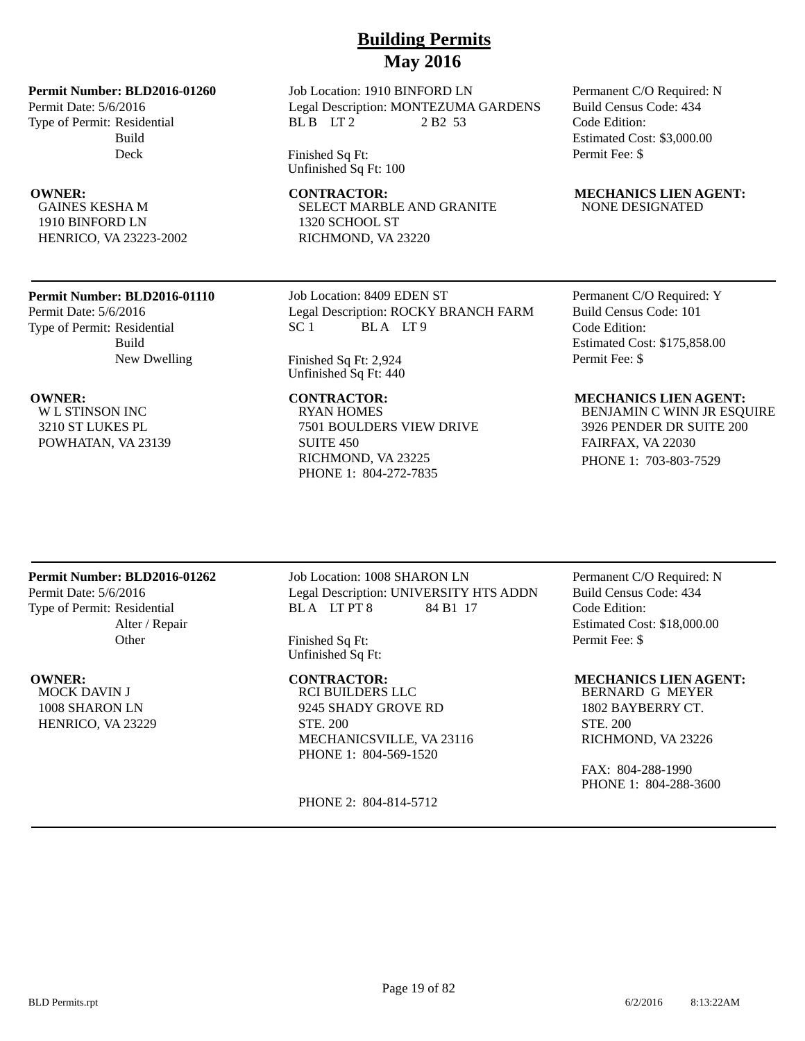# Building Permits
## May 2016

**Permit Number: BLD2016-01260**
Permit Date: 5/6/2016
Type of Permit: Residential
Build
Deck

Job Location: 1910 BINFORD LN
Legal Description: MONTEZUMA GARDENS BL B LT 2 2 B2 53

Finished Sq Ft:
Unfinished Sq Ft: 100

Permanent C/O Required: N
Build Census Code: 434
Code Edition:
Estimated Cost: $3,000.00
Permit Fee: $

**OWNER:**
GAINES KESHA M
1910 BINFORD LN
HENRICO, VA 23223-2002

**CONTRACTOR:**
SELECT MARBLE AND GRANITE
1320 SCHOOL ST
RICHMOND, VA 23220

**MECHANICS LIEN AGENT:**
NONE DESIGNATED

---

**Permit Number: BLD2016-01110**
Permit Date: 5/6/2016
Type of Permit: Residential
Build
New Dwelling

Job Location: 8409 EDEN ST
Legal Description: ROCKY BRANCH FARM SC 1 BL A LT 9

Finished Sq Ft: 2,924
Unfinished Sq Ft: 440

Permanent C/O Required: Y
Build Census Code: 101
Code Edition:
Estimated Cost: $175,858.00
Permit Fee: $

**OWNER:**
W L STINSON INC
3210 ST LUKES PL
POWHATAN, VA 23139

**CONTRACTOR:**
RYAN HOMES
7501 BOULDERS VIEW DRIVE
SUITE 450
RICHMOND, VA 23225
PHONE 1: 804-272-7835

**MECHANICS LIEN AGENT:**
BENJAMIN C WINN JR ESQUIRE
3926 PENDER DR SUITE 200
FAIRFAX, VA 22030
PHONE 1: 703-803-7529

---

**Permit Number: BLD2016-01262**
Permit Date: 5/6/2016
Type of Permit: Residential
Alter / Repair
Other

Job Location: 1008 SHARON LN
Legal Description: UNIVERSITY HTS ADDN BL A LT PT 8 84 B1 17

Finished Sq Ft:
Unfinished Sq Ft:

Permanent C/O Required: N
Build Census Code: 434
Code Edition:
Estimated Cost: $18,000.00
Permit Fee: $

**OWNER:**
MOCK DAVIN J
1008 SHARON LN
HENRICO, VA 23229

**CONTRACTOR:**
RCI BUILDERS LLC
9245 SHADY GROVE RD
STE. 200
MECHANICSVILLE, VA 23116
PHONE 1: 804-569-1520
PHONE 2: 804-814-5712

**MECHANICS LIEN AGENT:**
BERNARD G MEYER
1802 BAYBERRY CT.
STE. 200
RICHMOND, VA 23226
FAX: 804-288-1990
PHONE 1: 804-288-3600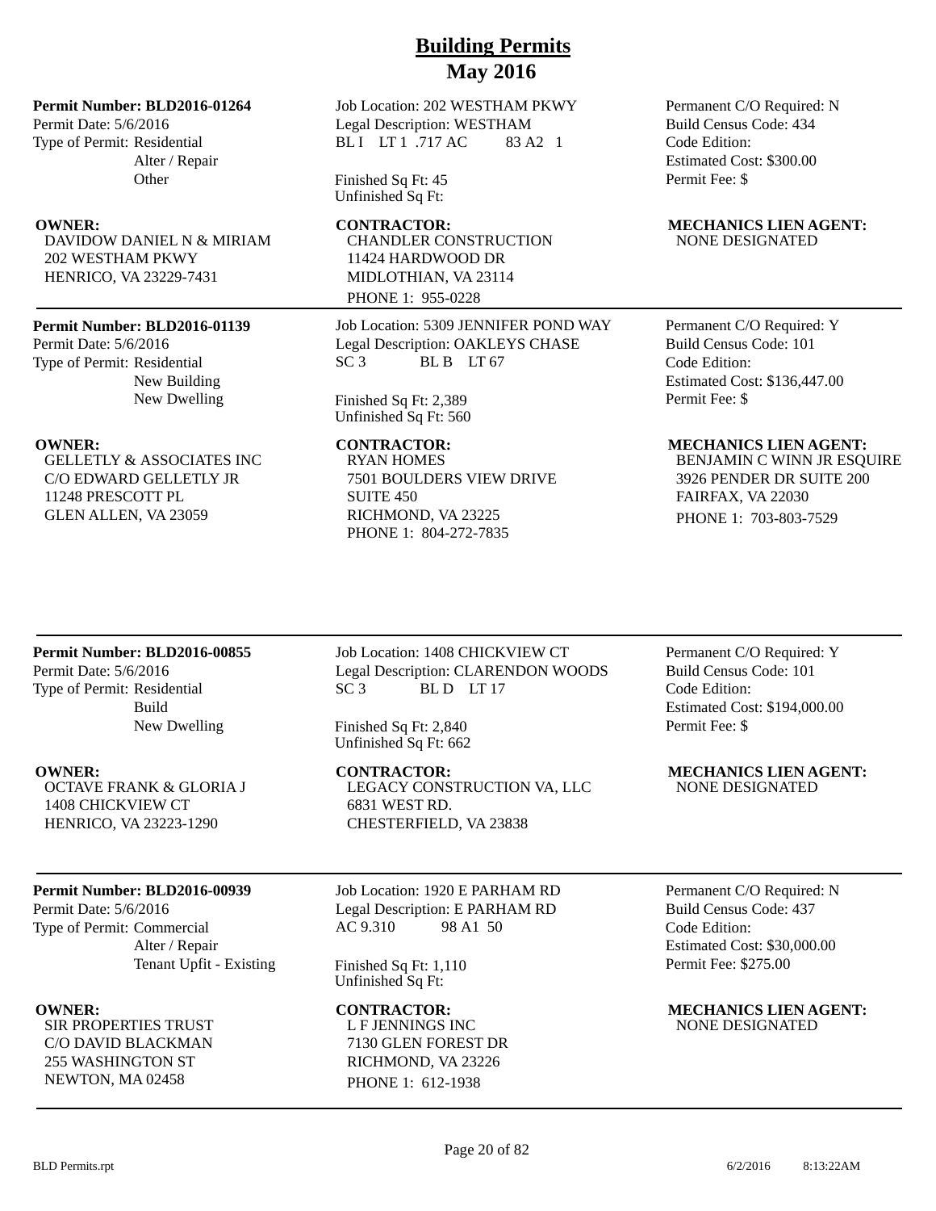# Building Permits
## May 2016

---

**Permit Number: BLD2016-01264**
Permit Date: 5/6/2016
Type of Permit: Residential
Alter / Repair
Other

Job Location: 202 WESTHAM PKWY
Legal Description: WESTHAM
BL I LT 1 .717 AC 83 A2 1

Finished Sq Ft: 45
Unfinished Sq Ft:

Permanent C/O Required: N
Build Census Code: 434
Code Edition:
Estimated Cost: $300.00
Permit Fee: $

**OWNER:**
DAVIDOW DANIEL N & MIRIAM
202 WESTHAM PKWY
HENRICO, VA 23229-7431

**CONTRACTOR:**
CHANDLER CONSTRUCTION
11424 HARDWOOD DR
MIDLOTHIAN, VA 23114
PHONE 1: 955-0228

**MECHANICS LIEN AGENT:**
NONE DESIGNATED

---

**Permit Number: BLD2016-01139**
Permit Date: 5/6/2016
Type of Permit: Residential
New Building
New Dwelling

Job Location: 5309 JENNIFER POND WAY
Legal Description: OAKLEYS CHASE
SC 3 BL B LT 67

Finished Sq Ft: 2,389
Unfinished Sq Ft: 560

Permanent C/O Required: Y
Build Census Code: 101
Code Edition:
Estimated Cost: $136,447.00
Permit Fee: $

**OWNER:**
GELLETLY & ASSOCIATES INC
C/O EDWARD GELLETLY JR
11248 PRESCOTT PL
GLEN ALLEN, VA 23059

**CONTRACTOR:**
RYAN HOMES
7501 BOULDERS VIEW DRIVE
SUITE 450
RICHMOND, VA 23225
PHONE 1: 804-272-7835

**MECHANICS LIEN AGENT:**
BENJAMIN C WINN JR ESQUIRE
3926 PENDER DR SUITE 200
FAIRFAX, VA 22030
PHONE 1: 703-803-7529

---

**Permit Number: BLD2016-00855**
Permit Date: 5/6/2016
Type of Permit: Residential
Build
New Dwelling

Job Location: 1408 CHICKVIEW CT
Legal Description: CLARENDON WOODS
SC 3 BL D LT 17

Finished Sq Ft: 2,840
Unfinished Sq Ft: 662

Permanent C/O Required: Y
Build Census Code: 101
Code Edition:
Estimated Cost: $194,000.00
Permit Fee: $

**OWNER:**
OCTAVE FRANK & GLORIA J
1408 CHICKVIEW CT
HENRICO, VA 23223-1290

**CONTRACTOR:**
LEGACY CONSTRUCTION VA, LLC
6831 WEST RD.
CHESTERFIELD, VA 23838

**MECHANICS LIEN AGENT:**
NONE DESIGNATED

---

**Permit Number: BLD2016-00939**
Permit Date: 5/6/2016
Type of Permit: Commercial
Alter / Repair
Tenant Upfit - Existing

Job Location: 1920 E PARHAM RD
Legal Description: E PARHAM RD
AC 9.310 98 A1 50

Finished Sq Ft: 1,110
Unfinished Sq Ft:

Permanent C/O Required: N
Build Census Code: 437
Code Edition:
Estimated Cost: $30,000.00
Permit Fee: $275.00

**OWNER:**
SIR PROPERTIES TRUST
C/O DAVID BLACKMAN
255 WASHINGTON ST
NEWTON, MA 02458

**CONTRACTOR:**
L F JENNINGS INC
7130 GLEN FOREST DR
RICHMOND, VA 23226
PHONE 1: 612-1938

**MECHANICS LIEN AGENT:**
NONE DESIGNATED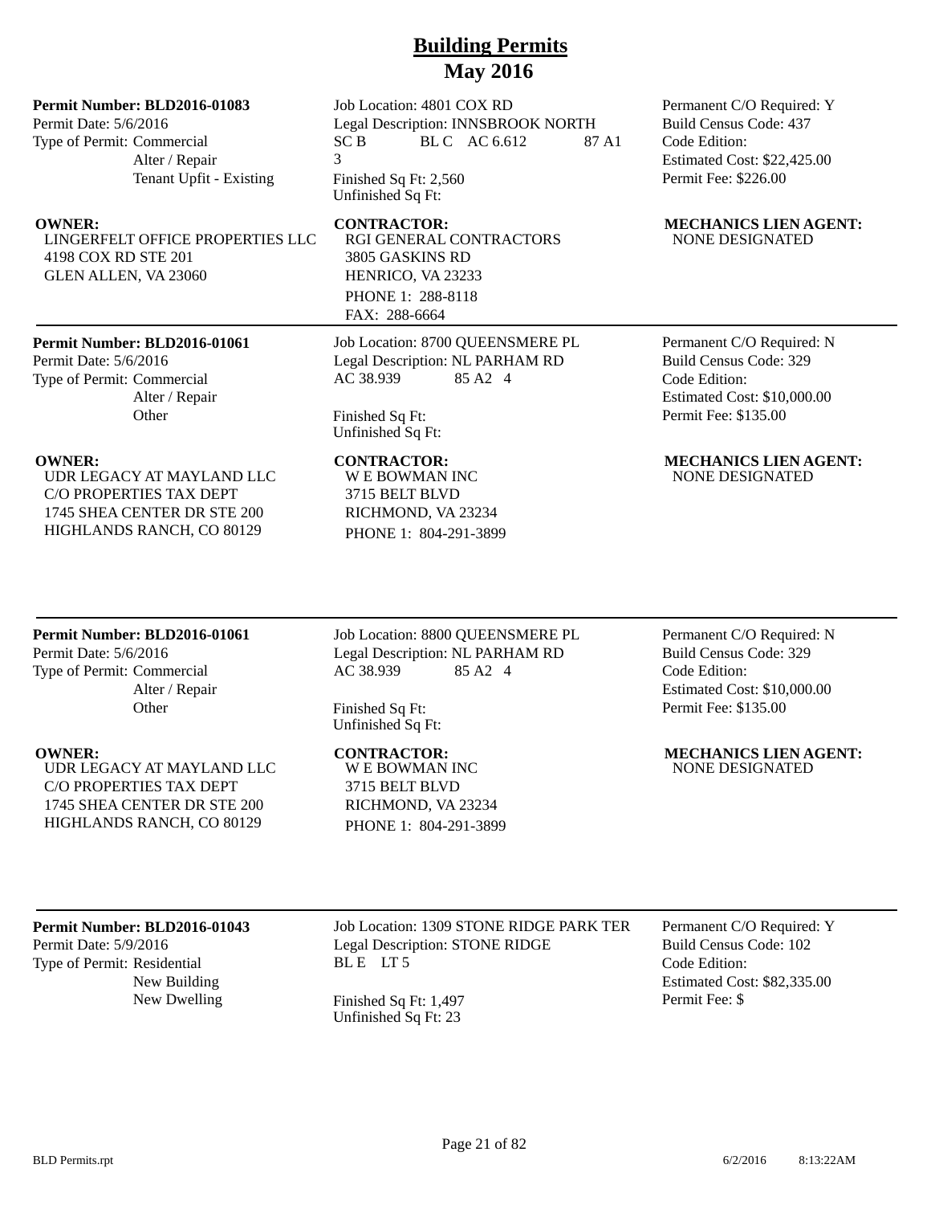# Building Permits
# May 2016

**Permit Number: BLD2016-01083**
Permit Date: 5/6/2016
Type of Permit: Commercial
Alter / Repair
Tenant Upfit - Existing

Job Location: 4801 COX RD
Legal Description: INNSBROOK NORTH
SC B BL C AC 6.612 87 A1 3
Finished Sq Ft: 2,560
Unfinished Sq Ft:

Permanent C/O Required: Y
Build Census Code: 437
Code Edition:
Estimated Cost: $22,425.00
Permit Fee: $226.00

**OWNER:**
LINGERFELT OFFICE PROPERTIES LLC
4198 COX RD STE 201
GLEN ALLEN, VA 23060

**CONTRACTOR:**
RGI GENERAL CONTRACTORS
3805 GASKINS RD
HENRICO, VA 23233
PHONE 1: 288-8118
FAX: 288-6664

**MECHANICS LIEN AGENT:**
NONE DESIGNATED

---

**Permit Number: BLD2016-01061**
Permit Date: 5/6/2016
Type of Permit: Commercial
Alter / Repair
Other

Job Location: 8700 QUEENSMERE PL
Legal Description: NL PARHAM RD
AC 38.939 85 A2 4
Finished Sq Ft:
Unfinished Sq Ft:

Permanent C/O Required: N
Build Census Code: 329
Code Edition:
Estimated Cost: $10,000.00
Permit Fee: $135.00

**OWNER:**
UDR LEGACY AT MAYLAND LLC
C/O PROPERTIES TAX DEPT
1745 SHEA CENTER DR STE 200
HIGHLANDS RANCH, CO 80129

**CONTRACTOR:**
W E BOWMAN INC
3715 BELT BLVD
RICHMOND, VA 23234
PHONE 1: 804-291-3899

**MECHANICS LIEN AGENT:**
NONE DESIGNATED

---

**Permit Number: BLD2016-01061**
Permit Date: 5/6/2016
Type of Permit: Commercial
Alter / Repair
Other

Job Location: 8800 QUEENSMERE PL
Legal Description: NL PARHAM RD
AC 38.939 85 A2 4
Finished Sq Ft:
Unfinished Sq Ft:

Permanent C/O Required: N
Build Census Code: 329
Code Edition:
Estimated Cost: $10,000.00
Permit Fee: $135.00

**OWNER:**
UDR LEGACY AT MAYLAND LLC
C/O PROPERTIES TAX DEPT
1745 SHEA CENTER DR STE 200
HIGHLANDS RANCH, CO 80129

**CONTRACTOR:**
W E BOWMAN INC
3715 BELT BLVD
RICHMOND, VA 23234
PHONE 1: 804-291-3899

**MECHANICS LIEN AGENT:**
NONE DESIGNATED

---

**Permit Number: BLD2016-01043**
Permit Date: 5/9/2016
Type of Permit: Residential
New Building
New Dwelling

Job Location: 1309 STONE RIDGE PARK TER
Legal Description: STONE RIDGE
BL E LT 5
Finished Sq Ft: 1,497
Unfinished Sq Ft: 23

Permanent C/O Required: Y
Build Census Code: 102
Code Edition:
Estimated Cost: $82,335.00
Permit Fee: $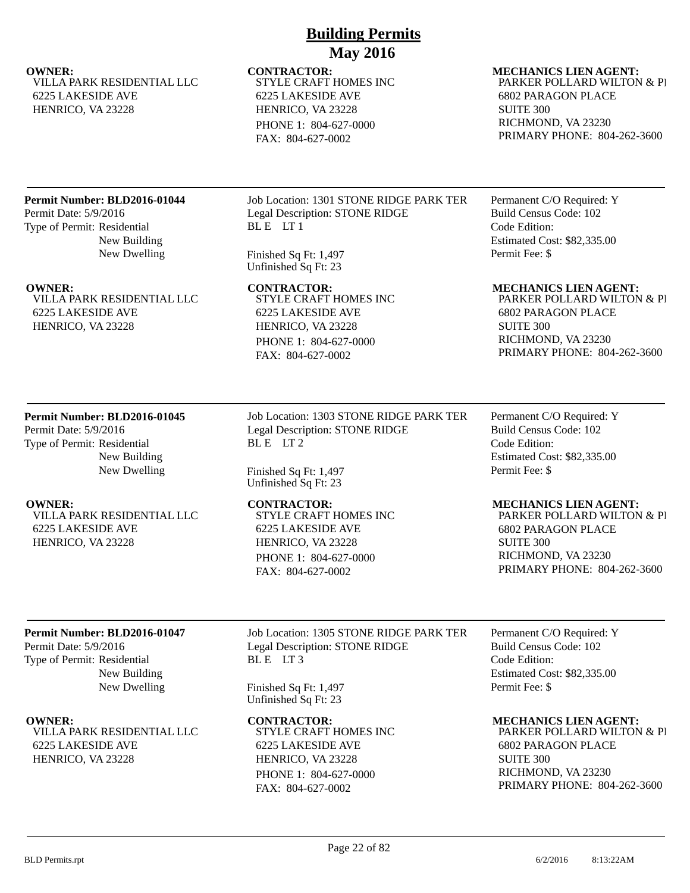# Building Permits

## May 2016

**OWNER:**
VILLA PARK RESIDENTIAL LLC
6225 LAKESIDE AVE
HENRICO, VA 23228

**CONTRACTOR:**
STYLE CRAFT HOMES INC
6225 LAKESIDE AVE
HENRICO, VA 23228
PHONE 1: 804-627-0000
FAX: 804-627-0002

**MECHANICS LIEN AGENT:**
PARKER POLLARD WILTON & PI
6802 PARAGON PLACE
SUITE 300
RICHMOND, VA 23230
PRIMARY PHONE: 804-262-3600

---

**Permit Number: BLD2016-01044**
Permit Date: 5/9/2016
Type of Permit: Residential
New Building
New Dwelling

Job Location: 1301 STONE RIDGE PARK TER
Legal Description: STONE RIDGE
BL E LT 1

Finished Sq Ft: 1,497
Unfinished Sq Ft: 23

Permanent C/O Required: Y
Build Census Code: 102
Code Edition:
Estimated Cost: $82,335.00
Permit Fee: $

**OWNER:**
VILLA PARK RESIDENTIAL LLC
6225 LAKESIDE AVE
HENRICO, VA 23228

**CONTRACTOR:**
STYLE CRAFT HOMES INC
6225 LAKESIDE AVE
HENRICO, VA 23228
PHONE 1: 804-627-0000
FAX: 804-627-0002

**MECHANICS LIEN AGENT:**
PARKER POLLARD WILTON & PI
6802 PARAGON PLACE
SUITE 300
RICHMOND, VA 23230
PRIMARY PHONE: 804-262-3600

---

**Permit Number: BLD2016-01045**
Permit Date: 5/9/2016
Type of Permit: Residential
New Building
New Dwelling

Job Location: 1303 STONE RIDGE PARK TER
Legal Description: STONE RIDGE
BL E LT 2

Finished Sq Ft: 1,497
Unfinished Sq Ft: 23

Permanent C/O Required: Y
Build Census Code: 102
Code Edition:
Estimated Cost: $82,335.00
Permit Fee: $

**OWNER:**
VILLA PARK RESIDENTIAL LLC
6225 LAKESIDE AVE
HENRICO, VA 23228

**CONTRACTOR:**
STYLE CRAFT HOMES INC
6225 LAKESIDE AVE
HENRICO, VA 23228
PHONE 1: 804-627-0000
FAX: 804-627-0002

**MECHANICS LIEN AGENT:**
PARKER POLLARD WILTON & PI
6802 PARAGON PLACE
SUITE 300
RICHMOND, VA 23230
PRIMARY PHONE: 804-262-3600

---

**Permit Number: BLD2016-01047**
Permit Date: 5/9/2016
Type of Permit: Residential
New Building
New Dwelling

Job Location: 1305 STONE RIDGE PARK TER
Legal Description: STONE RIDGE
BL E LT 3

Finished Sq Ft: 1,497
Unfinished Sq Ft: 23

Permanent C/O Required: Y
Build Census Code: 102
Code Edition:
Estimated Cost: $82,335.00
Permit Fee: $

**OWNER:**
VILLA PARK RESIDENTIAL LLC
6225 LAKESIDE AVE
HENRICO, VA 23228

**CONTRACTOR:**
STYLE CRAFT HOMES INC
6225 LAKESIDE AVE
HENRICO, VA 23228
PHONE 1: 804-627-0000
FAX: 804-627-0002

**MECHANICS LIEN AGENT:**
PARKER POLLARD WILTON & PI
6802 PARAGON PLACE
SUITE 300
RICHMOND, VA 23230
PRIMARY PHONE: 804-262-3600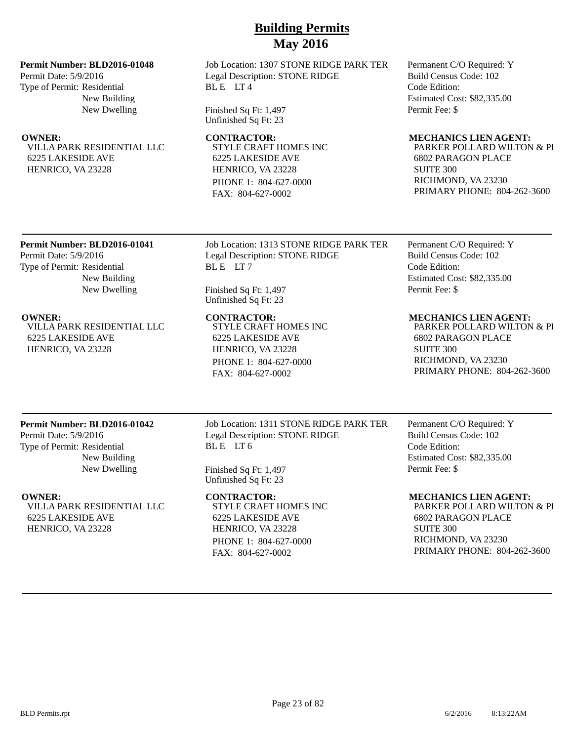# Building Permits
## May 2016

**Permit Number: BLD2016-01048**
Permit Date: 5/9/2016
Type of Permit: Residential
New Building
New Dwelling

Job Location: 1307 STONE RIDGE PARK TER
Legal Description: STONE RIDGE
BL E LT 4

Finished Sq Ft: 1,497
Unfinished Sq Ft: 23

Permanent C/O Required: Y
Build Census Code: 102
Code Edition:
Estimated Cost: $82,335.00
Permit Fee: $

**OWNER:**
VILLA PARK RESIDENTIAL LLC
6225 LAKESIDE AVE
HENRICO, VA 23228

**CONTRACTOR:**
STYLE CRAFT HOMES INC
6225 LAKESIDE AVE
HENRICO, VA 23228
PHONE 1: 804-627-0000
FAX: 804-627-0002

**MECHANICS LIEN AGENT:**
PARKER POLLARD WILTON & PI
6802 PARAGON PLACE
SUITE 300
RICHMOND, VA 23230
PRIMARY PHONE: 804-262-3600

---

**Permit Number: BLD2016-01041**
Permit Date: 5/9/2016
Type of Permit: Residential
New Building
New Dwelling

Job Location: 1313 STONE RIDGE PARK TER
Legal Description: STONE RIDGE
BL E LT 7

Finished Sq Ft: 1,497
Unfinished Sq Ft: 23

Permanent C/O Required: Y
Build Census Code: 102
Code Edition:
Estimated Cost: $82,335.00
Permit Fee: $

**OWNER:**
VILLA PARK RESIDENTIAL LLC
6225 LAKESIDE AVE
HENRICO, VA 23228

**CONTRACTOR:**
STYLE CRAFT HOMES INC
6225 LAKESIDE AVE
HENRICO, VA 23228
PHONE 1: 804-627-0000
FAX: 804-627-0002

**MECHANICS LIEN AGENT:**
PARKER POLLARD WILTON & PI
6802 PARAGON PLACE
SUITE 300
RICHMOND, VA 23230
PRIMARY PHONE: 804-262-3600

---

**Permit Number: BLD2016-01042**
Permit Date: 5/9/2016
Type of Permit: Residential
New Building
New Dwelling

Job Location: 1311 STONE RIDGE PARK TER
Legal Description: STONE RIDGE
BL E LT 6

Finished Sq Ft: 1,497
Unfinished Sq Ft: 23

Permanent C/O Required: Y
Build Census Code: 102
Code Edition:
Estimated Cost: $82,335.00
Permit Fee: $

**OWNER:**
VILLA PARK RESIDENTIAL LLC
6225 LAKESIDE AVE
HENRICO, VA 23228

**CONTRACTOR:**
STYLE CRAFT HOMES INC
6225 LAKESIDE AVE
HENRICO, VA 23228
PHONE 1: 804-627-0000
FAX: 804-627-0002

**MECHANICS LIEN AGENT:**
PARKER POLLARD WILTON & PI
6802 PARAGON PLACE
SUITE 300
RICHMOND, VA 23230
PRIMARY PHONE: 804-262-3600

---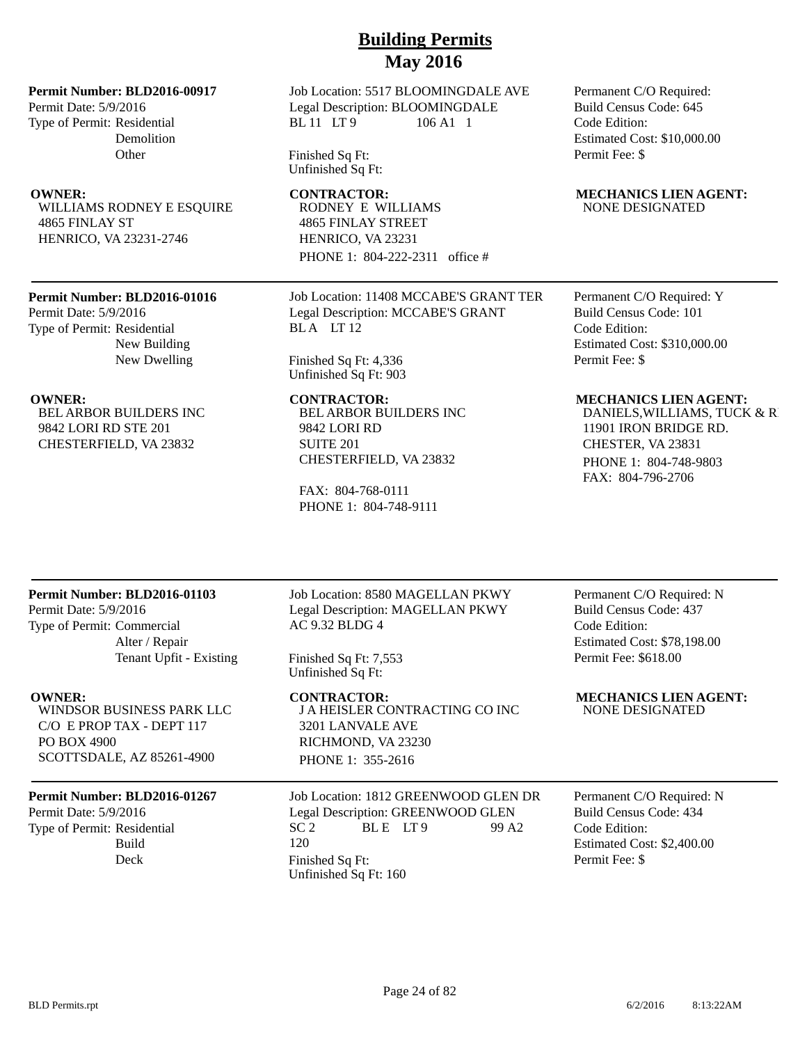# Building Permits
## May 2016

**Permit Number: BLD2016-00917**
Permit Date: 5/9/2016
Type of Permit: Residential
Demolition
Other

Job Location: 5517 BLOOMINGDALE AVE
Legal Description: BLOOMINGDALE
BL 11 LT 9 106 A1 1

Finished Sq Ft:
Unfinished Sq Ft:

Permanent C/O Required:
Build Census Code: 645
Code Edition:
Estimated Cost: $10,000.00
Permit Fee: $

**OWNER:**
WILLIAMS RODNEY E ESQUIRE
4865 FINLAY ST
HENRICO, VA 23231-2746

**CONTRACTOR:**
RODNEY E WILLIAMS
4865 FINLAY STREET
HENRICO, VA 23231
PHONE 1: 804-222-2311 office #

**MECHANICS LIEN AGENT:**
NONE DESIGNATED

---

**Permit Number: BLD2016-01016**
Permit Date: 5/9/2016
Type of Permit: Residential
New Building
New Dwelling

Job Location: 11408 MCCABE'S GRANT TER
Legal Description: MCCABE'S GRANT
BL A LT 12

Finished Sq Ft: 4,336
Unfinished Sq Ft: 903

Permanent C/O Required: Y
Build Census Code: 101
Code Edition:
Estimated Cost: $310,000.00
Permit Fee: $

**OWNER:**
BEL ARBOR BUILDERS INC
9842 LORI RD STE 201
CHESTERFIELD, VA 23832

**CONTRACTOR:**
BEL ARBOR BUILDERS INC
9842 LORI RD
SUITE 201
CHESTERFIELD, VA 23832

FAX: 804-768-0111
PHONE 1: 804-748-9111

**MECHANICS LIEN AGENT:**
DANIELS,WILLIAMS, TUCK & R
11901 IRON BRIDGE RD.
CHESTER, VA 23831
PHONE 1: 804-748-9803
FAX: 804-796-2706

---

**Permit Number: BLD2016-01103**
Permit Date: 5/9/2016
Type of Permit: Commercial
Alter / Repair
Tenant Upfit - Existing

Job Location: 8580 MAGELLAN PKWY
Legal Description: MAGELLAN PKWY
AC 9.32 BLDG 4

Finished Sq Ft: 7,553
Unfinished Sq Ft:

Permanent C/O Required: N
Build Census Code: 437
Code Edition:
Estimated Cost: $78,198.00
Permit Fee: $618.00

**OWNER:**
WINDSOR BUSINESS PARK LLC
C/O E PROP TAX - DEPT 117
PO BOX 4900
SCOTTSDALE, AZ 85261-4900

**CONTRACTOR:**
J A HEISLER CONTRACTING CO INC
3201 LANVALE AVE
RICHMOND, VA 23230
PHONE 1: 355-2616

**MECHANICS LIEN AGENT:**
NONE DESIGNATED

---

**Permit Number: BLD2016-01267**
Permit Date: 5/9/2016
Type of Permit: Residential
Build
Deck

Job Location: 1812 GREENWOOD GLEN DR
Legal Description: GREENWOOD GLEN
SC 2 BL E LT 9 99 A2
120
Finished Sq Ft:
Unfinished Sq Ft: 160

Permanent C/O Required: N
Build Census Code: 434
Code Edition:
Estimated Cost: $2,400.00
Permit Fee: $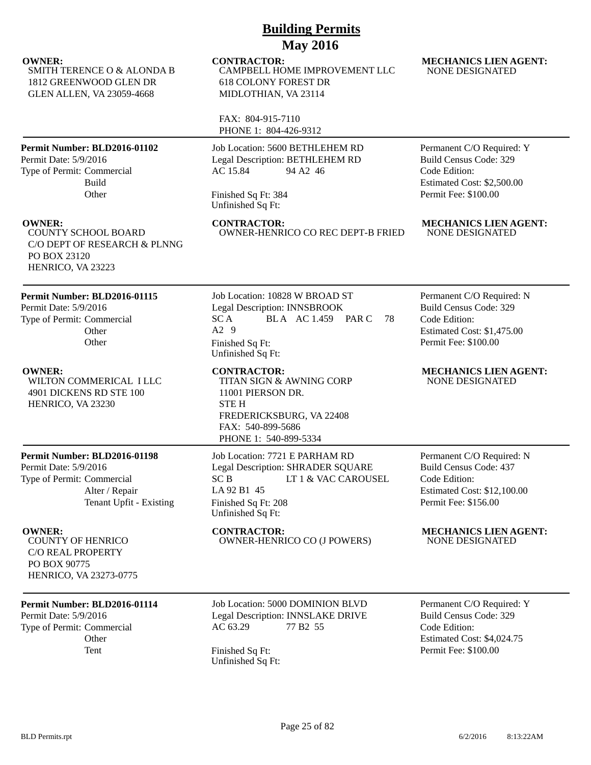# Building Permits
## May 2016

**OWNER:**
SMITH TERENCE O & ALONDA B
1812 GREENWOOD GLEN DR
GLEN ALLEN, VA 23059-4668

**CONTRACTOR:**
CAMPBELL HOME IMPROVEMENT LLC
618 COLONY FOREST DR
MIDLOTHIAN, VA 23114

FAX: 804-915-7110
PHONE 1: 804-426-9312

**MECHANICS LIEN AGENT:**
NONE DESIGNATED

---

**Permit Number: BLD2016-01102**
Permit Date: 5/9/2016
Type of Permit: Commercial
Build
Other

Job Location: 5600 BETHLEHEM RD
Legal Description: BETHLEHEM RD
AC 15.84 94 A2 46
Finished Sq Ft: 384
Unfinished Sq Ft:

Permanent C/O Required: Y
Build Census Code: 329
Code Edition:
Estimated Cost: $2,500.00
Permit Fee: $100.00

**OWNER:**
COUNTY SCHOOL BOARD
C/O DEPT OF RESEARCH & PLNNG
PO BOX 23120
HENRICO, VA 23223

**CONTRACTOR:**
OWNER-HENRICO CO REC DEPT-B FRIED

**MECHANICS LIEN AGENT:**
NONE DESIGNATED

---

**Permit Number: BLD2016-01115**
Permit Date: 5/9/2016
Type of Permit: Commercial
Other
Other

Job Location: 10828 W BROAD ST
Legal Description: INNSBROOK
SC A BL A AC 1.459 PAR C 78 A2 9
Finished Sq Ft:
Unfinished Sq Ft:

Permanent C/O Required: N
Build Census Code: 329
Code Edition:
Estimated Cost: $1,475.00
Permit Fee: $100.00

**OWNER:**
WILTON COMMERICAL I LLC
4901 DICKENS RD STE 100
HENRICO, VA 23230

**CONTRACTOR:**
TITAN SIGN & AWNING CORP
11001 PIERSON DR.
STE H
FREDERICKSBURG, VA 22408
FAX: 540-899-5686
PHONE 1: 540-899-5334

**MECHANICS LIEN AGENT:**
NONE DESIGNATED

---

**Permit Number: BLD2016-01198**
Permit Date: 5/9/2016
Type of Permit: Commercial
Alter / Repair
Tenant Upfit - Existing

Job Location: 7721 E PARHAM RD
Legal Description: SHRADER SQUARE
SC B LT 1 & VAC CAROUSEL LA 92 B1 45
Finished Sq Ft: 208
Unfinished Sq Ft:

Permanent C/O Required: N
Build Census Code: 437
Code Edition:
Estimated Cost: $12,100.00
Permit Fee: $156.00

**OWNER:**
COUNTY OF HENRICO
C/O REAL PROPERTY
PO BOX 90775
HENRICO, VA 23273-0775

**CONTRACTOR:**
OWNER-HENRICO CO (J POWERS)

**MECHANICS LIEN AGENT:**
NONE DESIGNATED

---

**Permit Number: BLD2016-01114**
Permit Date: 5/9/2016
Type of Permit: Commercial
Other
Tent

Job Location: 5000 DOMINION BLVD
Legal Description: INNSLAKE DRIVE
AC 63.29 77 B2 55
Finished Sq Ft:
Unfinished Sq Ft:

Permanent C/O Required: Y
Build Census Code: 329
Code Edition:
Estimated Cost: $4,024.75
Permit Fee: $100.00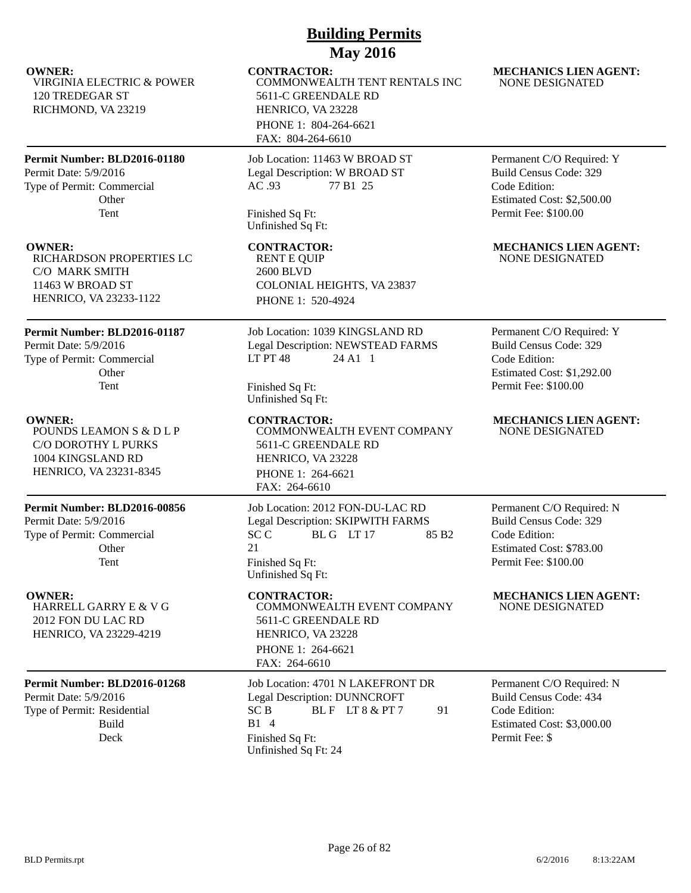# Building Permits
## May 2016

**OWNER:**
VIRGINIA ELECTRIC & POWER
120 TREDEGAR ST
RICHMOND, VA 23219

**CONTRACTOR:**
COMMONWEALTH TENT RENTALS INC
5611-C GREENDALE RD
HENRICO, VA 23228
PHONE 1: 804-264-6621
FAX: 804-264-6610

**MECHANICS LIEN AGENT:**
NONE DESIGNATED

---

**Permit Number: BLD2016-01180**
Permit Date: 5/9/2016
Type of Permit: Commercial
Other
Tent

Job Location: 11463 W BROAD ST
Legal Description: W BROAD ST
AC .93 77 B1 25

Finished Sq Ft:
Unfinished Sq Ft:

Permanent C/O Required: Y
Build Census Code: 329
Code Edition:
Estimated Cost: $2,500.00
Permit Fee: $100.00

**OWNER:**
RICHARDSON PROPERTIES LC
C/O MARK SMITH
11463 W BROAD ST
HENRICO, VA 23233-1122

**CONTRACTOR:**
RENT E QUIP
2600 BLVD
COLONIAL HEIGHTS, VA 23837
PHONE 1: 520-4924

**MECHANICS LIEN AGENT:**
NONE DESIGNATED

---

**Permit Number: BLD2016-01187**
Permit Date: 5/9/2016
Type of Permit: Commercial
Other
Tent

Job Location: 1039 KINGSLAND RD
Legal Description: NEWSTEAD FARMS
LT PT 48 24 A1 1

Finished Sq Ft:
Unfinished Sq Ft:

Permanent C/O Required: Y
Build Census Code: 329
Code Edition:
Estimated Cost: $1,292.00
Permit Fee: $100.00

**OWNER:**
POUNDS LEAMON S & D L P
C/O DOROTHY L PURKS
1004 KINGSLAND RD
HENRICO, VA 23231-8345

**CONTRACTOR:**
COMMONWEALTH EVENT COMPANY
5611-C GREENDALE RD
HENRICO, VA 23228
PHONE 1: 264-6621
FAX: 264-6610

**MECHANICS LIEN AGENT:**
NONE DESIGNATED

---

**Permit Number: BLD2016-00856**
Permit Date: 5/9/2016
Type of Permit: Commercial
Other
Tent

Job Location: 2012 FON-DU-LAC RD
Legal Description: SKIPWITH FARMS
SC C BL G LT 17 85 B2
21
Finished Sq Ft:
Unfinished Sq Ft:

Permanent C/O Required: N
Build Census Code: 329
Code Edition:
Estimated Cost: $783.00
Permit Fee: $100.00

**OWNER:**
HARRELL GARRY E & V G
2012 FON DU LAC RD
HENRICO, VA 23229-4219

**CONTRACTOR:**
COMMONWEALTH EVENT COMPANY
5611-C GREENDALE RD
HENRICO, VA 23228
PHONE 1: 264-6621
FAX: 264-6610

**MECHANICS LIEN AGENT:**
NONE DESIGNATED

---

**Permit Number: BLD2016-01268**
Permit Date: 5/9/2016
Type of Permit: Residential
Build
Deck

Job Location: 4701 N LAKEFRONT DR
Legal Description: DUNNCROFT
SC B BL F LT 8 & PT 7 91
B1 4
Finished Sq Ft:
Unfinished Sq Ft: 24

Permanent C/O Required: N
Build Census Code: 434
Code Edition:
Estimated Cost: $3,000.00
Permit Fee: $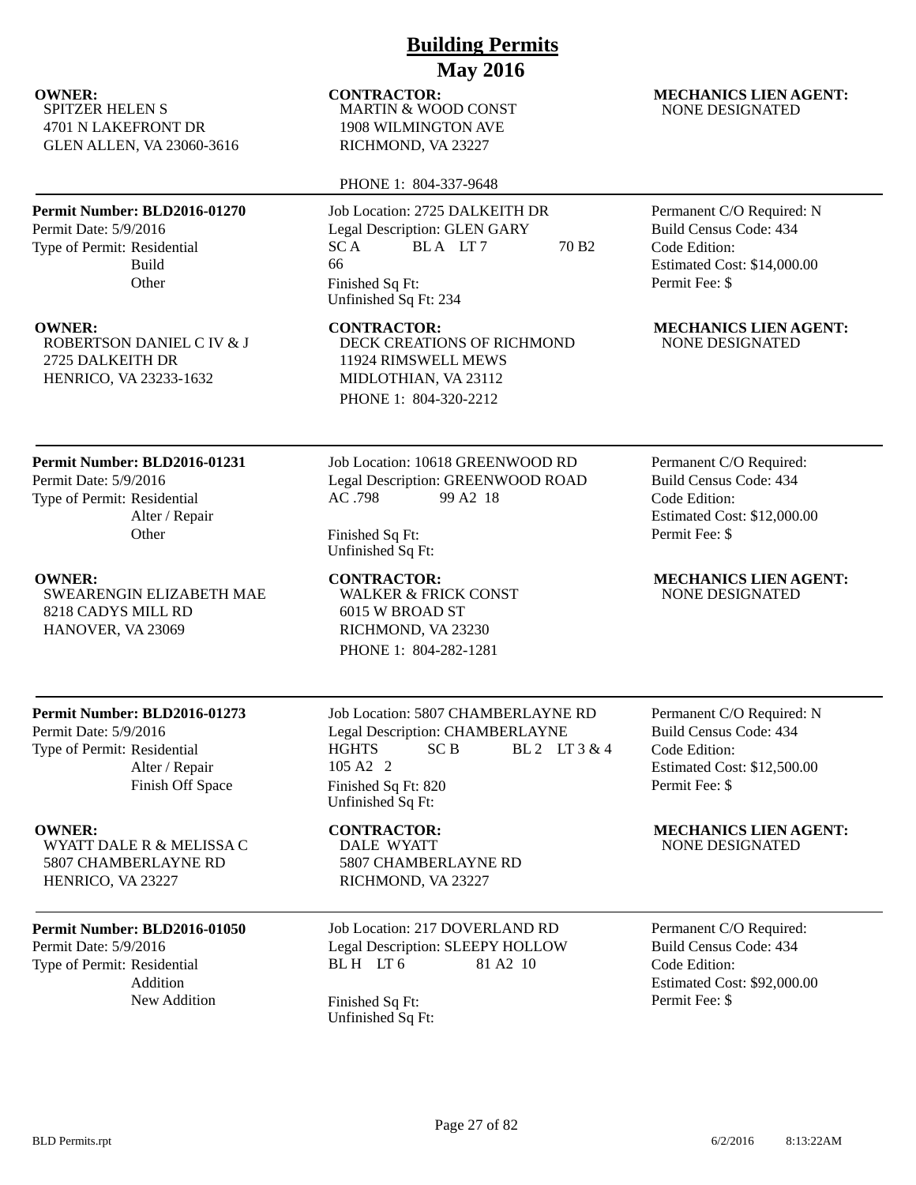# Building Permits

## May 2016

**OWNER:**
SPITZER HELEN S
4701 N LAKEFRONT DR
GLEN ALLEN, VA 23060-3616

**CONTRACTOR:**
MARTIN & WOOD CONST
1908 WILMINGTON AVE
RICHMOND, VA 23227

PHONE 1: 804-337-9648

**MECHANICS LIEN AGENT:**
NONE DESIGNATED

---

**Permit Number: BLD2016-01270**
Permit Date: 5/9/2016
Type of Permit: Residential
Build
Other

Job Location: 2725 DALKEITH DR
Legal Description: GLEN GARY
SC A BL A LT 7 70 B2
66
Finished Sq Ft:
Unfinished Sq Ft: 234

Permanent C/O Required: N
Build Census Code: 434
Code Edition:
Estimated Cost: $14,000.00
Permit Fee: $

**OWNER:**
ROBERTSON DANIEL C IV & J
2725 DALKEITH DR
HENRICO, VA 23233-1632

**CONTRACTOR:**
DECK CREATIONS OF RICHMOND
11924 RIMSWELL MEWS
MIDLOTHIAN, VA 23112
PHONE 1: 804-320-2212

**MECHANICS LIEN AGENT:**
NONE DESIGNATED

---

**Permit Number: BLD2016-01231**
Permit Date: 5/9/2016
Type of Permit: Residential
Alter / Repair
Other

Job Location: 10618 GREENWOOD RD
Legal Description: GREENWOOD ROAD
AC .798 99 A2 18

Finished Sq Ft:
Unfinished Sq Ft:

Permanent C/O Required:
Build Census Code: 434
Code Edition:
Estimated Cost: $12,000.00
Permit Fee: $

**OWNER:**
SWEARENGIN ELIZABETH MAE
8218 CADYS MILL RD
HANOVER, VA 23069

**CONTRACTOR:**
WALKER & FRICK CONST
6015 W BROAD ST
RICHMOND, VA 23230
PHONE 1: 804-282-1281

**MECHANICS LIEN AGENT:**
NONE DESIGNATED

---

**Permit Number: BLD2016-01273**
Permit Date: 5/9/2016
Type of Permit: Residential
Alter / Repair
Finish Off Space

Job Location: 5807 CHAMBERLAYNE RD
Legal Description: CHAMBERLAYNE
HGHTS SC B BL 2 LT 3 & 4
105 A2 2
Finished Sq Ft: 820
Unfinished Sq Ft:

Permanent C/O Required: N
Build Census Code: 434
Code Edition:
Estimated Cost: $12,500.00
Permit Fee: $

**OWNER:**
WYATT DALE R & MELISSA C
5807 CHAMBERLAYNE RD
HENRICO, VA 23227

**CONTRACTOR:**
DALE WYATT
5807 CHAMBERLAYNE RD
RICHMOND, VA 23227

**MECHANICS LIEN AGENT:**
NONE DESIGNATED

---

**Permit Number: BLD2016-01050**
Permit Date: 5/9/2016
Type of Permit: Residential
Addition
New Addition

Job Location: 217 DOVERLAND RD
Legal Description: SLEEPY HOLLOW
BL H LT 6 81 A2 10

Finished Sq Ft:
Unfinished Sq Ft:

Permanent C/O Required:
Build Census Code: 434
Code Edition:
Estimated Cost: $92,000.00
Permit Fee: $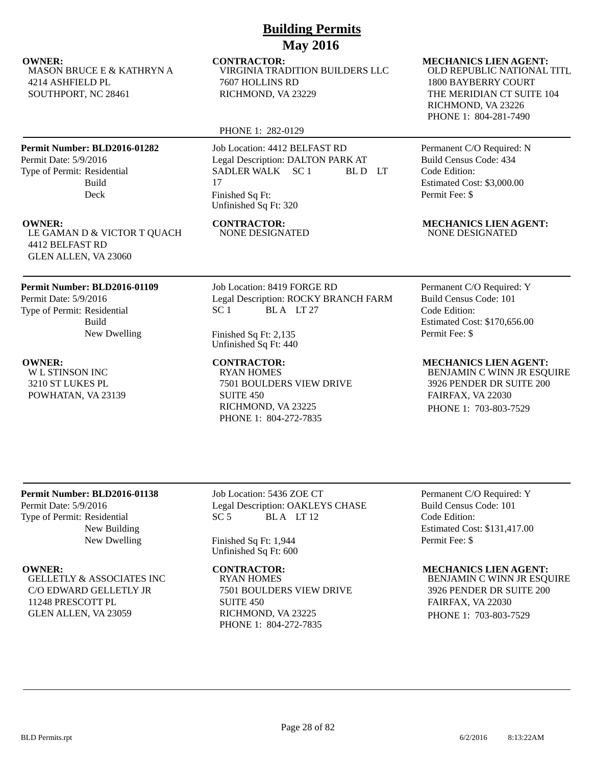# Building Permits
## May 2016

**OWNER:**
MASON BRUCE E & KATHRYN A
4214 ASHFIELD PL
SOUTHPORT, NC 28461

**CONTRACTOR:**
VIRGINIA TRADITION BUILDERS LLC
7607 HOLLINS RD
RICHMOND, VA 23229
PHONE 1: 282-0129

**MECHANICS LIEN AGENT:**
OLD REPUBLIC NATIONAL TITL
1800 BAYBERRY COURT
THE MERIDIAN CT SUITE 104
RICHMOND, VA 23226
PHONE 1: 804-281-7490

---

**Permit Number: BLD2016-01282**
Permit Date: 5/9/2016
Type of Permit: Residential
Build
Deck

Job Location: 4412 BELFAST RD
Legal Description: DALTON PARK AT SADLER WALK SC 1 BL D LT 17
Finished Sq Ft:
Unfinished Sq Ft: 320

Permanent C/O Required: N
Build Census Code: 434
Code Edition:
Estimated Cost: $3,000.00
Permit Fee: $

**OWNER:**
LE GAMAN D & VICTOR T QUACH
4412 BELFAST RD
GLEN ALLEN, VA 23060

**CONTRACTOR:**
NONE DESIGNATED

**MECHANICS LIEN AGENT:**
NONE DESIGNATED

---

**Permit Number: BLD2016-01109**
Permit Date: 5/9/2016
Type of Permit: Residential
Build
New Dwelling

Job Location: 8419 FORGE RD
Legal Description: ROCKY BRANCH FARM SC 1 BL A LT 27
Finished Sq Ft: 2,135
Unfinished Sq Ft: 440

Permanent C/O Required: Y
Build Census Code: 101
Code Edition:
Estimated Cost: $170,656.00
Permit Fee: $

**OWNER:**
W L STINSON INC
3210 ST LUKES PL
POWHATAN, VA 23139

**CONTRACTOR:**
RYAN HOMES
7501 BOULDERS VIEW DRIVE
SUITE 450
RICHMOND, VA 23225
PHONE 1: 804-272-7835

**MECHANICS LIEN AGENT:**
BENJAMIN C WINN JR ESQUIRE
3926 PENDER DR SUITE 200
FAIRFAX, VA 22030
PHONE 1: 703-803-7529

---

**Permit Number: BLD2016-01138**
Permit Date: 5/9/2016
Type of Permit: Residential
New Building
New Dwelling

Job Location: 5436 ZOE CT
Legal Description: OAKLEYS CHASE SC 5 BL A LT 12
Finished Sq Ft: 1,944
Unfinished Sq Ft: 600

Permanent C/O Required: Y
Build Census Code: 101
Code Edition:
Estimated Cost: $131,417.00
Permit Fee: $

**OWNER:**
GELLETLY & ASSOCIATES INC
C/O EDWARD GELLETLY JR
11248 PRESCOTT PL
GLEN ALLEN, VA 23059

**CONTRACTOR:**
RYAN HOMES
7501 BOULDERS VIEW DRIVE
SUITE 450
RICHMOND, VA 23225
PHONE 1: 804-272-7835

**MECHANICS LIEN AGENT:**
BENJAMIN C WINN JR ESQUIRE
3926 PENDER DR SUITE 200
FAIRFAX, VA 22030
PHONE 1: 703-803-7529

---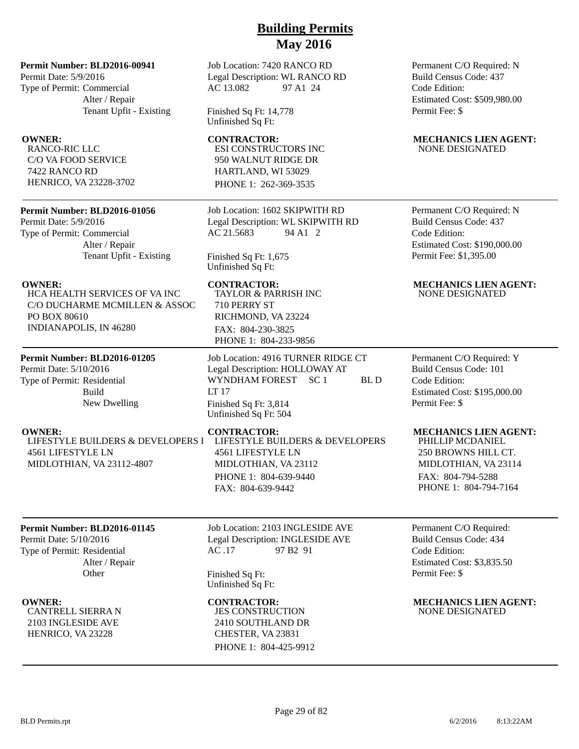# Building Permits
# May 2016

**Permit Number: BLD2016-00941**
Permit Date: 5/9/2016
Type of Permit: Commercial
Alter / Repair
Tenant Upfit - Existing

Job Location: 7420 RANCO RD
Legal Description: WL RANCO RD
AC 13.082 97 A1 24

Finished Sq Ft: 14,778
Unfinished Sq Ft:

Permanent C/O Required: N
Build Census Code: 437
Code Edition:
Estimated Cost: $509,980.00
Permit Fee: $

**OWNER:**
RANCO-RIC LLC
C/O VA FOOD SERVICE
7422 RANCO RD
HENRICO, VA 23228-3702

**CONTRACTOR:**
ESI CONSTRUCTORS INC
950 WALNUT RIDGE DR
HARTLAND, WI 53029
PHONE 1: 262-369-3535

**MECHANICS LIEN AGENT:**
NONE DESIGNATED

---

**Permit Number: BLD2016-01056**
Permit Date: 5/9/2016
Type of Permit: Commercial
Alter / Repair
Tenant Upfit - Existing

Job Location: 1602 SKIPWITH RD
Legal Description: WL SKIPWITH RD
AC 21.5683 94 A1 2

Finished Sq Ft: 1,675
Unfinished Sq Ft:

Permanent C/O Required: N
Build Census Code: 437
Code Edition:
Estimated Cost: $190,000.00
Permit Fee: $1,395.00

**OWNER:**
HCA HEALTH SERVICES OF VA INC
C/O DUCHARME MCMILLEN & ASSOC
PO BOX 80610
INDIANAPOLIS, IN 46280

**CONTRACTOR:**
TAYLOR & PARRISH INC
710 PERRY ST
RICHMOND, VA 23224
FAX: 804-230-3825
PHONE 1: 804-233-9856

**MECHANICS LIEN AGENT:**
NONE DESIGNATED

---

**Permit Number: BLD2016-01205**
Permit Date: 5/10/2016
Type of Permit: Residential
Build
New Dwelling

Job Location: 4916 TURNER RIDGE CT
Legal Description: HOLLOWAY AT WYNDHAM FOREST SC 1 BL D LT 17
Finished Sq Ft: 3,814
Unfinished Sq Ft: 504

Permanent C/O Required: Y
Build Census Code: 101
Code Edition:
Estimated Cost: $195,000.00
Permit Fee: $

**OWNER:**
LIFESTYLE BUILDERS & DEVELOPERS I
4561 LIFESTYLE LN
MIDLOTHIAN, VA 23112-4807

**CONTRACTOR:**
LIFESTYLE BUILDERS & DEVELOPERS
4561 LIFESTYLE LN
MIDLOTHIAN, VA 23112
PHONE 1: 804-639-9440
FAX: 804-639-9442

**MECHANICS LIEN AGENT:**
PHILLIP MCDANIEL
250 BROWNS HILL CT.
MIDLOTHIAN, VA 23114
FAX: 804-794-5288
PHONE 1: 804-794-7164

---

**Permit Number: BLD2016-01145**
Permit Date: 5/10/2016
Type of Permit: Residential
Alter / Repair
Other

Job Location: 2103 INGLESIDE AVE
Legal Description: INGLESIDE AVE
AC .17 97 B2 91

Finished Sq Ft:
Unfinished Sq Ft:

Permanent C/O Required:
Build Census Code: 434
Code Edition:
Estimated Cost: $3,835.50
Permit Fee: $

**OWNER:**
CANTRELL SIERRA N
2103 INGLESIDE AVE
HENRICO, VA 23228

**CONTRACTOR:**
JES CONSTRUCTION
2410 SOUTHLAND DR
CHESTER, VA 23831
PHONE 1: 804-425-9912

**MECHANICS LIEN AGENT:**
NONE DESIGNATED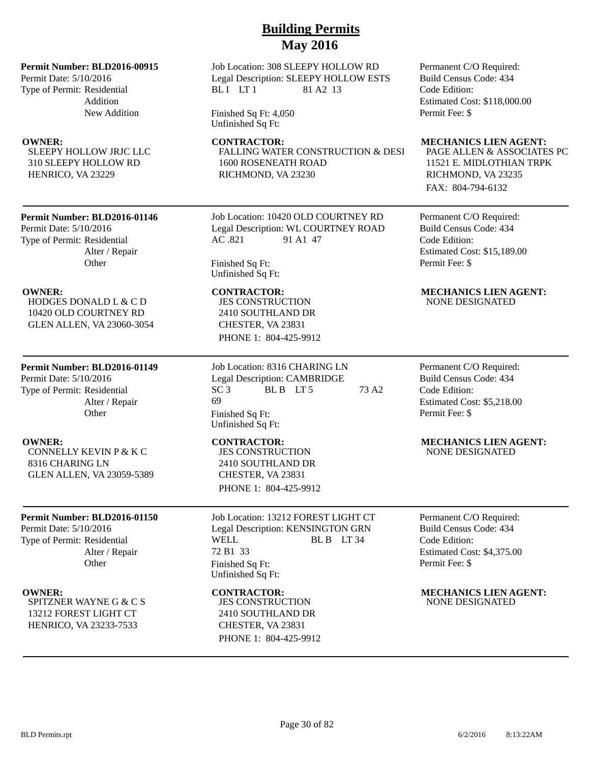# Building Permits
# May 2016

**Permit Number: BLD2016-00915**
Permit Date: 5/10/2016
Type of Permit: Residential
Addition
New Addition

Job Location: 308 SLEEPY HOLLOW RD
Legal Description: SLEEPY HOLLOW ESTS BL I LT 1 81 A2 13

Finished Sq Ft: 4,050
Unfinished Sq Ft:

Permanent C/O Required:
Build Census Code: 434
Code Edition:
Estimated Cost: $118,000.00
Permit Fee: $

**OWNER:**
SLEEPY HOLLOW JRJC LLC
310 SLEEPY HOLLOW RD
HENRICO, VA 23229

**CONTRACTOR:**
FALLING WATER CONSTRUCTION & DESI
1600 ROSENEATH ROAD
RICHMOND, VA 23230

**MECHANICS LIEN AGENT:**
PAGE ALLEN & ASSOCIATES PC
11521 E. MIDLOTHIAN TRPK
RICHMOND, VA 23235
FAX: 804-794-6132

---

**Permit Number: BLD2016-01146**
Permit Date: 5/10/2016
Type of Permit: Residential
Alter / Repair
Other

Job Location: 10420 OLD COURTNEY RD
Legal Description: WL COURTNEY ROAD AC .821 91 A1 47

Finished Sq Ft:
Unfinished Sq Ft:

Permanent C/O Required:
Build Census Code: 434
Code Edition:
Estimated Cost: $15,189.00
Permit Fee: $

**OWNER:**
HODGES DONALD L & C D
10420 OLD COURTNEY RD
GLEN ALLEN, VA 23060-3054

**CONTRACTOR:**
JES CONSTRUCTION
2410 SOUTHLAND DR
CHESTER, VA 23831
PHONE 1: 804-425-9912

**MECHANICS LIEN AGENT:**
NONE DESIGNATED

---

**Permit Number: BLD2016-01149**
Permit Date: 5/10/2016
Type of Permit: Residential
Alter / Repair
Other

Job Location: 8316 CHARING LN
Legal Description: CAMBRIDGE SC 3 BL B LT 5 73 A2 69

Finished Sq Ft:
Unfinished Sq Ft:

Permanent C/O Required:
Build Census Code: 434
Code Edition:
Estimated Cost: $5,218.00
Permit Fee: $

**OWNER:**
CONNELLY KEVIN P & K C
8316 CHARING LN
GLEN ALLEN, VA 23059-5389

**CONTRACTOR:**
JES CONSTRUCTION
2410 SOUTHLAND DR
CHESTER, VA 23831
PHONE 1: 804-425-9912

**MECHANICS LIEN AGENT:**
NONE DESIGNATED

---

**Permit Number: BLD2016-01150**
Permit Date: 5/10/2016
Type of Permit: Residential
Alter / Repair
Other

Job Location: 13212 FOREST LIGHT CT
Legal Description: KENSINGTON GRN WELL BL B LT 34 72 B1 33

Finished Sq Ft:
Unfinished Sq Ft:

Permanent C/O Required:
Build Census Code: 434
Code Edition:
Estimated Cost: $4,375.00
Permit Fee: $

**OWNER:**
SPITZNER WAYNE G & C S
13212 FOREST LIGHT CT
HENRICO, VA 23233-7533

**CONTRACTOR:**
JES CONSTRUCTION
2410 SOUTHLAND DR
CHESTER, VA 23831
PHONE 1: 804-425-9912

**MECHANICS LIEN AGENT:**
NONE DESIGNATED

---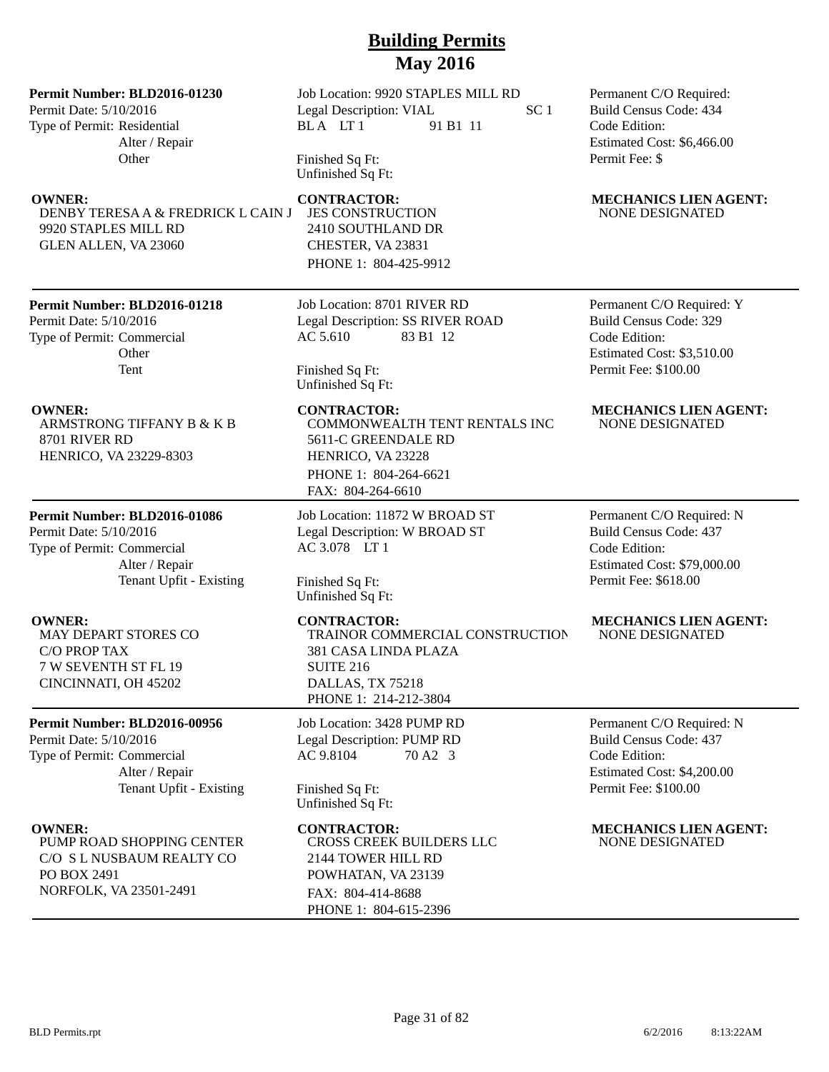# Building Permits
## May 2016

**Permit Number: BLD2016-01230**
Permit Date: 5/10/2016
Type of Permit: Residential
Alter / Repair
Other

Job Location: 9920 STAPLES MILL RD
Legal Description: VIAL SC 1
BL A LT 1 91 B1 11

Finished Sq Ft:
Unfinished Sq Ft:

Permanent C/O Required:
Build Census Code: 434
Code Edition:
Estimated Cost: $6,466.00
Permit Fee: $

**OWNER:**
DENBY TERESA A & FREDRICK L CAIN J
9920 STAPLES MILL RD
GLEN ALLEN, VA 23060

**CONTRACTOR:**
JES CONSTRUCTION
2410 SOUTHLAND DR
CHESTER, VA 23831
PHONE 1: 804-425-9912

**MECHANICS LIEN AGENT:**
NONE DESIGNATED

---

**Permit Number: BLD2016-01218**
Permit Date: 5/10/2016
Type of Permit: Commercial
Other
Tent

Job Location: 8701 RIVER RD
Legal Description: SS RIVER ROAD
AC 5.610 83 B1 12

Finished Sq Ft:
Unfinished Sq Ft:

Permanent C/O Required: Y
Build Census Code: 329
Code Edition:
Estimated Cost: $3,510.00
Permit Fee: $100.00

**OWNER:**
ARMSTRONG TIFFANY B & K B
8701 RIVER RD
HENRICO, VA 23229-8303

**CONTRACTOR:**
COMMONWEALTH TENT RENTALS INC
5611-C GREENDALE RD
HENRICO, VA 23228
PHONE 1: 804-264-6621
FAX: 804-264-6610

**MECHANICS LIEN AGENT:**
NONE DESIGNATED

---

**Permit Number: BLD2016-01086**
Permit Date: 5/10/2016
Type of Permit: Commercial
Alter / Repair
Tenant Upfit - Existing

Job Location: 11872 W BROAD ST
Legal Description: W BROAD ST
AC 3.078 LT 1

Finished Sq Ft:
Unfinished Sq Ft:

Permanent C/O Required: N
Build Census Code: 437
Code Edition:
Estimated Cost: $79,000.00
Permit Fee: $618.00

**OWNER:**
MAY DEPART STORES CO
C/O PROP TAX
7 W SEVENTH ST FL 19
CINCINNATI, OH 45202

**CONTRACTOR:**
TRAINOR COMMERCIAL CONSTRUCTION
381 CASA LINDA PLAZA
SUITE 216
DALLAS, TX 75218
PHONE 1: 214-212-3804

**MECHANICS LIEN AGENT:**
NONE DESIGNATED

---

**Permit Number: BLD2016-00956**
Permit Date: 5/10/2016
Type of Permit: Commercial
Alter / Repair
Tenant Upfit - Existing

Job Location: 3428 PUMP RD
Legal Description: PUMP RD
AC 9.8104 70 A2 3

Finished Sq Ft:
Unfinished Sq Ft:

Permanent C/O Required: N
Build Census Code: 437
Code Edition:
Estimated Cost: $4,200.00
Permit Fee: $100.00

**OWNER:**
PUMP ROAD SHOPPING CENTER
C/O S L NUSBAUM REALTY CO
PO BOX 2491
NORFOLK, VA 23501-2491

**CONTRACTOR:**
CROSS CREEK BUILDERS LLC
2144 TOWER HILL RD
POWHATAN, VA 23139
FAX: 804-414-8688
PHONE 1: 804-615-2396

**MECHANICS LIEN AGENT:**
NONE DESIGNATED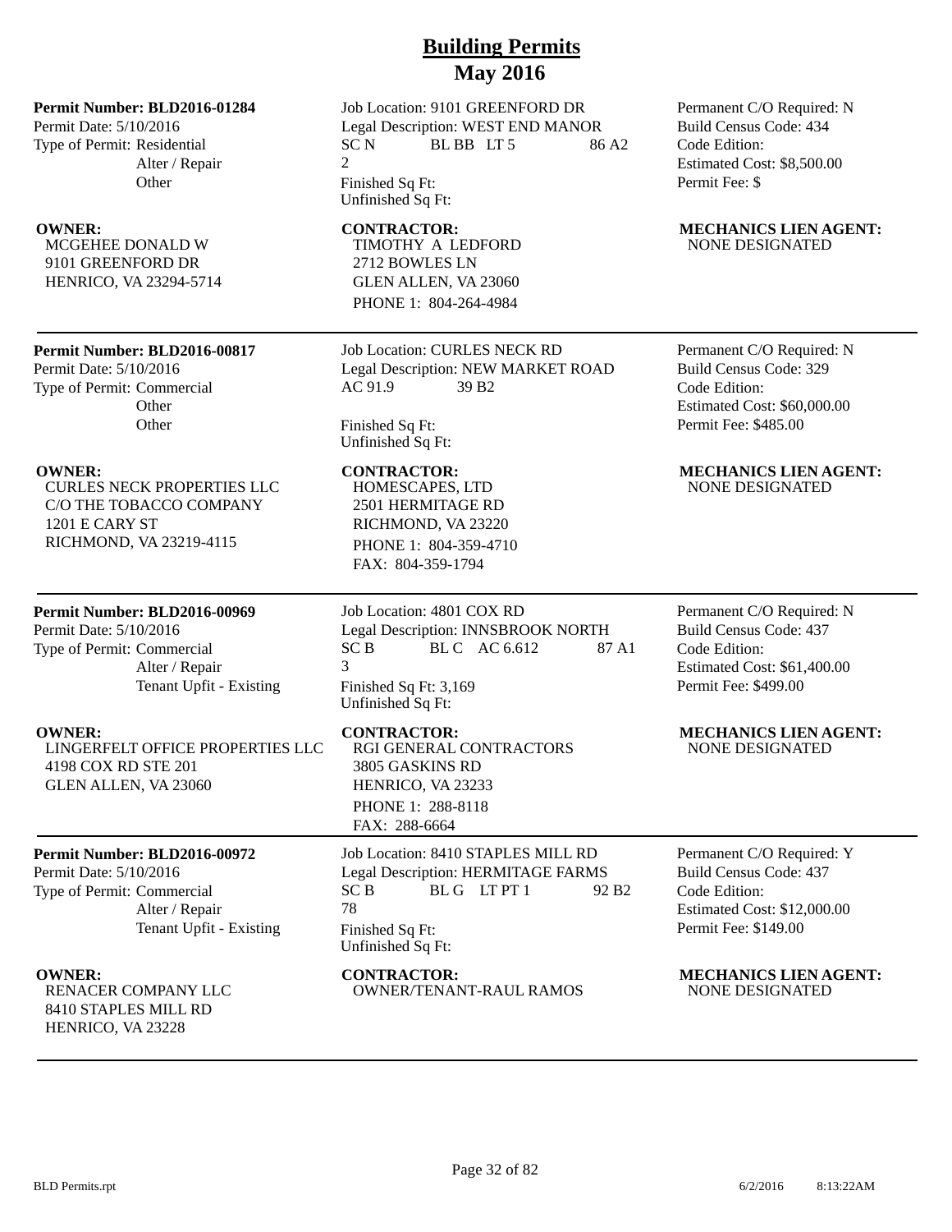# Building Permits
## May 2016

**Permit Number: BLD2016-01284**
Permit Date: 5/10/2016
Type of Permit: Residential
Alter / Repair
Other

Job Location: 9101 GREENFORD DR
Legal Description: WEST END MANOR
SC N BL BB LT 5 86 A2
2
Finished Sq Ft:
Unfinished Sq Ft:

Permanent C/O Required: N
Build Census Code: 434
Code Edition:
Estimated Cost: $8,500.00
Permit Fee: $

**OWNER:**
MCGEHEE DONALD W
9101 GREENFORD DR
HENRICO, VA 23294-5714

**CONTRACTOR:**
TIMOTHY A LEDFORD
2712 BOWLES LN
GLEN ALLEN, VA 23060
PHONE 1: 804-264-4984

**MECHANICS LIEN AGENT:**
NONE DESIGNATED

---

**Permit Number: BLD2016-00817**
Permit Date: 5/10/2016
Type of Permit: Commercial
Other
Other

Job Location: CURLES NECK RD
Legal Description: NEW MARKET ROAD
AC 91.9 39 B2
Finished Sq Ft:
Unfinished Sq Ft:

Permanent C/O Required: N
Build Census Code: 329
Code Edition:
Estimated Cost: $60,000.00
Permit Fee: $485.00

**OWNER:**
CURLES NECK PROPERTIES LLC
C/O THE TOBACCO COMPANY
1201 E CARY ST
RICHMOND, VA 23219-4115

**CONTRACTOR:**
HOMESCAPES, LTD
2501 HERMITAGE RD
RICHMOND, VA 23220
PHONE 1: 804-359-4710
FAX: 804-359-1794

**MECHANICS LIEN AGENT:**
NONE DESIGNATED

---

**Permit Number: BLD2016-00969**
Permit Date: 5/10/2016
Type of Permit: Commercial
Alter / Repair
Tenant Upfit - Existing

Job Location: 4801 COX RD
Legal Description: INNSBROOK NORTH
SC B BL C AC 6.612 87 A1
3
Finished Sq Ft: 3,169
Unfinished Sq Ft:

Permanent C/O Required: N
Build Census Code: 437
Code Edition:
Estimated Cost: $61,400.00
Permit Fee: $499.00

**OWNER:**
LINGERFELT OFFICE PROPERTIES LLC
4198 COX RD STE 201
GLEN ALLEN, VA 23060

**CONTRACTOR:**
RGI GENERAL CONTRACTORS
3805 GASKINS RD
HENRICO, VA 23233
PHONE 1: 288-8118
FAX: 288-6664

**MECHANICS LIEN AGENT:**
NONE DESIGNATED

---

**Permit Number: BLD2016-00972**
Permit Date: 5/10/2016
Type of Permit: Commercial
Alter / Repair
Tenant Upfit - Existing

Job Location: 8410 STAPLES MILL RD
Legal Description: HERMITAGE FARMS
SC B BL G LT PT 1 92 B2
78
Finished Sq Ft:
Unfinished Sq Ft:

Permanent C/O Required: Y
Build Census Code: 437
Code Edition:
Estimated Cost: $12,000.00
Permit Fee: $149.00

**OWNER:**
RENACER COMPANY LLC
8410 STAPLES MILL RD
HENRICO, VA 23228

**CONTRACTOR:**
OWNER/TENANT-RAUL RAMOS

**MECHANICS LIEN AGENT:**
NONE DESIGNATED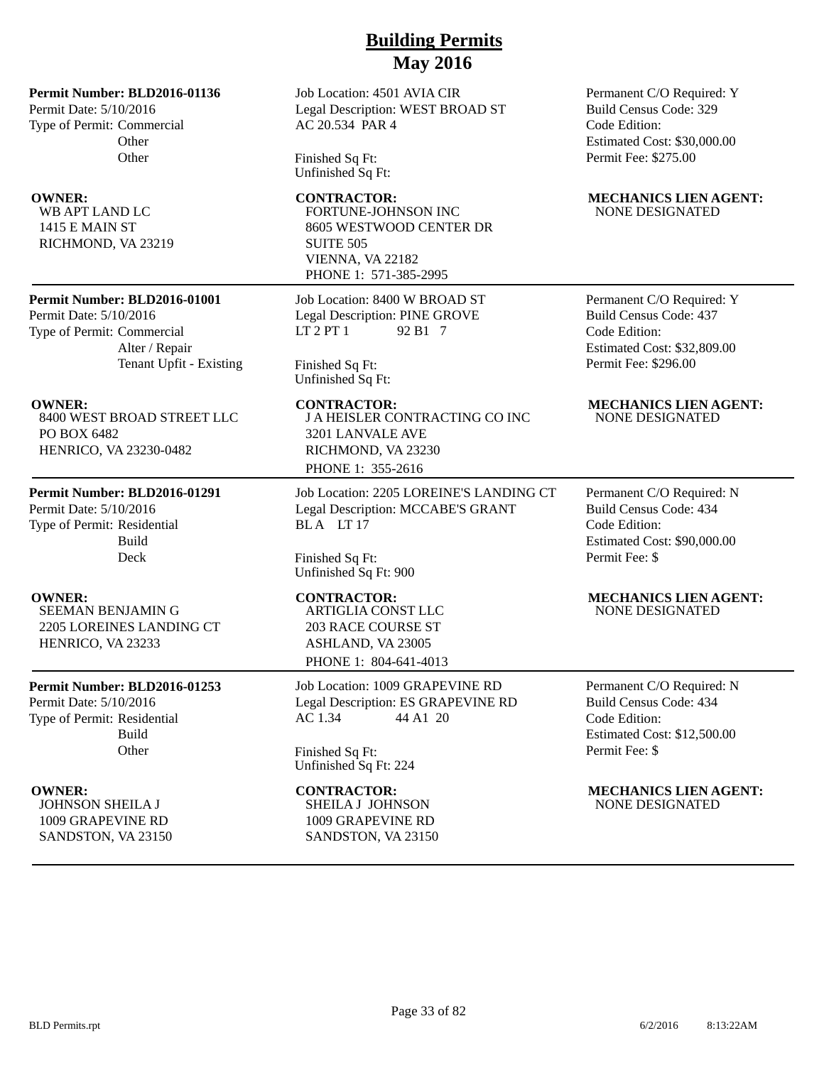# Building Permits
## May 2016

**Permit Number: BLD2016-01136**
Permit Date: 5/10/2016
Type of Permit: Commercial
Other
Other

Job Location: 4501 AVIA CIR
Legal Description: WEST BROAD ST AC 20.534 PAR 4

Finished Sq Ft:
Unfinished Sq Ft:

Permanent C/O Required: Y
Build Census Code: 329
Code Edition:
Estimated Cost: $30,000.00
Permit Fee: $275.00

**OWNER:**
WB APT LAND LC
1415 E MAIN ST
RICHMOND, VA 23219

**CONTRACTOR:**
FORTUNE-JOHNSON INC
8605 WESTWOOD CENTER DR
SUITE 505
VIENNA, VA 22182
PHONE 1: 571-385-2995

**MECHANICS LIEN AGENT:**
NONE DESIGNATED

---

**Permit Number: BLD2016-01001**
Permit Date: 5/10/2016
Type of Permit: Commercial
Alter / Repair
Tenant Upfit - Existing

Job Location: 8400 W BROAD ST
Legal Description: PINE GROVE LT 2 PT 1 92 B1 7

Finished Sq Ft:
Unfinished Sq Ft:

Permanent C/O Required: Y
Build Census Code: 437
Code Edition:
Estimated Cost: $32,809.00
Permit Fee: $296.00

**OWNER:**
8400 WEST BROAD STREET LLC
PO BOX 6482
HENRICO, VA 23230-0482

**CONTRACTOR:**
J A HEISLER CONTRACTING CO INC
3201 LANVALE AVE
RICHMOND, VA 23230
PHONE 1: 355-2616

**MECHANICS LIEN AGENT:**
NONE DESIGNATED

---

**Permit Number: BLD2016-01291**
Permit Date: 5/10/2016
Type of Permit: Residential
Build
Deck

Job Location: 2205 LOREINE'S LANDING CT
Legal Description: MCCABE'S GRANT BL A LT 17

Finished Sq Ft:
Unfinished Sq Ft: 900

Permanent C/O Required: N
Build Census Code: 434
Code Edition:
Estimated Cost: $90,000.00
Permit Fee: $

**OWNER:**
SEEMAN BENJAMIN G
2205 LOREINES LANDING CT
HENRICO, VA 23233

**CONTRACTOR:**
ARTIGLIA CONST LLC
203 RACE COURSE ST
ASHLAND, VA 23005
PHONE 1: 804-641-4013

**MECHANICS LIEN AGENT:**
NONE DESIGNATED

---

**Permit Number: BLD2016-01253**
Permit Date: 5/10/2016
Type of Permit: Residential
Build
Other

Job Location: 1009 GRAPEVINE RD
Legal Description: ES GRAPEVINE RD AC 1.34 44 A1 20

Finished Sq Ft:
Unfinished Sq Ft: 224

Permanent C/O Required: N
Build Census Code: 434
Code Edition:
Estimated Cost: $12,500.00
Permit Fee: $

**OWNER:**
JOHNSON SHEILA J
1009 GRAPEVINE RD
SANDSTON, VA 23150

**CONTRACTOR:**
SHEILA J JOHNSON
1009 GRAPEVINE RD
SANDSTON, VA 23150

**MECHANICS LIEN AGENT:**
NONE DESIGNATED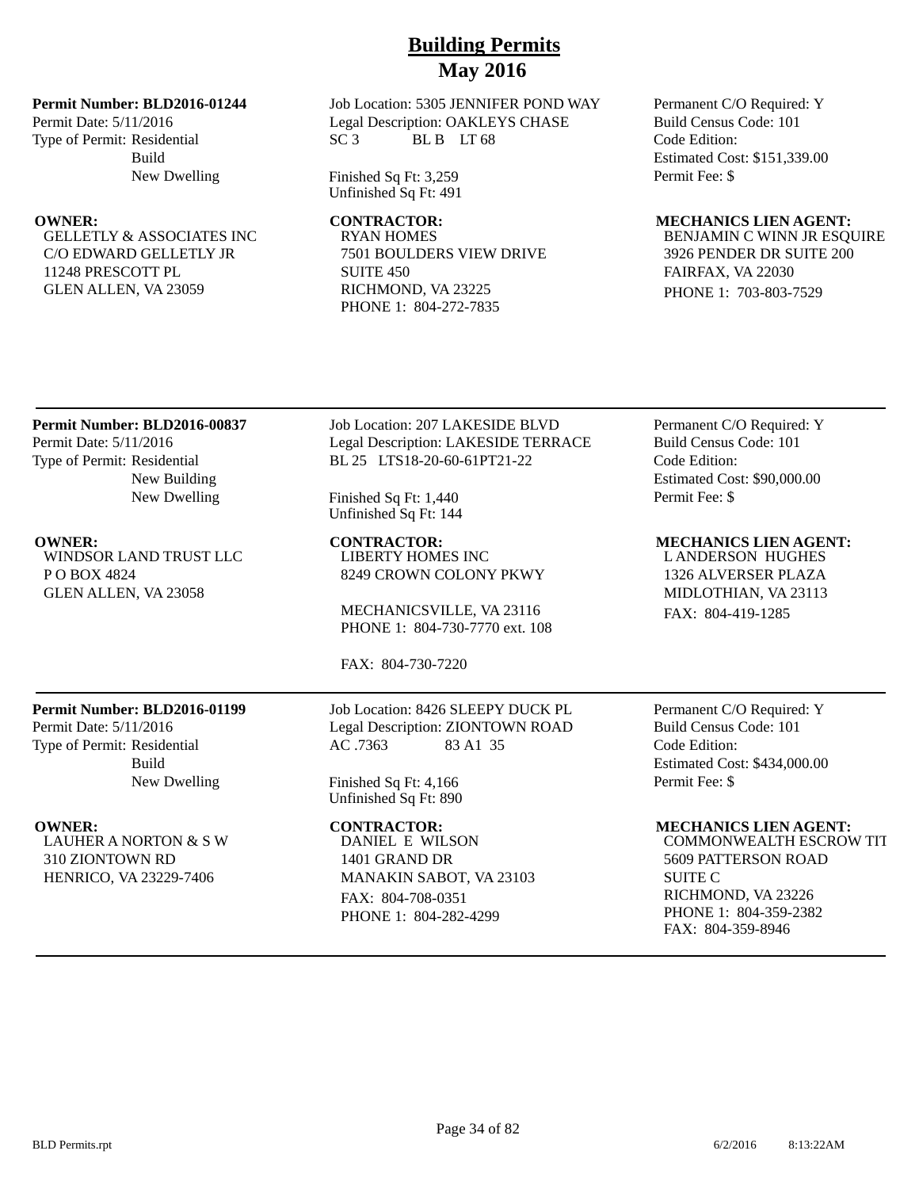# Building Permits
## May 2016

**Permit Number: BLD2016-01244**
Permit Date: 5/11/2016
Type of Permit: Residential
Build
New Dwelling

Job Location: 5305 JENNIFER POND WAY
Legal Description: OAKLEYS CHASE
SC 3 BL B LT 68

Finished Sq Ft: 3,259
Unfinished Sq Ft: 491

Permanent C/O Required: Y
Build Census Code: 101
Code Edition:
Estimated Cost: $151,339.00
Permit Fee: $

**OWNER:**
GELLETLY & ASSOCIATES INC
C/O EDWARD GELLETLY JR
11248 PRESCOTT PL
GLEN ALLEN, VA 23059

**CONTRACTOR:**
RYAN HOMES
7501 BOULDERS VIEW DRIVE
SUITE 450
RICHMOND, VA 23225
PHONE 1: 804-272-7835

**MECHANICS LIEN AGENT:**
BENJAMIN C WINN JR ESQUIRE
3926 PENDER DR SUITE 200
FAIRFAX, VA 22030
PHONE 1: 703-803-7529

---

**Permit Number: BLD2016-00837**
Permit Date: 5/11/2016
Type of Permit: Residential
New Building
New Dwelling

Job Location: 207 LAKESIDE BLVD
Legal Description: LAKESIDE TERRACE
BL 25 LTS18-20-60-61PT21-22

Finished Sq Ft: 1,440
Unfinished Sq Ft: 144

Permanent C/O Required: Y
Build Census Code: 101
Code Edition:
Estimated Cost: $90,000.00
Permit Fee: $

**OWNER:**
WINDSOR LAND TRUST LLC
P O BOX 4824
GLEN ALLEN, VA 23058

**CONTRACTOR:**
LIBERTY HOMES INC
8249 CROWN COLONY PKWY

MECHANICSVILLE, VA 23116
PHONE 1: 804-730-7770 ext. 108

FAX: 804-730-7220

**MECHANICS LIEN AGENT:**
L ANDERSON HUGHES
1326 ALVERSER PLAZA
MIDLOTHIAN, VA 23113
FAX: 804-419-1285

---

**Permit Number: BLD2016-01199**
Permit Date: 5/11/2016
Type of Permit: Residential
Build
New Dwelling

Job Location: 8426 SLEEPY DUCK PL
Legal Description: ZIONTOWN ROAD
AC .7363 83 A1 35

Finished Sq Ft: 4,166
Unfinished Sq Ft: 890

Permanent C/O Required: Y
Build Census Code: 101
Code Edition:
Estimated Cost: $434,000.00
Permit Fee: $

**OWNER:**
LAUHER A NORTON & S W
310 ZIONTOWN RD
HENRICO, VA 23229-7406

**CONTRACTOR:**
DANIEL E WILSON
1401 GRAND DR
MANAKIN SABOT, VA 23103
FAX: 804-708-0351
PHONE 1: 804-282-4299

**MECHANICS LIEN AGENT:**
COMMONWEALTH ESCROW TIT
5609 PATTERSON ROAD
SUITE C
RICHMOND, VA 23226
PHONE 1: 804-359-2382
FAX: 804-359-8946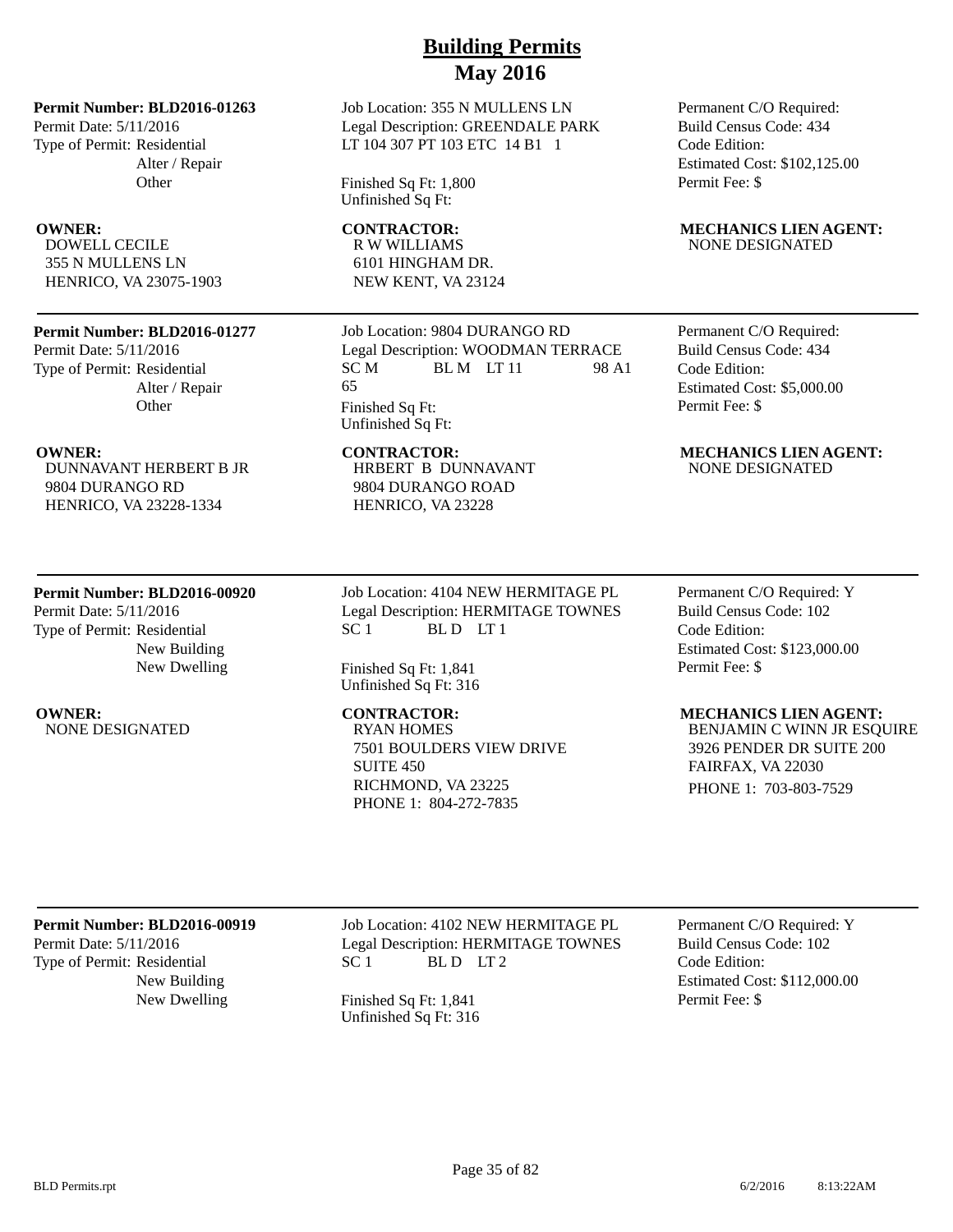# Building Permits
## May 2016

**Permit Number: BLD2016-01263**
Permit Date: 5/11/2016
Type of Permit: Residential
Alter / Repair
Other

Job Location: 355 N MULLENS LN
Legal Description: GREENDALE PARK LT 104 307 PT 103 ETC 14 B1 1

Finished Sq Ft: 1,800
Unfinished Sq Ft:

Permanent C/O Required:
Build Census Code: 434
Code Edition:
Estimated Cost: $102,125.00
Permit Fee: $

**OWNER:**
DOWELL CECILE
355 N MULLENS LN
HENRICO, VA 23075-1903

**CONTRACTOR:**
R W WILLIAMS
6101 HINGHAM DR.
NEW KENT, VA 23124

**MECHANICS LIEN AGENT:**
NONE DESIGNATED

---

**Permit Number: BLD2016-01277**
Permit Date: 5/11/2016
Type of Permit: Residential
Alter / Repair
Other

Job Location: 9804 DURANGO RD
Legal Description: WOODMAN TERRACE SC M BL M LT 11 98 A1 65

Finished Sq Ft:
Unfinished Sq Ft:

Permanent C/O Required:
Build Census Code: 434
Code Edition:
Estimated Cost: $5,000.00
Permit Fee: $

**OWNER:**
DUNNAVANT HERBERT B JR
9804 DURANGO RD
HENRICO, VA 23228-1334

**CONTRACTOR:**
HRBERT B DUNNAVANT
9804 DURANGO ROAD
HENRICO, VA 23228

**MECHANICS LIEN AGENT:**
NONE DESIGNATED

---

**Permit Number: BLD2016-00920**
Permit Date: 5/11/2016
Type of Permit: Residential
New Building
New Dwelling

Job Location: 4104 NEW HERMITAGE PL
Legal Description: HERMITAGE TOWNES SC 1 BL D LT 1

Finished Sq Ft: 1,841
Unfinished Sq Ft: 316

Permanent C/O Required: Y
Build Census Code: 102
Code Edition:
Estimated Cost: $123,000.00
Permit Fee: $

**OWNER:**
NONE DESIGNATED

**CONTRACTOR:**
RYAN HOMES
7501 BOULDERS VIEW DRIVE
SUITE 450
RICHMOND, VA 23225
PHONE 1: 804-272-7835

**MECHANICS LIEN AGENT:**
BENJAMIN C WINN JR ESQUIRE
3926 PENDER DR SUITE 200
FAIRFAX, VA 22030
PHONE 1: 703-803-7529

---

**Permit Number: BLD2016-00919**
Permit Date: 5/11/2016
Type of Permit: Residential
New Building
New Dwelling

Job Location: 4102 NEW HERMITAGE PL
Legal Description: HERMITAGE TOWNES SC 1 BL D LT 2

Finished Sq Ft: 1,841
Unfinished Sq Ft: 316

Permanent C/O Required: Y
Build Census Code: 102
Code Edition:
Estimated Cost: $112,000.00
Permit Fee: $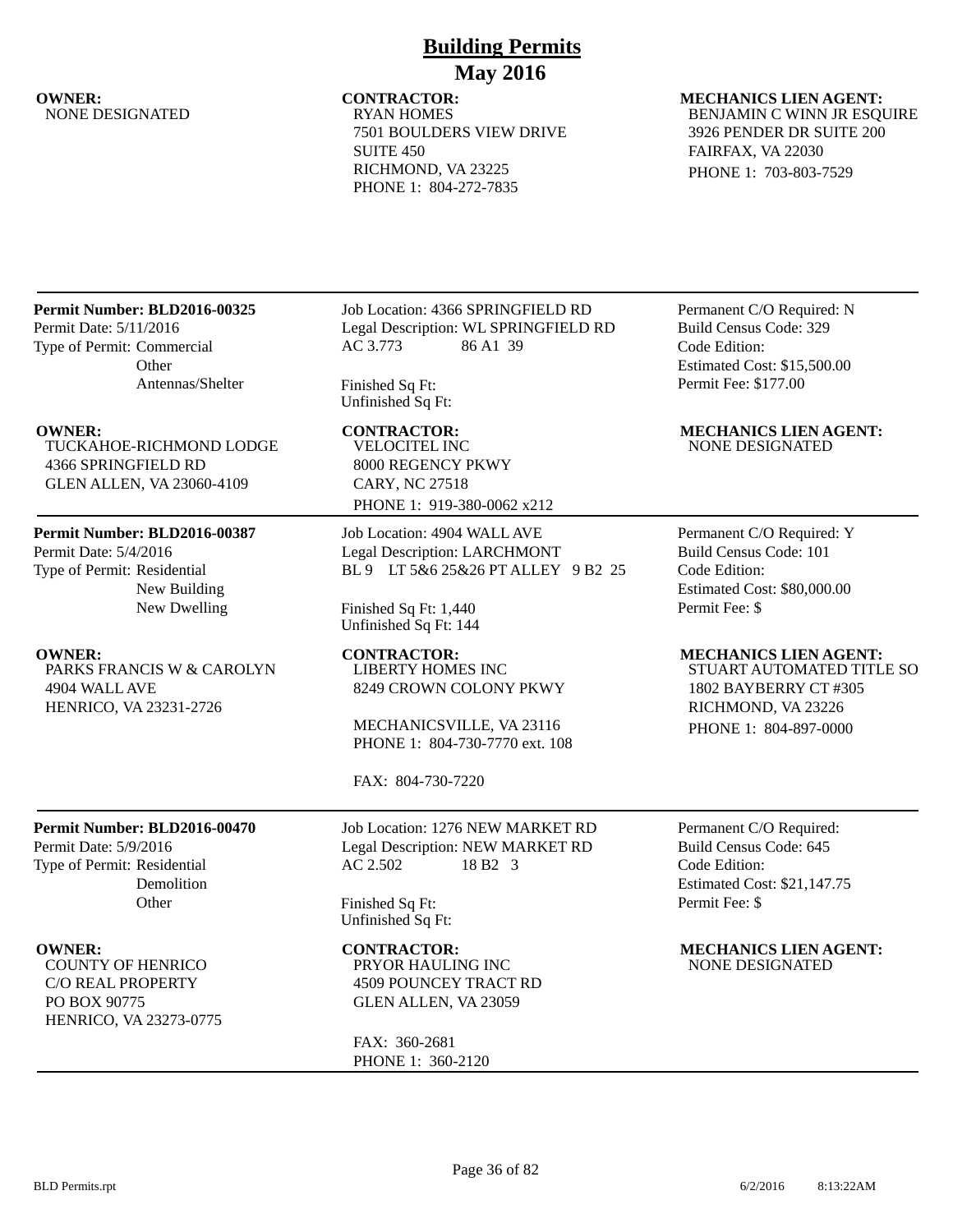# Building Permits

## May 2016

**OWNER:**
NONE DESIGNATED

**CONTRACTOR:**
RYAN HOMES
7501 BOULDERS VIEW DRIVE
SUITE 450
RICHMOND, VA 23225
PHONE 1: 804-272-7835

**MECHANICS LIEN AGENT:**
BENJAMIN C WINN JR ESQUIRE
3926 PENDER DR SUITE 200
FAIRFAX, VA 22030
PHONE 1: 703-803-7529

---

**Permit Number: BLD2016-00325**
Permit Date: 5/11/2016
Type of Permit: Commercial
Other
Antennas/Shelter

Job Location: 4366 SPRINGFIELD RD
Legal Description: WL SPRINGFIELD RD AC 3.773 86 A1 39
Finished Sq Ft:
Unfinished Sq Ft:

Permanent C/O Required: N
Build Census Code: 329
Code Edition:
Estimated Cost: $15,500.00
Permit Fee: $177.00

**OWNER:**
TUCKAHOE-RICHMOND LODGE
4366 SPRINGFIELD RD
GLEN ALLEN, VA 23060-4109

**CONTRACTOR:**
VELOCITEL INC
8000 REGENCY PKWY
CARY, NC 27518
PHONE 1: 919-380-0062 x212

**MECHANICS LIEN AGENT:**
NONE DESIGNATED

---

**Permit Number: BLD2016-00387**
Permit Date: 5/4/2016
Type of Permit: Residential
New Building
New Dwelling

Job Location: 4904 WALL AVE
Legal Description: LARCHMONT BL 9 LT 5&6 25&26 PT ALLEY 9 B2 25
Finished Sq Ft: 1,440
Unfinished Sq Ft: 144

Permanent C/O Required: Y
Build Census Code: 101
Code Edition:
Estimated Cost: $80,000.00
Permit Fee: $

**OWNER:**
PARKS FRANCIS W & CAROLYN
4904 WALL AVE
HENRICO, VA 23231-2726

**CONTRACTOR:**
LIBERTY HOMES INC
8249 CROWN COLONY PKWY
MECHANICSVILLE, VA 23116
PHONE 1: 804-730-7770 ext. 108
FAX: 804-730-7220

**MECHANICS LIEN AGENT:**
STUART AUTOMATED TITLE SO
1802 BAYBERRY CT #305
RICHMOND, VA 23226
PHONE 1: 804-897-0000

---

**Permit Number: BLD2016-00470**
Permit Date: 5/9/2016
Type of Permit: Residential
Demolition
Other

Job Location: 1276 NEW MARKET RD
Legal Description: NEW MARKET RD AC 2.502 18 B2 3
Finished Sq Ft:
Unfinished Sq Ft:

Permanent C/O Required:
Build Census Code: 645
Code Edition:
Estimated Cost: $21,147.75
Permit Fee: $

**OWNER:**
COUNTY OF HENRICO
C/O REAL PROPERTY
PO BOX 90775
HENRICO, VA 23273-0775

**CONTRACTOR:**
PRYOR HAULING INC
4509 POUNCEY TRACT RD
GLEN ALLEN, VA 23059
FAX: 360-2681
PHONE 1: 360-2120

**MECHANICS LIEN AGENT:**
NONE DESIGNATED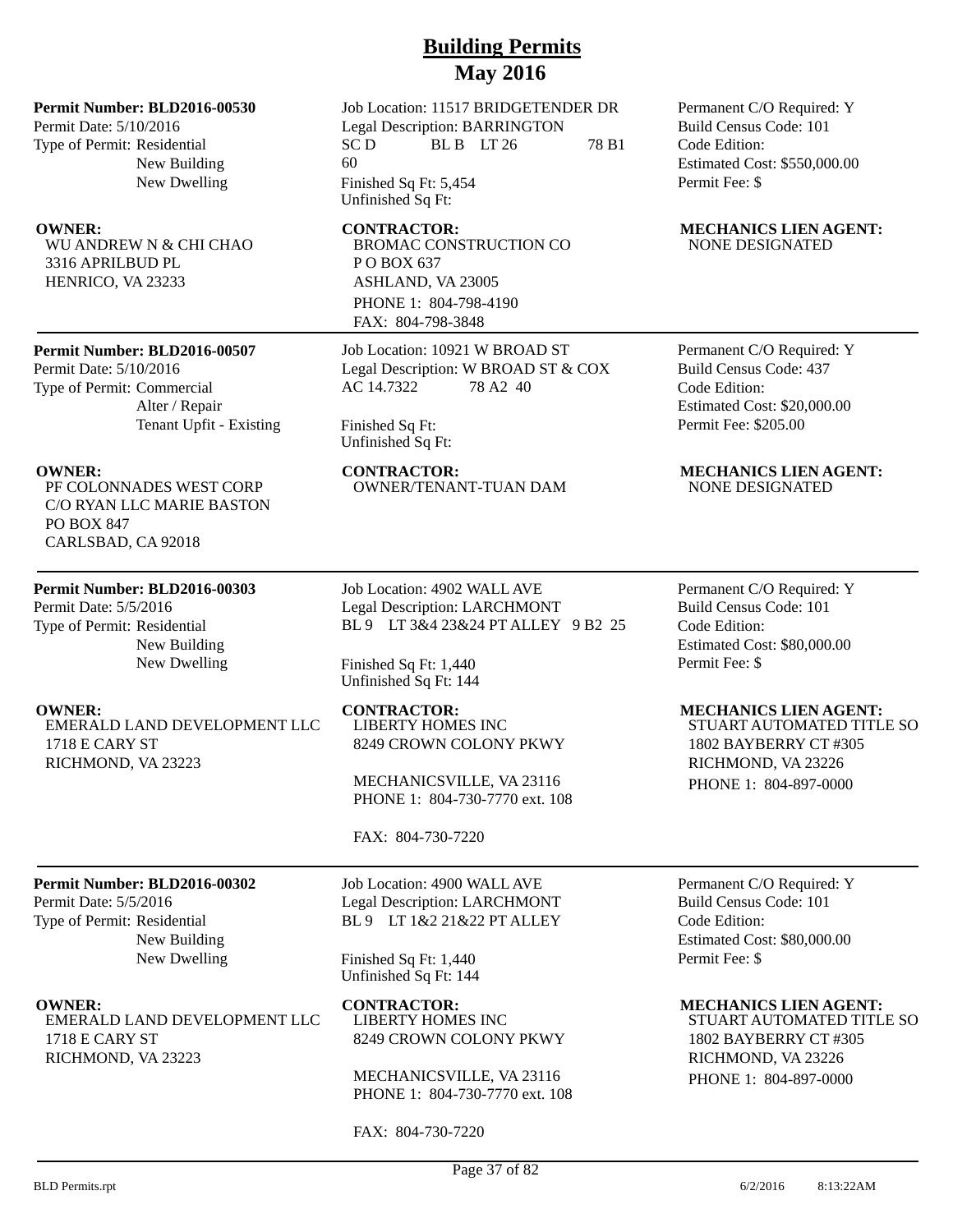# Building Permits
## May 2016

**Permit Number: BLD2016-00530**
Permit Date: 5/10/2016
Type of Permit: Residential
New Building
New Dwelling

Job Location: 11517 BRIDGETENDER DR
Legal Description: BARRINGTON SC D BL B LT 26 78 B1 60
Finished Sq Ft: 5,454
Unfinished Sq Ft:

Permanent C/O Required: Y
Build Census Code: 101
Code Edition:
Estimated Cost: $550,000.00
Permit Fee: $

**OWNER:**
WU ANDREW N & CHI CHAO
3316 APRILBUD PL
HENRICO, VA 23233

**CONTRACTOR:**
BROMAC CONSTRUCTION CO
P O BOX 637
ASHLAND, VA 23005
PHONE 1: 804-798-4190
FAX: 804-798-3848

**MECHANICS LIEN AGENT:**
NONE DESIGNATED

---

**Permit Number: BLD2016-00507**
Permit Date: 5/10/2016
Type of Permit: Commercial
Alter / Repair
Tenant Upfit - Existing

Job Location: 10921 W BROAD ST
Legal Description: W BROAD ST & COX AC 14.7322 78 A2 40
Finished Sq Ft:
Unfinished Sq Ft:

Permanent C/O Required: Y
Build Census Code: 437
Code Edition:
Estimated Cost: $20,000.00
Permit Fee: $205.00

**OWNER:**
PF COLONNADES WEST CORP
C/O RYAN LLC MARIE BASTON
PO BOX 847
CARLSBAD, CA 92018

**CONTRACTOR:**
OWNER/TENANT-TUAN DAM

**MECHANICS LIEN AGENT:**
NONE DESIGNATED

---

**Permit Number: BLD2016-00303**
Permit Date: 5/5/2016
Type of Permit: Residential
New Building
New Dwelling

Job Location: 4902 WALL AVE
Legal Description: LARCHMONT BL 9 LT 3&4 23&24 PT ALLEY 9 B2 25
Finished Sq Ft: 1,440
Unfinished Sq Ft: 144

Permanent C/O Required: Y
Build Census Code: 101
Code Edition:
Estimated Cost: $80,000.00
Permit Fee: $

**OWNER:**
EMERALD LAND DEVELOPMENT LLC
1718 E CARY ST
RICHMOND, VA 23223

**CONTRACTOR:**
LIBERTY HOMES INC
8249 CROWN COLONY PKWY
MECHANICSVILLE, VA 23116
PHONE 1: 804-730-7770 ext. 108
FAX: 804-730-7220

**MECHANICS LIEN AGENT:**
STUART AUTOMATED TITLE SO
1802 BAYBERRY CT #305
RICHMOND, VA 23226
PHONE 1: 804-897-0000

---

**Permit Number: BLD2016-00302**
Permit Date: 5/5/2016
Type of Permit: Residential
New Building
New Dwelling

Job Location: 4900 WALL AVE
Legal Description: LARCHMONT BL 9 LT 1&2 21&22 PT ALLEY
Finished Sq Ft: 1,440
Unfinished Sq Ft: 144

Permanent C/O Required: Y
Build Census Code: 101
Code Edition:
Estimated Cost: $80,000.00
Permit Fee: $

**OWNER:**
EMERALD LAND DEVELOPMENT LLC
1718 E CARY ST
RICHMOND, VA 23223

**CONTRACTOR:**
LIBERTY HOMES INC
8249 CROWN COLONY PKWY
MECHANICSVILLE, VA 23116
PHONE 1: 804-730-7770 ext. 108
FAX: 804-730-7220

**MECHANICS LIEN AGENT:**
STUART AUTOMATED TITLE SO
1802 BAYBERRY CT #305
RICHMOND, VA 23226
PHONE 1: 804-897-0000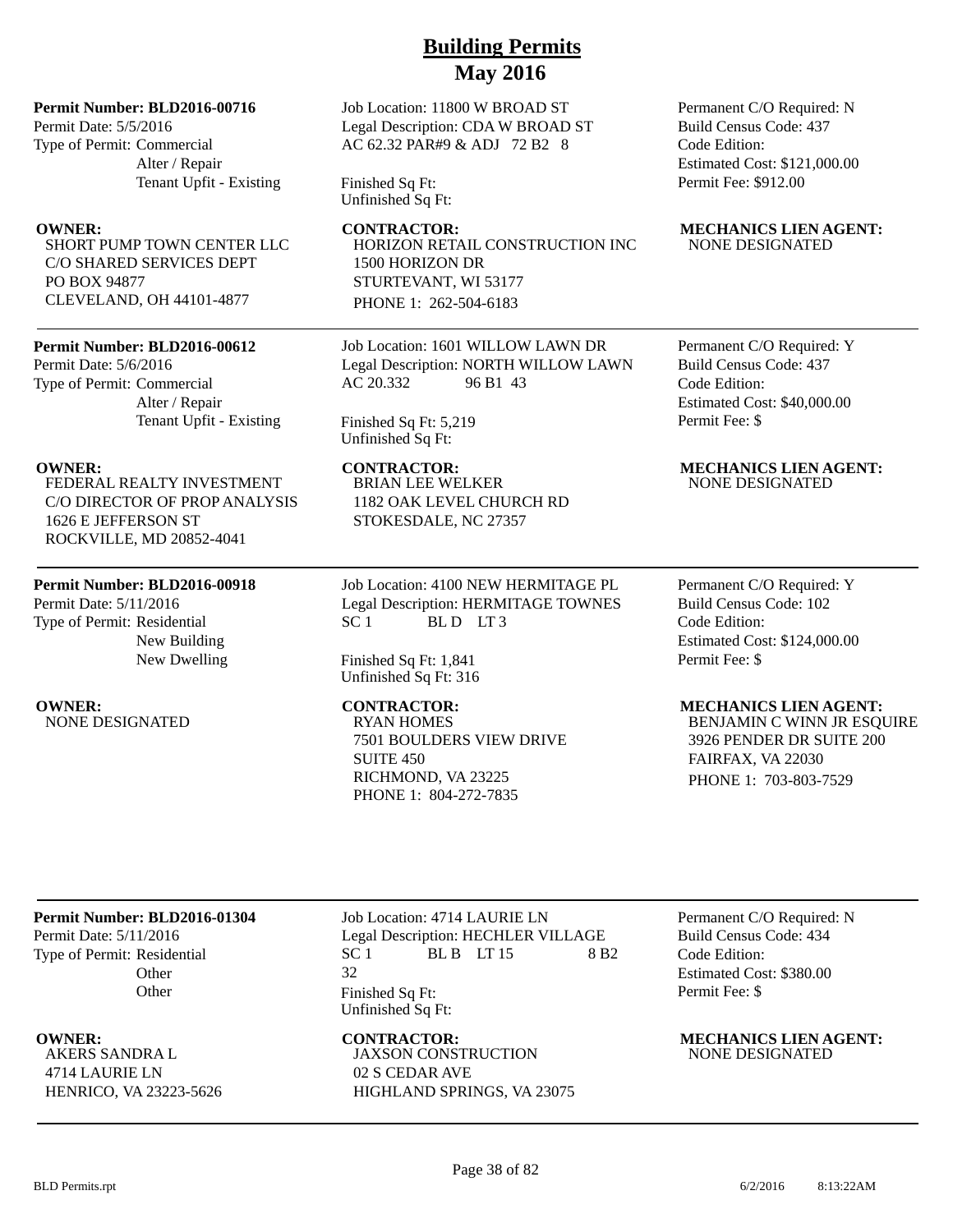# Building Permits
## May 2016

**Permit Number: BLD2016-00716**
Permit Date: 5/5/2016
Type of Permit: Commercial
Alter / Repair
Tenant Upfit - Existing

Job Location: 11800 W BROAD ST
Legal Description: CDA W BROAD ST AC 62.32 PAR#9 & ADJ 72 B2 8

Finished Sq Ft:
Unfinished Sq Ft:

Permanent C/O Required: N
Build Census Code: 437
Code Edition:
Estimated Cost: $121,000.00
Permit Fee: $912.00

**OWNER:**
SHORT PUMP TOWN CENTER LLC
C/O SHARED SERVICES DEPT
PO BOX 94877
CLEVELAND, OH 44101-4877

**CONTRACTOR:**
HORIZON RETAIL CONSTRUCTION INC
1500 HORIZON DR
STURTEVANT, WI 53177
PHONE 1: 262-504-6183

**MECHANICS LIEN AGENT:**
NONE DESIGNATED

---

**Permit Number: BLD2016-00612**
Permit Date: 5/6/2016
Type of Permit: Commercial
Alter / Repair
Tenant Upfit - Existing

Job Location: 1601 WILLOW LAWN DR
Legal Description: NORTH WILLOW LAWN AC 20.332 96 B1 43

Finished Sq Ft: 5,219
Unfinished Sq Ft:

Permanent C/O Required: Y
Build Census Code: 437
Code Edition:
Estimated Cost: $40,000.00
Permit Fee: $

**OWNER:**
FEDERAL REALTY INVESTMENT
C/O DIRECTOR OF PROP ANALYSIS
1626 E JEFFERSON ST
ROCKVILLE, MD 20852-4041

**CONTRACTOR:**
BRIAN LEE WELKER
1182 OAK LEVEL CHURCH RD
STOKESDALE, NC 27357

**MECHANICS LIEN AGENT:**
NONE DESIGNATED

---

**Permit Number: BLD2016-00918**
Permit Date: 5/11/2016
Type of Permit: Residential
New Building
New Dwelling

Job Location: 4100 NEW HERMITAGE PL
Legal Description: HERMITAGE TOWNES SC 1 BL D LT 3

Finished Sq Ft: 1,841
Unfinished Sq Ft: 316

Permanent C/O Required: Y
Build Census Code: 102
Code Edition:
Estimated Cost: $124,000.00
Permit Fee: $

**OWNER:**
NONE DESIGNATED

**CONTRACTOR:**
RYAN HOMES
7501 BOULDERS VIEW DRIVE
SUITE 450
RICHMOND, VA 23225
PHONE 1: 804-272-7835

**MECHANICS LIEN AGENT:**
BENJAMIN C WINN JR ESQUIRE
3926 PENDER DR SUITE 200
FAIRFAX, VA 22030
PHONE 1: 703-803-7529

---

**Permit Number: BLD2016-01304**
Permit Date: 5/11/2016
Type of Permit: Residential
Other
Other

Job Location: 4714 LAURIE LN
Legal Description: HECHLER VILLAGE SC 1 BL B LT 15 8 B2 32

Finished Sq Ft:
Unfinished Sq Ft:

Permanent C/O Required: N
Build Census Code: 434
Code Edition:
Estimated Cost: $380.00
Permit Fee: $

**OWNER:**
AKERS SANDRA L
4714 LAURIE LN
HENRICO, VA 23223-5626

**CONTRACTOR:**
JAXSON CONSTRUCTION
02 S CEDAR AVE
HIGHLAND SPRINGS, VA 23075

**MECHANICS LIEN AGENT:**
NONE DESIGNATED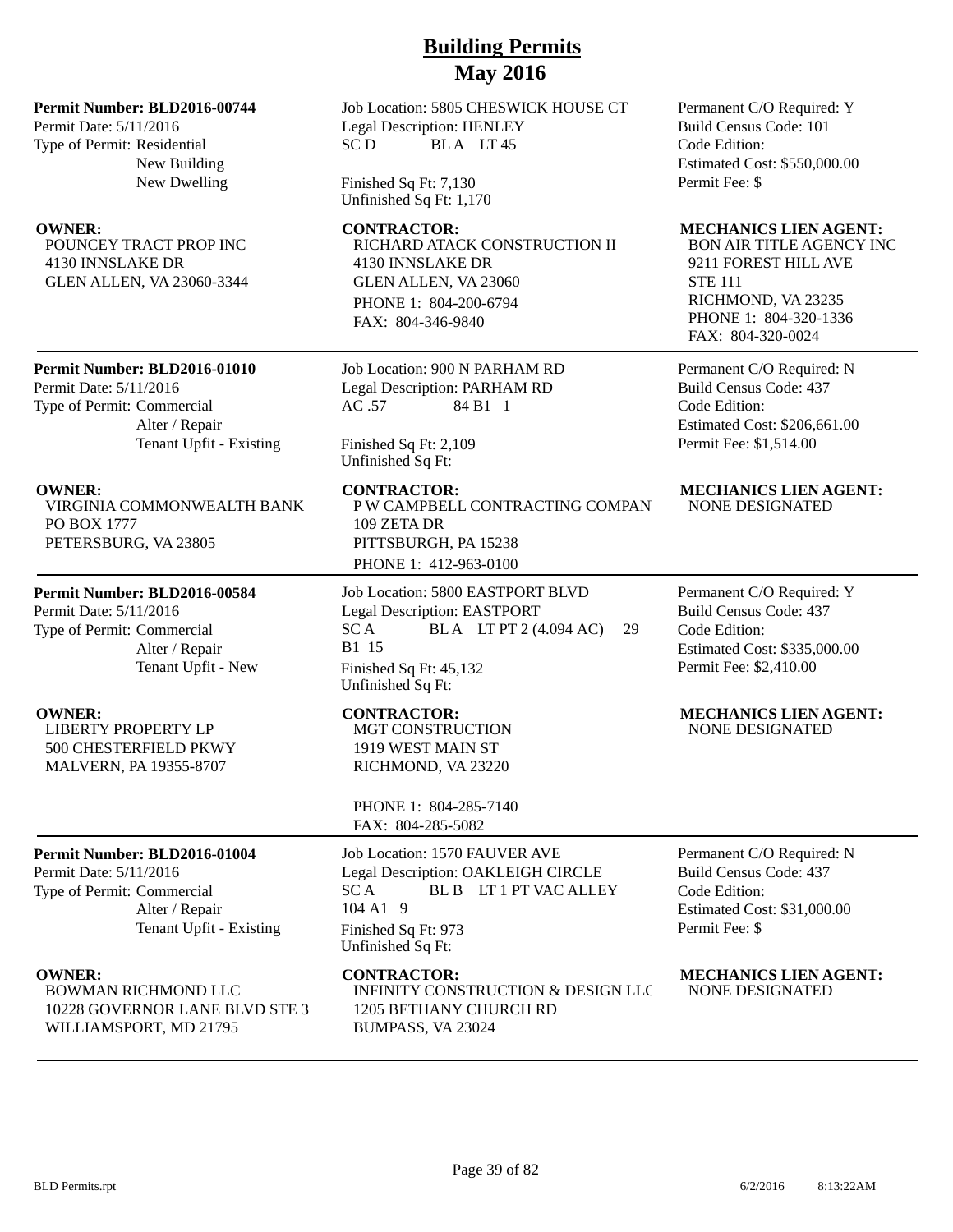# Building Permits
## May 2016

**Permit Number: BLD2016-00744**
Permit Date: 5/11/2016
Type of Permit: Residential
New Building
New Dwelling

Job Location: 5805 CHESWICK HOUSE CT
Legal Description: HENLEY
SC D BL A LT 45

Finished Sq Ft: 7,130
Unfinished Sq Ft: 1,170

Permanent C/O Required: Y
Build Census Code: 101
Code Edition:
Estimated Cost: $550,000.00
Permit Fee: $

**OWNER:**
POUNCEY TRACT PROP INC
4130 INNSLAKE DR
GLEN ALLEN, VA 23060-3344

**CONTRACTOR:**
RICHARD ATACK CONSTRUCTION II
4130 INNSLAKE DR
GLEN ALLEN, VA 23060
PHONE 1: 804-200-6794
FAX: 804-346-9840

**MECHANICS LIEN AGENT:**
BON AIR TITLE AGENCY INC
9211 FOREST HILL AVE
STE 111
RICHMOND, VA 23235
PHONE 1: 804-320-1336
FAX: 804-320-0024

---

**Permit Number: BLD2016-01010**
Permit Date: 5/11/2016
Type of Permit: Commercial
Alter / Repair
Tenant Upfit - Existing

Job Location: 900 N PARHAM RD
Legal Description: PARHAM RD
AC .57 84 B1 1

Finished Sq Ft: 2,109
Unfinished Sq Ft:

Permanent C/O Required: N
Build Census Code: 437
Code Edition:
Estimated Cost: $206,661.00
Permit Fee: $1,514.00

**OWNER:**
VIRGINIA COMMONWEALTH BANK
PO BOX 1777
PETERSBURG, VA 23805

**CONTRACTOR:**
P W CAMPBELL CONTRACTING COMPAN
109 ZETA DR
PITTSBURGH, PA 15238
PHONE 1: 412-963-0100

**MECHANICS LIEN AGENT:**
NONE DESIGNATED

---

**Permit Number: BLD2016-00584**
Permit Date: 5/11/2016
Type of Permit: Commercial
Alter / Repair
Tenant Upfit - New

Job Location: 5800 EASTPORT BLVD
Legal Description: EASTPORT
SC A BL A LT PT 2 (4.094 AC) 29 B1 15

Finished Sq Ft: 45,132
Unfinished Sq Ft:

Permanent C/O Required: Y
Build Census Code: 437
Code Edition:
Estimated Cost: $335,000.00
Permit Fee: $2,410.00

**OWNER:**
LIBERTY PROPERTY LP
500 CHESTERFIELD PKWY
MALVERN, PA 19355-8707

**CONTRACTOR:**
MGT CONSTRUCTION
1919 WEST MAIN ST
RICHMOND, VA 23220
PHONE 1: 804-285-7140
FAX: 804-285-5082

**MECHANICS LIEN AGENT:**
NONE DESIGNATED

---

**Permit Number: BLD2016-01004**
Permit Date: 5/11/2016
Type of Permit: Commercial
Alter / Repair
Tenant Upfit - Existing

Job Location: 1570 FAUVER AVE
Legal Description: OAKLEIGH CIRCLE
SC A BL B LT 1 PT VAC ALLEY 104 A1 9

Finished Sq Ft: 973
Unfinished Sq Ft:

Permanent C/O Required: N
Build Census Code: 437
Code Edition:
Estimated Cost: $31,000.00
Permit Fee: $

**OWNER:**
BOWMAN RICHMOND LLC
10228 GOVERNOR LANE BLVD STE 3
WILLIAMSPORT, MD 21795

**CONTRACTOR:**
INFINITY CONSTRUCTION & DESIGN LLC
1205 BETHANY CHURCH RD
BUMPASS, VA 23024

**MECHANICS LIEN AGENT:**
NONE DESIGNATED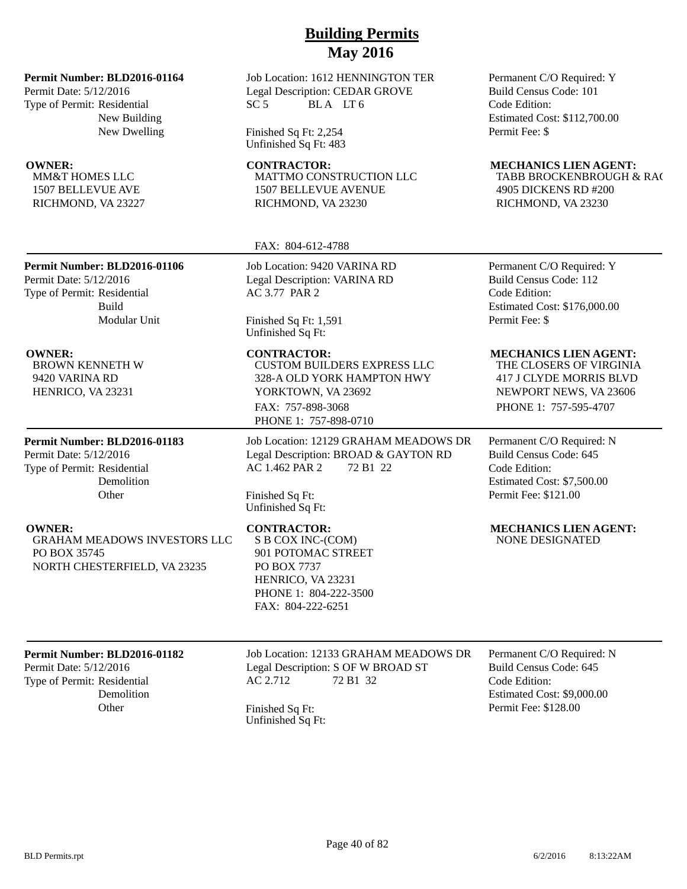# Building Permits
## May 2016

**Permit Number: BLD2016-01164**
Permit Date: 5/12/2016
Type of Permit: Residential
New Building
New Dwelling

Job Location: 1612 HENNINGTON TER
Legal Description: CEDAR GROVE
SC 5 BL A LT 6

Finished Sq Ft: 2,254
Unfinished Sq Ft: 483

Permanent C/O Required: Y
Build Census Code: 101
Code Edition:
Estimated Cost: $112,700.00
Permit Fee: $

**OWNER:**
MM&T HOMES LLC
1507 BELLEVUE AVE
RICHMOND, VA 23227

**CONTRACTOR:**
MATTMO CONSTRUCTION LLC
1507 BELLEVUE AVENUE
RICHMOND, VA 23230
FAX: 804-612-4788

**MECHANICS LIEN AGENT:**
TABB BROCKENBROUGH & RA(
4905 DICKENS RD #200
RICHMOND, VA 23230

---

**Permit Number: BLD2016-01106**
Permit Date: 5/12/2016
Type of Permit: Residential
Build
Modular Unit

Job Location: 9420 VARINA RD
Legal Description: VARINA RD
AC 3.77 PAR 2

Finished Sq Ft: 1,591
Unfinished Sq Ft:

Permanent C/O Required: Y
Build Census Code: 112
Code Edition:
Estimated Cost: $176,000.00
Permit Fee: $

**OWNER:**
BROWN KENNETH W
9420 VARINA RD
HENRICO, VA 23231

**CONTRACTOR:**
CUSTOM BUILDERS EXPRESS LLC
328-A OLD YORK HAMPTON HWY
YORKTOWN, VA 23692
FAX: 757-898-3068
PHONE 1: 757-898-0710

**MECHANICS LIEN AGENT:**
THE CLOSERS OF VIRGINIA
417 J CLYDE MORRIS BLVD
NEWPORT NEWS, VA 23606
PHONE 1: 757-595-4707

---

**Permit Number: BLD2016-01183**
Permit Date: 5/12/2016
Type of Permit: Residential
Demolition
Other

Job Location: 12129 GRAHAM MEADOWS DR
Legal Description: BROAD & GAYTON RD
AC 1.462 PAR 2 72 B1 22

Finished Sq Ft:
Unfinished Sq Ft:

Permanent C/O Required: N
Build Census Code: 645
Code Edition:
Estimated Cost: $7,500.00
Permit Fee: $121.00

**OWNER:**
GRAHAM MEADOWS INVESTORS LLC
PO BOX 35745
NORTH CHESTERFIELD, VA 23235

**CONTRACTOR:**
S B COX INC-(COM)
901 POTOMAC STREET
PO BOX 7737
HENRICO, VA 23231
PHONE 1: 804-222-3500
FAX: 804-222-6251

**MECHANICS LIEN AGENT:**
NONE DESIGNATED

---

**Permit Number: BLD2016-01182**
Permit Date: 5/12/2016
Type of Permit: Residential
Demolition
Other

Job Location: 12133 GRAHAM MEADOWS DR
Legal Description: S OF W BROAD ST
AC 2.712 72 B1 32

Finished Sq Ft:
Unfinished Sq Ft:

Permanent C/O Required: N
Build Census Code: 645
Code Edition:
Estimated Cost: $9,000.00
Permit Fee: $128.00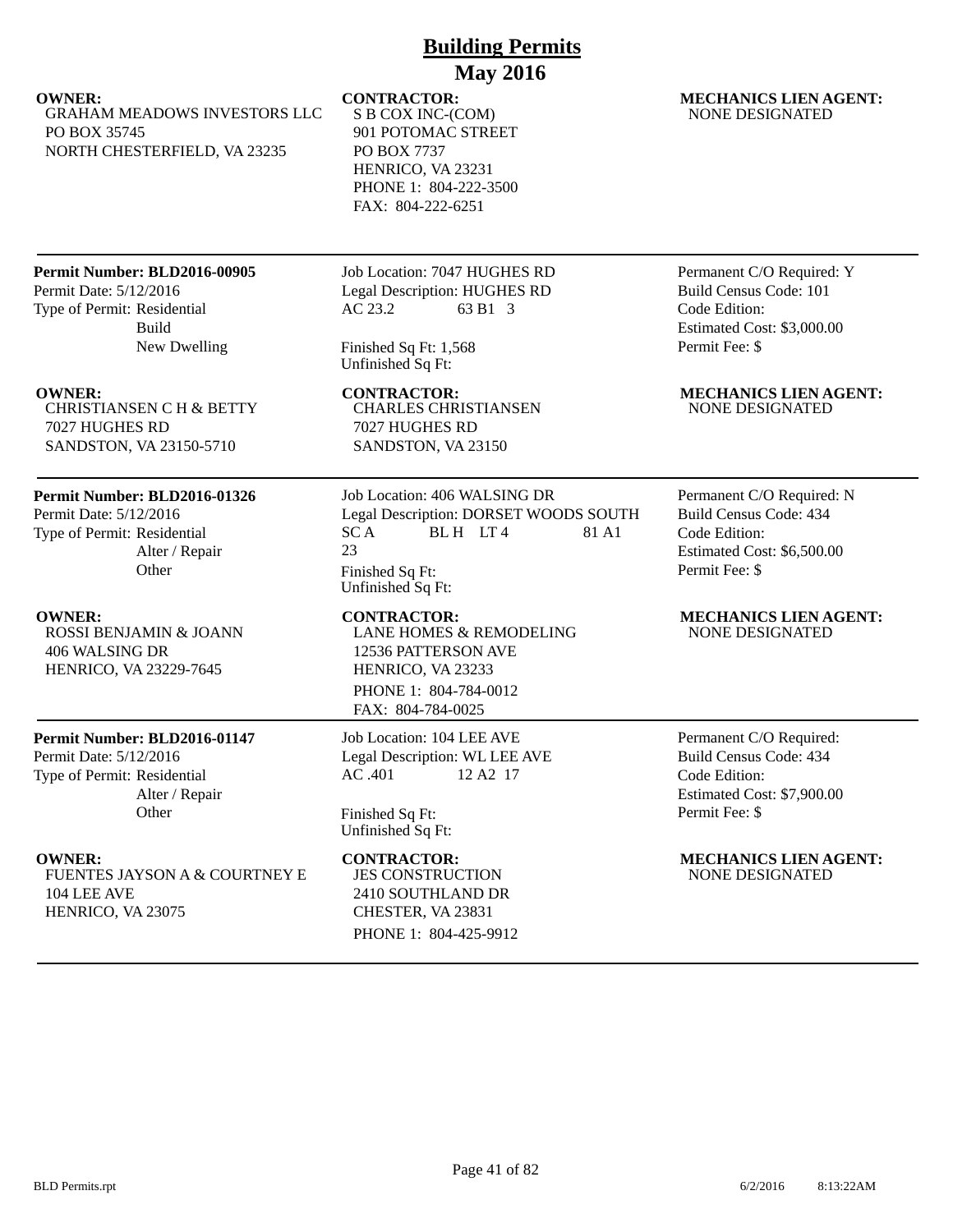# Building Permits
## May 2016

**OWNER:**
GRAHAM MEADOWS INVESTORS LLC
PO BOX 35745
NORTH CHESTERFIELD, VA 23235

**CONTRACTOR:**
S B COX INC-(COM)
901 POTOMAC STREET
PO BOX 7737
HENRICO, VA 23231
PHONE 1: 804-222-3500
FAX: 804-222-6251

**MECHANICS LIEN AGENT:**
NONE DESIGNATED

---

**Permit Number: BLD2016-00905**
Permit Date: 5/12/2016
Type of Permit: Residential
Build
New Dwelling

Job Location: 7047 HUGHES RD
Legal Description: HUGHES RD
AC 23.2 63 B1 3

Finished Sq Ft: 1,568
Unfinished Sq Ft:

Permanent C/O Required: Y
Build Census Code: 101
Code Edition:
Estimated Cost: $3,000.00
Permit Fee: $

**OWNER:**
CHRISTIANSEN C H & BETTY
7027 HUGHES RD
SANDSTON, VA 23150-5710

**CONTRACTOR:**
CHARLES CHRISTIANSEN
7027 HUGHES RD
SANDSTON, VA 23150

**MECHANICS LIEN AGENT:**
NONE DESIGNATED

---

**Permit Number: BLD2016-01326**
Permit Date: 5/12/2016
Type of Permit: Residential
Alter / Repair
Other

Job Location: 406 WALSING DR
Legal Description: DORSET WOODS SOUTH
SC A BL H LT 4 81 A1
23

Finished Sq Ft:
Unfinished Sq Ft:

Permanent C/O Required: N
Build Census Code: 434
Code Edition:
Estimated Cost: $6,500.00
Permit Fee: $

**OWNER:**
ROSSI BENJAMIN & JOANN
406 WALSING DR
HENRICO, VA 23229-7645

**CONTRACTOR:**
LANE HOMES & REMODELING
12536 PATTERSON AVE
HENRICO, VA 23233
PHONE 1: 804-784-0012
FAX: 804-784-0025

**MECHANICS LIEN AGENT:**
NONE DESIGNATED

---

**Permit Number: BLD2016-01147**
Permit Date: 5/12/2016
Type of Permit: Residential
Alter / Repair
Other

Job Location: 104 LEE AVE
Legal Description: WL LEE AVE
AC .401 12 A2 17

Finished Sq Ft:
Unfinished Sq Ft:

Permanent C/O Required:
Build Census Code: 434
Code Edition:
Estimated Cost: $7,900.00
Permit Fee: $

**OWNER:**
FUENTES JAYSON A & COURTNEY E
104 LEE AVE
HENRICO, VA 23075

**CONTRACTOR:**
JES CONSTRUCTION
2410 SOUTHLAND DR
CHESTER, VA 23831
PHONE 1: 804-425-9912

**MECHANICS LIEN AGENT:**
NONE DESIGNATED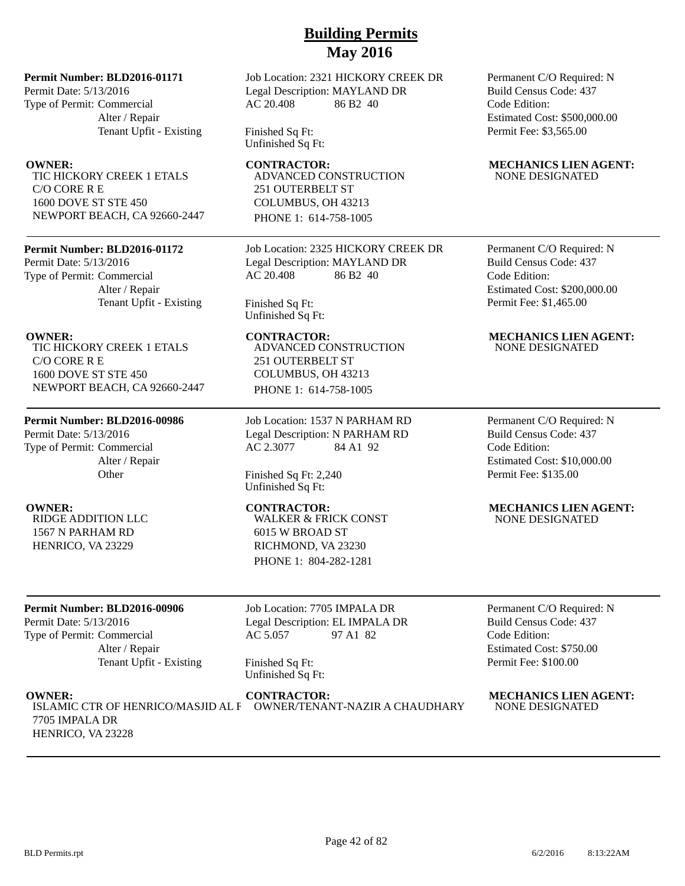# Building Permits
## May 2016

**Permit Number: BLD2016-01171**
Permit Date: 5/13/2016
Type of Permit: Commercial
Alter / Repair
Tenant Upfit - Existing

Job Location: 2321 HICKORY CREEK DR
Legal Description: MAYLAND DR
AC 20.408 86 B2 40

Finished Sq Ft:
Unfinished Sq Ft:

Permanent C/O Required: N
Build Census Code: 437
Code Edition:
Estimated Cost: $500,000.00
Permit Fee: $3,565.00

**OWNER:**
TIC HICKORY CREEK 1 ETALS
C/O CORE R E
1600 DOVE ST STE 450
NEWPORT BEACH, CA 92660-2447

**CONTRACTOR:**
ADVANCED CONSTRUCTION
251 OUTERBELT ST
COLUMBUS, OH 43213
PHONE 1: 614-758-1005

**MECHANICS LIEN AGENT:**
NONE DESIGNATED

---

**Permit Number: BLD2016-01172**
Permit Date: 5/13/2016
Type of Permit: Commercial
Alter / Repair
Tenant Upfit - Existing

Job Location: 2325 HICKORY CREEK DR
Legal Description: MAYLAND DR
AC 20.408 86 B2 40

Finished Sq Ft:
Unfinished Sq Ft:

Permanent C/O Required: N
Build Census Code: 437
Code Edition:
Estimated Cost: $200,000.00
Permit Fee: $1,465.00

**OWNER:**
TIC HICKORY CREEK 1 ETALS
C/O CORE R E
1600 DOVE ST STE 450
NEWPORT BEACH, CA 92660-2447

**CONTRACTOR:**
ADVANCED CONSTRUCTION
251 OUTERBELT ST
COLUMBUS, OH 43213
PHONE 1: 614-758-1005

**MECHANICS LIEN AGENT:**
NONE DESIGNATED

---

**Permit Number: BLD2016-00986**
Permit Date: 5/13/2016
Type of Permit: Commercial
Alter / Repair
Other

Job Location: 1537 N PARHAM RD
Legal Description: N PARHAM RD
AC 2.3077 84 A1 92

Finished Sq Ft: 2,240
Unfinished Sq Ft:

Permanent C/O Required: N
Build Census Code: 437
Code Edition:
Estimated Cost: $10,000.00
Permit Fee: $135.00

**OWNER:**
RIDGE ADDITION LLC
1567 N PARHAM RD
HENRICO, VA 23229

**CONTRACTOR:**
WALKER & FRICK CONST
6015 W BROAD ST
RICHMOND, VA 23230
PHONE 1: 804-282-1281

**MECHANICS LIEN AGENT:**
NONE DESIGNATED

---

**Permit Number: BLD2016-00906**
Permit Date: 5/13/2016
Type of Permit: Commercial
Alter / Repair
Tenant Upfit - Existing

Job Location: 7705 IMPALA DR
Legal Description: EL IMPALA DR
AC 5.057 97 A1 82

Finished Sq Ft:
Unfinished Sq Ft:

Permanent C/O Required: N
Build Census Code: 437
Code Edition:
Estimated Cost: $750.00
Permit Fee: $100.00

**OWNER:**
ISLAMIC CTR OF HENRICO/MASJID AL F
7705 IMPALA DR
HENRICO, VA 23228

**CONTRACTOR:**
OWNER/TENANT-NAZIR A CHAUDHARY

**MECHANICS LIEN AGENT:**
NONE DESIGNATED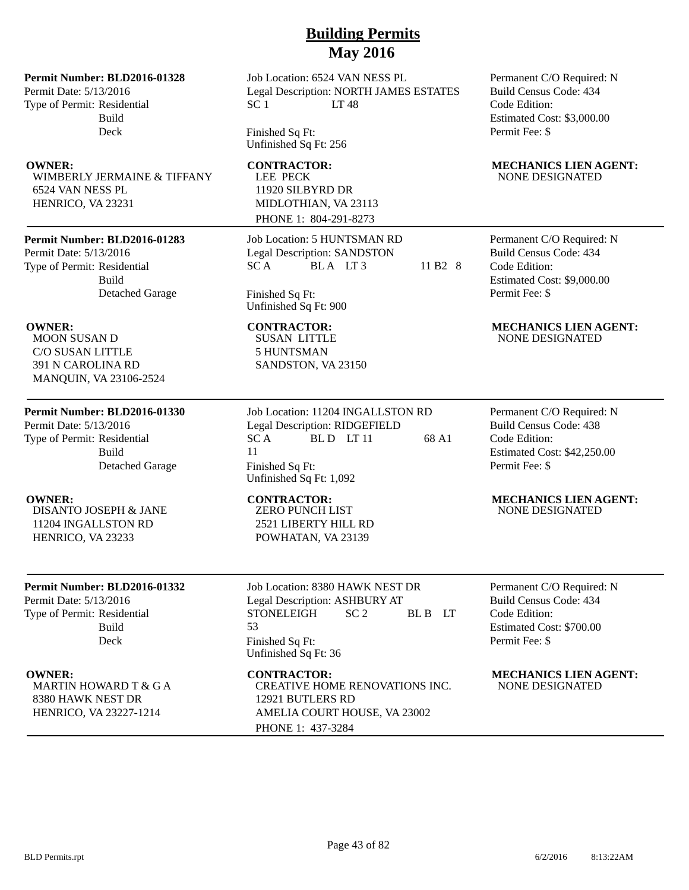# Building Permits
## May 2016

**Permit Number: BLD2016-01328**
Permit Date: 5/13/2016
Type of Permit: Residential
Build
Deck

Job Location: 6524 VAN NESS PL
Legal Description: NORTH JAMES ESTATES SC 1 LT 48

Finished Sq Ft:
Unfinished Sq Ft: 256

Permanent C/O Required: N
Build Census Code: 434
Code Edition:
Estimated Cost: $3,000.00
Permit Fee: $

**OWNER:**
WIMBERLY JERMAINE & TIFFANY
6524 VAN NESS PL
HENRICO, VA 23231

**CONTRACTOR:**
LEE PECK
11920 SILBYRD DR
MIDLOTHIAN, VA 23113
PHONE 1: 804-291-8273

**MECHANICS LIEN AGENT:**
NONE DESIGNATED

---

**Permit Number: BLD2016-01283**
Permit Date: 5/13/2016
Type of Permit: Residential
Build
Detached Garage

Job Location: 5 HUNTSMAN RD
Legal Description: SANDSTON SC A BL A LT 3 11 B2 8

Finished Sq Ft:
Unfinished Sq Ft: 900

Permanent C/O Required: N
Build Census Code: 434
Code Edition:
Estimated Cost: $9,000.00
Permit Fee: $

**OWNER:**
MOON SUSAN D
C/O SUSAN LITTLE
391 N CAROLINA RD
MANQUIN, VA 23106-2524

**CONTRACTOR:**
SUSAN LITTLE
5 HUNTSMAN
SANDSTON, VA 23150

**MECHANICS LIEN AGENT:**
NONE DESIGNATED

---

**Permit Number: BLD2016-01330**
Permit Date: 5/13/2016
Type of Permit: Residential
Build
Detached Garage

Job Location: 11204 INGALLSTON RD
Legal Description: RIDGEFIELD SC A BL D LT 11 68 A1 11

Finished Sq Ft:
Unfinished Sq Ft: 1,092

Permanent C/O Required: N
Build Census Code: 438
Code Edition:
Estimated Cost: $42,250.00
Permit Fee: $

**OWNER:**
DISANTO JOSEPH & JANE
11204 INGALLSTON RD
HENRICO, VA 23233

**CONTRACTOR:**
ZERO PUNCH LIST
2521 LIBERTY HILL RD
POWHATAN, VA 23139

**MECHANICS LIEN AGENT:**
NONE DESIGNATED

---

**Permit Number: BLD2016-01332**
Permit Date: 5/13/2016
Type of Permit: Residential
Build
Deck

Job Location: 8380 HAWK NEST DR
Legal Description: ASHBURY AT STONELEIGH SC 2 BL B LT 53

Finished Sq Ft:
Unfinished Sq Ft: 36

Permanent C/O Required: N
Build Census Code: 434
Code Edition:
Estimated Cost: $700.00
Permit Fee: $

**OWNER:**
MARTIN HOWARD T & G A
8380 HAWK NEST DR
HENRICO, VA 23227-1214

**CONTRACTOR:**
CREATIVE HOME RENOVATIONS INC.
12921 BUTLERS RD
AMELIA COURT HOUSE, VA 23002
PHONE 1: 437-3284

**MECHANICS LIEN AGENT:**
NONE DESIGNATED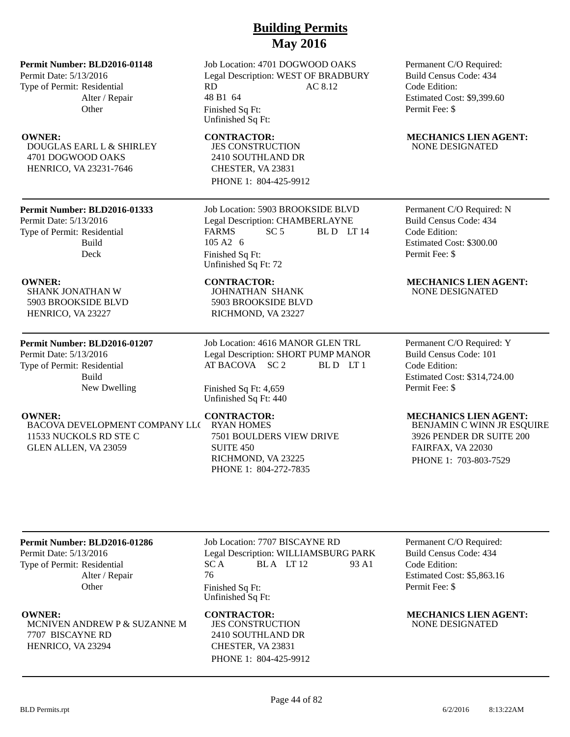# Building Permits
# May 2016

**Permit Number: BLD2016-01148**
Permit Date: 5/13/2016
Type of Permit: Residential
Alter / Repair
Other

Job Location: 4701 DOGWOOD OAKS
Legal Description: WEST OF BRADBURY RD AC 8.12
48 B1 64
Finished Sq Ft:
Unfinished Sq Ft:

Permanent C/O Required:
Build Census Code: 434
Code Edition:
Estimated Cost: $9,399.60
Permit Fee: $

**OWNER:**
DOUGLAS EARL L & SHIRLEY
4701 DOGWOOD OAKS
HENRICO, VA 23231-7646

**CONTRACTOR:**
JES CONSTRUCTION
2410 SOUTHLAND DR
CHESTER, VA 23831
PHONE 1: 804-425-9912

**MECHANICS LIEN AGENT:**
NONE DESIGNATED

---

**Permit Number: BLD2016-01333**
Permit Date: 5/13/2016
Type of Permit: Residential
Build
Deck

Job Location: 5903 BROOKSIDE BLVD
Legal Description: CHAMBERLAYNE FARMS SC 5 BL D LT 14
105 A2 6
Finished Sq Ft:
Unfinished Sq Ft: 72

Permanent C/O Required: N
Build Census Code: 434
Code Edition:
Estimated Cost: $300.00
Permit Fee: $

**OWNER:**
SHANK JONATHAN W
5903 BROOKSIDE BLVD
HENRICO, VA 23227

**CONTRACTOR:**
JOHNATHAN SHANK
5903 BROOKSIDE BLVD
RICHMOND, VA 23227

**MECHANICS LIEN AGENT:**
NONE DESIGNATED

---

**Permit Number: BLD2016-01207**
Permit Date: 5/13/2016
Type of Permit: Residential
Build
New Dwelling

Job Location: 4616 MANOR GLEN TRL
Legal Description: SHORT PUMP MANOR AT BACOVA SC 2 BL D LT 1

Finished Sq Ft: 4,659
Unfinished Sq Ft: 440

Permanent C/O Required: Y
Build Census Code: 101
Code Edition:
Estimated Cost: $314,724.00
Permit Fee: $

**OWNER:**
BACOVA DEVELOPMENT COMPANY LL(
11533 NUCKOLS RD STE C
GLEN ALLEN, VA 23059

**CONTRACTOR:**
RYAN HOMES
7501 BOULDERS VIEW DRIVE
SUITE 450
RICHMOND, VA 23225
PHONE 1: 804-272-7835

**MECHANICS LIEN AGENT:**
BENJAMIN C WINN JR ESQUIRE
3926 PENDER DR SUITE 200
FAIRFAX, VA 22030
PHONE 1: 703-803-7529

---

**Permit Number: BLD2016-01286**
Permit Date: 5/13/2016
Type of Permit: Residential
Alter / Repair
Other

Job Location: 7707 BISCAYNE RD
Legal Description: WILLIAMSBURG PARK SC A BL A LT 12 93 A1
76
Finished Sq Ft:
Unfinished Sq Ft:

Permanent C/O Required:
Build Census Code: 434
Code Edition:
Estimated Cost: $5,863.16
Permit Fee: $

**OWNER:**
MCNIVEN ANDREW P & SUZANNE M
7707 BISCAYNE RD
HENRICO, VA 23294

**CONTRACTOR:**
JES CONSTRUCTION
2410 SOUTHLAND DR
CHESTER, VA 23831
PHONE 1: 804-425-9912

**MECHANICS LIEN AGENT:**
NONE DESIGNATED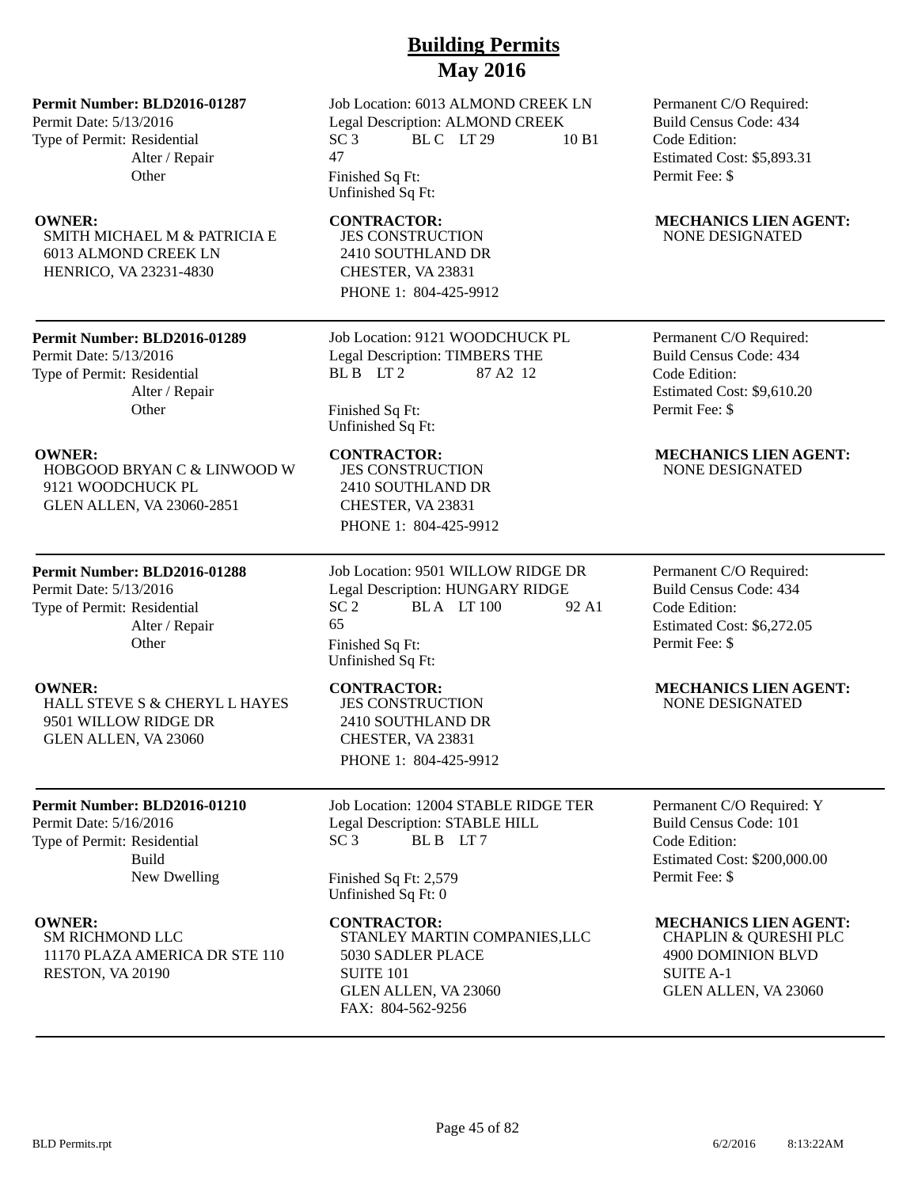# Building Permits
# May 2016

**Permit Number: BLD2016-01287**
Permit Date: 5/13/2016
Type of Permit: Residential
Alter / Repair
Other

Job Location: 6013 ALMOND CREEK LN
Legal Description: ALMOND CREEK SC 3 BL C LT 29 10 B1 47
Finished Sq Ft:
Unfinished Sq Ft:

Permanent C/O Required:
Build Census Code: 434
Code Edition:
Estimated Cost: $5,893.31
Permit Fee: $

**OWNER:**
SMITH MICHAEL M & PATRICIA E
6013 ALMOND CREEK LN
HENRICO, VA 23231-4830

**CONTRACTOR:**
JES CONSTRUCTION
2410 SOUTHLAND DR
CHESTER, VA 23831
PHONE 1: 804-425-9912

**MECHANICS LIEN AGENT:**
NONE DESIGNATED

---

**Permit Number: BLD2016-01289**
Permit Date: 5/13/2016
Type of Permit: Residential
Alter / Repair
Other

Job Location: 9121 WOODCHUCK PL
Legal Description: TIMBERS THE BL B LT 2 87 A2 12
Finished Sq Ft:
Unfinished Sq Ft:

Permanent C/O Required:
Build Census Code: 434
Code Edition:
Estimated Cost: $9,610.20
Permit Fee: $

**OWNER:**
HOBGOOD BRYAN C & LINWOOD W
9121 WOODCHUCK PL
GLEN ALLEN, VA 23060-2851

**CONTRACTOR:**
JES CONSTRUCTION
2410 SOUTHLAND DR
CHESTER, VA 23831
PHONE 1: 804-425-9912

**MECHANICS LIEN AGENT:**
NONE DESIGNATED

---

**Permit Number: BLD2016-01288**
Permit Date: 5/13/2016
Type of Permit: Residential
Alter / Repair
Other

Job Location: 9501 WILLOW RIDGE DR
Legal Description: HUNGARY RIDGE SC 2 BL A LT 100 92 A1 65
Finished Sq Ft:
Unfinished Sq Ft:

Permanent C/O Required:
Build Census Code: 434
Code Edition:
Estimated Cost: $6,272.05
Permit Fee: $

**OWNER:**
HALL STEVE S & CHERYL L HAYES
9501 WILLOW RIDGE DR
GLEN ALLEN, VA 23060

**CONTRACTOR:**
JES CONSTRUCTION
2410 SOUTHLAND DR
CHESTER, VA 23831
PHONE 1: 804-425-9912

**MECHANICS LIEN AGENT:**
NONE DESIGNATED

---

**Permit Number: BLD2016-01210**
Permit Date: 5/16/2016
Type of Permit: Residential
Build
New Dwelling

Job Location: 12004 STABLE RIDGE TER
Legal Description: STABLE HILL SC 3 BL B LT 7
Finished Sq Ft: 2,579
Unfinished Sq Ft: 0

Permanent C/O Required: Y
Build Census Code: 101
Code Edition:
Estimated Cost: $200,000.00
Permit Fee: $

**OWNER:**
SM RICHMOND LLC
11170 PLAZA AMERICA DR STE 110
RESTON, VA 20190

**CONTRACTOR:**
STANLEY MARTIN COMPANIES,LLC
5030 SADLER PLACE
SUITE 101
GLEN ALLEN, VA 23060
FAX: 804-562-9256

**MECHANICS LIEN AGENT:**
CHAPLIN & QURESHI PLC
4900 DOMINION BLVD
SUITE A-1
GLEN ALLEN, VA 23060

---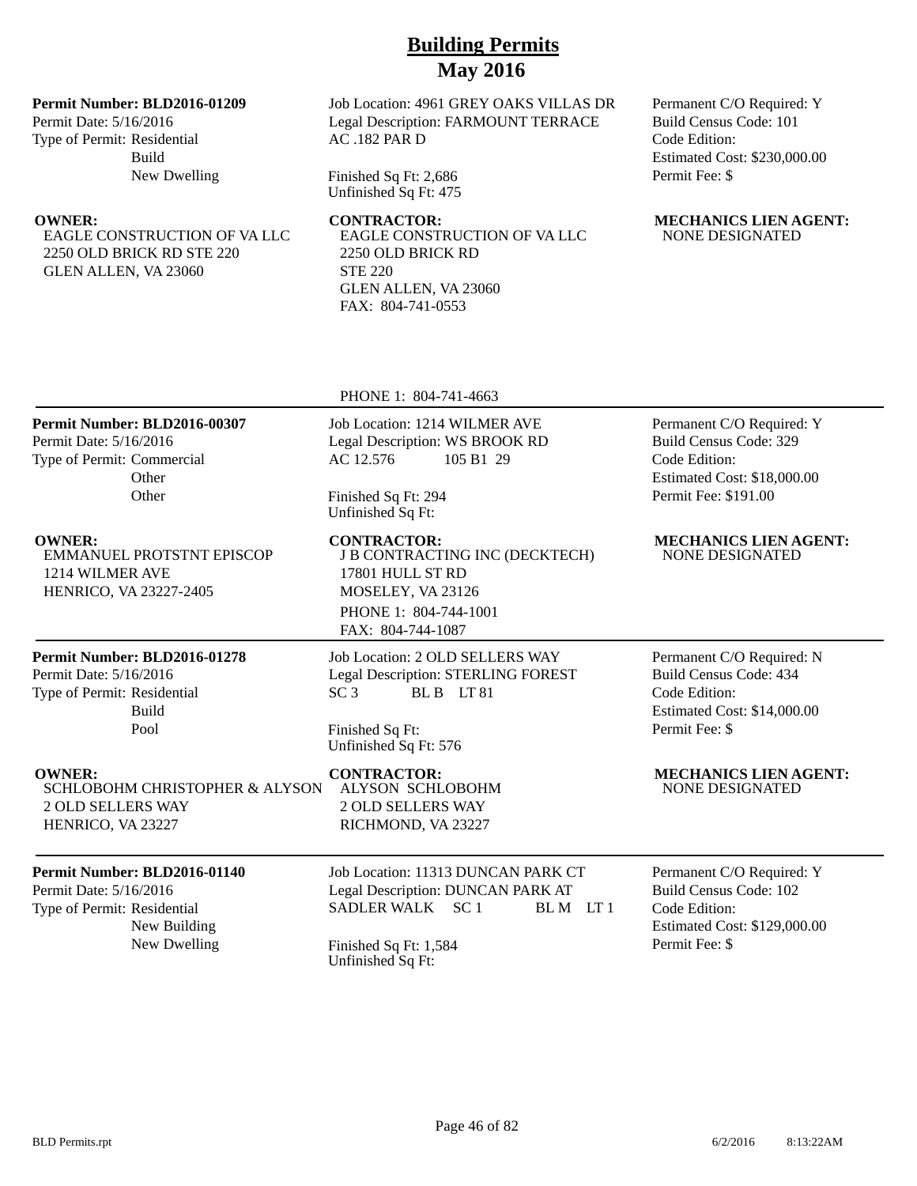# Building Permits
## May 2016

**Permit Number: BLD2016-01209**
Permit Date: 5/16/2016
Type of Permit: Residential
Build
New Dwelling

Job Location: 4961 GREY OAKS VILLAS DR
Legal Description: FARMOUNT TERRACE AC .182 PAR D
Finished Sq Ft: 2,686
Unfinished Sq Ft: 475

Permanent C/O Required: Y
Build Census Code: 101
Code Edition:
Estimated Cost: $230,000.00
Permit Fee: $

**OWNER:**
EAGLE CONSTRUCTION OF VA LLC
2250 OLD BRICK RD STE 220
GLEN ALLEN, VA 23060

**CONTRACTOR:**
EAGLE CONSTRUCTION OF VA LLC
2250 OLD BRICK RD
STE 220
GLEN ALLEN, VA 23060
FAX: 804-741-0553
PHONE 1: 804-741-4663

**MECHANICS LIEN AGENT:**
NONE DESIGNATED

---

**Permit Number: BLD2016-00307**
Permit Date: 5/16/2016
Type of Permit: Commercial
Other
Other

Job Location: 1214 WILMER AVE
Legal Description: WS BROOK RD AC 12.576 105 B1 29
Finished Sq Ft: 294
Unfinished Sq Ft:

Permanent C/O Required: Y
Build Census Code: 329
Code Edition:
Estimated Cost: $18,000.00
Permit Fee: $191.00

**OWNER:**
EMMANUEL PROTSTNT EPISCOP
1214 WILMER AVE
HENRICO, VA 23227-2405

**CONTRACTOR:**
J B CONTRACTING INC (DECKTECH)
17801 HULL ST RD
MOSELEY, VA 23126
PHONE 1: 804-744-1001
FAX: 804-744-1087

**MECHANICS LIEN AGENT:**
NONE DESIGNATED

---

**Permit Number: BLD2016-01278**
Permit Date: 5/16/2016
Type of Permit: Residential
Build
Pool

Job Location: 2 OLD SELLERS WAY
Legal Description: STERLING FOREST SC 3 BL B LT 81
Finished Sq Ft:
Unfinished Sq Ft: 576

Permanent C/O Required: N
Build Census Code: 434
Code Edition:
Estimated Cost: $14,000.00
Permit Fee: $

**OWNER:**
SCHLOBOHM CHRISTOPHER & ALYSON
2 OLD SELLERS WAY
HENRICO, VA 23227

**CONTRACTOR:**
ALYSON SCHLOBOHM
2 OLD SELLERS WAY
RICHMOND, VA 23227

**MECHANICS LIEN AGENT:**
NONE DESIGNATED

---

**Permit Number: BLD2016-01140**
Permit Date: 5/16/2016
Type of Permit: Residential
New Building
New Dwelling

Job Location: 11313 DUNCAN PARK CT
Legal Description: DUNCAN PARK AT SADLER WALK SC 1 BL M LT 1
Finished Sq Ft: 1,584
Unfinished Sq Ft:

Permanent C/O Required: Y
Build Census Code: 102
Code Edition:
Estimated Cost: $129,000.00
Permit Fee: $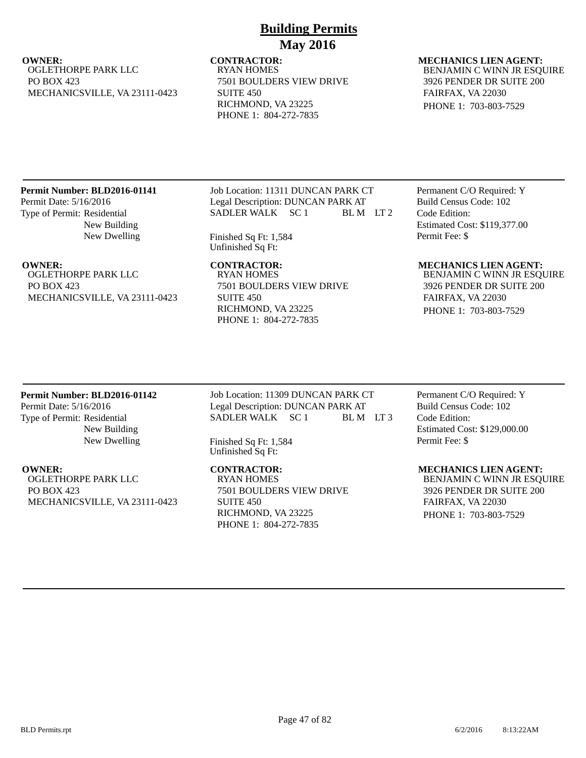# Building Permits
## May 2016

**OWNER:**
OGLETHORPE PARK LLC
PO BOX 423
MECHANICSVILLE, VA 23111-0423

**CONTRACTOR:**
RYAN HOMES
7501 BOULDERS VIEW DRIVE
SUITE 450
RICHMOND, VA 23225
PHONE 1: 804-272-7835

**MECHANICS LIEN AGENT:**
BENJAMIN C WINN JR ESQUIRE
3926 PENDER DR SUITE 200
FAIRFAX, VA 22030
PHONE 1: 703-803-7529

---

**Permit Number: BLD2016-01141**
Permit Date: 5/16/2016
Type of Permit: Residential
New Building
New Dwelling

Job Location: 11311 DUNCAN PARK CT
Legal Description: DUNCAN PARK AT SADLER WALK SC 1 BL M LT 2

Finished Sq Ft: 1,584
Unfinished Sq Ft:

Permanent C/O Required: Y
Build Census Code: 102
Code Edition:
Estimated Cost: $119,377.00
Permit Fee: $

**OWNER:**
OGLETHORPE PARK LLC
PO BOX 423
MECHANICSVILLE, VA 23111-0423

**CONTRACTOR:**
RYAN HOMES
7501 BOULDERS VIEW DRIVE
SUITE 450
RICHMOND, VA 23225
PHONE 1: 804-272-7835

**MECHANICS LIEN AGENT:**
BENJAMIN C WINN JR ESQUIRE
3926 PENDER DR SUITE 200
FAIRFAX, VA 22030
PHONE 1: 703-803-7529

---

**Permit Number: BLD2016-01142**
Permit Date: 5/16/2016
Type of Permit: Residential
New Building
New Dwelling

Job Location: 11309 DUNCAN PARK CT
Legal Description: DUNCAN PARK AT SADLER WALK SC 1 BL M LT 3

Finished Sq Ft: 1,584
Unfinished Sq Ft:

Permanent C/O Required: Y
Build Census Code: 102
Code Edition:
Estimated Cost: $129,000.00
Permit Fee: $

**OWNER:**
OGLETHORPE PARK LLC
PO BOX 423
MECHANICSVILLE, VA 23111-0423

**CONTRACTOR:**
RYAN HOMES
7501 BOULDERS VIEW DRIVE
SUITE 450
RICHMOND, VA 23225
PHONE 1: 804-272-7835

**MECHANICS LIEN AGENT:**
BENJAMIN C WINN JR ESQUIRE
3926 PENDER DR SUITE 200
FAIRFAX, VA 22030
PHONE 1: 703-803-7529

---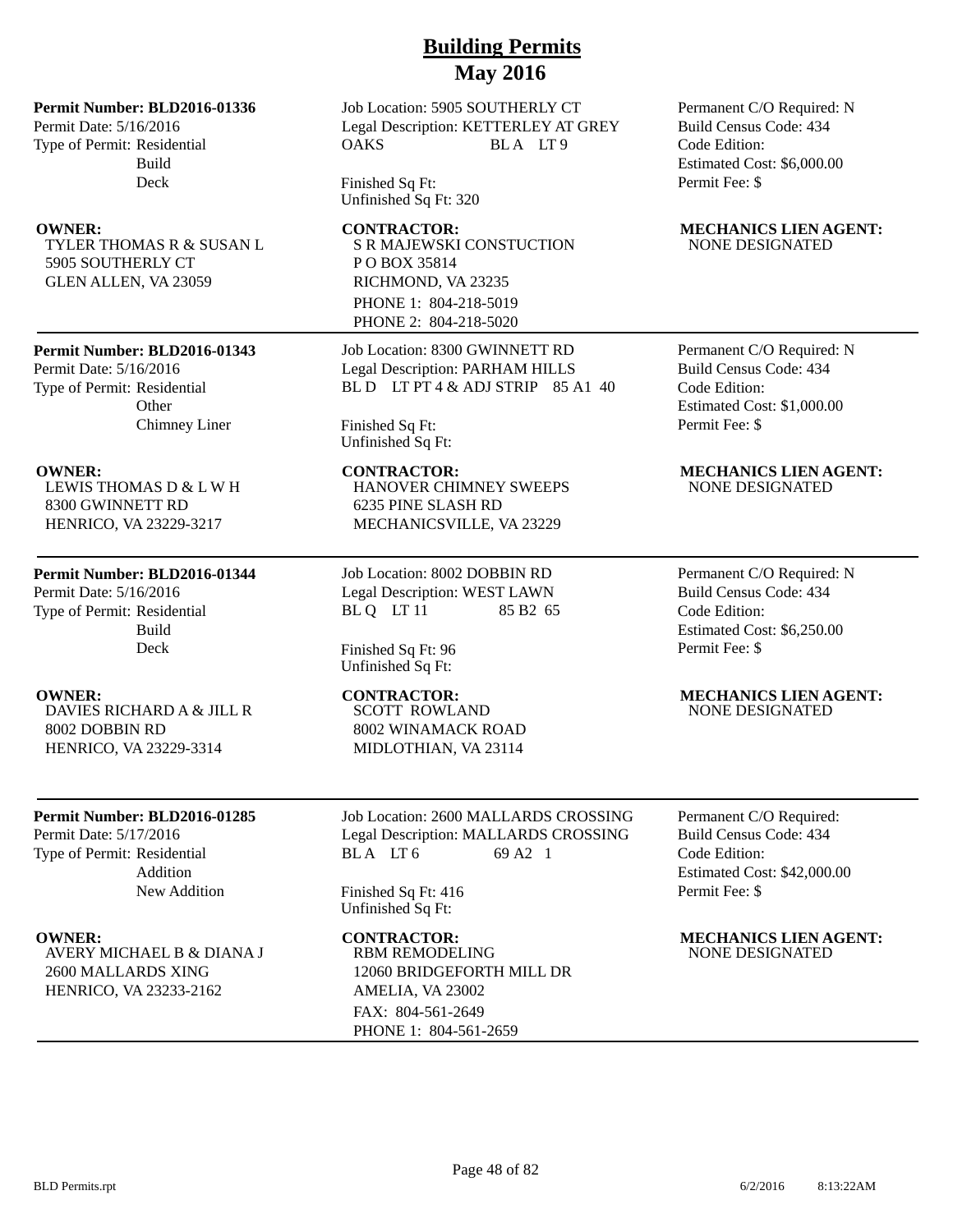# Building Permits
## May 2016

**Permit Number: BLD2016-01336**
Permit Date: 5/16/2016
Type of Permit: Residential
Build
Deck

Job Location: 5905 SOUTHERLY CT
Legal Description: KETTERLEY AT GREY OAKS BL A LT 9

Finished Sq Ft:
Unfinished Sq Ft: 320

Permanent C/O Required: N
Build Census Code: 434
Code Edition:
Estimated Cost: $6,000.00
Permit Fee: $

**OWNER:**
TYLER THOMAS R & SUSAN L
5905 SOUTHERLY CT
GLEN ALLEN, VA 23059

**CONTRACTOR:**
S R MAJEWSKI CONSTUCTION
P O BOX 35814
RICHMOND, VA 23235
PHONE 1: 804-218-5019
PHONE 2: 804-218-5020

**MECHANICS LIEN AGENT:**
NONE DESIGNATED

---

**Permit Number: BLD2016-01343**
Permit Date: 5/16/2016
Type of Permit: Residential
Other
Chimney Liner

Job Location: 8300 GWINNETT RD
Legal Description: PARHAM HILLS BL D LT PT 4 & ADJ STRIP 85 A1 40

Finished Sq Ft:
Unfinished Sq Ft:

Permanent C/O Required: N
Build Census Code: 434
Code Edition:
Estimated Cost: $1,000.00
Permit Fee: $

**OWNER:**
LEWIS THOMAS D & L W H
8300 GWINNETT RD
HENRICO, VA 23229-3217

**CONTRACTOR:**
HANOVER CHIMNEY SWEEPS
6235 PINE SLASH RD
MECHANICSVILLE, VA 23229

**MECHANICS LIEN AGENT:**
NONE DESIGNATED

---

**Permit Number: BLD2016-01344**
Permit Date: 5/16/2016
Type of Permit: Residential
Build
Deck

Job Location: 8002 DOBBIN RD
Legal Description: WEST LAWN BL Q LT 11 85 B2 65

Finished Sq Ft: 96
Unfinished Sq Ft:

Permanent C/O Required: N
Build Census Code: 434
Code Edition:
Estimated Cost: $6,250.00
Permit Fee: $

**OWNER:**
DAVIES RICHARD A & JILL R
8002 DOBBIN RD
HENRICO, VA 23229-3314

**CONTRACTOR:**
SCOTT ROWLAND
8002 WINAMACK ROAD
MIDLOTHIAN, VA 23114

**MECHANICS LIEN AGENT:**
NONE DESIGNATED

---

**Permit Number: BLD2016-01285**
Permit Date: 5/17/2016
Type of Permit: Residential
Addition
New Addition

Job Location: 2600 MALLARDS CROSSING
Legal Description: MALLARDS CROSSING BL A LT 6 69 A2 1

Finished Sq Ft: 416
Unfinished Sq Ft:

Permanent C/O Required:
Build Census Code: 434
Code Edition:
Estimated Cost: $42,000.00
Permit Fee: $

**OWNER:**
AVERY MICHAEL B & DIANA J
2600 MALLARDS XING
HENRICO, VA 23233-2162

**CONTRACTOR:**
RBM REMODELING
12060 BRIDGEFORTH MILL DR
AMELIA, VA 23002
FAX: 804-561-2649
PHONE 1: 804-561-2659

**MECHANICS LIEN AGENT:**
NONE DESIGNATED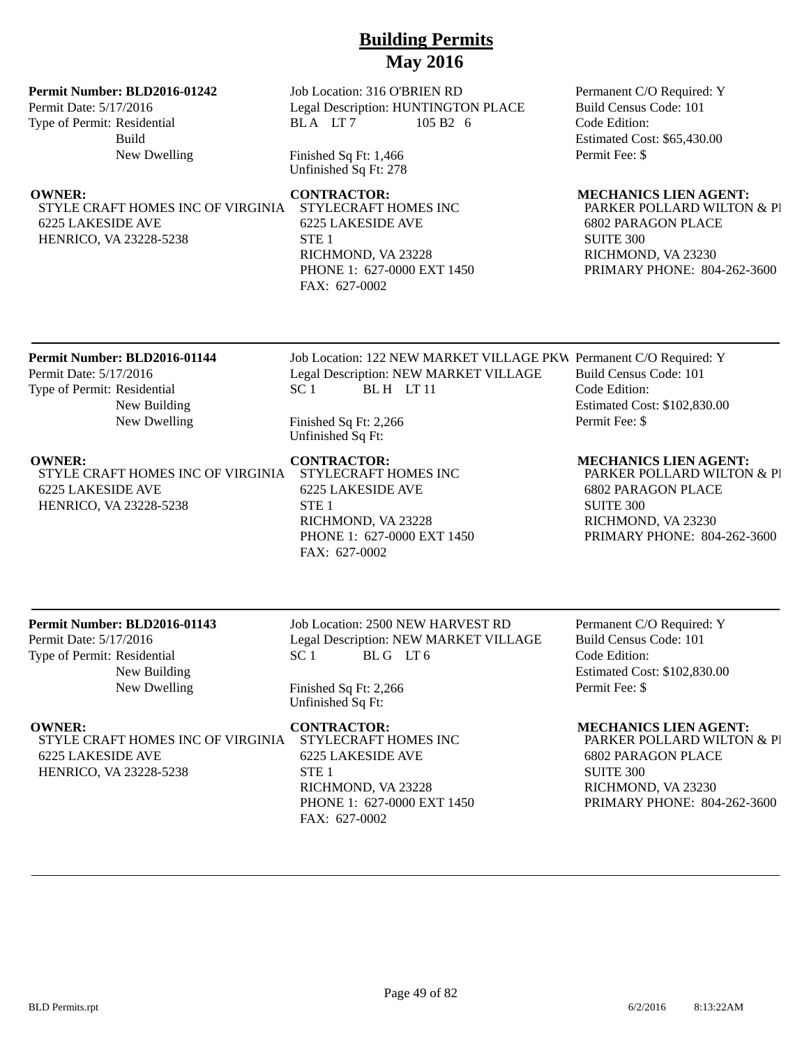# Building Permits
## May 2016

**Permit Number: BLD2016-01242**
Permit Date: 5/17/2016
Type of Permit: Residential
Build
New Dwelling

Job Location: 316 O'BRIEN RD
Legal Description: HUNTINGTON PLACE
BL A LT 7 105 B2 6
Finished Sq Ft: 1,466
Unfinished Sq Ft: 278

Permanent C/O Required: Y
Build Census Code: 101
Code Edition:
Estimated Cost: $65,430.00
Permit Fee: $

**OWNER:**
STYLE CRAFT HOMES INC OF VIRGINIA
6225 LAKESIDE AVE
HENRICO, VA 23228-5238

**CONTRACTOR:**
STYLECRAFT HOMES INC
6225 LAKESIDE AVE
STE 1
RICHMOND, VA 23228
PHONE 1: 627-0000 EXT 1450
FAX: 627-0002

**MECHANICS LIEN AGENT:**
PARKER POLLARD WILTON & Pl
6802 PARAGON PLACE
SUITE 300
RICHMOND, VA 23230
PRIMARY PHONE: 804-262-3600

---

**Permit Number: BLD2016-01144**
Permit Date: 5/17/2016
Type of Permit: Residential
New Building
New Dwelling

Job Location: 122 NEW MARKET VILLAGE PKW
Legal Description: NEW MARKET VILLAGE
SC 1 BL H LT 11
Finished Sq Ft: 2,266
Unfinished Sq Ft:

Permanent C/O Required: Y
Build Census Code: 101
Code Edition:
Estimated Cost: $102,830.00
Permit Fee: $

**OWNER:**
STYLE CRAFT HOMES INC OF VIRGINIA
6225 LAKESIDE AVE
HENRICO, VA 23228-5238

**CONTRACTOR:**
STYLECRAFT HOMES INC
6225 LAKESIDE AVE
STE 1
RICHMOND, VA 23228
PHONE 1: 627-0000 EXT 1450
FAX: 627-0002

**MECHANICS LIEN AGENT:**
PARKER POLLARD WILTON & Pl
6802 PARAGON PLACE
SUITE 300
RICHMOND, VA 23230
PRIMARY PHONE: 804-262-3600

---

**Permit Number: BLD2016-01143**
Permit Date: 5/17/2016
Type of Permit: Residential
New Building
New Dwelling

Job Location: 2500 NEW HARVEST RD
Legal Description: NEW MARKET VILLAGE
SC 1 BL G LT 6
Finished Sq Ft: 2,266
Unfinished Sq Ft:

Permanent C/O Required: Y
Build Census Code: 101
Code Edition:
Estimated Cost: $102,830.00
Permit Fee: $

**OWNER:**
STYLE CRAFT HOMES INC OF VIRGINIA
6225 LAKESIDE AVE
HENRICO, VA 23228-5238

**CONTRACTOR:**
STYLECRAFT HOMES INC
6225 LAKESIDE AVE
STE 1
RICHMOND, VA 23228
PHONE 1: 627-0000 EXT 1450
FAX: 627-0002

**MECHANICS LIEN AGENT:**
PARKER POLLARD WILTON & Pl
6802 PARAGON PLACE
SUITE 300
RICHMOND, VA 23230
PRIMARY PHONE: 804-262-3600

---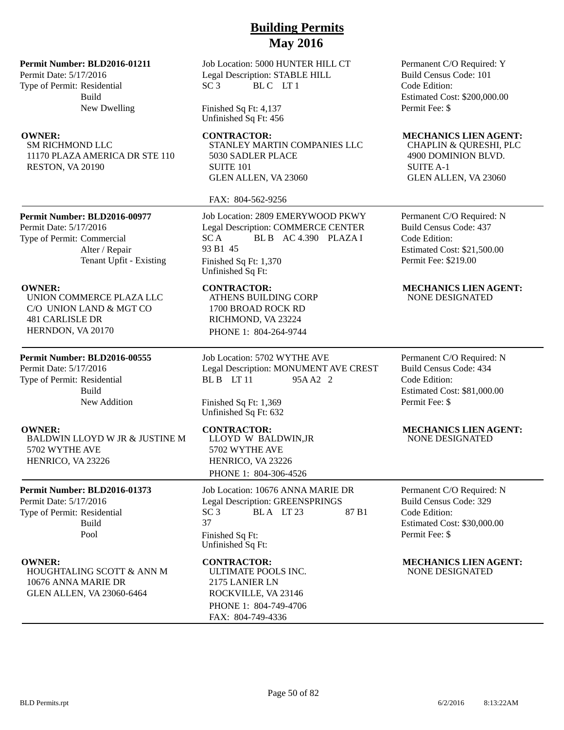# Building Permits
## May 2016

**Permit Number: BLD2016-01211**
Permit Date: 5/17/2016
Type of Permit: Residential
Build
New Dwelling

Job Location: 5000 HUNTER HILL CT
Legal Description: STABLE HILL
SC 3 BL C LT 1

Finished Sq Ft: 4,137
Unfinished Sq Ft: 456

Permanent C/O Required: Y
Build Census Code: 101
Code Edition:
Estimated Cost: $200,000.00
Permit Fee: $

**OWNER:**
SM RICHMOND LLC
11170 PLAZA AMERICA DR STE 110
RESTON, VA 20190

**CONTRACTOR:**
STANLEY MARTIN COMPANIES LLC
5030 SADLER PLACE
SUITE 101
GLEN ALLEN, VA 23060

FAX: 804-562-9256

**MECHANICS LIEN AGENT:**
CHAPLIN & QURESHI, PLC
4900 DOMINION BLVD.
SUITE A-1
GLEN ALLEN, VA 23060

---

**Permit Number: BLD2016-00977**
Permit Date: 5/17/2016
Type of Permit: Commercial
Alter / Repair
Tenant Upfit - Existing

Job Location: 2809 EMERYWOOD PKWY
Legal Description: COMMERCE CENTER
SC A BL B AC 4.390 PLAZA I
93 B1 45
Finished Sq Ft: 1,370
Unfinished Sq Ft:

Permanent C/O Required: N
Build Census Code: 437
Code Edition:
Estimated Cost: $21,500.00
Permit Fee: $219.00

**OWNER:**
UNION COMMERCE PLAZA LLC
C/O UNION LAND & MGT CO
481 CARLISLE DR
HERNDON, VA 20170

**CONTRACTOR:**
ATHENS BUILDING CORP
1700 BROAD ROCK RD
RICHMOND, VA 23224
PHONE 1: 804-264-9744

**MECHANICS LIEN AGENT:**
NONE DESIGNATED

---

**Permit Number: BLD2016-00555**
Permit Date: 5/17/2016
Type of Permit: Residential
Build
New Addition

Job Location: 5702 WYTHE AVE
Legal Description: MONUMENT AVE CREST
BL B LT 11 95A A2 2

Finished Sq Ft: 1,369
Unfinished Sq Ft: 632

Permanent C/O Required: N
Build Census Code: 434
Code Edition:
Estimated Cost: $81,000.00
Permit Fee: $

**OWNER:**
BALDWIN LLOYD W JR & JUSTINE M
5702 WYTHE AVE
HENRICO, VA 23226

**CONTRACTOR:**
LLOYD W BALDWIN,JR
5702 WYTHE AVE
HENRICO, VA 23226
PHONE 1: 804-306-4526

**MECHANICS LIEN AGENT:**
NONE DESIGNATED

---

**Permit Number: BLD2016-01373**
Permit Date: 5/17/2016
Type of Permit: Residential
Build
Pool

Job Location: 10676 ANNA MARIE DR
Legal Description: GREENSPRINGS
SC 3 BL A LT 23 87 B1
37
Finished Sq Ft:
Unfinished Sq Ft:

Permanent C/O Required: N
Build Census Code: 329
Code Edition:
Estimated Cost: $30,000.00
Permit Fee: $

**OWNER:**
HOUGHTALING SCOTT & ANN M
10676 ANNA MARIE DR
GLEN ALLEN, VA 23060-6464

**CONTRACTOR:**
ULTIMATE POOLS INC.
2175 LANIER LN
ROCKVILLE, VA 23146
PHONE 1: 804-749-4706
FAX: 804-749-4336

**MECHANICS LIEN AGENT:**
NONE DESIGNATED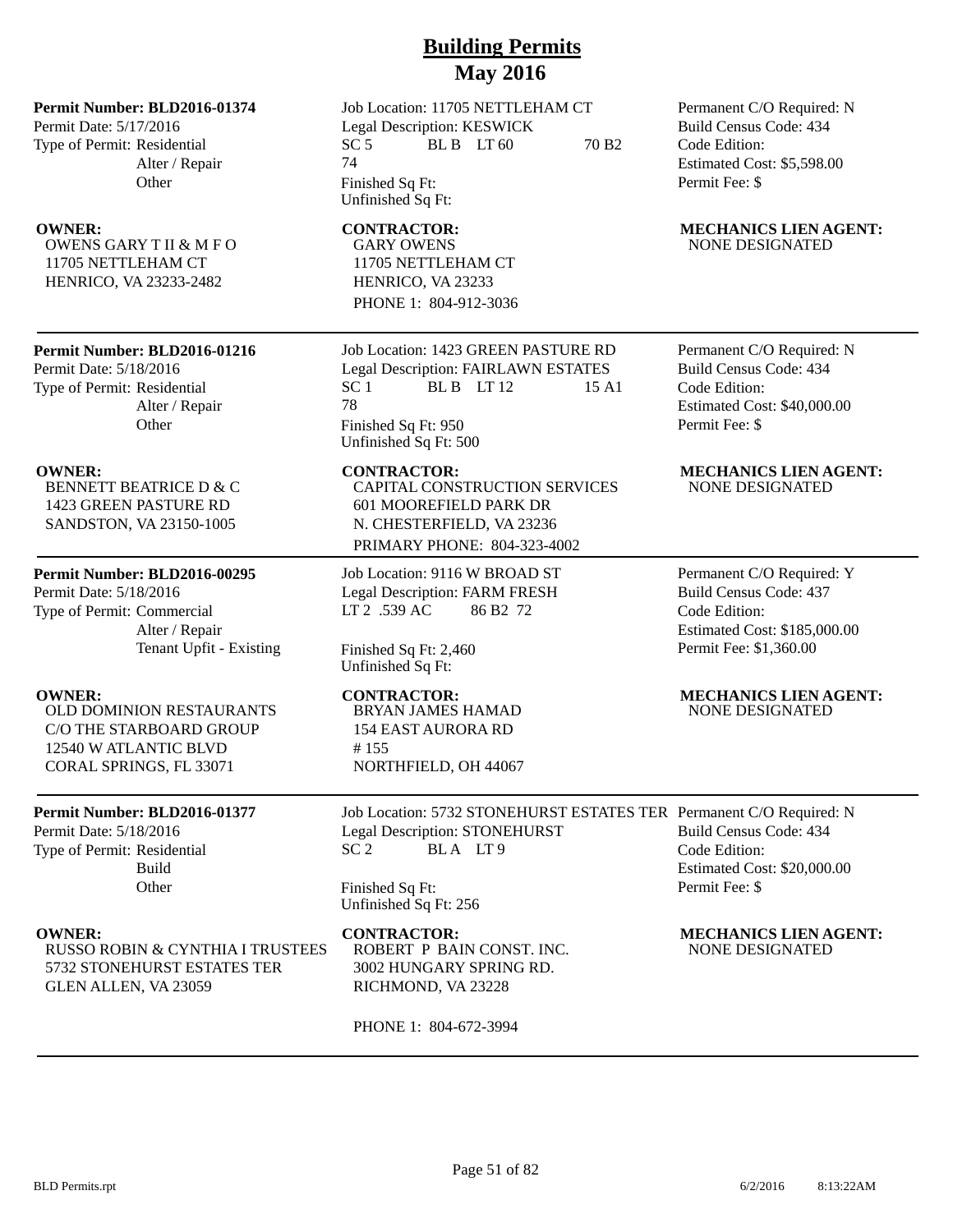# Building Permits
## May 2016

**Permit Number: BLD2016-01374**
Permit Date: 5/17/2016
Type of Permit: Residential
Alter / Repair
Other

Job Location: 11705 NETTLEHAM CT
Legal Description: KESWICK
SC 5 BL B LT 60 70 B2 74
Finished Sq Ft:
Unfinished Sq Ft:

Permanent C/O Required: N
Build Census Code: 434
Code Edition:
Estimated Cost: $5,598.00
Permit Fee: $

**OWNER:**
OWENS GARY T II & M F O
11705 NETTLEHAM CT
HENRICO, VA 23233-2482

**CONTRACTOR:**
GARY OWENS
11705 NETTLEHAM CT
HENRICO, VA 23233
PHONE 1: 804-912-3036

**MECHANICS LIEN AGENT:**
NONE DESIGNATED

---

**Permit Number: BLD2016-01216**
Permit Date: 5/18/2016
Type of Permit: Residential
Alter / Repair
Other

Job Location: 1423 GREEN PASTURE RD
Legal Description: FAIRLAWN ESTATES
SC 1 BL B LT 12 15 A1 78
Finished Sq Ft: 950
Unfinished Sq Ft: 500

Permanent C/O Required: N
Build Census Code: 434
Code Edition:
Estimated Cost: $40,000.00
Permit Fee: $

**OWNER:**
BENNETT BEATRICE D & C
1423 GREEN PASTURE RD
SANDSTON, VA 23150-1005

**CONTRACTOR:**
CAPITAL CONSTRUCTION SERVICES
601 MOOREFIELD PARK DR
N. CHESTERFIELD, VA 23236
PRIMARY PHONE: 804-323-4002

**MECHANICS LIEN AGENT:**
NONE DESIGNATED

---

**Permit Number: BLD2016-00295**
Permit Date: 5/18/2016
Type of Permit: Commercial
Alter / Repair
Tenant Upfit - Existing

Job Location: 9116 W BROAD ST
Legal Description: FARM FRESH
LT 2 .539 AC 86 B2 72
Finished Sq Ft: 2,460
Unfinished Sq Ft:

Permanent C/O Required: Y
Build Census Code: 437
Code Edition:
Estimated Cost: $185,000.00
Permit Fee: $1,360.00

**OWNER:**
OLD DOMINION RESTAURANTS
C/O THE STARBOARD GROUP
12540 W ATLANTIC BLVD
CORAL SPRINGS, FL 33071

**CONTRACTOR:**
BRYAN JAMES HAMAD
154 EAST AURORA RD
# 155
NORTHFIELD, OH 44067

**MECHANICS LIEN AGENT:**
NONE DESIGNATED

---

**Permit Number: BLD2016-01377**
Permit Date: 5/18/2016
Type of Permit: Residential
Build
Other

Job Location: 5732 STONEHURST ESTATES TER
Legal Description: STONEHURST
SC 2 BL A LT 9
Finished Sq Ft:
Unfinished Sq Ft: 256

Permanent C/O Required: N
Build Census Code: 434
Code Edition:
Estimated Cost: $20,000.00
Permit Fee: $

**OWNER:**
RUSSO ROBIN & CYNTHIA I TRUSTEES
5732 STONEHURST ESTATES TER
GLEN ALLEN, VA 23059

**CONTRACTOR:**
ROBERT P BAIN CONST. INC.
3002 HUNGARY SPRING RD.
RICHMOND, VA 23228
PHONE 1: 804-672-3994

**MECHANICS LIEN AGENT:**
NONE DESIGNATED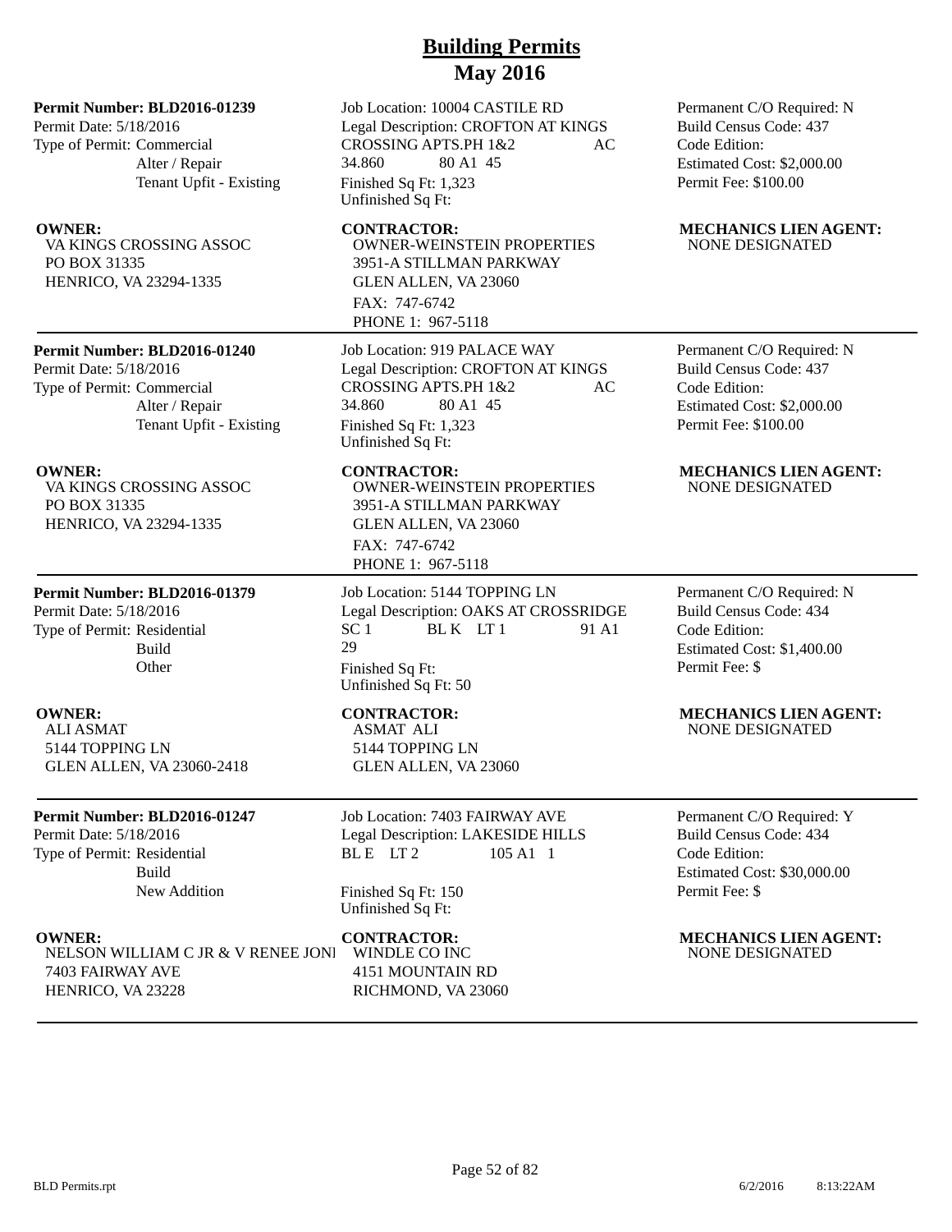# Building Permits
## May 2016

**Permit Number: BLD2016-01239**
Permit Date: 5/18/2016
Type of Permit: Commercial
Alter / Repair
Tenant Upfit - Existing

Job Location: 10004 CASTILE RD
Legal Description: CROFTON AT KINGS CROSSING APTS.PH 1&2 AC 34.860 80 A1 45
Finished Sq Ft: 1,323
Unfinished Sq Ft:

Permanent C/O Required: N
Build Census Code: 437
Code Edition:
Estimated Cost: $2,000.00
Permit Fee: $100.00

**OWNER:**
VA KINGS CROSSING ASSOC
PO BOX 31335
HENRICO, VA 23294-1335

**CONTRACTOR:**
OWNER-WEINSTEIN PROPERTIES
3951-A STILLMAN PARKWAY
GLEN ALLEN, VA 23060
FAX: 747-6742
PHONE 1: 967-5118

**MECHANICS LIEN AGENT:**
NONE DESIGNATED

---

**Permit Number: BLD2016-01240**
Permit Date: 5/18/2016
Type of Permit: Commercial
Alter / Repair
Tenant Upfit - Existing

Job Location: 919 PALACE WAY
Legal Description: CROFTON AT KINGS CROSSING APTS.PH 1&2 AC 34.860 80 A1 45
Finished Sq Ft: 1,323
Unfinished Sq Ft:

Permanent C/O Required: N
Build Census Code: 437
Code Edition:
Estimated Cost: $2,000.00
Permit Fee: $100.00

**OWNER:**
VA KINGS CROSSING ASSOC
PO BOX 31335
HENRICO, VA 23294-1335

**CONTRACTOR:**
OWNER-WEINSTEIN PROPERTIES
3951-A STILLMAN PARKWAY
GLEN ALLEN, VA 23060
FAX: 747-6742
PHONE 1: 967-5118

**MECHANICS LIEN AGENT:**
NONE DESIGNATED

---

**Permit Number: BLD2016-01379**
Permit Date: 5/18/2016
Type of Permit: Residential
Build
Other

Job Location: 5144 TOPPING LN
Legal Description: OAKS AT CROSSRIDGE SC 1 BL K LT 1 91 A1 29
Finished Sq Ft:
Unfinished Sq Ft: 50

Permanent C/O Required: N
Build Census Code: 434
Code Edition:
Estimated Cost: $1,400.00
Permit Fee: $

**OWNER:**
ALI ASMAT
5144 TOPPING LN
GLEN ALLEN, VA 23060-2418

**CONTRACTOR:**
ASMAT ALI
5144 TOPPING LN
GLEN ALLEN, VA 23060

**MECHANICS LIEN AGENT:**
NONE DESIGNATED

---

**Permit Number: BLD2016-01247**
Permit Date: 5/18/2016
Type of Permit: Residential
Build
New Addition

Job Location: 7403 FAIRWAY AVE
Legal Description: LAKESIDE HILLS BL E LT 2 105 A1 1
Finished Sq Ft: 150
Unfinished Sq Ft:

Permanent C/O Required: Y
Build Census Code: 434
Code Edition:
Estimated Cost: $30,000.00
Permit Fee: $

**OWNER:**
NELSON WILLIAM C JR & V RENEE JONI
7403 FAIRWAY AVE
HENRICO, VA 23228

**CONTRACTOR:**
WINDLE CO INC
4151 MOUNTAIN RD
RICHMOND, VA 23060

**MECHANICS LIEN AGENT:**
NONE DESIGNATED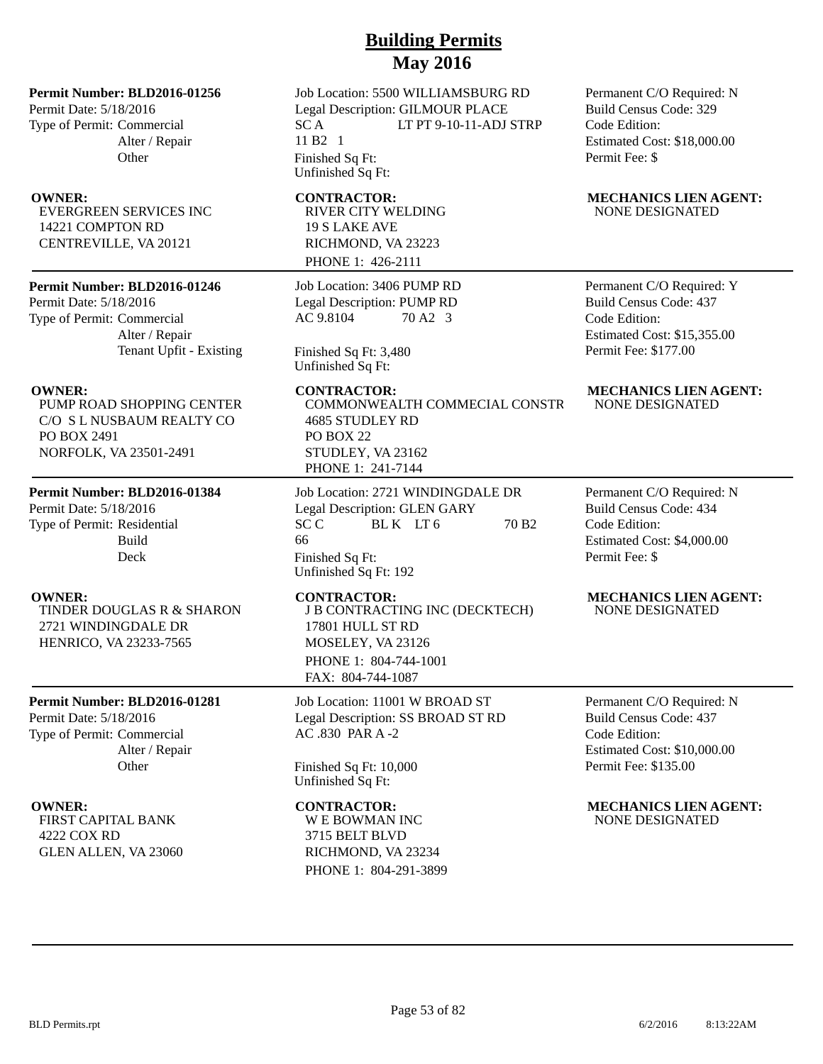# Building Permits
## May 2016

**Permit Number: BLD2016-01256**
Permit Date: 5/18/2016
Type of Permit: Commercial
Alter / Repair
Other

Job Location: 5500 WILLIAMSBURG RD
Legal Description: GILMOUR PLACE
SC A LT PT 9-10-11-ADJ STRP
11 B2 1
Finished Sq Ft:
Unfinished Sq Ft:

Permanent C/O Required: N
Build Census Code: 329
Code Edition:
Estimated Cost: $18,000.00
Permit Fee: $

**OWNER:**
EVERGREEN SERVICES INC
14221 COMPTON RD
CENTREVILLE, VA 20121

**CONTRACTOR:**
RIVER CITY WELDING
19 S LAKE AVE
RICHMOND, VA 23223
PHONE 1: 426-2111

**MECHANICS LIEN AGENT:**
NONE DESIGNATED

---

**Permit Number: BLD2016-01246**
Permit Date: 5/18/2016
Type of Permit: Commercial
Alter / Repair
Tenant Upfit - Existing

Job Location: 3406 PUMP RD
Legal Description: PUMP RD
AC 9.8104 70 A2 3
Finished Sq Ft: 3,480
Unfinished Sq Ft:

Permanent C/O Required: Y
Build Census Code: 437
Code Edition:
Estimated Cost: $15,355.00
Permit Fee: $177.00

**OWNER:**
PUMP ROAD SHOPPING CENTER
C/O S L NUSBAUM REALTY CO
PO BOX 2491
NORFOLK, VA 23501-2491

**CONTRACTOR:**
COMMONWEALTH COMMECIAL CONSTR
4685 STUDLEY RD
PO BOX 22
STUDLEY, VA 23162
PHONE 1: 241-7144

**MECHANICS LIEN AGENT:**
NONE DESIGNATED

---

**Permit Number: BLD2016-01384**
Permit Date: 5/18/2016
Type of Permit: Residential
Build
Deck

Job Location: 2721 WINDINGDALE DR
Legal Description: GLEN GARY
SC C BL K LT 6 70 B2
66
Finished Sq Ft:
Unfinished Sq Ft: 192

Permanent C/O Required: N
Build Census Code: 434
Code Edition:
Estimated Cost: $4,000.00
Permit Fee: $

**OWNER:**
TINDER DOUGLAS R & SHARON
2721 WINDINGDALE DR
HENRICO, VA 23233-7565

**CONTRACTOR:**
J B CONTRACTING INC (DECKTECH)
17801 HULL ST RD
MOSELEY, VA 23126
PHONE 1: 804-744-1001
FAX: 804-744-1087

**MECHANICS LIEN AGENT:**
NONE DESIGNATED

---

**Permit Number: BLD2016-01281**
Permit Date: 5/18/2016
Type of Permit: Commercial
Alter / Repair
Other

Job Location: 11001 W BROAD ST
Legal Description: SS BROAD ST RD
AC .830 PAR A -2
Finished Sq Ft: 10,000
Unfinished Sq Ft:

Permanent C/O Required: N
Build Census Code: 437
Code Edition:
Estimated Cost: $10,000.00
Permit Fee: $135.00

**OWNER:**
FIRST CAPITAL BANK
4222 COX RD
GLEN ALLEN, VA 23060

**CONTRACTOR:**
W E BOWMAN INC
3715 BELT BLVD
RICHMOND, VA 23234
PHONE 1: 804-291-3899

**MECHANICS LIEN AGENT:**
NONE DESIGNATED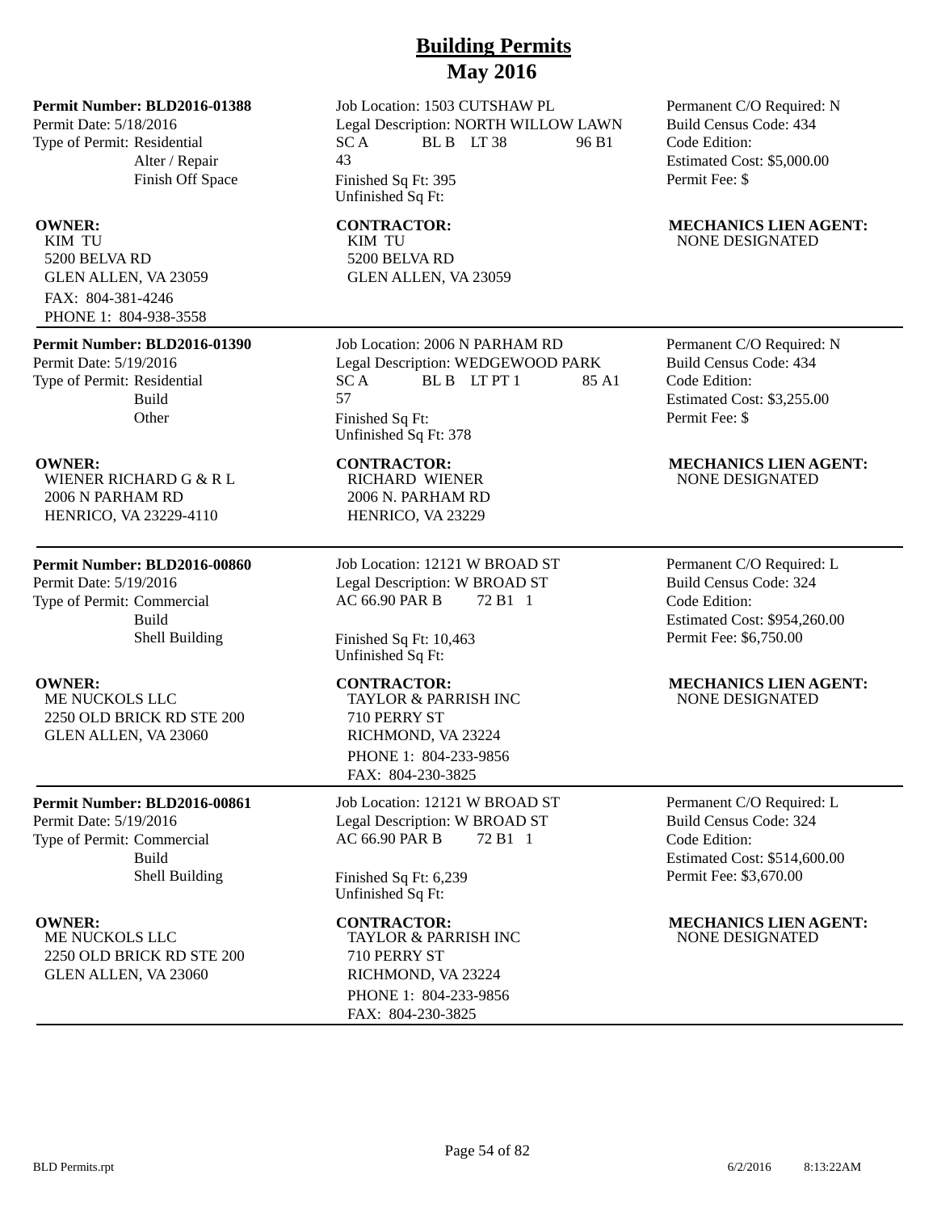# Building Permits
## May 2016

**Permit Number: BLD2016-01388**
Permit Date: 5/18/2016
Type of Permit: Residential
Alter / Repair
Finish Off Space

Job Location: 1503 CUTSHAW PL
Legal Description: NORTH WILLOW LAWN SC A BL B LT 38 96 B1 43
Finished Sq Ft: 395
Unfinished Sq Ft:

Permanent C/O Required: N
Build Census Code: 434
Code Edition:
Estimated Cost: $5,000.00
Permit Fee: $

**OWNER:**
KIM TU
5200 BELVA RD
GLEN ALLEN, VA 23059
FAX: 804-381-4246
PHONE 1: 804-938-3558

**CONTRACTOR:**
KIM TU
5200 BELVA RD
GLEN ALLEN, VA 23059

**MECHANICS LIEN AGENT:**
NONE DESIGNATED

---

**Permit Number: BLD2016-01390**
Permit Date: 5/19/2016
Type of Permit: Residential
Build
Other

Job Location: 2006 N PARHAM RD
Legal Description: WEDGEWOOD PARK SC A BL B LT PT 1 85 A1 57
Finished Sq Ft:
Unfinished Sq Ft: 378

Permanent C/O Required: N
Build Census Code: 434
Code Edition:
Estimated Cost: $3,255.00
Permit Fee: $

**OWNER:**
WIENER RICHARD G & R L
2006 N PARHAM RD
HENRICO, VA 23229-4110

**CONTRACTOR:**
RICHARD WIENER
2006 N. PARHAM RD
HENRICO, VA 23229

**MECHANICS LIEN AGENT:**
NONE DESIGNATED

---

**Permit Number: BLD2016-00860**
Permit Date: 5/19/2016
Type of Permit: Commercial
Build
Shell Building

Job Location: 12121 W BROAD ST
Legal Description: W BROAD ST AC 66.90 PAR B 72 B1 1
Finished Sq Ft: 10,463
Unfinished Sq Ft:

Permanent C/O Required: L
Build Census Code: 324
Code Edition:
Estimated Cost: $954,260.00
Permit Fee: $6,750.00

**OWNER:**
ME NUCKOLS LLC
2250 OLD BRICK RD STE 200
GLEN ALLEN, VA 23060

**CONTRACTOR:**
TAYLOR & PARRISH INC
710 PERRY ST
RICHMOND, VA 23224
PHONE 1: 804-233-9856
FAX: 804-230-3825

**MECHANICS LIEN AGENT:**
NONE DESIGNATED

---

**Permit Number: BLD2016-00861**
Permit Date: 5/19/2016
Type of Permit: Commercial
Build
Shell Building

Job Location: 12121 W BROAD ST
Legal Description: W BROAD ST AC 66.90 PAR B 72 B1 1
Finished Sq Ft: 6,239
Unfinished Sq Ft:

Permanent C/O Required: L
Build Census Code: 324
Code Edition:
Estimated Cost: $514,600.00
Permit Fee: $3,670.00

**OWNER:**
ME NUCKOLS LLC
2250 OLD BRICK RD STE 200
GLEN ALLEN, VA 23060

**CONTRACTOR:**
TAYLOR & PARRISH INC
710 PERRY ST
RICHMOND, VA 23224
PHONE 1: 804-233-9856
FAX: 804-230-3825

**MECHANICS LIEN AGENT:**
NONE DESIGNATED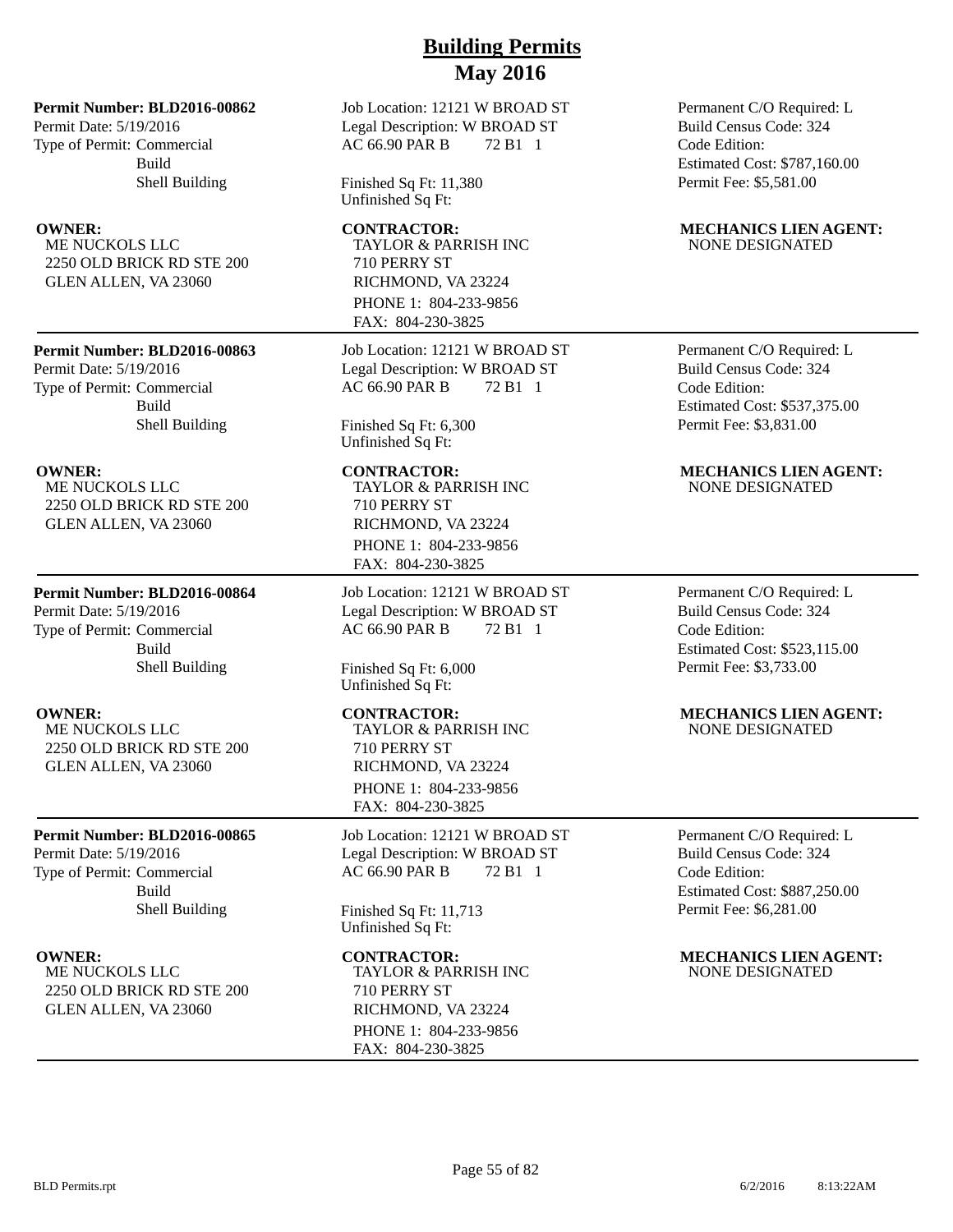# Building Permits
## May 2016

**Permit Number: BLD2016-00862**
Permit Date: 5/19/2016
Type of Permit: Commercial
Build
Shell Building

Job Location: 12121 W BROAD ST
Legal Description: W BROAD ST
AC 66.90 PAR B 72 B1 1

Finished Sq Ft: 11,380
Unfinished Sq Ft:

Permanent C/O Required: L
Build Census Code: 324
Code Edition:
Estimated Cost: $787,160.00
Permit Fee: $5,581.00

**OWNER:**
ME NUCKOLS LLC
2250 OLD BRICK RD STE 200
GLEN ALLEN, VA 23060

**CONTRACTOR:**
TAYLOR & PARRISH INC
710 PERRY ST
RICHMOND, VA 23224
PHONE 1: 804-233-9856
FAX: 804-230-3825

**MECHANICS LIEN AGENT:**
NONE DESIGNATED

---

**Permit Number: BLD2016-00863**
Permit Date: 5/19/2016
Type of Permit: Commercial
Build
Shell Building

Job Location: 12121 W BROAD ST
Legal Description: W BROAD ST
AC 66.90 PAR B 72 B1 1

Finished Sq Ft: 6,300
Unfinished Sq Ft:

Permanent C/O Required: L
Build Census Code: 324
Code Edition:
Estimated Cost: $537,375.00
Permit Fee: $3,831.00

**OWNER:**
ME NUCKOLS LLC
2250 OLD BRICK RD STE 200
GLEN ALLEN, VA 23060

**CONTRACTOR:**
TAYLOR & PARRISH INC
710 PERRY ST
RICHMOND, VA 23224
PHONE 1: 804-233-9856
FAX: 804-230-3825

**MECHANICS LIEN AGENT:**
NONE DESIGNATED

---

**Permit Number: BLD2016-00864**
Permit Date: 5/19/2016
Type of Permit: Commercial
Build
Shell Building

Job Location: 12121 W BROAD ST
Legal Description: W BROAD ST
AC 66.90 PAR B 72 B1 1

Finished Sq Ft: 6,000
Unfinished Sq Ft:

Permanent C/O Required: L
Build Census Code: 324
Code Edition:
Estimated Cost: $523,115.00
Permit Fee: $3,733.00

**OWNER:**
ME NUCKOLS LLC
2250 OLD BRICK RD STE 200
GLEN ALLEN, VA 23060

**CONTRACTOR:**
TAYLOR & PARRISH INC
710 PERRY ST
RICHMOND, VA 23224
PHONE 1: 804-233-9856
FAX: 804-230-3825

**MECHANICS LIEN AGENT:**
NONE DESIGNATED

---

**Permit Number: BLD2016-00865**
Permit Date: 5/19/2016
Type of Permit: Commercial
Build
Shell Building

Job Location: 12121 W BROAD ST
Legal Description: W BROAD ST
AC 66.90 PAR B 72 B1 1

Finished Sq Ft: 11,713
Unfinished Sq Ft:

Permanent C/O Required: L
Build Census Code: 324
Code Edition:
Estimated Cost: $887,250.00
Permit Fee: $6,281.00

**OWNER:**
ME NUCKOLS LLC
2250 OLD BRICK RD STE 200
GLEN ALLEN, VA 23060

**CONTRACTOR:**
TAYLOR & PARRISH INC
710 PERRY ST
RICHMOND, VA 23224
PHONE 1: 804-233-9856
FAX: 804-230-3825

**MECHANICS LIEN AGENT:**
NONE DESIGNATED

---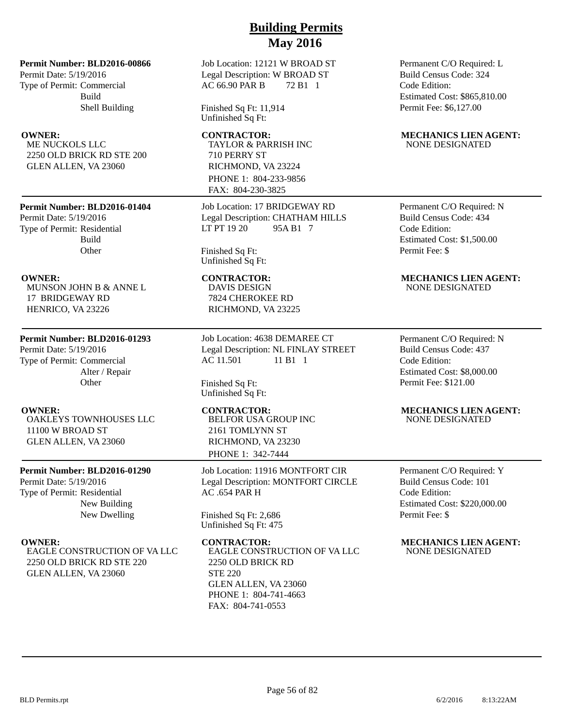# Building Permits
## May 2016

**Permit Number: BLD2016-00866**
Permit Date: 5/19/2016
Type of Permit: Commercial
Build
Shell Building

Job Location: 12121 W BROAD ST
Legal Description: W BROAD ST
AC 66.90 PAR B 72 B1 1

Finished Sq Ft: 11,914
Unfinished Sq Ft:

Permanent C/O Required: L
Build Census Code: 324
Code Edition:
Estimated Cost: $865,810.00
Permit Fee: $6,127.00

**OWNER:**
ME NUCKOLS LLC
2250 OLD BRICK RD STE 200
GLEN ALLEN, VA 23060

**CONTRACTOR:**
TAYLOR & PARRISH INC
710 PERRY ST
RICHMOND, VA 23224
PHONE 1: 804-233-9856
FAX: 804-230-3825

**MECHANICS LIEN AGENT:**
NONE DESIGNATED

---

**Permit Number: BLD2016-01404**
Permit Date: 5/19/2016
Type of Permit: Residential
Build
Other

Job Location: 17 BRIDGEWAY RD
Legal Description: CHATHAM HILLS
LT PT 19 20 95A B1 7

Finished Sq Ft:
Unfinished Sq Ft:

Permanent C/O Required: N
Build Census Code: 434
Code Edition:
Estimated Cost: $1,500.00
Permit Fee: $

**OWNER:**
MUNSON JOHN B & ANNE L
17 BRIDGEWAY RD
HENRICO, VA 23226

**CONTRACTOR:**
DAVIS DESIGN
7824 CHEROKEE RD
RICHMOND, VA 23225

**MECHANICS LIEN AGENT:**
NONE DESIGNATED

---

**Permit Number: BLD2016-01293**
Permit Date: 5/19/2016
Type of Permit: Commercial
Alter / Repair
Other

Job Location: 4638 DEMAREE CT
Legal Description: NL FINLAY STREET
AC 11.501 11 B1 1

Finished Sq Ft:
Unfinished Sq Ft:

Permanent C/O Required: N
Build Census Code: 437
Code Edition:
Estimated Cost: $8,000.00
Permit Fee: $121.00

**OWNER:**
OAKLEYS TOWNHOUSES LLC
11100 W BROAD ST
GLEN ALLEN, VA 23060

**CONTRACTOR:**
BELFOR USA GROUP INC
2161 TOMLYNN ST
RICHMOND, VA 23230
PHONE 1: 342-7444

**MECHANICS LIEN AGENT:**
NONE DESIGNATED

---

**Permit Number: BLD2016-01290**
Permit Date: 5/19/2016
Type of Permit: Residential
New Building
New Dwelling

Job Location: 11916 MONTFORT CIR
Legal Description: MONTFORT CIRCLE
AC .654 PAR H

Finished Sq Ft: 2,686
Unfinished Sq Ft: 475

Permanent C/O Required: Y
Build Census Code: 101
Code Edition:
Estimated Cost: $220,000.00
Permit Fee: $

**OWNER:**
EAGLE CONSTRUCTION OF VA LLC
2250 OLD BRICK RD STE 220
GLEN ALLEN, VA 23060

**CONTRACTOR:**
EAGLE CONSTRUCTION OF VA LLC
2250 OLD BRICK RD
STE 220
GLEN ALLEN, VA 23060
PHONE 1: 804-741-4663
FAX: 804-741-0553

**MECHANICS LIEN AGENT:**
NONE DESIGNATED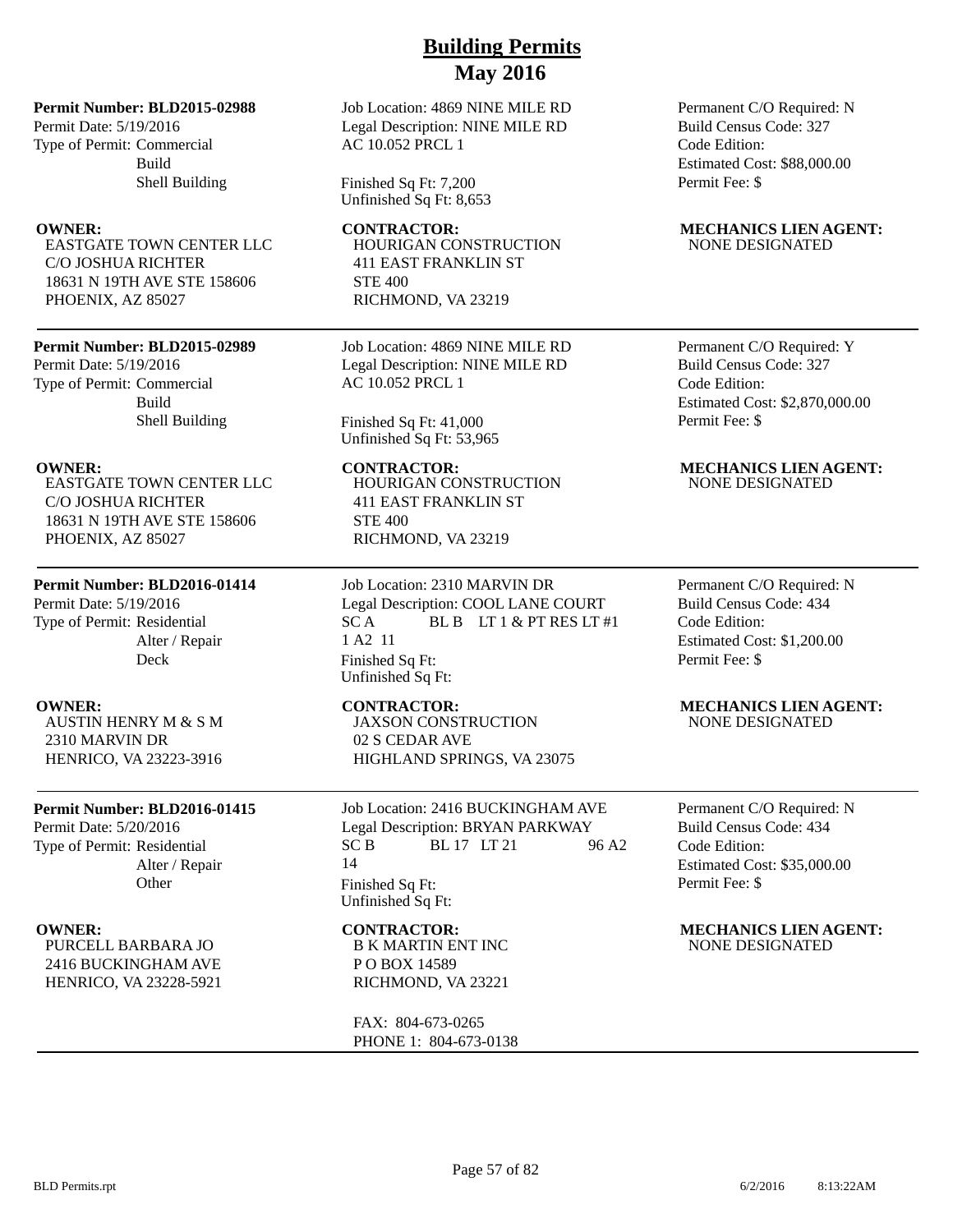# Building Permits
## May 2016

**Permit Number: BLD2015-02988**
Permit Date: 5/19/2016
Type of Permit: Commercial
Build
Shell Building

Job Location: 4869 NINE MILE RD
Legal Description: NINE MILE RD
AC 10.052 PRCL 1

Finished Sq Ft: 7,200
Unfinished Sq Ft: 8,653

Permanent C/O Required: N
Build Census Code: 327
Code Edition:
Estimated Cost: $88,000.00
Permit Fee: $

**OWNER:**
EASTGATE TOWN CENTER LLC
C/O JOSHUA RICHTER
18631 N 19TH AVE STE 158606
PHOENIX, AZ 85027

**CONTRACTOR:**
HOURIGAN CONSTRUCTION
411 EAST FRANKLIN ST
STE 400
RICHMOND, VA 23219

**MECHANICS LIEN AGENT:**
NONE DESIGNATED

---

**Permit Number: BLD2015-02989**
Permit Date: 5/19/2016
Type of Permit: Commercial
Build
Shell Building

Job Location: 4869 NINE MILE RD
Legal Description: NINE MILE RD
AC 10.052 PRCL 1

Finished Sq Ft: 41,000
Unfinished Sq Ft: 53,965

Permanent C/O Required: Y
Build Census Code: 327
Code Edition:
Estimated Cost: $2,870,000.00
Permit Fee: $

**OWNER:**
EASTGATE TOWN CENTER LLC
C/O JOSHUA RICHTER
18631 N 19TH AVE STE 158606
PHOENIX, AZ 85027

**CONTRACTOR:**
HOURIGAN CONSTRUCTION
411 EAST FRANKLIN ST
STE 400
RICHMOND, VA 23219

**MECHANICS LIEN AGENT:**
NONE DESIGNATED

---

**Permit Number: BLD2016-01414**
Permit Date: 5/19/2016
Type of Permit: Residential
Alter / Repair
Deck

Job Location: 2310 MARVIN DR
Legal Description: COOL LANE COURT
SC A BL B LT 1 & PT RES LT #1
1 A2 11
Finished Sq Ft:
Unfinished Sq Ft:

Permanent C/O Required: N
Build Census Code: 434
Code Edition:
Estimated Cost: $1,200.00
Permit Fee: $

**OWNER:**
AUSTIN HENRY M & S M
2310 MARVIN DR
HENRICO, VA 23223-3916

**CONTRACTOR:**
JAXSON CONSTRUCTION
02 S CEDAR AVE
HIGHLAND SPRINGS, VA 23075

**MECHANICS LIEN AGENT:**
NONE DESIGNATED

---

**Permit Number: BLD2016-01415**
Permit Date: 5/20/2016
Type of Permit: Residential
Alter / Repair
Other

Job Location: 2416 BUCKINGHAM AVE
Legal Description: BRYAN PARKWAY
SC B BL 17 LT 21 96 A2
14
Finished Sq Ft:
Unfinished Sq Ft:

Permanent C/O Required: N
Build Census Code: 434
Code Edition:
Estimated Cost: $35,000.00
Permit Fee: $

**OWNER:**
PURCELL BARBARA JO
2416 BUCKINGHAM AVE
HENRICO, VA 23228-5921

**CONTRACTOR:**
B K MARTIN ENT INC
P O BOX 14589
RICHMOND, VA 23221

FAX: 804-673-0265
PHONE 1: 804-673-0138

**MECHANICS LIEN AGENT:**
NONE DESIGNATED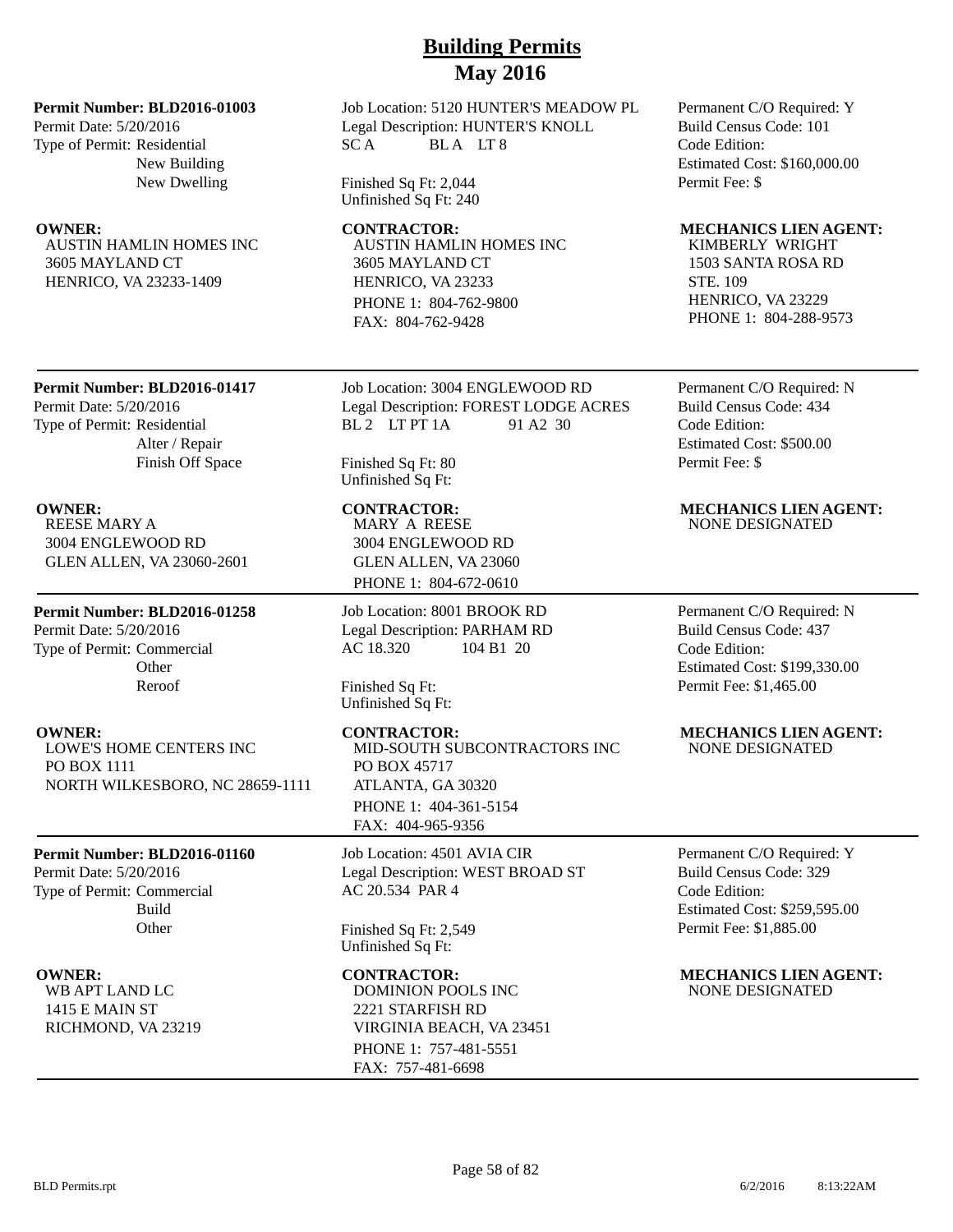# Building Permits
## May 2016

**Permit Number: BLD2016-01003**
Permit Date: 5/20/2016
Type of Permit: Residential
New Building
New Dwelling

Job Location: 5120 HUNTER'S MEADOW PL
Legal Description: HUNTER'S KNOLL
SC A BL A LT 8

Finished Sq Ft: 2,044
Unfinished Sq Ft: 240

Permanent C/O Required: Y
Build Census Code: 101
Code Edition:
Estimated Cost: $160,000.00
Permit Fee: $

**OWNER:**
AUSTIN HAMLIN HOMES INC
3605 MAYLAND CT
HENRICO, VA 23233-1409

**CONTRACTOR:**
AUSTIN HAMLIN HOMES INC
3605 MAYLAND CT
HENRICO, VA 23233
PHONE 1: 804-762-9800
FAX: 804-762-9428

**MECHANICS LIEN AGENT:**
KIMBERLY WRIGHT
1503 SANTA ROSA RD
STE. 109
HENRICO, VA 23229
PHONE 1: 804-288-9573

---

**Permit Number: BLD2016-01417**
Permit Date: 5/20/2016
Type of Permit: Residential
Alter / Repair
Finish Off Space

Job Location: 3004 ENGLEWOOD RD
Legal Description: FOREST LODGE ACRES
BL 2 LT PT 1A 91 A2 30

Finished Sq Ft: 80
Unfinished Sq Ft:

Permanent C/O Required: N
Build Census Code: 434
Code Edition:
Estimated Cost: $500.00
Permit Fee: $

**OWNER:**
REESE MARY A
3004 ENGLEWOOD RD
GLEN ALLEN, VA 23060-2601

**CONTRACTOR:**
MARY A REESE
3004 ENGLEWOOD RD
GLEN ALLEN, VA 23060
PHONE 1: 804-672-0610

**MECHANICS LIEN AGENT:**
NONE DESIGNATED

---

**Permit Number: BLD2016-01258**
Permit Date: 5/20/2016
Type of Permit: Commercial
Other
Reroof

Job Location: 8001 BROOK RD
Legal Description: PARHAM RD
AC 18.320 104 B1 20

Finished Sq Ft:
Unfinished Sq Ft:

Permanent C/O Required: N
Build Census Code: 437
Code Edition:
Estimated Cost: $199,330.00
Permit Fee: $1,465.00

**OWNER:**
LOWE'S HOME CENTERS INC
PO BOX 1111
NORTH WILKESBORO, NC 28659-1111

**CONTRACTOR:**
MID-SOUTH SUBCONTRACTORS INC
PO BOX 45717
ATLANTA, GA 30320
PHONE 1: 404-361-5154
FAX: 404-965-9356

**MECHANICS LIEN AGENT:**
NONE DESIGNATED

---

**Permit Number: BLD2016-01160**
Permit Date: 5/20/2016
Type of Permit: Commercial
Build
Other

Job Location: 4501 AVIA CIR
Legal Description: WEST BROAD ST
AC 20.534 PAR 4

Finished Sq Ft: 2,549
Unfinished Sq Ft:

Permanent C/O Required: Y
Build Census Code: 329
Code Edition:
Estimated Cost: $259,595.00
Permit Fee: $1,885.00

**OWNER:**
WB APT LAND LC
1415 E MAIN ST
RICHMOND, VA 23219

**CONTRACTOR:**
DOMINION POOLS INC
2221 STARFISH RD
VIRGINIA BEACH, VA 23451
PHONE 1: 757-481-5551
FAX: 757-481-6698

**MECHANICS LIEN AGENT:**
NONE DESIGNATED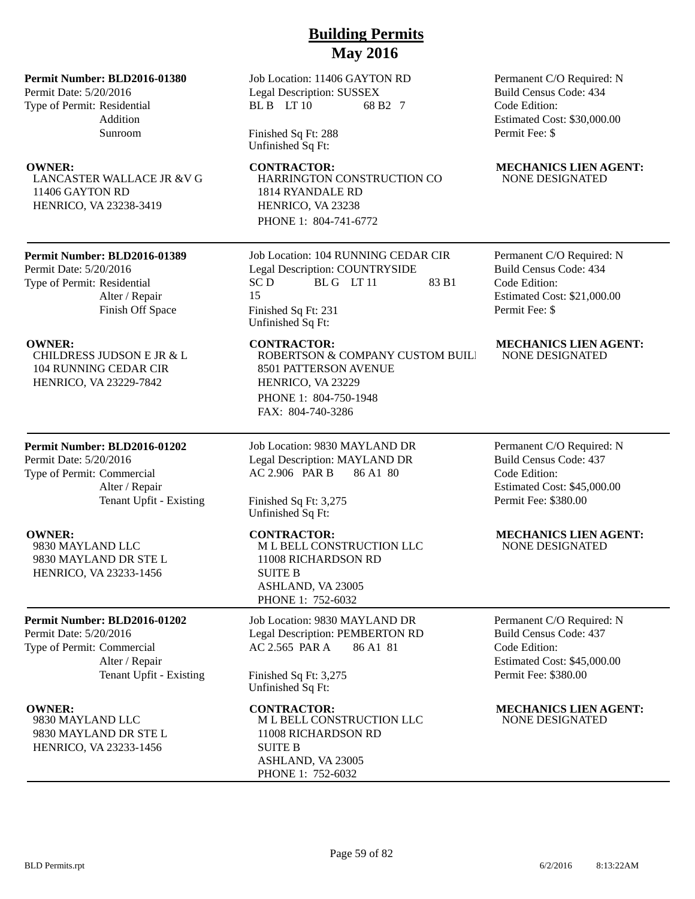# Building Permits
## May 2016

**Permit Number: BLD2016-01380**
Permit Date: 5/20/2016
Type of Permit: Residential
Addition
Sunroom

Job Location: 11406 GAYTON RD
Legal Description: SUSSEX
BL B LT 10 68 B2 7

Finished Sq Ft: 288
Unfinished Sq Ft:

Permanent C/O Required: N
Build Census Code: 434
Code Edition:
Estimated Cost: $30,000.00
Permit Fee: $

**OWNER:**
LANCASTER WALLACE JR &V G
11406 GAYTON RD
HENRICO, VA 23238-3419

**CONTRACTOR:**
HARRINGTON CONSTRUCTION CO
1814 RYANDALE RD
HENRICO, VA 23238
PHONE 1: 804-741-6772

**MECHANICS LIEN AGENT:**
NONE DESIGNATED

---

**Permit Number: BLD2016-01389**
Permit Date: 5/20/2016
Type of Permit: Residential
Alter / Repair
Finish Off Space

Job Location: 104 RUNNING CEDAR CIR
Legal Description: COUNTRYSIDE
SC D BL G LT 11 83 B1 15

Finished Sq Ft: 231
Unfinished Sq Ft:

Permanent C/O Required: N
Build Census Code: 434
Code Edition:
Estimated Cost: $21,000.00
Permit Fee: $

**OWNER:**
CHILDRESS JUDSON E JR & L
104 RUNNING CEDAR CIR
HENRICO, VA 23229-7842

**CONTRACTOR:**
ROBERTSON & COMPANY CUSTOM BUIL
8501 PATTERSON AVENUE
HENRICO, VA 23229
PHONE 1: 804-750-1948
FAX: 804-740-3286

**MECHANICS LIEN AGENT:**
NONE DESIGNATED

---

**Permit Number: BLD2016-01202**
Permit Date: 5/20/2016
Type of Permit: Commercial
Alter / Repair
Tenant Upfit - Existing

Job Location: 9830 MAYLAND DR
Legal Description: MAYLAND DR
AC 2.906 PAR B 86 A1 80

Finished Sq Ft: 3,275
Unfinished Sq Ft:

Permanent C/O Required: N
Build Census Code: 437
Code Edition:
Estimated Cost: $45,000.00
Permit Fee: $380.00

**OWNER:**
9830 MAYLAND LLC
9830 MAYLAND DR STE L
HENRICO, VA 23233-1456

**CONTRACTOR:**
M L BELL CONSTRUCTION LLC
11008 RICHARDSON RD
SUITE B
ASHLAND, VA 23005
PHONE 1: 752-6032

**MECHANICS LIEN AGENT:**
NONE DESIGNATED

---

**Permit Number: BLD2016-01202**
Permit Date: 5/20/2016
Type of Permit: Commercial
Alter / Repair
Tenant Upfit - Existing

Job Location: 9830 MAYLAND DR
Legal Description: PEMBERTON RD
AC 2.565 PAR A 86 A1 81

Finished Sq Ft: 3,275
Unfinished Sq Ft:

Permanent C/O Required: N
Build Census Code: 437
Code Edition:
Estimated Cost: $45,000.00
Permit Fee: $380.00

**OWNER:**
9830 MAYLAND LLC
9830 MAYLAND DR STE L
HENRICO, VA 23233-1456

**CONTRACTOR:**
M L BELL CONSTRUCTION LLC
11008 RICHARDSON RD
SUITE B
ASHLAND, VA 23005
PHONE 1: 752-6032

**MECHANICS LIEN AGENT:**
NONE DESIGNATED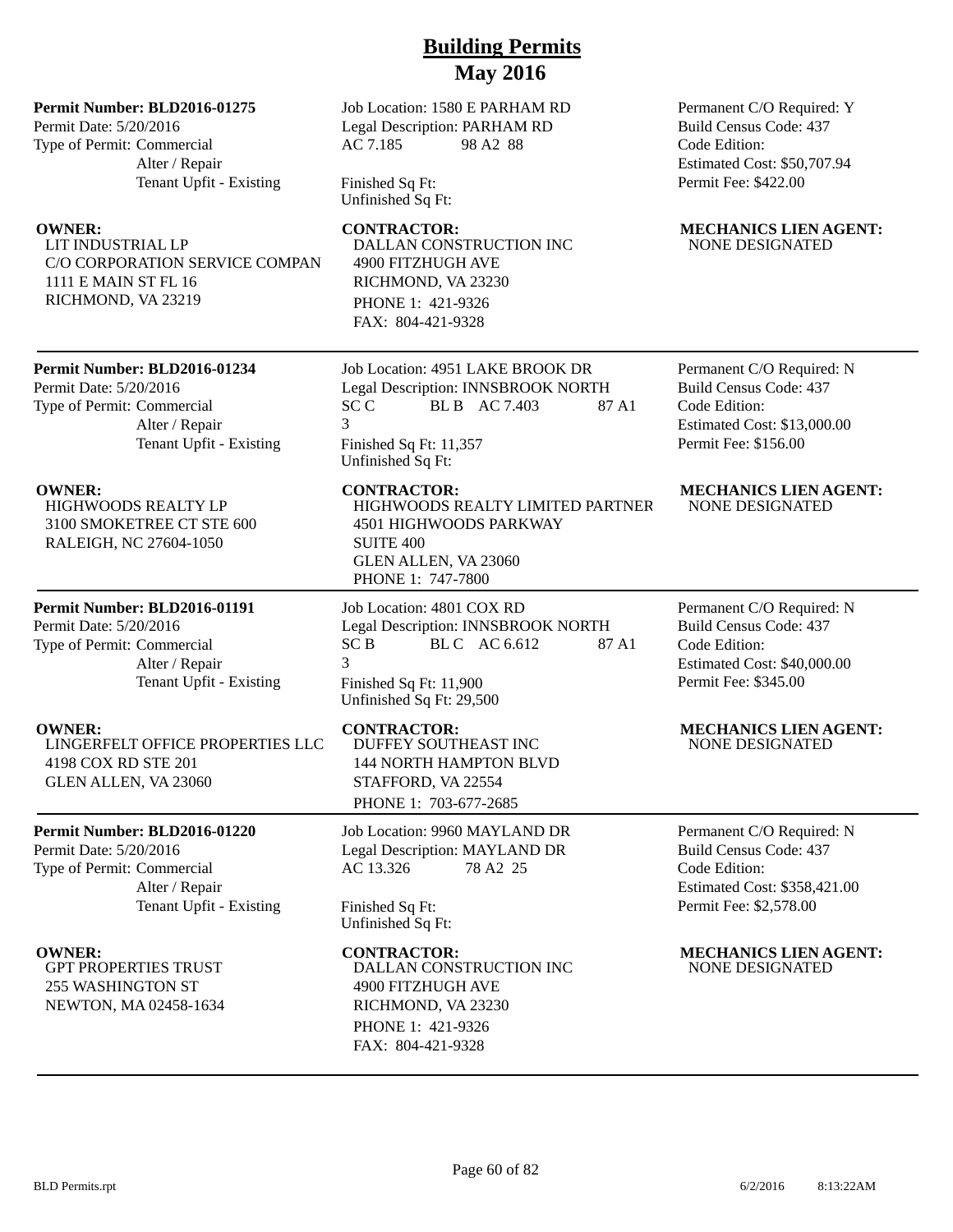# Building Permits
## May 2016

**Permit Number: BLD2016-01275**
Permit Date: 5/20/2016
Type of Permit: Commercial
Alter / Repair
Tenant Upfit - Existing

Job Location: 1580 E PARHAM RD
Legal Description: PARHAM RD
AC 7.185 98 A2 88

Finished Sq Ft:
Unfinished Sq Ft:

Permanent C/O Required: Y
Build Census Code: 437
Code Edition:
Estimated Cost: $50,707.94
Permit Fee: $422.00

**OWNER:**
LIT INDUSTRIAL LP
C/O CORPORATION SERVICE COMPAN
1111 E MAIN ST FL 16
RICHMOND, VA 23219

**CONTRACTOR:**
DALLAN CONSTRUCTION INC
4900 FITZHUGH AVE
RICHMOND, VA 23230
PHONE 1: 421-9326
FAX: 804-421-9328

**MECHANICS LIEN AGENT:**
NONE DESIGNATED

---

**Permit Number: BLD2016-01234**
Permit Date: 5/20/2016
Type of Permit: Commercial
Alter / Repair
Tenant Upfit - Existing

Job Location: 4951 LAKE BROOK DR
Legal Description: INNSBROOK NORTH
SC C BL B AC 7.403 87 A1
3
Finished Sq Ft: 11,357
Unfinished Sq Ft:

Permanent C/O Required: N
Build Census Code: 437
Code Edition:
Estimated Cost: $13,000.00
Permit Fee: $156.00

**OWNER:**
HIGHWOODS REALTY LP
3100 SMOKETREE CT STE 600
RALEIGH, NC 27604-1050

**CONTRACTOR:**
HIGHWOODS REALTY LIMITED PARTNER
4501 HIGHWOODS PARKWAY
SUITE 400
GLEN ALLEN, VA 23060
PHONE 1: 747-7800

**MECHANICS LIEN AGENT:**
NONE DESIGNATED

---

**Permit Number: BLD2016-01191**
Permit Date: 5/20/2016
Type of Permit: Commercial
Alter / Repair
Tenant Upfit - Existing

Job Location: 4801 COX RD
Legal Description: INNSBROOK NORTH
SC B BL C AC 6.612 87 A1
3
Finished Sq Ft: 11,900
Unfinished Sq Ft: 29,500

Permanent C/O Required: N
Build Census Code: 437
Code Edition:
Estimated Cost: $40,000.00
Permit Fee: $345.00

**OWNER:**
LINGERFELT OFFICE PROPERTIES LLC
4198 COX RD STE 201
GLEN ALLEN, VA 23060

**CONTRACTOR:**
DUFFEY SOUTHEAST INC
144 NORTH HAMPTON BLVD
STAFFORD, VA 22554
PHONE 1: 703-677-2685

**MECHANICS LIEN AGENT:**
NONE DESIGNATED

---

**Permit Number: BLD2016-01220**
Permit Date: 5/20/2016
Type of Permit: Commercial
Alter / Repair
Tenant Upfit - Existing

Job Location: 9960 MAYLAND DR
Legal Description: MAYLAND DR
AC 13.326 78 A2 25

Finished Sq Ft:
Unfinished Sq Ft:

Permanent C/O Required: N
Build Census Code: 437
Code Edition:
Estimated Cost: $358,421.00
Permit Fee: $2,578.00

**OWNER:**
GPT PROPERTIES TRUST
255 WASHINGTON ST
NEWTON, MA 02458-1634

**CONTRACTOR:**
DALLAN CONSTRUCTION INC
4900 FITZHUGH AVE
RICHMOND, VA 23230
PHONE 1: 421-9326
FAX: 804-421-9328

**MECHANICS LIEN AGENT:**
NONE DESIGNATED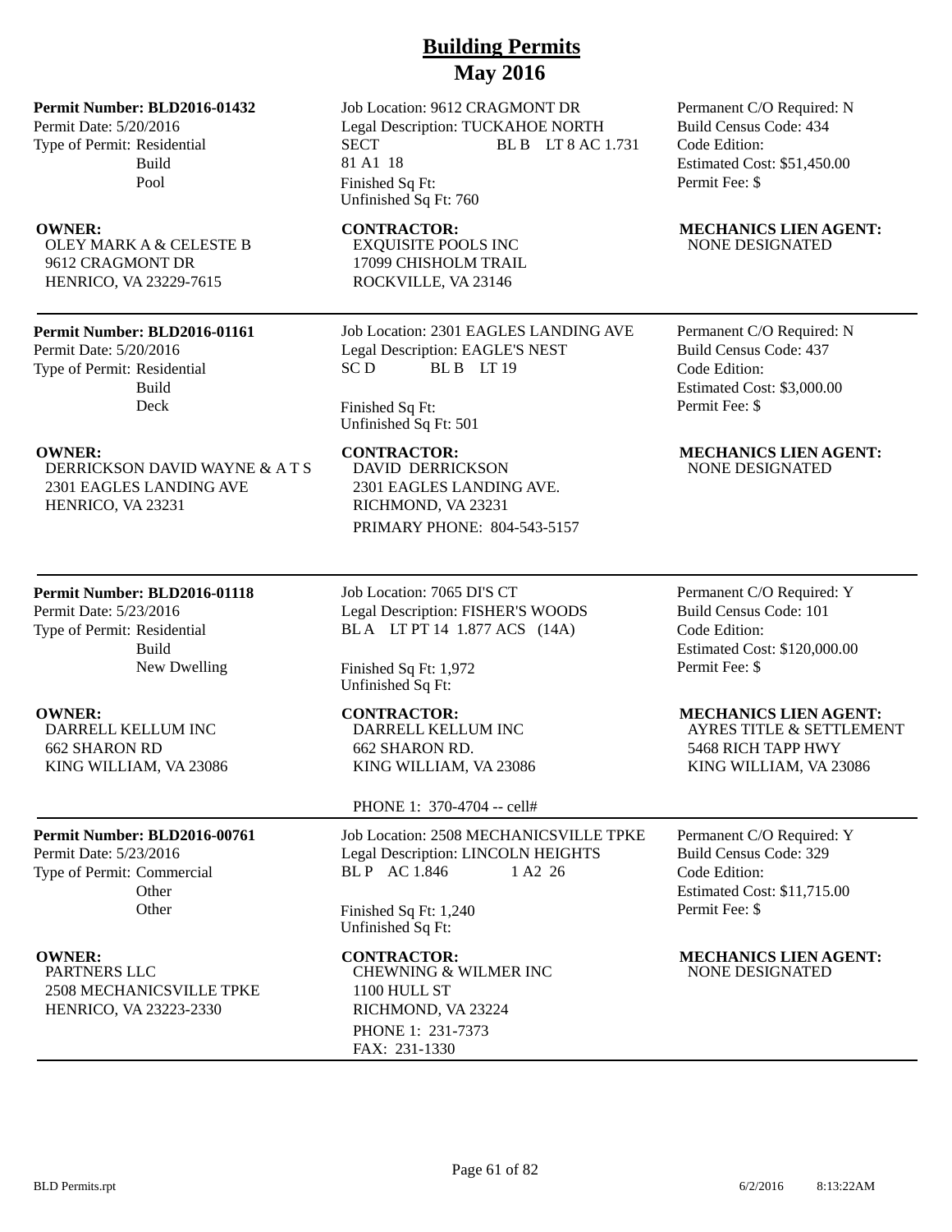# Building Permits
## May 2016

**Permit Number: BLD2016-01432**
Permit Date: 5/20/2016
Type of Permit: Residential
Build
Pool

Job Location: 9612 CRAGMONT DR
Legal Description: TUCKAHOE NORTH SECT BL B LT 8 AC 1.731 81 A1 18
Finished Sq Ft:
Unfinished Sq Ft: 760

Permanent C/O Required: N
Build Census Code: 434
Code Edition:
Estimated Cost: $51,450.00
Permit Fee: $

**OWNER:**
OLEY MARK A & CELESTE B
9612 CRAGMONT DR
HENRICO, VA 23229-7615

**CONTRACTOR:**
EXQUISITE POOLS INC
17099 CHISHOLM TRAIL
ROCKVILLE, VA 23146

**MECHANICS LIEN AGENT:**
NONE DESIGNATED

---

**Permit Number: BLD2016-01161**
Permit Date: 5/20/2016
Type of Permit: Residential
Build
Deck

Job Location: 2301 EAGLES LANDING AVE
Legal Description: EAGLE'S NEST SC D BL B LT 19
Finished Sq Ft:
Unfinished Sq Ft: 501

Permanent C/O Required: N
Build Census Code: 437
Code Edition:
Estimated Cost: $3,000.00
Permit Fee: $

**OWNER:**
DERRICKSON DAVID WAYNE & A T S
2301 EAGLES LANDING AVE
HENRICO, VA 23231

**CONTRACTOR:**
DAVID DERRICKSON
2301 EAGLES LANDING AVE.
RICHMOND, VA 23231
PRIMARY PHONE: 804-543-5157

**MECHANICS LIEN AGENT:**
NONE DESIGNATED

---

**Permit Number: BLD2016-01118**
Permit Date: 5/23/2016
Type of Permit: Residential
Build
New Dwelling

Job Location: 7065 DI'S CT
Legal Description: FISHER'S WOODS BL A LT PT 14 1.877 ACS (14A)
Finished Sq Ft: 1,972
Unfinished Sq Ft:

Permanent C/O Required: Y
Build Census Code: 101
Code Edition:
Estimated Cost: $120,000.00
Permit Fee: $

**OWNER:**
DARRELL KELLUM INC
662 SHARON RD
KING WILLIAM, VA 23086

**CONTRACTOR:**
DARRELL KELLUM INC
662 SHARON RD.
KING WILLIAM, VA 23086
PHONE 1: 370-4704 -- cell#

**MECHANICS LIEN AGENT:**
AYRES TITLE & SETTLEMENT
5468 RICH TAPP HWY
KING WILLIAM, VA 23086

---

**Permit Number: BLD2016-00761**
Permit Date: 5/23/2016
Type of Permit: Commercial
Other
Other

Job Location: 2508 MECHANICSVILLE TPKE
Legal Description: LINCOLN HEIGHTS BL P AC 1.846 1 A2 26
Finished Sq Ft: 1,240
Unfinished Sq Ft:

Permanent C/O Required: Y
Build Census Code: 329
Code Edition:
Estimated Cost: $11,715.00
Permit Fee: $

**OWNER:**
PARTNERS LLC
2508 MECHANICSVILLE TPKE
HENRICO, VA 23223-2330

**CONTRACTOR:**
CHEWNING & WILMER INC
1100 HULL ST
RICHMOND, VA 23224
PHONE 1: 231-7373
FAX: 231-1330

**MECHANICS LIEN AGENT:**
NONE DESIGNATED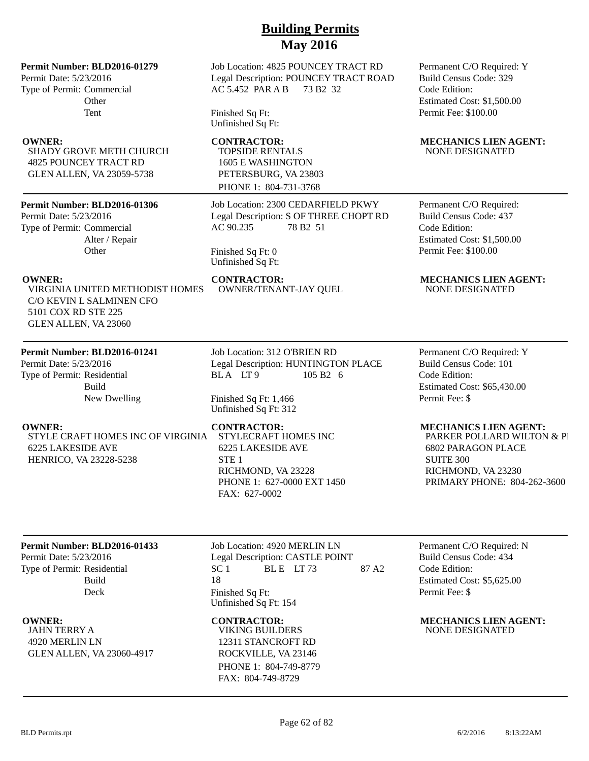# Building Permits
# May 2016

**Permit Number: BLD2016-01279**
Permit Date: 5/23/2016
Type of Permit: Commercial
Other
Tent

Job Location: 4825 POUNCEY TRACT RD
Legal Description: POUNCEY TRACT ROAD AC 5.452 PAR A B 73 B2 32

Finished Sq Ft:
Unfinished Sq Ft:

Permanent C/O Required: Y
Build Census Code: 329
Code Edition:
Estimated Cost: $1,500.00
Permit Fee: $100.00

**OWNER:**
SHADY GROVE METH CHURCH
4825 POUNCEY TRACT RD
GLEN ALLEN, VA 23059-5738

**CONTRACTOR:**
TOPSIDE RENTALS
1605 E WASHINGTON
PETERSBURG, VA 23803
PHONE 1: 804-731-3768

**MECHANICS LIEN AGENT:**
NONE DESIGNATED

---

**Permit Number: BLD2016-01306**
Permit Date: 5/23/2016
Type of Permit: Commercial
Alter / Repair
Other

Job Location: 2300 CEDARFIELD PKWY
Legal Description: S OF THREE CHOPT RD AC 90.235 78 B2 51

Finished Sq Ft: 0
Unfinished Sq Ft:

Permanent C/O Required:
Build Census Code: 437
Code Edition:
Estimated Cost: $1,500.00
Permit Fee: $100.00

**OWNER:**
VIRGINIA UNITED METHODIST HOMES I
C/O KEVIN L SALMINEN CFO
5101 COX RD STE 225
GLEN ALLEN, VA 23060

**CONTRACTOR:**
OWNER/TENANT-JAY QUEL

**MECHANICS LIEN AGENT:**
NONE DESIGNATED

---

**Permit Number: BLD2016-01241**
Permit Date: 5/23/2016
Type of Permit: Residential
Build
New Dwelling

Job Location: 312 O'BRIEN RD
Legal Description: HUNTINGTON PLACE BL A LT 9 105 B2 6

Finished Sq Ft: 1,466
Unfinished Sq Ft: 312

Permanent C/O Required: Y
Build Census Code: 101
Code Edition:
Estimated Cost: $65,430.00
Permit Fee: $

**OWNER:**
STYLE CRAFT HOMES INC OF VIRGINIA
6225 LAKESIDE AVE
HENRICO, VA 23228-5238

**CONTRACTOR:**
STYLECRAFT HOMES INC
6225 LAKESIDE AVE
STE 1
RICHMOND, VA 23228
PHONE 1: 627-0000 EXT 1450
FAX: 627-0002

**MECHANICS LIEN AGENT:**
PARKER POLLARD WILTON & PI
6802 PARAGON PLACE
SUITE 300
RICHMOND, VA 23230
PRIMARY PHONE: 804-262-3600

---

**Permit Number: BLD2016-01433**
Permit Date: 5/23/2016
Type of Permit: Residential
Build
Deck

Job Location: 4920 MERLIN LN
Legal Description: CASTLE POINT SC 1 BL E LT 73 87 A2 18

Finished Sq Ft:
Unfinished Sq Ft: 154

Permanent C/O Required: N
Build Census Code: 434
Code Edition:
Estimated Cost: $5,625.00
Permit Fee: $

**OWNER:**
JAHN TERRY A
4920 MERLIN LN
GLEN ALLEN, VA 23060-4917

**CONTRACTOR:**
VIKING BUILDERS
12311 STANCROFT RD
ROCKVILLE, VA 23146
PHONE 1: 804-749-8779
FAX: 804-749-8729

**MECHANICS LIEN AGENT:**
NONE DESIGNATED

---

BLD Permits.rpt 6/2/2016 8:13:22AM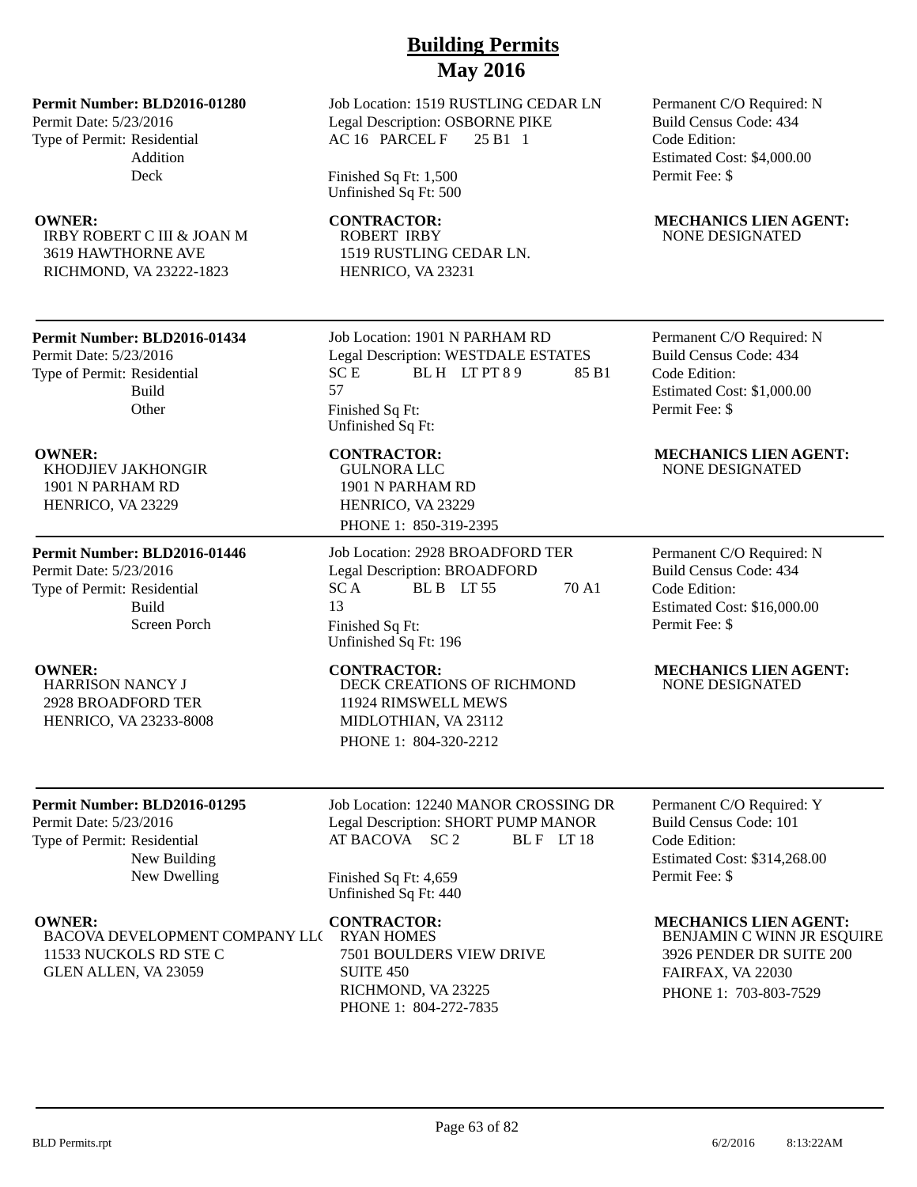# Building Permits
## May 2016

**Permit Number: BLD2016-01280**
Permit Date: 5/23/2016
Type of Permit: Residential
Addition
Deck

Job Location: 1519 RUSTLING CEDAR LN
Legal Description: OSBORNE PIKE
AC 16 PARCEL F 25 B1 1

Finished Sq Ft: 1,500
Unfinished Sq Ft: 500

Permanent C/O Required: N
Build Census Code: 434
Code Edition:
Estimated Cost: $4,000.00
Permit Fee: $

**OWNER:**
IRBY ROBERT C III & JOAN M
3619 HAWTHORNE AVE
RICHMOND, VA 23222-1823

**CONTRACTOR:**
ROBERT IRBY
1519 RUSTLING CEDAR LN.
HENRICO, VA 23231

**MECHANICS LIEN AGENT:**
NONE DESIGNATED

---

**Permit Number: BLD2016-01434**
Permit Date: 5/23/2016
Type of Permit: Residential
Build
Other

Job Location: 1901 N PARHAM RD
Legal Description: WESTDALE ESTATES
SC E BL H LT PT 8 9 85 B1
57
Finished Sq Ft:
Unfinished Sq Ft:

Permanent C/O Required: N
Build Census Code: 434
Code Edition:
Estimated Cost: $1,000.00
Permit Fee: $

**OWNER:**
KHODJIEV JAKHONGIR
1901 N PARHAM RD
HENRICO, VA 23229

**CONTRACTOR:**
GULNORA LLC
1901 N PARHAM RD
HENRICO, VA 23229
PHONE 1: 850-319-2395

**MECHANICS LIEN AGENT:**
NONE DESIGNATED

---

**Permit Number: BLD2016-01446**
Permit Date: 5/23/2016
Type of Permit: Residential
Build
Screen Porch

Job Location: 2928 BROADFORD TER
Legal Description: BROADFORD
SC A BL B LT 55 70 A1
13
Finished Sq Ft:
Unfinished Sq Ft: 196

Permanent C/O Required: N
Build Census Code: 434
Code Edition:
Estimated Cost: $16,000.00
Permit Fee: $

**OWNER:**
HARRISON NANCY J
2928 BROADFORD TER
HENRICO, VA 23233-8008

**CONTRACTOR:**
DECK CREATIONS OF RICHMOND
11924 RIMSWELL MEWS
MIDLOTHIAN, VA 23112
PHONE 1: 804-320-2212

**MECHANICS LIEN AGENT:**
NONE DESIGNATED

---

**Permit Number: BLD2016-01295**
Permit Date: 5/23/2016
Type of Permit: Residential
New Building
New Dwelling

Job Location: 12240 MANOR CROSSING DR
Legal Description: SHORT PUMP MANOR
AT BACOVA SC 2 BL F LT 18

Finished Sq Ft: 4,659
Unfinished Sq Ft: 440

Permanent C/O Required: Y
Build Census Code: 101
Code Edition:
Estimated Cost: $314,268.00
Permit Fee: $

**OWNER:**
BACOVA DEVELOPMENT COMPANY LL(
11533 NUCKOLS RD STE C
GLEN ALLEN, VA 23059

**CONTRACTOR:**
RYAN HOMES
7501 BOULDERS VIEW DRIVE
SUITE 450
RICHMOND, VA 23225
PHONE 1: 804-272-7835

**MECHANICS LIEN AGENT:**
BENJAMIN C WINN JR ESQUIRE
3926 PENDER DR SUITE 200
FAIRFAX, VA 22030
PHONE 1: 703-803-7529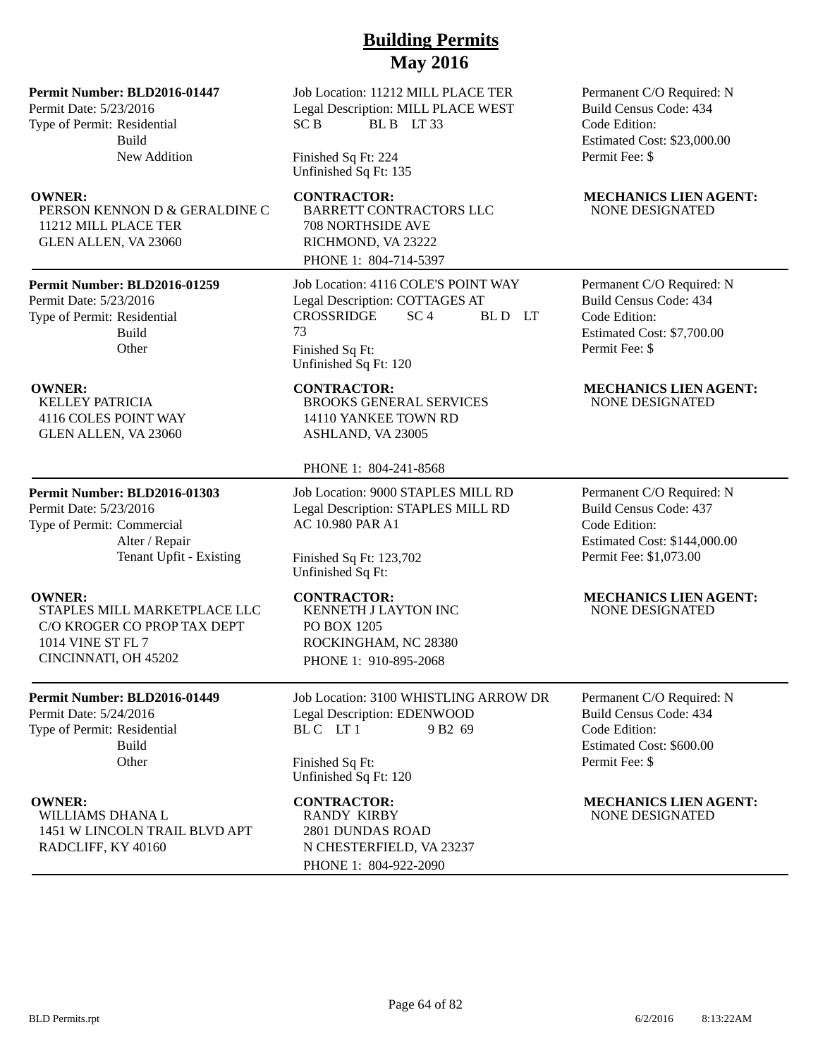# Building Permits
## May 2016

**Permit Number: BLD2016-01447**
Permit Date: 5/23/2016
Type of Permit: Residential
Build
New Addition

Job Location: 11212 MILL PLACE TER
Legal Description: MILL PLACE WEST
SC B BL B LT 33

Finished Sq Ft: 224
Unfinished Sq Ft: 135

Permanent C/O Required: N
Build Census Code: 434
Code Edition:
Estimated Cost: $23,000.00
Permit Fee: $

**OWNER:**
PERSON KENNON D & GERALDINE C
11212 MILL PLACE TER
GLEN ALLEN, VA 23060

**CONTRACTOR:**
BARRETT CONTRACTORS LLC
708 NORTHSIDE AVE
RICHMOND, VA 23222
PHONE 1: 804-714-5397

**MECHANICS LIEN AGENT:**
NONE DESIGNATED

---

**Permit Number: BLD2016-01259**
Permit Date: 5/23/2016
Type of Permit: Residential
Build
Other

Job Location: 4116 COLE'S POINT WAY
Legal Description: COTTAGES AT
CROSSRIDGE SC 4 BL D LT
73
Finished Sq Ft:
Unfinished Sq Ft: 120

Permanent C/O Required: N
Build Census Code: 434
Code Edition:
Estimated Cost: $7,700.00
Permit Fee: $

**OWNER:**
KELLEY PATRICIA
4116 COLES POINT WAY
GLEN ALLEN, VA 23060

**CONTRACTOR:**
BROOKS GENERAL SERVICES
14110 YANKEE TOWN RD
ASHLAND, VA 23005

PHONE 1: 804-241-8568

**MECHANICS LIEN AGENT:**
NONE DESIGNATED

---

**Permit Number: BLD2016-01303**
Permit Date: 5/23/2016
Type of Permit: Commercial
Alter / Repair
Tenant Upfit - Existing

Job Location: 9000 STAPLES MILL RD
Legal Description: STAPLES MILL RD
AC 10.980 PAR A1

Finished Sq Ft: 123,702
Unfinished Sq Ft:

Permanent C/O Required: N
Build Census Code: 437
Code Edition:
Estimated Cost: $144,000.00
Permit Fee: $1,073.00

**OWNER:**
STAPLES MILL MARKETPLACE LLC
C/O KROGER CO PROP TAX DEPT
1014 VINE ST FL 7
CINCINNATI, OH 45202

**CONTRACTOR:**
KENNETH J LAYTON INC
PO BOX 1205
ROCKINGHAM, NC 28380
PHONE 1: 910-895-2068

**MECHANICS LIEN AGENT:**
NONE DESIGNATED

---

**Permit Number: BLD2016-01449**
Permit Date: 5/24/2016
Type of Permit: Residential
Build
Other

Job Location: 3100 WHISTLING ARROW DR
Legal Description: EDENWOOD
BL C LT 1 9 B2 69

Finished Sq Ft:
Unfinished Sq Ft: 120

Permanent C/O Required: N
Build Census Code: 434
Code Edition:
Estimated Cost: $600.00
Permit Fee: $

**OWNER:**
WILLIAMS DHANA L
1451 W LINCOLN TRAIL BLVD APT
RADCLIFF, KY 40160

**CONTRACTOR:**
RANDY KIRBY
2801 DUNDAS ROAD
N CHESTERFIELD, VA 23237
PHONE 1: 804-922-2090

**MECHANICS LIEN AGENT:**
NONE DESIGNATED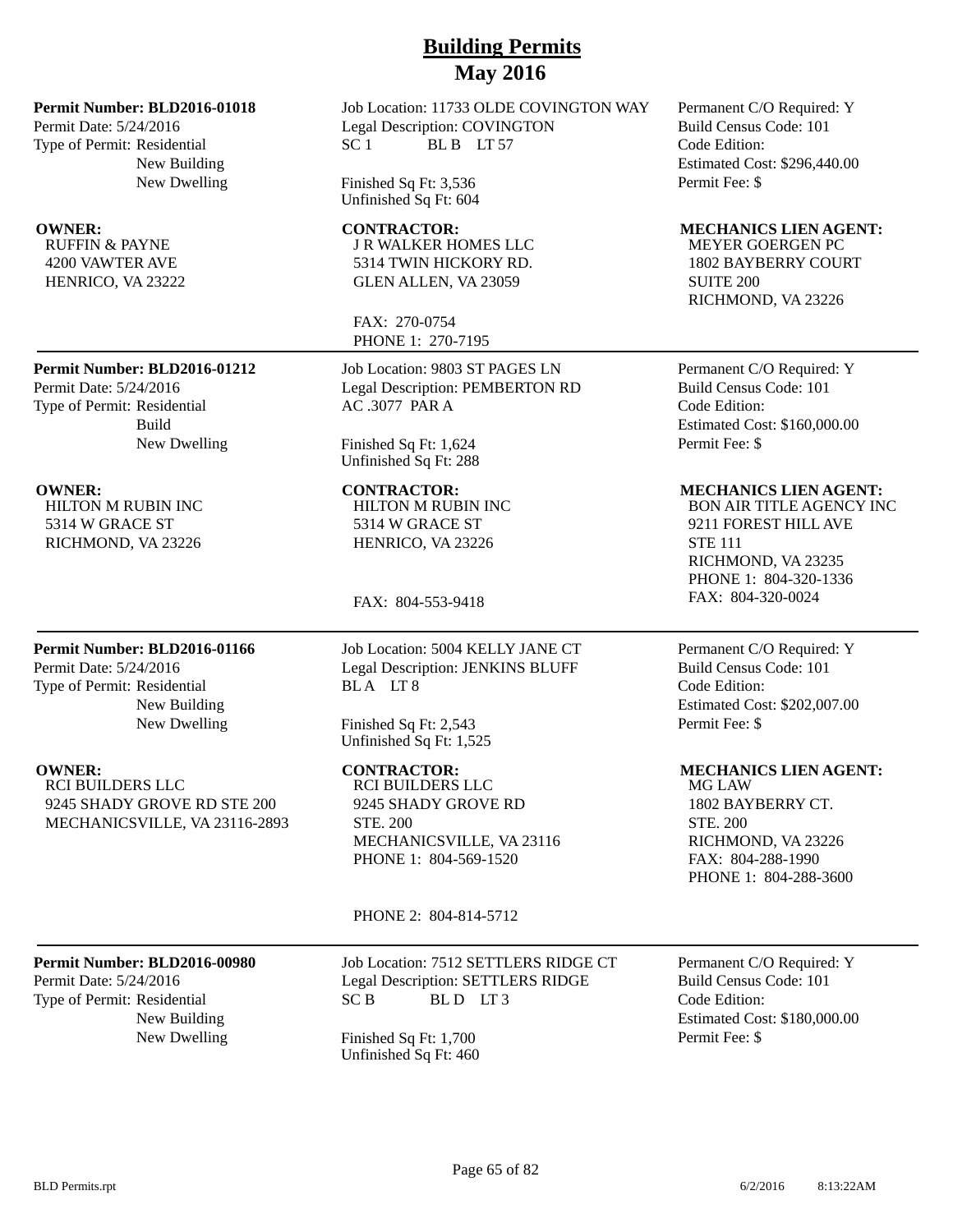# Building Permits
## May 2016

**Permit Number: BLD2016-01018**
Permit Date: 5/24/2016
Type of Permit: Residential
New Building
New Dwelling

Job Location: 11733 OLDE COVINGTON WAY
Legal Description: COVINGTON
SC 1 BL B LT 57

Finished Sq Ft: 3,536
Unfinished Sq Ft: 604

Permanent C/O Required: Y
Build Census Code: 101
Code Edition:
Estimated Cost: $296,440.00
Permit Fee: $

**OWNER:**
RUFFIN & PAYNE
4200 VAWTER AVE
HENRICO, VA 23222

**CONTRACTOR:**
J R WALKER HOMES LLC
5314 TWIN HICKORY RD.
GLEN ALLEN, VA 23059

FAX: 270-0754
PHONE 1: 270-7195

**MECHANICS LIEN AGENT:**
MEYER GOERGEN PC
1802 BAYBERRY COURT
SUITE 200
RICHMOND, VA 23226

---

**Permit Number: BLD2016-01212**
Permit Date: 5/24/2016
Type of Permit: Residential
Build
New Dwelling

Job Location: 9803 ST PAGES LN
Legal Description: PEMBERTON RD
AC .3077 PAR A

Finished Sq Ft: 1,624
Unfinished Sq Ft: 288

Permanent C/O Required: Y
Build Census Code: 101
Code Edition:
Estimated Cost: $160,000.00
Permit Fee: $

**OWNER:**
HILTON M RUBIN INC
5314 W GRACE ST
RICHMOND, VA 23226

**CONTRACTOR:**
HILTON M RUBIN INC
5314 W GRACE ST
HENRICO, VA 23226

FAX: 804-553-9418

**MECHANICS LIEN AGENT:**
BON AIR TITLE AGENCY INC
9211 FOREST HILL AVE
STE 111
RICHMOND, VA 23235
PHONE 1: 804-320-1336
FAX: 804-320-0024

---

**Permit Number: BLD2016-01166**
Permit Date: 5/24/2016
Type of Permit: Residential
New Building
New Dwelling

Job Location: 5004 KELLY JANE CT
Legal Description: JENKINS BLUFF
BL A LT 8

Finished Sq Ft: 2,543
Unfinished Sq Ft: 1,525

Permanent C/O Required: Y
Build Census Code: 101
Code Edition:
Estimated Cost: $202,007.00
Permit Fee: $

**OWNER:**
RCI BUILDERS LLC
9245 SHADY GROVE RD STE 200
MECHANICSVILLE, VA 23116-2893

**CONTRACTOR:**
RCI BUILDERS LLC
9245 SHADY GROVE RD
STE. 200
MECHANICSVILLE, VA 23116
PHONE 1: 804-569-1520

PHONE 2: 804-814-5712

**MECHANICS LIEN AGENT:**
MG LAW
1802 BAYBERRY CT.
STE. 200
RICHMOND, VA 23226
FAX: 804-288-1990
PHONE 1: 804-288-3600

---

**Permit Number: BLD2016-00980**
Permit Date: 5/24/2016
Type of Permit: Residential
New Building
New Dwelling

Job Location: 7512 SETTLERS RIDGE CT
Legal Description: SETTLERS RIDGE
SC B BL D LT 3

Finished Sq Ft: 1,700
Unfinished Sq Ft: 460

Permanent C/O Required: Y
Build Census Code: 101
Code Edition:
Estimated Cost: $180,000.00
Permit Fee: $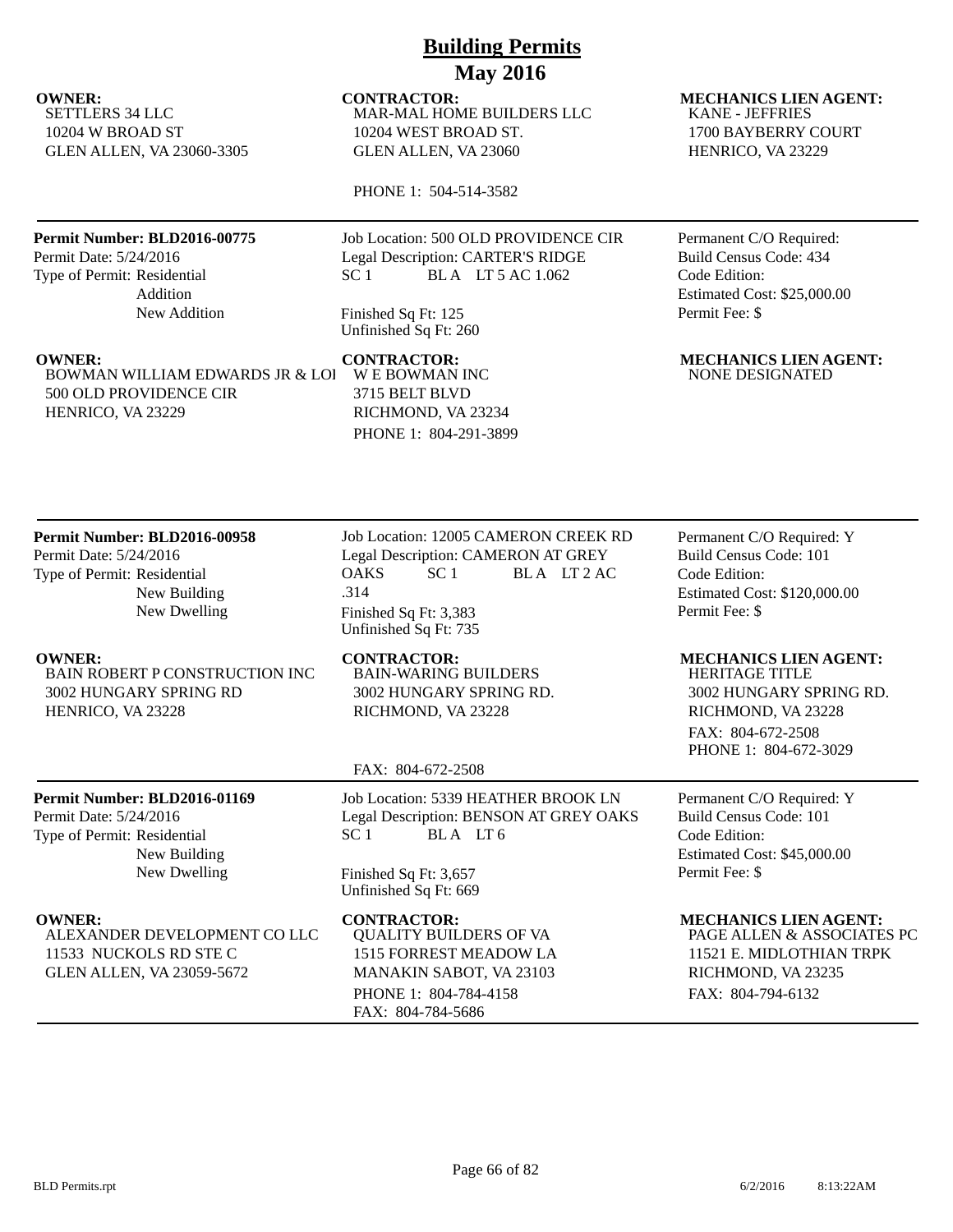# Building Permits
## May 2016

**OWNER:**
SETTLERS 34 LLC
10204 W BROAD ST
GLEN ALLEN, VA 23060-3305

**CONTRACTOR:**
MAR-MAL HOME BUILDERS LLC
10204 WEST BROAD ST.
GLEN ALLEN, VA 23060

PHONE 1: 504-514-3582

**MECHANICS LIEN AGENT:**
KANE - JEFFRIES
1700 BAYBERRY COURT
HENRICO, VA 23229

---

**Permit Number: BLD2016-00775**
Permit Date: 5/24/2016
Type of Permit: Residential
Addition
New Addition

Job Location: 500 OLD PROVIDENCE CIR
Legal Description: CARTER'S RIDGE
SC 1 BL A LT 5 AC 1.062

Finished Sq Ft: 125
Unfinished Sq Ft: 260

Permanent C/O Required:
Build Census Code: 434
Code Edition:
Estimated Cost: $25,000.00
Permit Fee: $

**OWNER:**
BOWMAN WILLIAM EDWARDS JR & LOI
500 OLD PROVIDENCE CIR
HENRICO, VA 23229

**CONTRACTOR:**
W E BOWMAN INC
3715 BELT BLVD
RICHMOND, VA 23234
PHONE 1: 804-291-3899

**MECHANICS LIEN AGENT:**
NONE DESIGNATED

---

**Permit Number: BLD2016-00958**
Permit Date: 5/24/2016
Type of Permit: Residential
New Building
New Dwelling

Job Location: 12005 CAMERON CREEK RD
Legal Description: CAMERON AT GREY OAKS SC 1 BL A LT 2 AC .314

Finished Sq Ft: 3,383
Unfinished Sq Ft: 735

Permanent C/O Required: Y
Build Census Code: 101
Code Edition:
Estimated Cost: $120,000.00
Permit Fee: $

**OWNER:**
BAIN ROBERT P CONSTRUCTION INC
3002 HUNGARY SPRING RD
HENRICO, VA 23228

**CONTRACTOR:**
BAIN-WARING BUILDERS
3002 HUNGARY SPRING RD.
RICHMOND, VA 23228

FAX: 804-672-2508

**MECHANICS LIEN AGENT:**
HERITAGE TITLE
3002 HUNGARY SPRING RD.
RICHMOND, VA 23228
FAX: 804-672-2508
PHONE 1: 804-672-3029

---

**Permit Number: BLD2016-01169**
Permit Date: 5/24/2016
Type of Permit: Residential
New Building
New Dwelling

Job Location: 5339 HEATHER BROOK LN
Legal Description: BENSON AT GREY OAKS
SC 1 BL A LT 6

Finished Sq Ft: 3,657
Unfinished Sq Ft: 669

Permanent C/O Required: Y
Build Census Code: 101
Code Edition:
Estimated Cost: $45,000.00
Permit Fee: $

**OWNER:**
ALEXANDER DEVELOPMENT CO LLC
11533 NUCKOLS RD STE C
GLEN ALLEN, VA 23059-5672

**CONTRACTOR:**
QUALITY BUILDERS OF VA
1515 FORREST MEADOW LA
MANAKIN SABOT, VA 23103
PHONE 1: 804-784-4158
FAX: 804-784-5686

**MECHANICS LIEN AGENT:**
PAGE ALLEN & ASSOCIATES PC
11521 E. MIDLOTHIAN TRPK
RICHMOND, VA 23235
FAX: 804-794-6132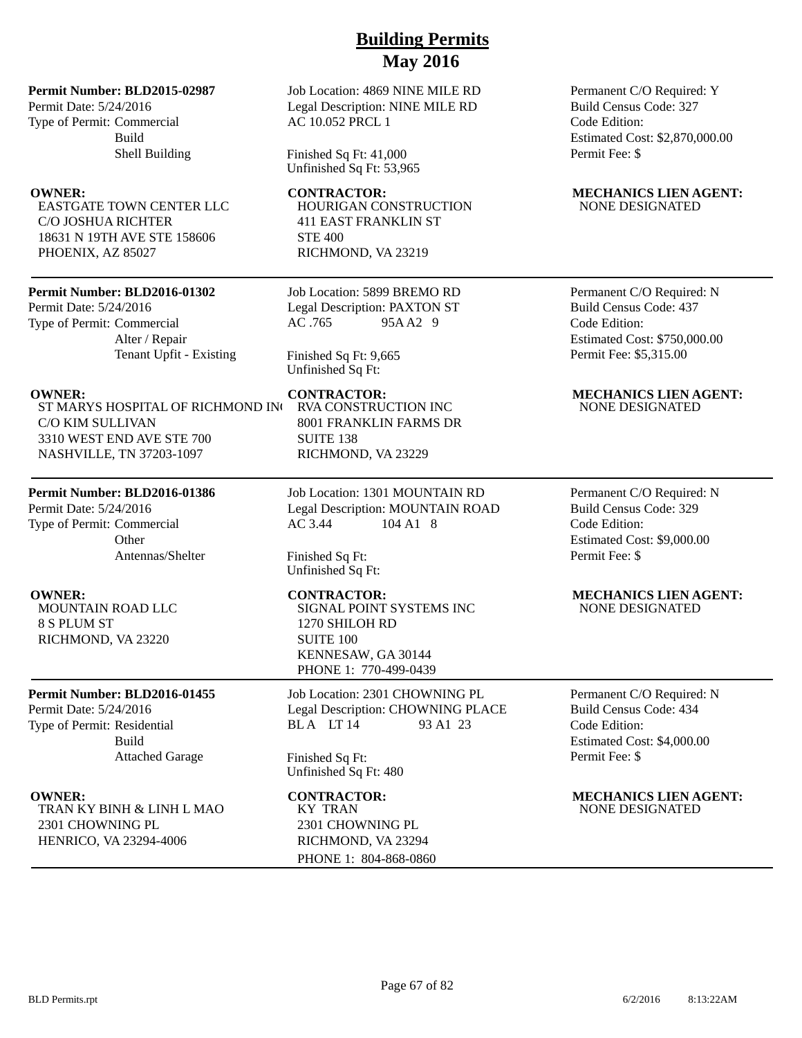# Building Permits
## May 2016

**Permit Number: BLD2015-02987**
Permit Date: 5/24/2016
Type of Permit: Commercial
Build
Shell Building

Job Location: 4869 NINE MILE RD
Legal Description: NINE MILE RD
AC 10.052 PRCL 1

Finished Sq Ft: 41,000
Unfinished Sq Ft: 53,965

Permanent C/O Required: Y
Build Census Code: 327
Code Edition:
Estimated Cost: $2,870,000.00
Permit Fee: $

**OWNER:**
EASTGATE TOWN CENTER LLC
C/O JOSHUA RICHTER
18631 N 19TH AVE STE 158606
PHOENIX, AZ 85027

**CONTRACTOR:**
HOURIGAN CONSTRUCTION
411 EAST FRANKLIN ST
STE 400
RICHMOND, VA 23219

**MECHANICS LIEN AGENT:**
NONE DESIGNATED

---

**Permit Number: BLD2016-01302**
Permit Date: 5/24/2016
Type of Permit: Commercial
Alter / Repair
Tenant Upfit - Existing

Job Location: 5899 BREMO RD
Legal Description: PAXTON ST
AC .765 95A A2 9

Finished Sq Ft: 9,665
Unfinished Sq Ft:

Permanent C/O Required: N
Build Census Code: 437
Code Edition:
Estimated Cost: $750,000.00
Permit Fee: $5,315.00

**OWNER:**
ST MARYS HOSPITAL OF RICHMOND IN(
C/O KIM SULLIVAN
3310 WEST END AVE STE 700
NASHVILLE, TN 37203-1097

**CONTRACTOR:**
RVA CONSTRUCTION INC
8001 FRANKLIN FARMS DR
SUITE 138
RICHMOND, VA 23229

**MECHANICS LIEN AGENT:**
NONE DESIGNATED

---

**Permit Number: BLD2016-01386**
Permit Date: 5/24/2016
Type of Permit: Commercial
Other
Antennas/Shelter

Job Location: 1301 MOUNTAIN RD
Legal Description: MOUNTAIN ROAD
AC 3.44 104 A1 8

Finished Sq Ft:
Unfinished Sq Ft:

Permanent C/O Required: N
Build Census Code: 329
Code Edition:
Estimated Cost: $9,000.00
Permit Fee: $

**OWNER:**
MOUNTAIN ROAD LLC
8 S PLUM ST
RICHMOND, VA 23220

**CONTRACTOR:**
SIGNAL POINT SYSTEMS INC
1270 SHILOH RD
SUITE 100
KENNESAW, GA 30144
PHONE 1: 770-499-0439

**MECHANICS LIEN AGENT:**
NONE DESIGNATED

---

**Permit Number: BLD2016-01455**
Permit Date: 5/24/2016
Type of Permit: Residential
Build
Attached Garage

Job Location: 2301 CHOWNING PL
Legal Description: CHOWNING PLACE
BL A LT 14 93 A1 23

Finished Sq Ft:
Unfinished Sq Ft: 480

Permanent C/O Required: N
Build Census Code: 434
Code Edition:
Estimated Cost: $4,000.00
Permit Fee: $

**OWNER:**
TRAN KY BINH & LINH L MAO
2301 CHOWNING PL
HENRICO, VA 23294-4006

**CONTRACTOR:**
KY TRAN
2301 CHOWNING PL
RICHMOND, VA 23294
PHONE 1: 804-868-0860

**MECHANICS LIEN AGENT:**
NONE DESIGNATED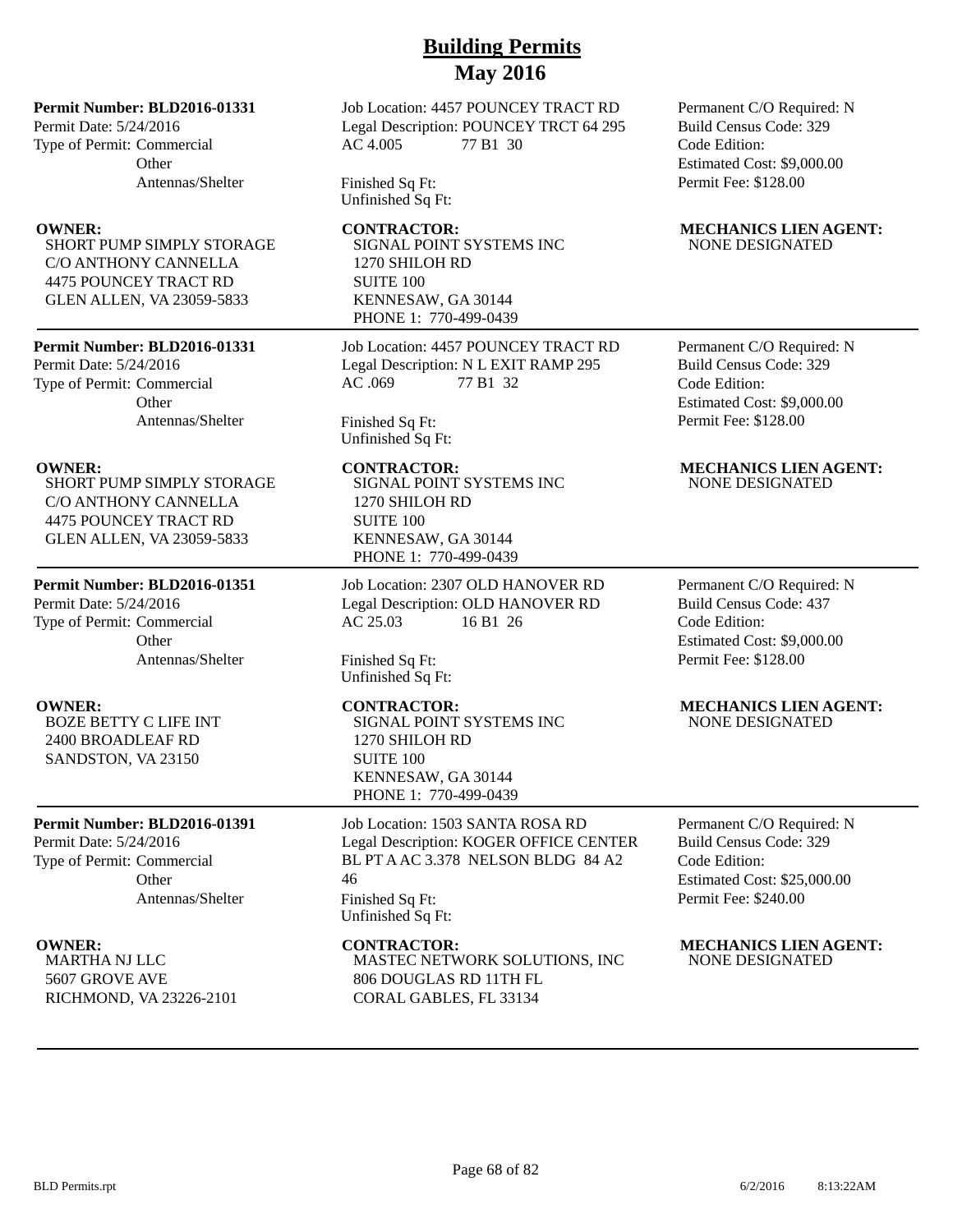# Building Permits

## May 2016

**Permit Number: BLD2016-01331**
Permit Date: 5/24/2016
Type of Permit: Commercial
Other
Antennas/Shelter

Job Location: 4457 POUNCEY TRACT RD
Legal Description: POUNCEY TRCT 64 295 AC 4.005 77 B1 30
Finished Sq Ft:
Unfinished Sq Ft:

Permanent C/O Required: N
Build Census Code: 329
Code Edition:
Estimated Cost: $9,000.00
Permit Fee: $128.00

**OWNER:**
SHORT PUMP SIMPLY STORAGE
C/O ANTHONY CANNELLA
4475 POUNCEY TRACT RD
GLEN ALLEN, VA 23059-5833

**CONTRACTOR:**
SIGNAL POINT SYSTEMS INC
1270 SHILOH RD
SUITE 100
KENNESAW, GA 30144
PHONE 1: 770-499-0439

**MECHANICS LIEN AGENT:**
NONE DESIGNATED

---

**Permit Number: BLD2016-01331**
Permit Date: 5/24/2016
Type of Permit: Commercial
Other
Antennas/Shelter

Job Location: 4457 POUNCEY TRACT RD
Legal Description: N L EXIT RAMP 295 AC .069 77 B1 32
Finished Sq Ft:
Unfinished Sq Ft:

Permanent C/O Required: N
Build Census Code: 329
Code Edition:
Estimated Cost: $9,000.00
Permit Fee: $128.00

**OWNER:**
SHORT PUMP SIMPLY STORAGE
C/O ANTHONY CANNELLA
4475 POUNCEY TRACT RD
GLEN ALLEN, VA 23059-5833

**CONTRACTOR:**
SIGNAL POINT SYSTEMS INC
1270 SHILOH RD
SUITE 100
KENNESAW, GA 30144
PHONE 1: 770-499-0439

**MECHANICS LIEN AGENT:**
NONE DESIGNATED

---

**Permit Number: BLD2016-01351**
Permit Date: 5/24/2016
Type of Permit: Commercial
Other
Antennas/Shelter

Job Location: 2307 OLD HANOVER RD
Legal Description: OLD HANOVER RD AC 25.03 16 B1 26
Finished Sq Ft:
Unfinished Sq Ft:

Permanent C/O Required: N
Build Census Code: 437
Code Edition:
Estimated Cost: $9,000.00
Permit Fee: $128.00

**OWNER:**
BOZE BETTY C LIFE INT
2400 BROADLEAF RD
SANDSTON, VA 23150

**CONTRACTOR:**
SIGNAL POINT SYSTEMS INC
1270 SHILOH RD
SUITE 100
KENNESAW, GA 30144
PHONE 1: 770-499-0439

**MECHANICS LIEN AGENT:**
NONE DESIGNATED

---

**Permit Number: BLD2016-01391**
Permit Date: 5/24/2016
Type of Permit: Commercial
Other
Antennas/Shelter

Job Location: 1503 SANTA ROSA RD
Legal Description: KOGER OFFICE CENTER BL PT A AC 3.378 NELSON BLDG 84 A2 46
Finished Sq Ft:
Unfinished Sq Ft:

Permanent C/O Required: N
Build Census Code: 329
Code Edition:
Estimated Cost: $25,000.00
Permit Fee: $240.00

**OWNER:**
MARTHA NJ LLC
5607 GROVE AVE
RICHMOND, VA 23226-2101

**CONTRACTOR:**
MASTEC NETWORK SOLUTIONS, INC
806 DOUGLAS RD 11TH FL
CORAL GABLES, FL 33134

**MECHANICS LIEN AGENT:**
NONE DESIGNATED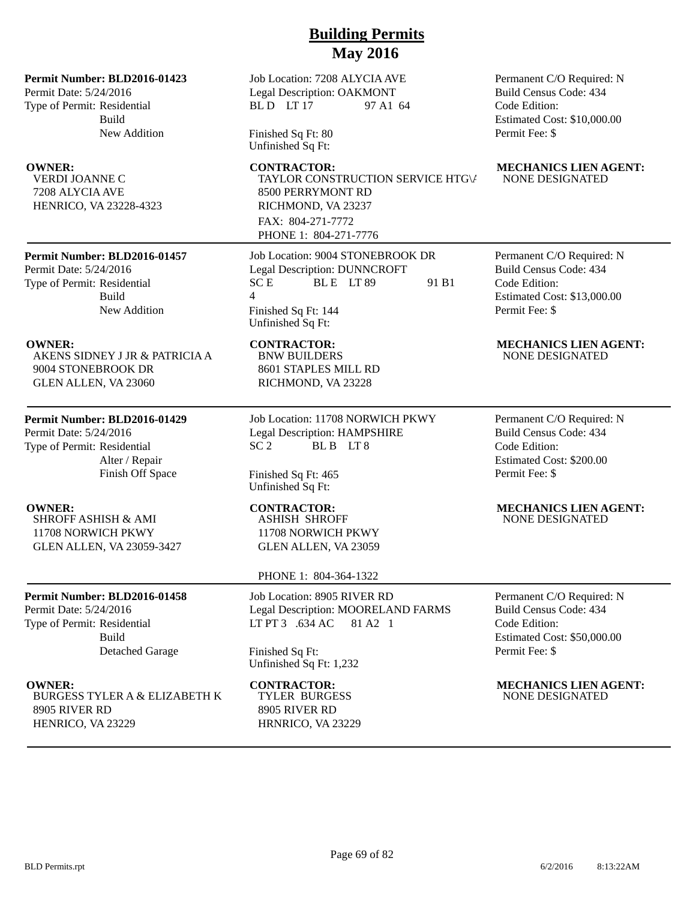# Building Permits
# May 2016

**Permit Number: BLD2016-01423**
Permit Date: 5/24/2016
Type of Permit: Residential
Build
New Addition

Job Location: 7208 ALYCIA AVE
Legal Description: OAKMONT
BL D LT 17 97 A1 64

Finished Sq Ft: 80
Unfinished Sq Ft:

Permanent C/O Required: N
Build Census Code: 434
Code Edition:
Estimated Cost: $10,000.00
Permit Fee: $

**OWNER:**
VERDI JOANNE C
7208 ALYCIA AVE
HENRICO, VA 23228-4323

**CONTRACTOR:**
TAYLOR CONSTRUCTION SERVICE HTG\A
8500 PERRYMONT RD
RICHMOND, VA 23237
FAX: 804-271-7772
PHONE 1: 804-271-7776

**MECHANICS LIEN AGENT:**
NONE DESIGNATED

---

**Permit Number: BLD2016-01457**
Permit Date: 5/24/2016
Type of Permit: Residential
Build
New Addition

Job Location: 9004 STONEBROOK DR
Legal Description: DUNNCROFT
SC E BL E LT 89 91 B1
4

Finished Sq Ft: 144
Unfinished Sq Ft:

Permanent C/O Required: N
Build Census Code: 434
Code Edition:
Estimated Cost: $13,000.00
Permit Fee: $

**OWNER:**
AKENS SIDNEY J JR & PATRICIA A
9004 STONEBROOK DR
GLEN ALLEN, VA 23060

**CONTRACTOR:**
BNW BUILDERS
8601 STAPLES MILL RD
RICHMOND, VA 23228

**MECHANICS LIEN AGENT:**
NONE DESIGNATED

---

**Permit Number: BLD2016-01429**
Permit Date: 5/24/2016
Type of Permit: Residential
Alter / Repair
Finish Off Space

Job Location: 11708 NORWICH PKWY
Legal Description: HAMPSHIRE
SC 2 BL B LT 8

Finished Sq Ft: 465
Unfinished Sq Ft:

Permanent C/O Required: N
Build Census Code: 434
Code Edition:
Estimated Cost: $200.00
Permit Fee: $

**OWNER:**
SHROFF ASHISH & AMI
11708 NORWICH PKWY
GLEN ALLEN, VA 23059-3427

**CONTRACTOR:**
ASHISH SHROFF
11708 NORWICH PKWY
GLEN ALLEN, VA 23059

PHONE 1: 804-364-1322

**MECHANICS LIEN AGENT:**
NONE DESIGNATED

---

**Permit Number: BLD2016-01458**
Permit Date: 5/24/2016
Type of Permit: Residential
Build
Detached Garage

Job Location: 8905 RIVER RD
Legal Description: MOORELAND FARMS
LT PT 3 .634 AC 81 A2 1

Finished Sq Ft:
Unfinished Sq Ft: 1,232

Permanent C/O Required: N
Build Census Code: 434
Code Edition:
Estimated Cost: $50,000.00
Permit Fee: $

**OWNER:**
BURGESS TYLER A & ELIZABETH K
8905 RIVER RD
HENRICO, VA 23229

**CONTRACTOR:**
TYLER BURGESS
8905 RIVER RD
HRNRICO, VA 23229

**MECHANICS LIEN AGENT:**
NONE DESIGNATED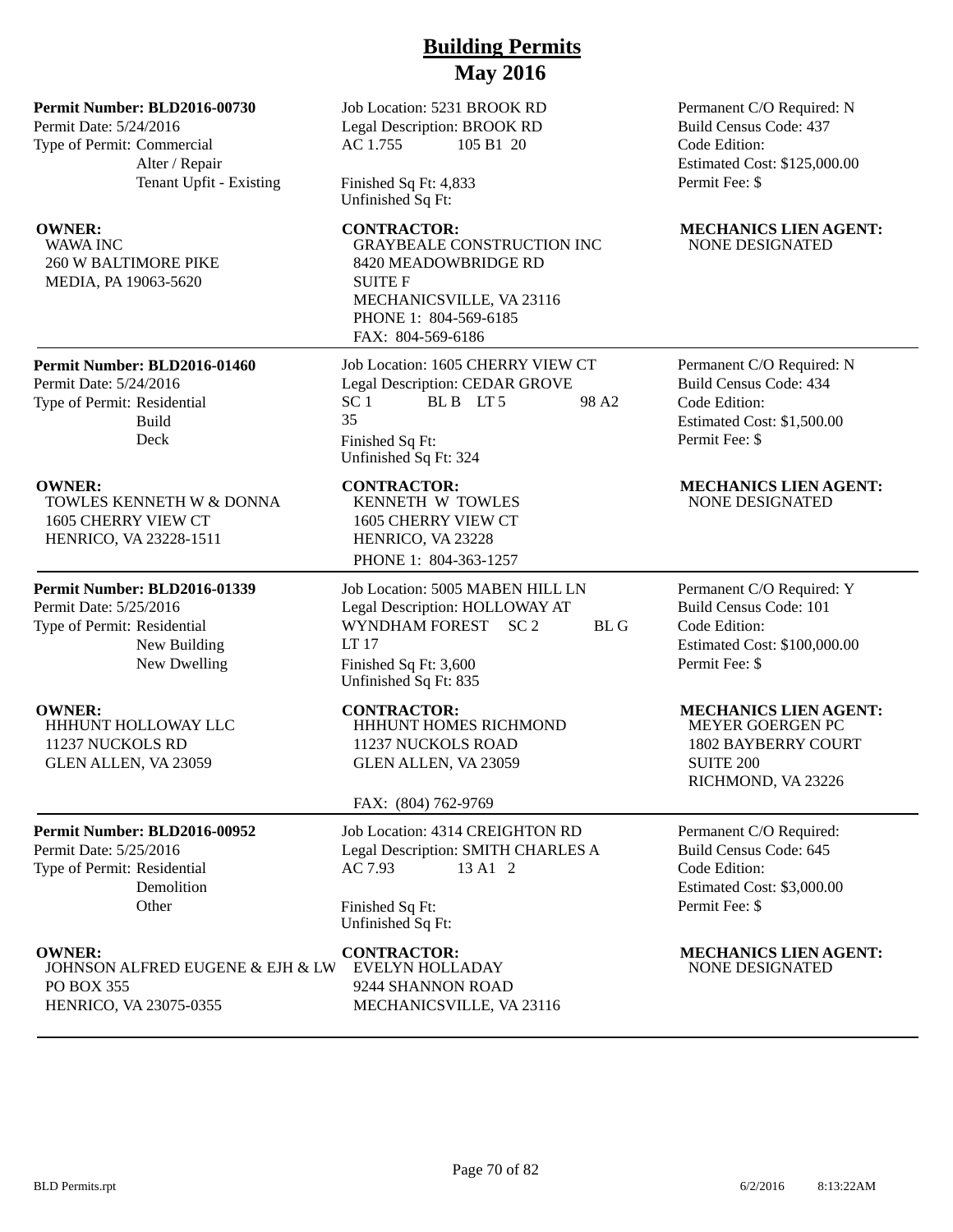# Building Permits
## May 2016

**Permit Number: BLD2016-00730**
Permit Date: 5/24/2016
Type of Permit: Commercial
Alter / Repair
Tenant Upfit - Existing

Job Location: 5231 BROOK RD
Legal Description: BROOK RD
AC 1.755 105 B1 20
Finished Sq Ft: 4,833
Unfinished Sq Ft:

Permanent C/O Required: N
Build Census Code: 437
Code Edition:
Estimated Cost: $125,000.00
Permit Fee: $

**OWNER:**
WAWA INC
260 W BALTIMORE PIKE
MEDIA, PA 19063-5620

**CONTRACTOR:**
GRAYBEALE CONSTRUCTION INC
8420 MEADOWBRIDGE RD
SUITE F
MECHANICSVILLE, VA 23116
PHONE 1: 804-569-6185
FAX: 804-569-6186

**MECHANICS LIEN AGENT:**
NONE DESIGNATED

---

**Permit Number: BLD2016-01460**
Permit Date: 5/24/2016
Type of Permit: Residential
Build
Deck

Job Location: 1605 CHERRY VIEW CT
Legal Description: CEDAR GROVE
SC 1 BL B LT 5 98 A2
35
Finished Sq Ft:
Unfinished Sq Ft: 324

Permanent C/O Required: N
Build Census Code: 434
Code Edition:
Estimated Cost: $1,500.00
Permit Fee: $

**OWNER:**
TOWLES KENNETH W & DONNA
1605 CHERRY VIEW CT
HENRICO, VA 23228-1511

**CONTRACTOR:**
KENNETH W TOWLES
1605 CHERRY VIEW CT
HENRICO, VA 23228
PHONE 1: 804-363-1257

**MECHANICS LIEN AGENT:**
NONE DESIGNATED

---

**Permit Number: BLD2016-01339**
Permit Date: 5/25/2016
Type of Permit: Residential
New Building
New Dwelling

Job Location: 5005 MABEN HILL LN
Legal Description: HOLLOWAY AT
WYNDHAM FOREST SC 2 BL G
LT 17
Finished Sq Ft: 3,600
Unfinished Sq Ft: 835

Permanent C/O Required: Y
Build Census Code: 101
Code Edition:
Estimated Cost: $100,000.00
Permit Fee: $

**OWNER:**
HHHUNT HOLLOWAY LLC
11237 NUCKOLS RD
GLEN ALLEN, VA 23059

**CONTRACTOR:**
HHHUNT HOMES RICHMOND
11237 NUCKOLS ROAD
GLEN ALLEN, VA 23059
FAX: (804) 762-9769

**MECHANICS LIEN AGENT:**
MEYER GOERGEN PC
1802 BAYBERRY COURT
SUITE 200
RICHMOND, VA 23226

---

**Permit Number: BLD2016-00952**
Permit Date: 5/25/2016
Type of Permit: Residential
Demolition
Other

Job Location: 4314 CREIGHTON RD
Legal Description: SMITH CHARLES A
AC 7.93 13 A1 2
Finished Sq Ft:
Unfinished Sq Ft:

Permanent C/O Required:
Build Census Code: 645
Code Edition:
Estimated Cost: $3,000.00
Permit Fee: $

**OWNER:**
JOHNSON ALFRED EUGENE & EJH & LW
PO BOX 355
HENRICO, VA 23075-0355

**CONTRACTOR:**
EVELYN HOLLADAY
9244 SHANNON ROAD
MECHANICSVILLE, VA 23116

**MECHANICS LIEN AGENT:**
NONE DESIGNATED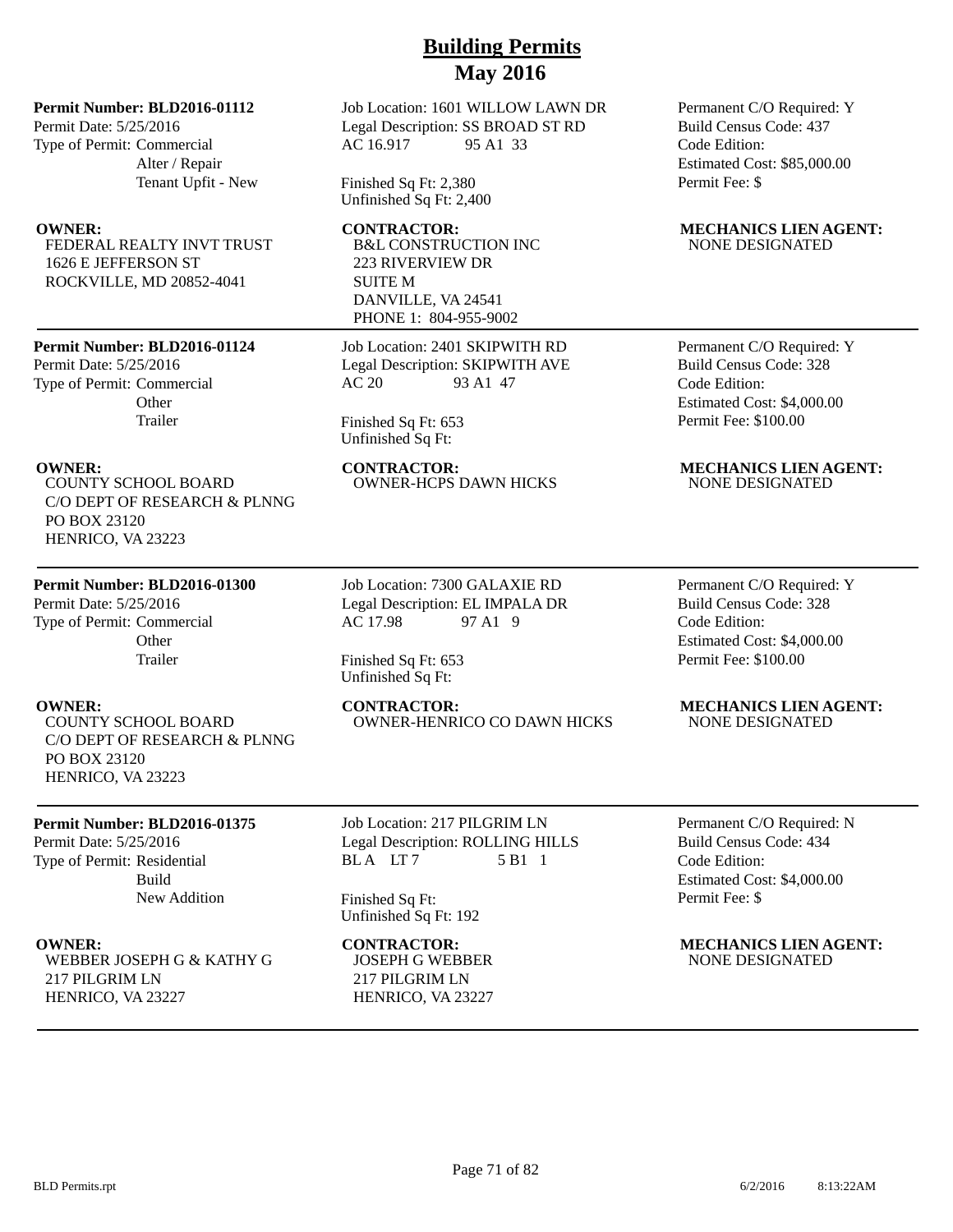# Building Permits
## May 2016

**Permit Number: BLD2016-01112**
Permit Date: 5/25/2016
Type of Permit: Commercial
Alter / Repair
Tenant Upfit - New

Job Location: 1601 WILLOW LAWN DR
Legal Description: SS BROAD ST RD
AC 16.917 95 A1 33

Finished Sq Ft: 2,380
Unfinished Sq Ft: 2,400

Permanent C/O Required: Y
Build Census Code: 437
Code Edition:
Estimated Cost: $85,000.00
Permit Fee: $

**OWNER:**
FEDERAL REALTY INVT TRUST
1626 E JEFFERSON ST
ROCKVILLE, MD 20852-4041

**CONTRACTOR:**
B&L CONSTRUCTION INC
223 RIVERVIEW DR
SUITE M
DANVILLE, VA 24541
PHONE 1: 804-955-9002

**MECHANICS LIEN AGENT:**
NONE DESIGNATED

---

**Permit Number: BLD2016-01124**
Permit Date: 5/25/2016
Type of Permit: Commercial
Other
Trailer

Job Location: 2401 SKIPWITH RD
Legal Description: SKIPWITH AVE
AC 20 93 A1 47

Finished Sq Ft: 653
Unfinished Sq Ft:

Permanent C/O Required: Y
Build Census Code: 328
Code Edition:
Estimated Cost: $4,000.00
Permit Fee: $100.00

**OWNER:**
COUNTY SCHOOL BOARD
C/O DEPT OF RESEARCH & PLNNG
PO BOX 23120
HENRICO, VA 23223

**CONTRACTOR:**
OWNER-HCPS DAWN HICKS

**MECHANICS LIEN AGENT:**
NONE DESIGNATED

---

**Permit Number: BLD2016-01300**
Permit Date: 5/25/2016
Type of Permit: Commercial
Other
Trailer

Job Location: 7300 GALAXIE RD
Legal Description: EL IMPALA DR
AC 17.98 97 A1 9

Finished Sq Ft: 653
Unfinished Sq Ft:

Permanent C/O Required: Y
Build Census Code: 328
Code Edition:
Estimated Cost: $4,000.00
Permit Fee: $100.00

**OWNER:**
COUNTY SCHOOL BOARD
C/O DEPT OF RESEARCH & PLNNG
PO BOX 23120
HENRICO, VA 23223

**CONTRACTOR:**
OWNER-HENRICO CO DAWN HICKS

**MECHANICS LIEN AGENT:**
NONE DESIGNATED

---

**Permit Number: BLD2016-01375**
Permit Date: 5/25/2016
Type of Permit: Residential
Build
New Addition

Job Location: 217 PILGRIM LN
Legal Description: ROLLING HILLS
BL A LT 7 5 B1 1

Finished Sq Ft:
Unfinished Sq Ft: 192

Permanent C/O Required: N
Build Census Code: 434
Code Edition:
Estimated Cost: $4,000.00
Permit Fee: $

**OWNER:**
WEBBER JOSEPH G & KATHY G
217 PILGRIM LN
HENRICO, VA 23227

**CONTRACTOR:**
JOSEPH G WEBBER
217 PILGRIM LN
HENRICO, VA 23227

**MECHANICS LIEN AGENT:**
NONE DESIGNATED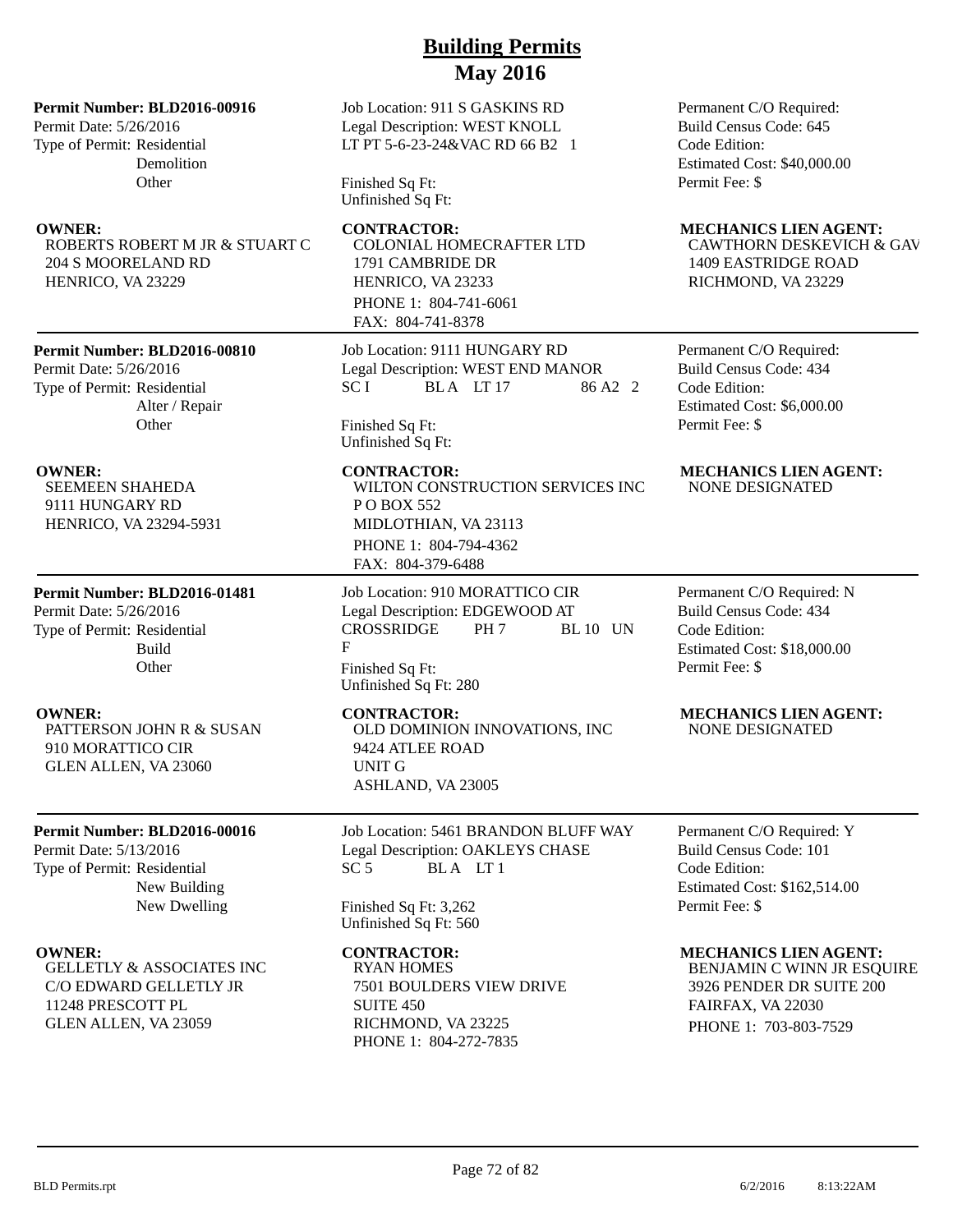# Building Permits
## May 2016

**Permit Number: BLD2016-00916**
Permit Date: 5/26/2016
Type of Permit: Residential
Demolition
Other

Job Location: 911 S GASKINS RD
Legal Description: WEST KNOLL LT PT 5-6-23-24&VAC RD 66 B2 1

Finished Sq Ft:
Unfinished Sq Ft:

Permanent C/O Required:
Build Census Code: 645
Code Edition:
Estimated Cost: $40,000.00
Permit Fee: $

**OWNER:**
ROBERTS ROBERT M JR & STUART C
204 S MOORELAND RD
HENRICO, VA 23229

**CONTRACTOR:**
COLONIAL HOMECRAFTER LTD
1791 CAMBRIDE DR
HENRICO, VA 23233
PHONE 1: 804-741-6061
FAX: 804-741-8378

**MECHANICS LIEN AGENT:**
CAWTHORN DESKEVICH & GAV
1409 EASTRIDGE ROAD
RICHMOND, VA 23229

---

**Permit Number: BLD2016-00810**
Permit Date: 5/26/2016
Type of Permit: Residential
Alter / Repair
Other

Job Location: 9111 HUNGARY RD
Legal Description: WEST END MANOR SC I BL A LT 17 86 A2 2

Finished Sq Ft:
Unfinished Sq Ft:

Permanent C/O Required:
Build Census Code: 434
Code Edition:
Estimated Cost: $6,000.00
Permit Fee: $

**OWNER:**
SEEMEEN SHAHEDA
9111 HUNGARY RD
HENRICO, VA 23294-5931

**CONTRACTOR:**
WILTON CONSTRUCTION SERVICES INC
P O BOX 552
MIDLOTHIAN, VA 23113
PHONE 1: 804-794-4362
FAX: 804-379-6488

**MECHANICS LIEN AGENT:**
NONE DESIGNATED

---

**Permit Number: BLD2016-01481**
Permit Date: 5/26/2016
Type of Permit: Residential
Build
Other

Job Location: 910 MORATTICO CIR
Legal Description: EDGEWOOD AT CROSSRIDGE PH 7 BL 10 UN F

Finished Sq Ft:
Unfinished Sq Ft: 280

Permanent C/O Required: N
Build Census Code: 434
Code Edition:
Estimated Cost: $18,000.00
Permit Fee: $

**OWNER:**
PATTERSON JOHN R & SUSAN
910 MORATTICO CIR
GLEN ALLEN, VA 23060

**CONTRACTOR:**
OLD DOMINION INNOVATIONS, INC
9424 ATLEE ROAD
UNIT G
ASHLAND, VA 23005

**MECHANICS LIEN AGENT:**
NONE DESIGNATED

---

**Permit Number: BLD2016-00016**
Permit Date: 5/13/2016
Type of Permit: Residential
New Building
New Dwelling

Job Location: 5461 BRANDON BLUFF WAY
Legal Description: OAKLEYS CHASE SC 5 BL A LT 1

Finished Sq Ft: 3,262
Unfinished Sq Ft: 560

Permanent C/O Required: Y
Build Census Code: 101
Code Edition:
Estimated Cost: $162,514.00
Permit Fee: $

**OWNER:**
GELLETLY & ASSOCIATES INC
C/O EDWARD GELLETLY JR
11248 PRESCOTT PL
GLEN ALLEN, VA 23059

**CONTRACTOR:**
RYAN HOMES
7501 BOULDERS VIEW DRIVE
SUITE 450
RICHMOND, VA 23225
PHONE 1: 804-272-7835

**MECHANICS LIEN AGENT:**
BENJAMIN C WINN JR ESQUIRE
3926 PENDER DR SUITE 200
FAIRFAX, VA 22030
PHONE 1: 703-803-7529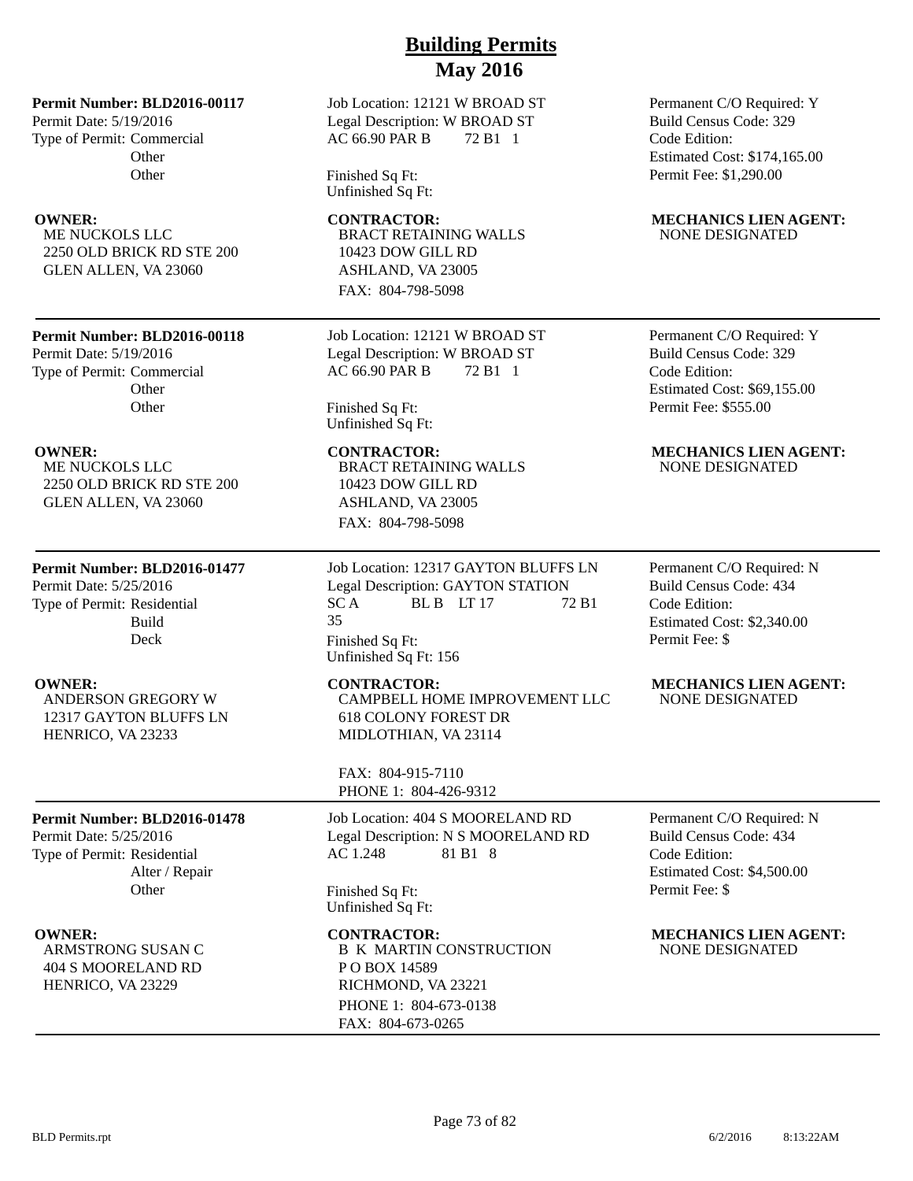# Building Permits
## May 2016

**Permit Number: BLD2016-00117**
Permit Date: 5/19/2016
Type of Permit: Commercial
Other
Other

Job Location: 12121 W BROAD ST
Legal Description: W BROAD ST
AC 66.90 PAR B 72 B1 1

Finished Sq Ft:
Unfinished Sq Ft:

Permanent C/O Required: Y
Build Census Code: 329
Code Edition:
Estimated Cost: $174,165.00
Permit Fee: $1,290.00

**OWNER:**
ME NUCKOLS LLC
2250 OLD BRICK RD STE 200
GLEN ALLEN, VA 23060

**CONTRACTOR:**
BRACT RETAINING WALLS
10423 DOW GILL RD
ASHLAND, VA 23005
FAX: 804-798-5098

**MECHANICS LIEN AGENT:**
NONE DESIGNATED

---

**Permit Number: BLD2016-00118**
Permit Date: 5/19/2016
Type of Permit: Commercial
Other
Other

Job Location: 12121 W BROAD ST
Legal Description: W BROAD ST
AC 66.90 PAR B 72 B1 1

Finished Sq Ft:
Unfinished Sq Ft:

Permanent C/O Required: Y
Build Census Code: 329
Code Edition:
Estimated Cost: $69,155.00
Permit Fee: $555.00

**OWNER:**
ME NUCKOLS LLC
2250 OLD BRICK RD STE 200
GLEN ALLEN, VA 23060

**CONTRACTOR:**
BRACT RETAINING WALLS
10423 DOW GILL RD
ASHLAND, VA 23005
FAX: 804-798-5098

**MECHANICS LIEN AGENT:**
NONE DESIGNATED

---

**Permit Number: BLD2016-01477**
Permit Date: 5/25/2016
Type of Permit: Residential
Build
Deck

Job Location: 12317 GAYTON BLUFFS LN
Legal Description: GAYTON STATION
SC A BL B LT 17 72 B1
35

Finished Sq Ft:
Unfinished Sq Ft: 156

Permanent C/O Required: N
Build Census Code: 434
Code Edition:
Estimated Cost: $2,340.00
Permit Fee: $

**OWNER:**
ANDERSON GREGORY W
12317 GAYTON BLUFFS LN
HENRICO, VA 23233

**CONTRACTOR:**
CAMPBELL HOME IMPROVEMENT LLC
618 COLONY FOREST DR
MIDLOTHIAN, VA 23114

FAX: 804-915-7110
PHONE 1: 804-426-9312

**MECHANICS LIEN AGENT:**
NONE DESIGNATED

---

**Permit Number: BLD2016-01478**
Permit Date: 5/25/2016
Type of Permit: Residential
Alter / Repair
Other

Job Location: 404 S MOORELAND RD
Legal Description: N S MOORELAND RD
AC 1.248 81 B1 8

Finished Sq Ft:
Unfinished Sq Ft:

Permanent C/O Required: N
Build Census Code: 434
Code Edition:
Estimated Cost: $4,500.00
Permit Fee: $

**OWNER:**
ARMSTRONG SUSAN C
404 S MOORELAND RD
HENRICO, VA 23229

**CONTRACTOR:**
B K MARTIN CONSTRUCTION
P O BOX 14589
RICHMOND, VA 23221
PHONE 1: 804-673-0138
FAX: 804-673-0265

**MECHANICS LIEN AGENT:**
NONE DESIGNATED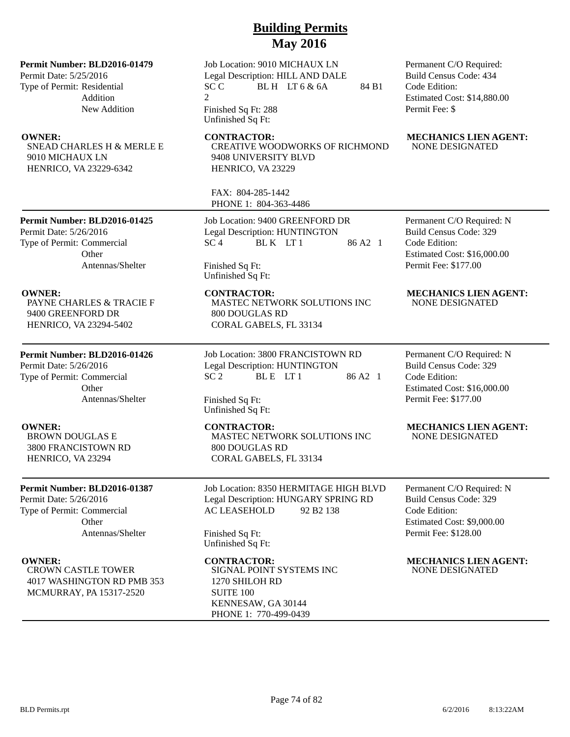# Building Permits
## May 2016

**Permit Number: BLD2016-01479**
Permit Date: 5/25/2016
Type of Permit: Residential
Addition
New Addition

Job Location: 9010 MICHAUX LN
Legal Description: HILL AND DALE
SC C BL H LT 6 & 6A 84 B1 2
Finished Sq Ft: 288
Unfinished Sq Ft:

Permanent C/O Required:
Build Census Code: 434
Code Edition:
Estimated Cost: $14,880.00
Permit Fee: $

**OWNER:**
SNEAD CHARLES H & MERLE E
9010 MICHAUX LN
HENRICO, VA 23229-6342

**CONTRACTOR:**
CREATIVE WOODWORKS OF RICHMOND
9408 UNIVERSITY BLVD
HENRICO, VA 23229

FAX: 804-285-1442
PHONE 1: 804-363-4486

**MECHANICS LIEN AGENT:**
NONE DESIGNATED

---

**Permit Number: BLD2016-01425**
Permit Date: 5/26/2016
Type of Permit: Commercial
Other
Antennas/Shelter

Job Location: 9400 GREENFORD DR
Legal Description: HUNTINGTON
SC 4 BL K LT 1 86 A2 1
Finished Sq Ft:
Unfinished Sq Ft:

Permanent C/O Required: N
Build Census Code: 329
Code Edition:
Estimated Cost: $16,000.00
Permit Fee: $177.00

**OWNER:**
PAYNE CHARLES & TRACIE F
9400 GREENFORD DR
HENRICO, VA 23294-5402

**CONTRACTOR:**
MASTEC NETWORK SOLUTIONS INC
800 DOUGLAS RD
CORAL GABELS, FL 33134

**MECHANICS LIEN AGENT:**
NONE DESIGNATED

---

**Permit Number: BLD2016-01426**
Permit Date: 5/26/2016
Type of Permit: Commercial
Other
Antennas/Shelter

Job Location: 3800 FRANCISTOWN RD
Legal Description: HUNTINGTON
SC 2 BL E LT 1 86 A2 1
Finished Sq Ft:
Unfinished Sq Ft:

Permanent C/O Required: N
Build Census Code: 329
Code Edition:
Estimated Cost: $16,000.00
Permit Fee: $177.00

**OWNER:**
BROWN DOUGLAS E
3800 FRANCISTOWN RD
HENRICO, VA 23294

**CONTRACTOR:**
MASTEC NETWORK SOLUTIONS INC
800 DOUGLAS RD
CORAL GABELS, FL 33134

**MECHANICS LIEN AGENT:**
NONE DESIGNATED

---

**Permit Number: BLD2016-01387**
Permit Date: 5/26/2016
Type of Permit: Commercial
Other
Antennas/Shelter

Job Location: 8350 HERMITAGE HIGH BLVD
Legal Description: HUNGARY SPRING RD
AC LEASEHOLD 92 B2 138
Finished Sq Ft:
Unfinished Sq Ft:

Permanent C/O Required: N
Build Census Code: 329
Code Edition:
Estimated Cost: $9,000.00
Permit Fee: $128.00

**OWNER:**
CROWN CASTLE TOWER
4017 WASHINGTON RD PMB 353
MCMURRAY, PA 15317-2520

**CONTRACTOR:**
SIGNAL POINT SYSTEMS INC
1270 SHILOH RD
SUITE 100
KENNESAW, GA 30144
PHONE 1: 770-499-0439

**MECHANICS LIEN AGENT:**
NONE DESIGNATED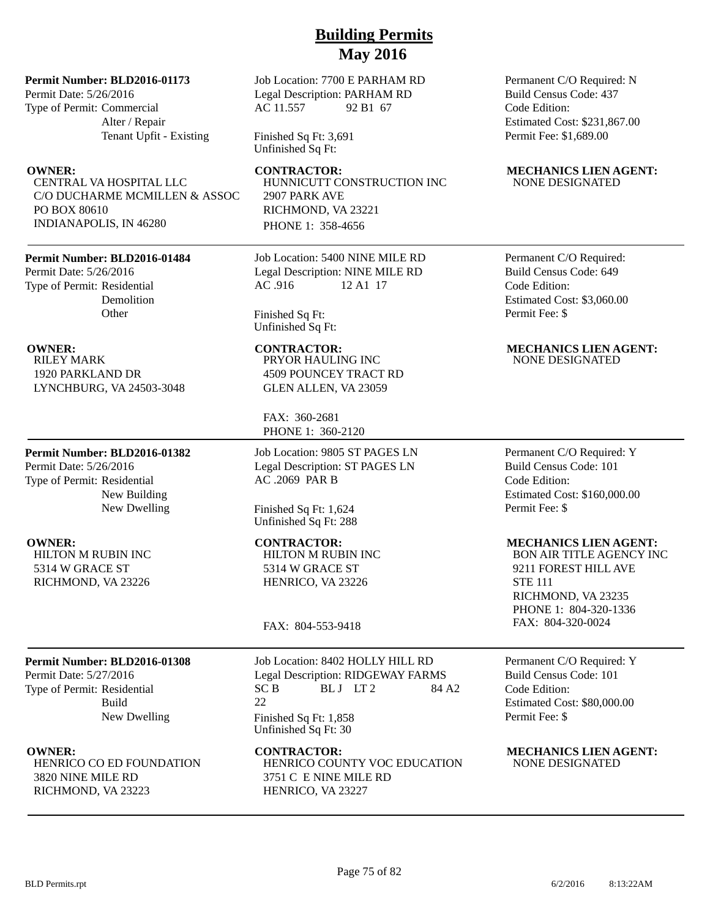# Building Permits
## May 2016

**Permit Number: BLD2016-01173**
Permit Date: 5/26/2016
Type of Permit: Commercial
Alter / Repair
Tenant Upfit - Existing

Job Location: 7700 E PARHAM RD
Legal Description: PARHAM RD
AC 11.557 92 B1 67

Finished Sq Ft: 3,691
Unfinished Sq Ft:

Permanent C/O Required: N
Build Census Code: 437
Code Edition:
Estimated Cost: $231,867.00
Permit Fee: $1,689.00

**OWNER:**
CENTRAL VA HOSPITAL LLC
C/O DUCHARME MCMILLEN & ASSOC
PO BOX 80610
INDIANAPOLIS, IN 46280

**CONTRACTOR:**
HUNNICUTT CONSTRUCTION INC
2907 PARK AVE
RICHMOND, VA 23221
PHONE 1: 358-4656

**MECHANICS LIEN AGENT:**
NONE DESIGNATED

---

**Permit Number: BLD2016-01484**
Permit Date: 5/26/2016
Type of Permit: Residential
Demolition
Other

Job Location: 5400 NINE MILE RD
Legal Description: NINE MILE RD
AC .916 12 A1 17

Finished Sq Ft:
Unfinished Sq Ft:

Permanent C/O Required:
Build Census Code: 649
Code Edition:
Estimated Cost: $3,060.00
Permit Fee: $

**OWNER:**
RILEY MARK
1920 PARKLAND DR
LYNCHBURG, VA 24503-3048

**CONTRACTOR:**
PRYOR HAULING INC
4509 POUNCEY TRACT RD
GLEN ALLEN, VA 23059

FAX: 360-2681
PHONE 1: 360-2120

**MECHANICS LIEN AGENT:**
NONE DESIGNATED

---

**Permit Number: BLD2016-01382**
Permit Date: 5/26/2016
Type of Permit: Residential
New Building
New Dwelling

Job Location: 9805 ST PAGES LN
Legal Description: ST PAGES LN
AC .2069 PAR B

Finished Sq Ft: 1,624
Unfinished Sq Ft: 288

Permanent C/O Required: Y
Build Census Code: 101
Code Edition:
Estimated Cost: $160,000.00
Permit Fee: $

**OWNER:**
HILTON M RUBIN INC
5314 W GRACE ST
RICHMOND, VA 23226

**CONTRACTOR:**
HILTON M RUBIN INC
5314 W GRACE ST
HENRICO, VA 23226

FAX: 804-553-9418

**MECHANICS LIEN AGENT:**
BON AIR TITLE AGENCY INC
9211 FOREST HILL AVE
STE 111
RICHMOND, VA 23235
PHONE 1: 804-320-1336
FAX: 804-320-0024

---

**Permit Number: BLD2016-01308**
Permit Date: 5/27/2016
Type of Permit: Residential
Build
New Dwelling

Job Location: 8402 HOLLY HILL RD
Legal Description: RIDGEWAY FARMS
SC B BL J LT 2 84 A2
22

Finished Sq Ft: 1,858
Unfinished Sq Ft: 30

Permanent C/O Required: Y
Build Census Code: 101
Code Edition:
Estimated Cost: $80,000.00
Permit Fee: $

**OWNER:**
HENRICO CO ED FOUNDATION
3820 NINE MILE RD
RICHMOND, VA 23223

**CONTRACTOR:**
HENRICO COUNTY VOC EDUCATION
3751 C E NINE MILE RD
HENRICO, VA 23227

**MECHANICS LIEN AGENT:**
NONE DESIGNATED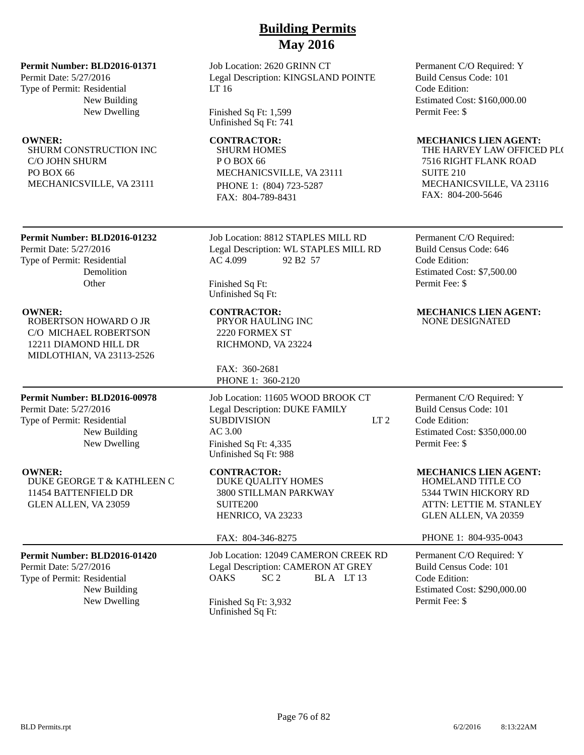# Building Permits
## May 2016

**Permit Number: BLD2016-01371**
Permit Date: 5/27/2016
Type of Permit: Residential
New Building
New Dwelling

Job Location: 2620 GRINN CT
Legal Description: KINGSLAND POINTE LT 16

Finished Sq Ft: 1,599
Unfinished Sq Ft: 741

Permanent C/O Required: Y
Build Census Code: 101
Code Edition:
Estimated Cost: $160,000.00
Permit Fee: $

**OWNER:**
SHURM CONSTRUCTION INC
C/O JOHN SHURM
PO BOX 66
MECHANICSVILLE, VA 23111

**CONTRACTOR:**
SHURM HOMES
P O BOX 66
MECHANICSVILLE, VA 23111
PHONE 1: (804) 723-5287
FAX: 804-789-8431

**MECHANICS LIEN AGENT:**
THE HARVEY LAW OFFICED PL(
7516 RIGHT FLANK ROAD
SUITE 210
MECHANICSVILLE, VA 23116
FAX: 804-200-5646

---

**Permit Number: BLD2016-01232**
Permit Date: 5/27/2016
Type of Permit: Residential
Demolition
Other

Job Location: 8812 STAPLES MILL RD
Legal Description: WL STAPLES MILL RD AC 4.099 92 B2 57

Finished Sq Ft:
Unfinished Sq Ft:

Permanent C/O Required:
Build Census Code: 646
Code Edition:
Estimated Cost: $7,500.00
Permit Fee: $

**OWNER:**
ROBERTSON HOWARD O JR
C/O MICHAEL ROBERTSON
12211 DIAMOND HILL DR
MIDLOTHIAN, VA 23113-2526

**CONTRACTOR:**
PRYOR HAULING INC
2220 FORMEX ST
RICHMOND, VA 23224

FAX: 360-2681
PHONE 1: 360-2120

**MECHANICS LIEN AGENT:**
NONE DESIGNATED

---

**Permit Number: BLD2016-00978**
Permit Date: 5/27/2016
Type of Permit: Residential
New Building
New Dwelling

Job Location: 11605 WOOD BROOK CT
Legal Description: DUKE FAMILY SUBDIVISION LT 2 AC 3.00
Finished Sq Ft: 4,335
Unfinished Sq Ft: 988

Permanent C/O Required: Y
Build Census Code: 101
Code Edition:
Estimated Cost: $350,000.00
Permit Fee: $

**OWNER:**
DUKE GEORGE T & KATHLEEN C
11454 BATTENFIELD DR
GLEN ALLEN, VA 23059

**CONTRACTOR:**
DUKE QUALITY HOMES
3800 STILLMAN PARKWAY
SUITE200
HENRICO, VA 23233

FAX: 804-346-8275

**MECHANICS LIEN AGENT:**
HOMELAND TITLE CO
5344 TWIN HICKORY RD
ATTN: LETTIE M. STANLEY
GLEN ALLEN, VA 20359

PHONE 1: 804-935-0043

---

**Permit Number: BLD2016-01420**
Permit Date: 5/27/2016
Type of Permit: Residential
New Building
New Dwelling

Job Location: 12049 CAMERON CREEK RD
Legal Description: CAMERON AT GREY OAKS SC 2 BL A LT 13

Finished Sq Ft: 3,932
Unfinished Sq Ft:

Permanent C/O Required: Y
Build Census Code: 101
Code Edition:
Estimated Cost: $290,000.00
Permit Fee: $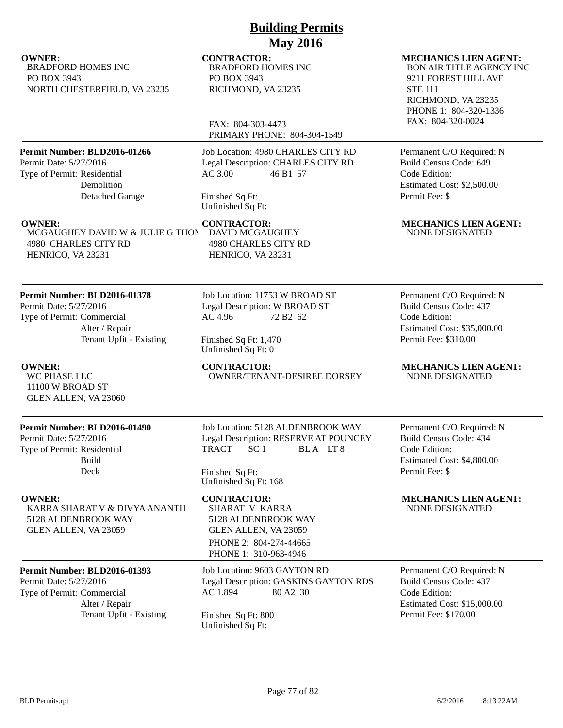# Building Permits

## May 2016

| OWNER: | CONTRACTOR: | MECHANICS LIEN AGENT: |
|---|---|---|
| BRADFORD HOMES INC<br>PO BOX 3943<br>NORTH CHESTERFIELD, VA 23235 | BRADFORD HOMES INC<br>PO BOX 3943<br>RICHMOND, VA 23235<br><br>FAX: 804-303-4473<br>PRIMARY PHONE: 804-304-1549 | BON AIR TITLE AGENCY INC<br>9211 FOREST HILL AVE<br>STE 111<br>RICHMOND, VA 23235<br>PHONE 1: 804-320-1336<br>FAX: 804-320-0024 |

---

**Permit Number: BLD2016-01266**
Permit Date: 5/27/2016
Type of Permit: Residential
Demolition
Detached Garage

Job Location: 4980 CHARLES CITY RD
Legal Description: CHARLES CITY RD
AC 3.00 46 B1 57

Finished Sq Ft:
Unfinished Sq Ft:

Permanent C/O Required: N
Build Census Code: 649
Code Edition:
Estimated Cost: $2,500.00
Permit Fee: $

| OWNER: | CONTRACTOR: | MECHANICS LIEN AGENT: |
|---|---|---|
| MCGAUGHEY DAVID W & JULIE G THOM<br>4980 CHARLES CITY RD<br>HENRICO, VA 23231 | DAVID MCGAUGHEY<br>4980 CHARLES CITY RD<br>HENRICO, VA 23231 | NONE DESIGNATED |

---

**Permit Number: BLD2016-01378**
Permit Date: 5/27/2016
Type of Permit: Commercial
Alter / Repair
Tenant Upfit - Existing

Job Location: 11753 W BROAD ST
Legal Description: W BROAD ST
AC 4.96 72 B2 62

Finished Sq Ft: 1,470
Unfinished Sq Ft: 0

Permanent C/O Required: N
Build Census Code: 437
Code Edition:
Estimated Cost: $35,000.00
Permit Fee: $310.00

| OWNER: | CONTRACTOR: | MECHANICS LIEN AGENT: |
|---|---|---|
| WC PHASE I LC<br>11100 W BROAD ST<br>GLEN ALLEN, VA 23060 | OWNER/TENANT-DESIREE DORSEY | NONE DESIGNATED |

---

**Permit Number: BLD2016-01490**
Permit Date: 5/27/2016
Type of Permit: Residential
Build
Deck

Job Location: 5128 ALDENBROOK WAY
Legal Description: RESERVE AT POUNCEY
TRACT SC 1 BL A LT 8

Finished Sq Ft:
Unfinished Sq Ft: 168

Permanent C/O Required: N
Build Census Code: 434
Code Edition:
Estimated Cost: $4,800.00
Permit Fee: $

| OWNER: | CONTRACTOR: | MECHANICS LIEN AGENT: |
|---|---|---|
| KARRA SHARAT V & DIVYA ANANTH<br>5128 ALDENBROOK WAY<br>GLEN ALLEN, VA 23059 | SHARAT V KARRA<br>5128 ALDENBROOK WAY<br>GLEN ALLEN, VA 23059<br>PHONE 2: 804-274-44665<br>PHONE 1: 310-963-4946 | NONE DESIGNATED |

---

**Permit Number: BLD2016-01393**
Permit Date: 5/27/2016
Type of Permit: Commercial
Alter / Repair
Tenant Upfit - Existing

Job Location: 9603 GAYTON RD
Legal Description: GASKINS GAYTON RDS
AC 1.894 80 A2 30

Finished Sq Ft: 800
Unfinished Sq Ft:

Permanent C/O Required: N
Build Census Code: 437
Code Edition:
Estimated Cost: $15,000.00
Permit Fee: $170.00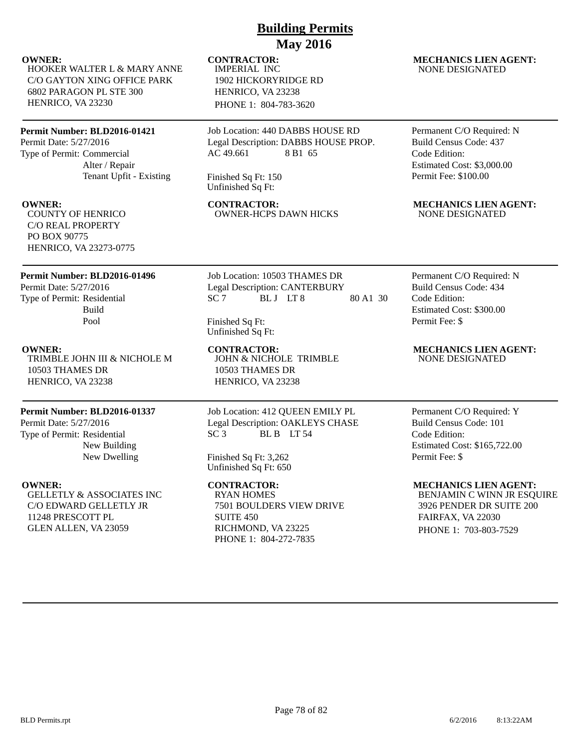# Building Permits
## May 2016

**OWNER:**
HOOKER WALTER L & MARY ANNE
C/O GAYTON XING OFFICE PARK
6802 PARAGON PL STE 300
HENRICO, VA 23230

**CONTRACTOR:**
IMPERIAL INC
1902 HICKORYRIDGE RD
HENRICO, VA 23238
PHONE 1: 804-783-3620

**MECHANICS LIEN AGENT:**
NONE DESIGNATED

---

**Permit Number: BLD2016-01421**
Permit Date: 5/27/2016
Type of Permit: Commercial
Alter / Repair
Tenant Upfit - Existing

Job Location: 440 DABBS HOUSE RD
Legal Description: DABBS HOUSE PROP. AC 49.661 8 B1 65

Finished Sq Ft: 150
Unfinished Sq Ft:

Permanent C/O Required: N
Build Census Code: 437
Code Edition:
Estimated Cost: $3,000.00
Permit Fee: $100.00

**OWNER:**
COUNTY OF HENRICO
C/O REAL PROPERTY
PO BOX 90775
HENRICO, VA 23273-0775

**CONTRACTOR:**
OWNER-HCPS DAWN HICKS

**MECHANICS LIEN AGENT:**
NONE DESIGNATED

---

**Permit Number: BLD2016-01496**
Permit Date: 5/27/2016
Type of Permit: Residential
Build
Pool

Job Location: 10503 THAMES DR
Legal Description: CANTERBURY SC 7 BL J LT 8 80 A1 30

Finished Sq Ft:
Unfinished Sq Ft:

Permanent C/O Required: N
Build Census Code: 434
Code Edition:
Estimated Cost: $300.00
Permit Fee: $

**OWNER:**
TRIMBLE JOHN III & NICHOLE M
10503 THAMES DR
HENRICO, VA 23238

**CONTRACTOR:**
JOHN & NICHOLE TRIMBLE
10503 THAMES DR
HENRICO, VA 23238

**MECHANICS LIEN AGENT:**
NONE DESIGNATED

---

**Permit Number: BLD2016-01337**
Permit Date: 5/27/2016
Type of Permit: Residential
New Building
New Dwelling

Job Location: 412 QUEEN EMILY PL
Legal Description: OAKLEYS CHASE SC 3 BL B LT 54

Finished Sq Ft: 3,262
Unfinished Sq Ft: 650

Permanent C/O Required: Y
Build Census Code: 101
Code Edition:
Estimated Cost: $165,722.00
Permit Fee: $

**OWNER:**
GELLETLY & ASSOCIATES INC
C/O EDWARD GELLETLY JR
11248 PRESCOTT PL
GLEN ALLEN, VA 23059

**CONTRACTOR:**
RYAN HOMES
7501 BOULDERS VIEW DRIVE
SUITE 450
RICHMOND, VA 23225
PHONE 1: 804-272-7835

**MECHANICS LIEN AGENT:**
BENJAMIN C WINN JR ESQUIRE
3926 PENDER DR SUITE 200
FAIRFAX, VA 22030
PHONE 1: 703-803-7529

---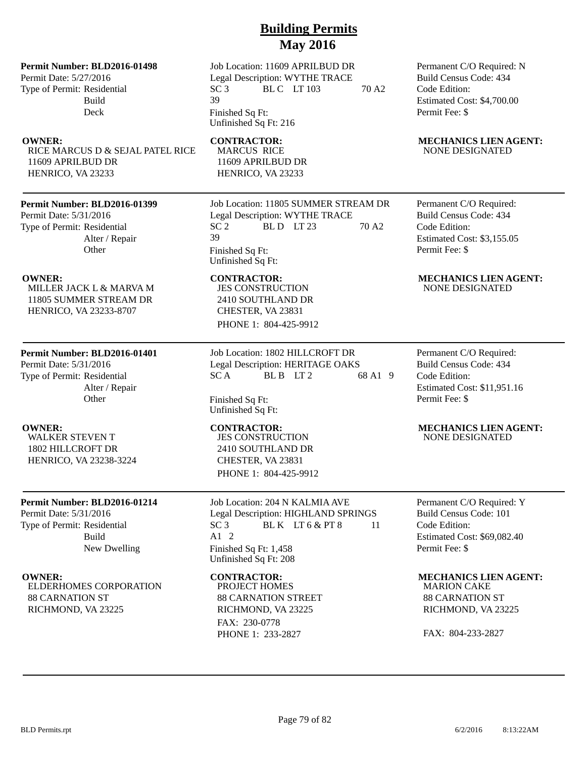# Building Permits
# May 2016

**Permit Number: BLD2016-01498**
Permit Date: 5/27/2016
Type of Permit: Residential
Build
Deck

Job Location: 11609 APRILBUD DR
Legal Description: WYTHE TRACE
SC 3 BL C LT 103 70 A2 39
Finished Sq Ft:
Unfinished Sq Ft: 216

Permanent C/O Required: N
Build Census Code: 434
Code Edition:
Estimated Cost: $4,700.00
Permit Fee: $

**OWNER:**
RICE MARCUS D & SEJAL PATEL RICE
11609 APRILBUD DR
HENRICO, VA 23233

**CONTRACTOR:**
MARCUS RICE
11609 APRILBUD DR
HENRICO, VA 23233

**MECHANICS LIEN AGENT:**
NONE DESIGNATED

---

**Permit Number: BLD2016-01399**
Permit Date: 5/31/2016
Type of Permit: Residential
Alter / Repair
Other

Job Location: 11805 SUMMER STREAM DR
Legal Description: WYTHE TRACE
SC 2 BL D LT 23 70 A2 39
Finished Sq Ft:
Unfinished Sq Ft:

Permanent C/O Required:
Build Census Code: 434
Code Edition:
Estimated Cost: $3,155.05
Permit Fee: $

**OWNER:**
MILLER JACK L & MARVA M
11805 SUMMER STREAM DR
HENRICO, VA 23233-8707

**CONTRACTOR:**
JES CONSTRUCTION
2410 SOUTHLAND DR
CHESTER, VA 23831
PHONE 1: 804-425-9912

**MECHANICS LIEN AGENT:**
NONE DESIGNATED

---

**Permit Number: BLD2016-01401**
Permit Date: 5/31/2016
Type of Permit: Residential
Alter / Repair
Other

Job Location: 1802 HILLCROFT DR
Legal Description: HERITAGE OAKS
SC A BL B LT 2 68 A1 9
Finished Sq Ft:
Unfinished Sq Ft:

Permanent C/O Required:
Build Census Code: 434
Code Edition:
Estimated Cost: $11,951.16
Permit Fee: $

**OWNER:**
WALKER STEVEN T
1802 HILLCROFT DR
HENRICO, VA 23238-3224

**CONTRACTOR:**
JES CONSTRUCTION
2410 SOUTHLAND DR
CHESTER, VA 23831
PHONE 1: 804-425-9912

**MECHANICS LIEN AGENT:**
NONE DESIGNATED

---

**Permit Number: BLD2016-01214**
Permit Date: 5/31/2016
Type of Permit: Residential
Build
New Dwelling

Job Location: 204 N KALMIA AVE
Legal Description: HIGHLAND SPRINGS
SC 3 BL K LT 6 & PT 8 11 A1 2
Finished Sq Ft: 1,458
Unfinished Sq Ft: 208

Permanent C/O Required: Y
Build Census Code: 101
Code Edition:
Estimated Cost: $69,082.40
Permit Fee: $

**OWNER:**
ELDERHOMES CORPORATION
88 CARNATION ST
RICHMOND, VA 23225

**CONTRACTOR:**
PROJECT HOMES
88 CARNATION STREET
RICHMOND, VA 23225
FAX: 230-0778
PHONE 1: 233-2827

**MECHANICS LIEN AGENT:**
MARION CAKE
88 CARNATION ST
RICHMOND, VA 23225
FAX: 804-233-2827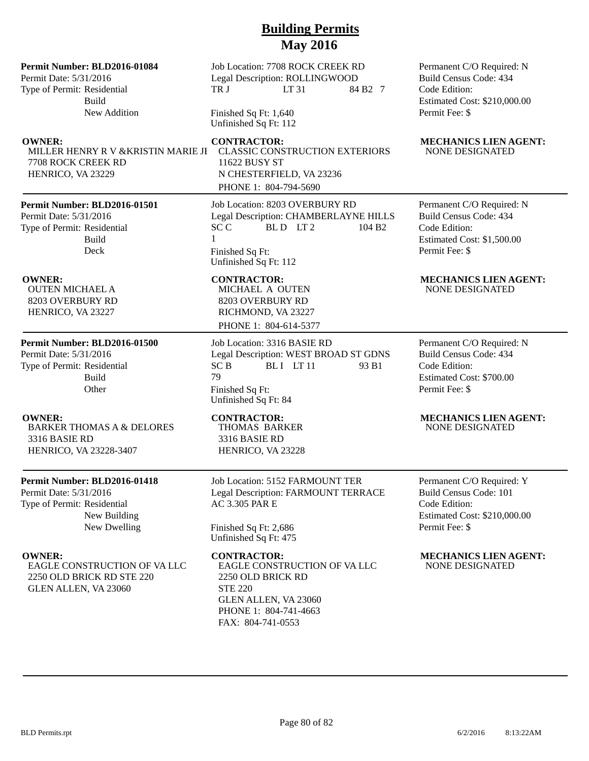# Building Permits

## May 2016

**Permit Number: BLD2016-01084**
Permit Date: 5/31/2016
Type of Permit: Residential
Build
New Addition

Job Location: 7708 ROCK CREEK RD
Legal Description: ROLLINGWOOD
TR J LT 31 84 B2 7
Finished Sq Ft: 1,640
Unfinished Sq Ft: 112

Permanent C/O Required: N
Build Census Code: 434
Code Edition:
Estimated Cost: $210,000.00
Permit Fee: $

**OWNER:**
MILLER HENRY R V &KRISTIN MARIE JI
7708 ROCK CREEK RD
HENRICO, VA 23229

**CONTRACTOR:**
CLASSIC CONSTRUCTION EXTERIORS
11622 BUSY ST
N CHESTERFIELD, VA 23236
PHONE 1: 804-794-5690

**MECHANICS LIEN AGENT:**
NONE DESIGNATED

---

**Permit Number: BLD2016-01501**
Permit Date: 5/31/2016
Type of Permit: Residential
Build
Deck

Job Location: 8203 OVERBURY RD
Legal Description: CHAMBERLAYNE HILLS
SC C BL D LT 2 104 B2
1
Finished Sq Ft:
Unfinished Sq Ft: 112

Permanent C/O Required: N
Build Census Code: 434
Code Edition:
Estimated Cost: $1,500.00
Permit Fee: $

**OWNER:**
OUTEN MICHAEL A
8203 OVERBURY RD
HENRICO, VA 23227

**CONTRACTOR:**
MICHAEL A OUTEN
8203 OVERBURY RD
RICHMOND, VA 23227
PHONE 1: 804-614-5377

**MECHANICS LIEN AGENT:**
NONE DESIGNATED

---

**Permit Number: BLD2016-01500**
Permit Date: 5/31/2016
Type of Permit: Residential
Build
Other

Job Location: 3316 BASIE RD
Legal Description: WEST BROAD ST GDNS
SC B BL I LT 11 93 B1
79
Finished Sq Ft:
Unfinished Sq Ft: 84

Permanent C/O Required: N
Build Census Code: 434
Code Edition:
Estimated Cost: $700.00
Permit Fee: $

**OWNER:**
BARKER THOMAS A & DELORES
3316 BASIE RD
HENRICO, VA 23228-3407

**CONTRACTOR:**
THOMAS BARKER
3316 BASIE RD
HENRICO, VA 23228

**MECHANICS LIEN AGENT:**
NONE DESIGNATED

---

**Permit Number: BLD2016-01418**
Permit Date: 5/31/2016
Type of Permit: Residential
New Building
New Dwelling

Job Location: 5152 FARMOUNT TER
Legal Description: FARMOUNT TERRACE
AC 3.305 PAR E
Finished Sq Ft: 2,686
Unfinished Sq Ft: 475

Permanent C/O Required: Y
Build Census Code: 101
Code Edition:
Estimated Cost: $210,000.00
Permit Fee: $

**OWNER:**
EAGLE CONSTRUCTION OF VA LLC
2250 OLD BRICK RD STE 220
GLEN ALLEN, VA 23060

**CONTRACTOR:**
EAGLE CONSTRUCTION OF VA LLC
2250 OLD BRICK RD
STE 220
GLEN ALLEN, VA 23060
PHONE 1: 804-741-4663
FAX: 804-741-0553

**MECHANICS LIEN AGENT:**
NONE DESIGNATED

---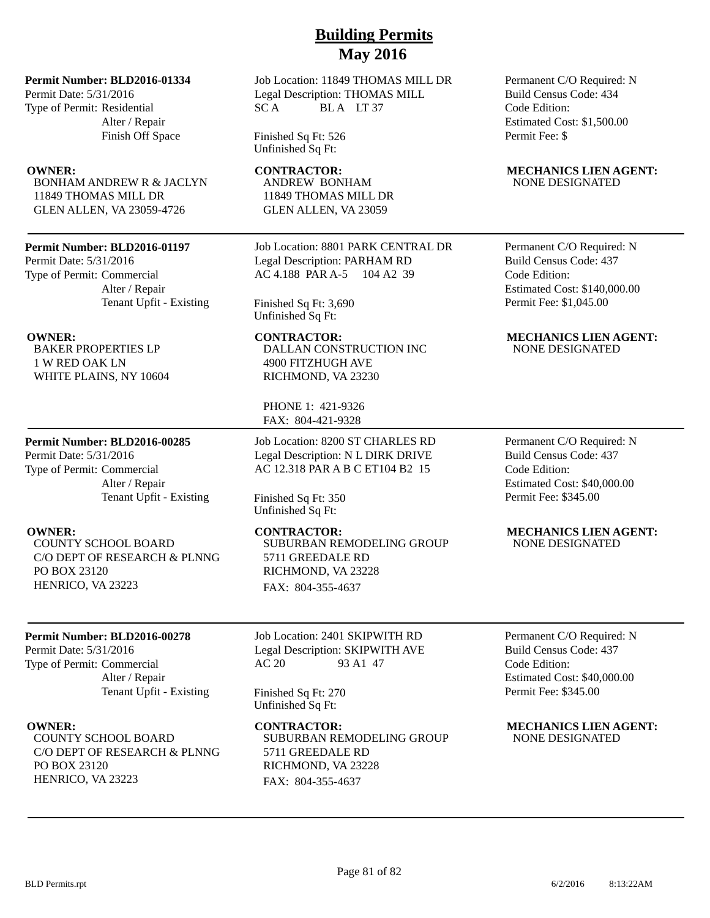# Building Permits
## May 2016

**Permit Number: BLD2016-01334**
Permit Date: 5/31/2016
Type of Permit: Residential
Alter / Repair
Finish Off Space

Job Location: 11849 THOMAS MILL DR
Legal Description: THOMAS MILL
SC A BL A LT 37

Finished Sq Ft: 526
Unfinished Sq Ft:

Permanent C/O Required: N
Build Census Code: 434
Code Edition:
Estimated Cost: $1,500.00
Permit Fee: $

**OWNER:**
BONHAM ANDREW R & JACLYN
11849 THOMAS MILL DR
GLEN ALLEN, VA 23059-4726

**CONTRACTOR:**
ANDREW BONHAM
11849 THOMAS MILL DR
GLEN ALLEN, VA 23059

**MECHANICS LIEN AGENT:**
NONE DESIGNATED

---

**Permit Number: BLD2016-01197**
Permit Date: 5/31/2016
Type of Permit: Commercial
Alter / Repair
Tenant Upfit - Existing

Job Location: 8801 PARK CENTRAL DR
Legal Description: PARHAM RD
AC 4.188 PAR A-5 104 A2 39

Finished Sq Ft: 3,690
Unfinished Sq Ft:

Permanent C/O Required: N
Build Census Code: 437
Code Edition:
Estimated Cost: $140,000.00
Permit Fee: $1,045.00

**OWNER:**
BAKER PROPERTIES LP
1 W RED OAK LN
WHITE PLAINS, NY 10604

**CONTRACTOR:**
DALLAN CONSTRUCTION INC
4900 FITZHUGH AVE
RICHMOND, VA 23230

PHONE 1: 421-9326
FAX: 804-421-9328

**MECHANICS LIEN AGENT:**
NONE DESIGNATED

---

**Permit Number: BLD2016-00285**
Permit Date: 5/31/2016
Type of Permit: Commercial
Alter / Repair
Tenant Upfit - Existing

Job Location: 8200 ST CHARLES RD
Legal Description: N L DIRK DRIVE
AC 12.318 PAR A B C ET104 B2 15

Finished Sq Ft: 350
Unfinished Sq Ft:

Permanent C/O Required: N
Build Census Code: 437
Code Edition:
Estimated Cost: $40,000.00
Permit Fee: $345.00

**OWNER:**
COUNTY SCHOOL BOARD
C/O DEPT OF RESEARCH & PLNNG
PO BOX 23120
HENRICO, VA 23223

**CONTRACTOR:**
SUBURBAN REMODELING GROUP
5711 GREEDALE RD
RICHMOND, VA 23228
FAX: 804-355-4637

**MECHANICS LIEN AGENT:**
NONE DESIGNATED

---

**Permit Number: BLD2016-00278**
Permit Date: 5/31/2016
Type of Permit: Commercial
Alter / Repair
Tenant Upfit - Existing

Job Location: 2401 SKIPWITH RD
Legal Description: SKIPWITH AVE
AC 20 93 A1 47

Finished Sq Ft: 270
Unfinished Sq Ft:

Permanent C/O Required: N
Build Census Code: 437
Code Edition:
Estimated Cost: $40,000.00
Permit Fee: $345.00

**OWNER:**
COUNTY SCHOOL BOARD
C/O DEPT OF RESEARCH & PLNNG
PO BOX 23120
HENRICO, VA 23223

**CONTRACTOR:**
SUBURBAN REMODELING GROUP
5711 GREEDALE RD
RICHMOND, VA 23228
FAX: 804-355-4637

**MECHANICS LIEN AGENT:**
NONE DESIGNATED

---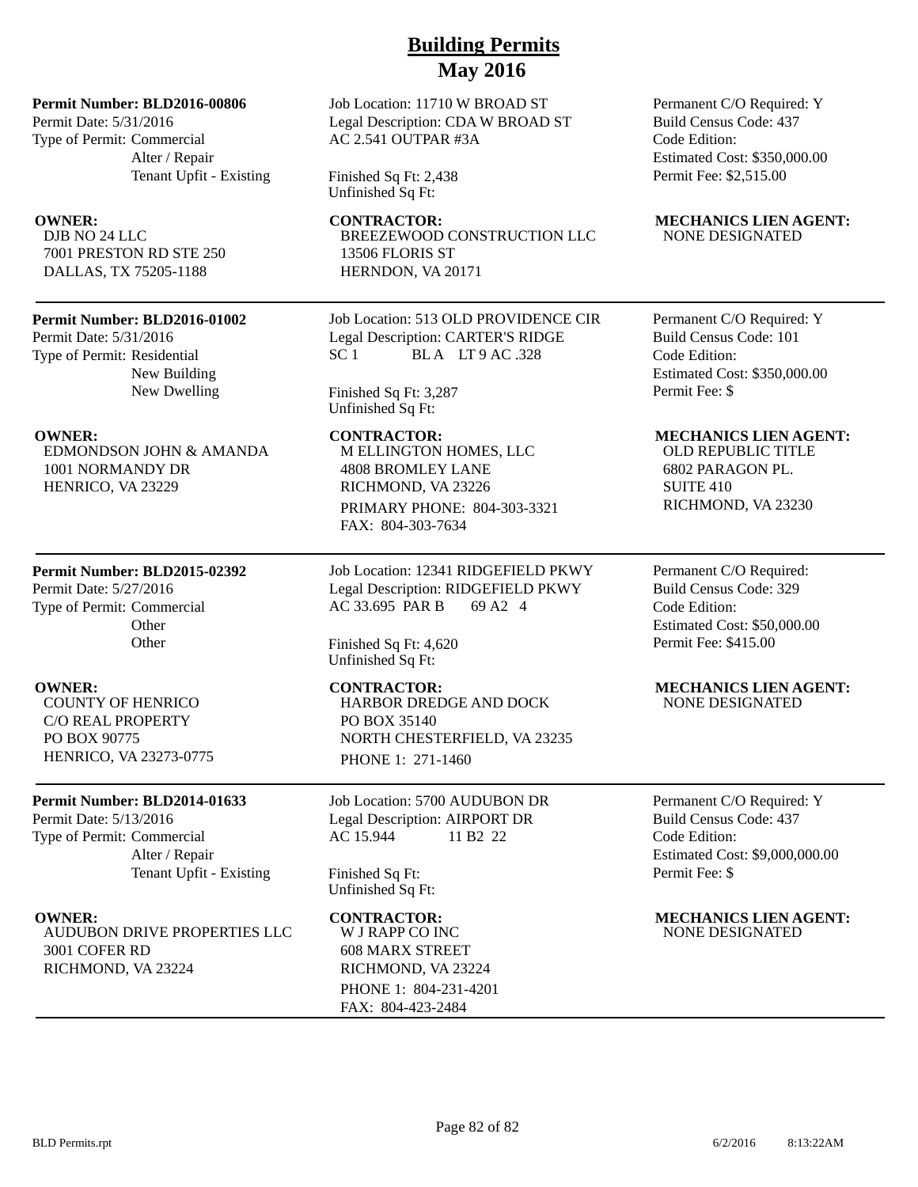# Building Permits
## May 2016

**Permit Number: BLD2016-00806**
Permit Date: 5/31/2016
Type of Permit: Commercial
Alter / Repair
Tenant Upfit - Existing

Job Location: 11710 W BROAD ST
Legal Description: CDA W BROAD ST AC 2.541 OUTPAR #3A
Finished Sq Ft: 2,438
Unfinished Sq Ft:

Permanent C/O Required: Y
Build Census Code: 437
Code Edition:
Estimated Cost: $350,000.00
Permit Fee: $2,515.00

**OWNER:**
DJB NO 24 LLC
7001 PRESTON RD STE 250
DALLAS, TX 75205-1188

**CONTRACTOR:**
BREEZEWOOD CONSTRUCTION LLC
13506 FLORIS ST
HERNDON, VA 20171

**MECHANICS LIEN AGENT:**
NONE DESIGNATED

---

**Permit Number: BLD2016-01002**
Permit Date: 5/31/2016
Type of Permit: Residential
New Building
New Dwelling

Job Location: 513 OLD PROVIDENCE CIR
Legal Description: CARTER'S RIDGE SC 1 BL A LT 9 AC .328
Finished Sq Ft: 3,287
Unfinished Sq Ft:

Permanent C/O Required: Y
Build Census Code: 101
Code Edition:
Estimated Cost: $350,000.00
Permit Fee: $

**OWNER:**
EDMONDSON JOHN & AMANDA
1001 NORMANDY DR
HENRICO, VA 23229

**CONTRACTOR:**
M ELLINGTON HOMES, LLC
4808 BROMLEY LANE
RICHMOND, VA 23226
PRIMARY PHONE: 804-303-3321
FAX: 804-303-7634

**MECHANICS LIEN AGENT:**
OLD REPUBLIC TITLE
6802 PARAGON PL.
SUITE 410
RICHMOND, VA 23230

---

**Permit Number: BLD2015-02392**
Permit Date: 5/27/2016
Type of Permit: Commercial
Other
Other

Job Location: 12341 RIDGEFIELD PKWY
Legal Description: RIDGEFIELD PKWY AC 33.695 PAR B 69 A2 4
Finished Sq Ft: 4,620
Unfinished Sq Ft:

Permanent C/O Required:
Build Census Code: 329
Code Edition:
Estimated Cost: $50,000.00
Permit Fee: $415.00

**OWNER:**
COUNTY OF HENRICO
C/O REAL PROPERTY
PO BOX 90775
HENRICO, VA 23273-0775

**CONTRACTOR:**
HARBOR DREDGE AND DOCK
PO BOX 35140
NORTH CHESTERFIELD, VA 23235
PHONE 1: 271-1460

**MECHANICS LIEN AGENT:**
NONE DESIGNATED

---

**Permit Number: BLD2014-01633**
Permit Date: 5/13/2016
Type of Permit: Commercial
Alter / Repair
Tenant Upfit - Existing

Job Location: 5700 AUDUBON DR
Legal Description: AIRPORT DR AC 15.944 11 B2 22
Finished Sq Ft:
Unfinished Sq Ft:

Permanent C/O Required: Y
Build Census Code: 437
Code Edition:
Estimated Cost: $9,000,000.00
Permit Fee: $

**OWNER:**
AUDUBON DRIVE PROPERTIES LLC
3001 COFER RD
RICHMOND, VA 23224

**CONTRACTOR:**
W J RAPP CO INC
608 MARX STREET
RICHMOND, VA 23224
PHONE 1: 804-231-4201
FAX: 804-423-2484

**MECHANICS LIEN AGENT:**
NONE DESIGNATED